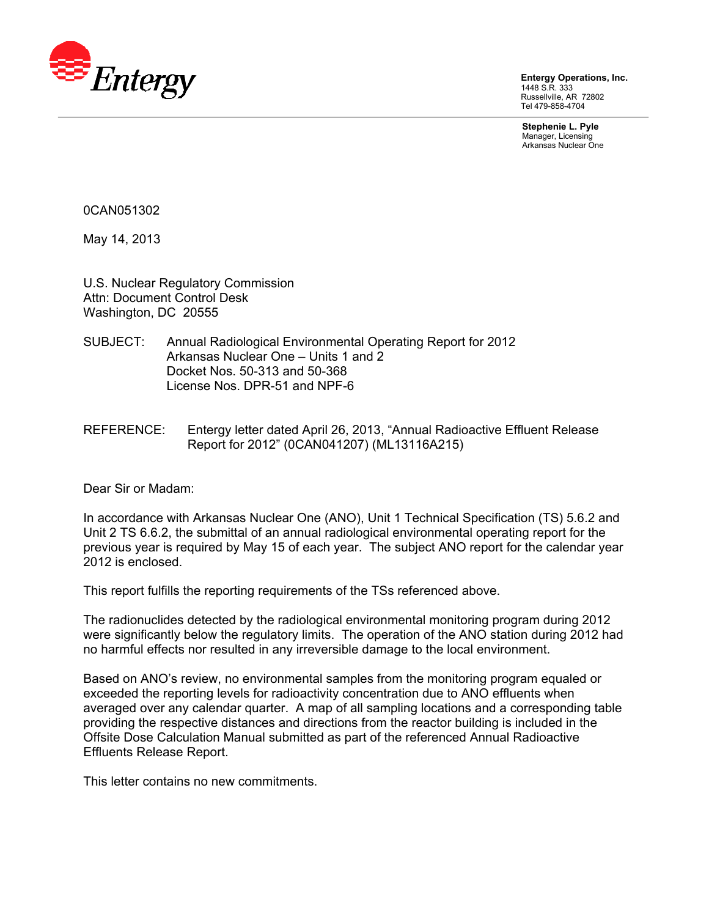Entergy

**Entergy Operations, Inc.**
1448 S.R. 333
Russellville, AR 72802
Tel 479-858-4704

**Stephenie L. Pyle**
Manager, Licensing
Arkansas Nuclear One

0CAN051302

May 14, 2013

U.S. Nuclear Regulatory Commission
Attn: Document Control Desk
Washington, DC 20555

SUBJECT: Annual Radiological Environmental Operating Report for 2012
Arkansas Nuclear One – Units 1 and 2
Docket Nos. 50-313 and 50-368
License Nos. DPR-51 and NPF-6

REFERENCE: Entergy letter dated April 26, 2013, "Annual Radioactive Effluent Release Report for 2012" (0CAN041207) (ML13116A215)

Dear Sir or Madam:

In accordance with Arkansas Nuclear One (ANO), Unit 1 Technical Specification (TS) 5.6.2 and Unit 2 TS 6.6.2, the submittal of an annual radiological environmental operating report for the previous year is required by May 15 of each year. The subject ANO report for the calendar year 2012 is enclosed.

This report fulfills the reporting requirements of the TSs referenced above.

The radionuclides detected by the radiological environmental monitoring program during 2012 were significantly below the regulatory limits. The operation of the ANO station during 2012 had no harmful effects nor resulted in any irreversible damage to the local environment.

Based on ANO's review, no environmental samples from the monitoring program equaled or exceeded the reporting levels for radioactivity concentration due to ANO effluents when averaged over any calendar quarter. A map of all sampling locations and a corresponding table providing the respective distances and directions from the reactor building is included in the Offsite Dose Calculation Manual submitted as part of the referenced Annual Radioactive Effluents Release Report.

This letter contains no new commitments.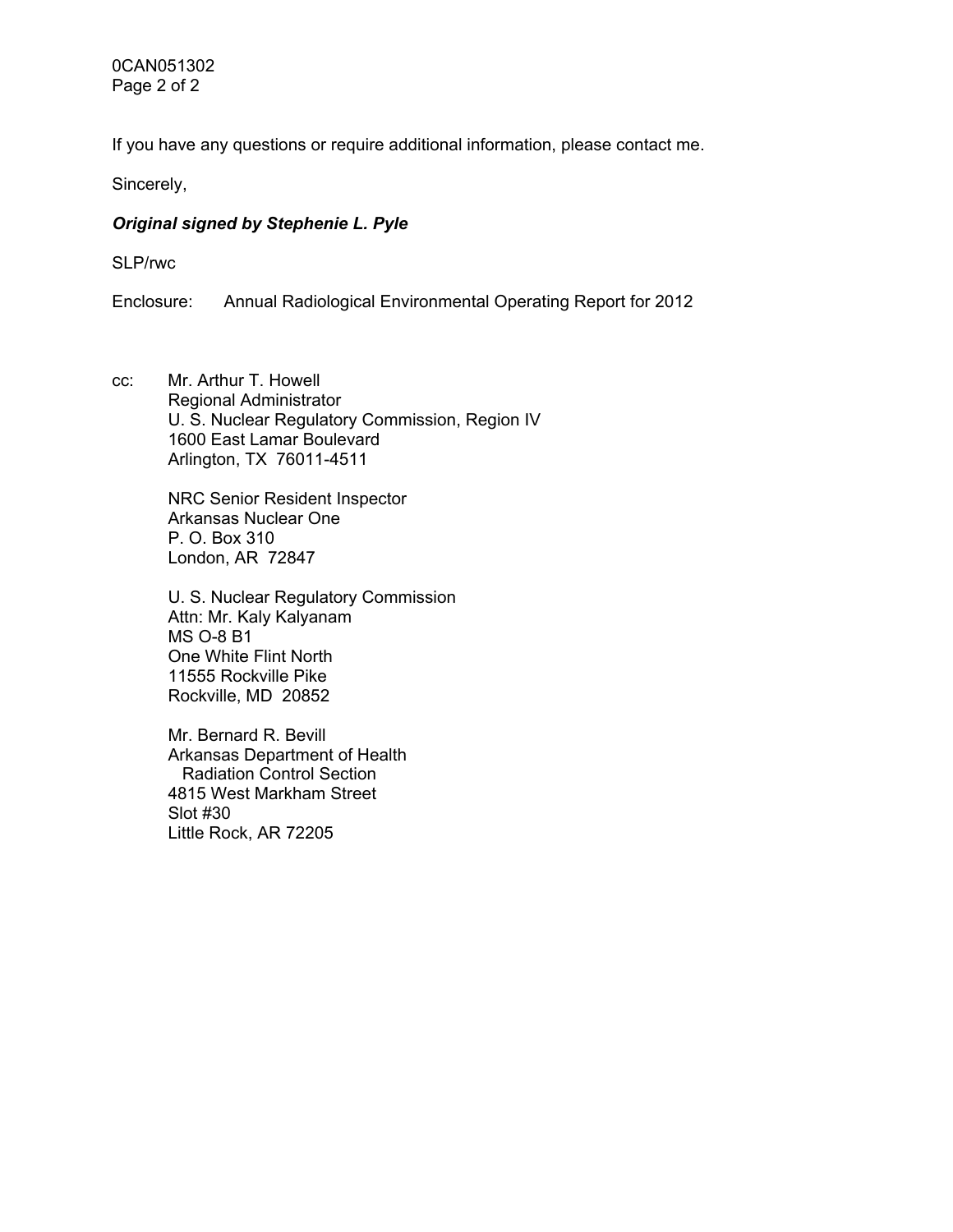If you have any questions or require additional information, please contact me.

Sincerely,

***Original signed by Stephenie L. Pyle***

SLP/rwc

Enclosure: Annual Radiological Environmental Operating Report for 2012

cc: Mr. Arthur T. Howell
Regional Administrator
U. S. Nuclear Regulatory Commission, Region IV
1600 East Lamar Boulevard
Arlington, TX 76011-4511

NRC Senior Resident Inspector
Arkansas Nuclear One
P. O. Box 310
London, AR 72847

U. S. Nuclear Regulatory Commission
Attn: Mr. Kaly Kalyanam
MS O-8 B1
One White Flint North
11555 Rockville Pike
Rockville, MD 20852

Mr. Bernard R. Bevill
Arkansas Department of Health
Radiation Control Section
4815 West Markham Street
Slot #30
Little Rock, AR 72205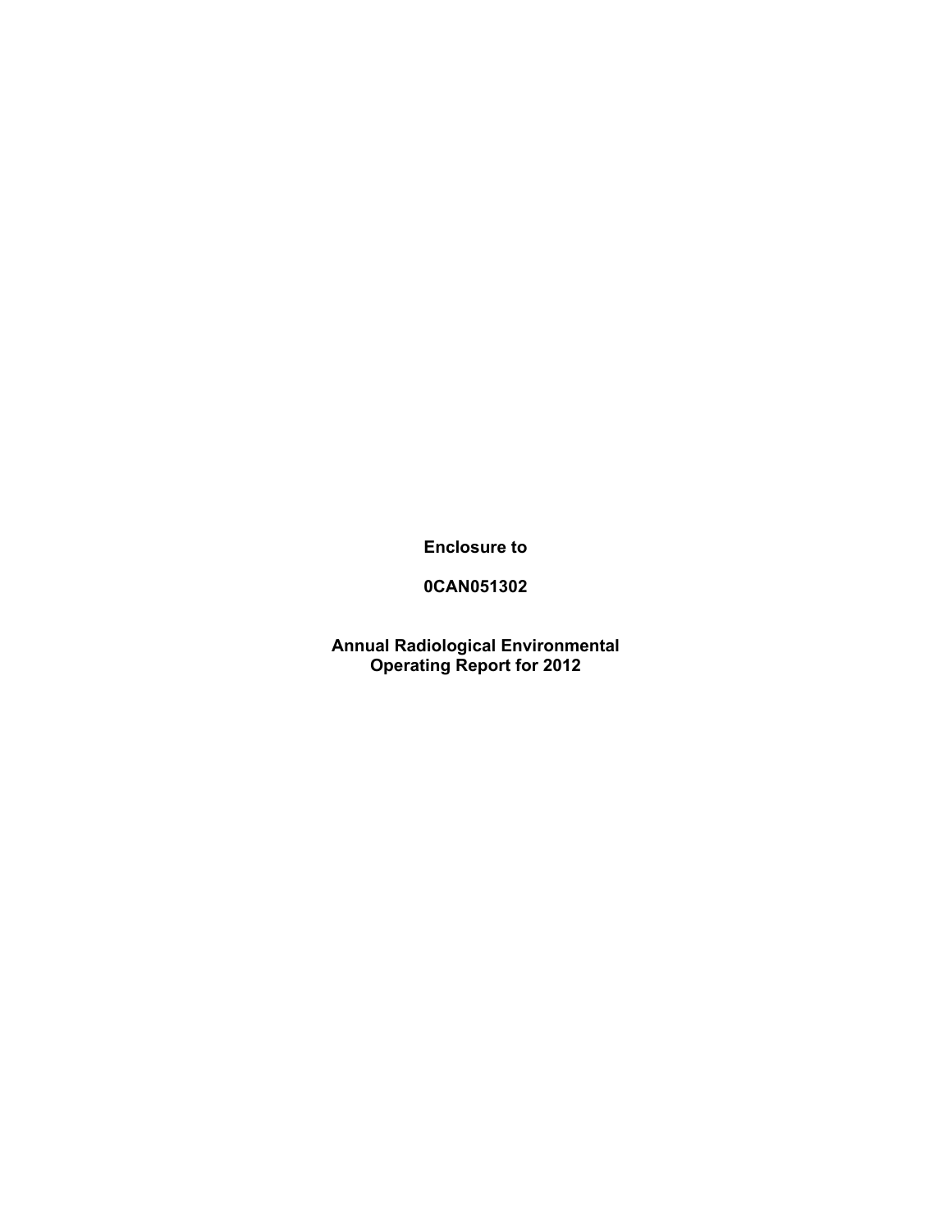**Enclosure to**

**0CAN051302**

**Annual Radiological Environmental Operating Report for 2012**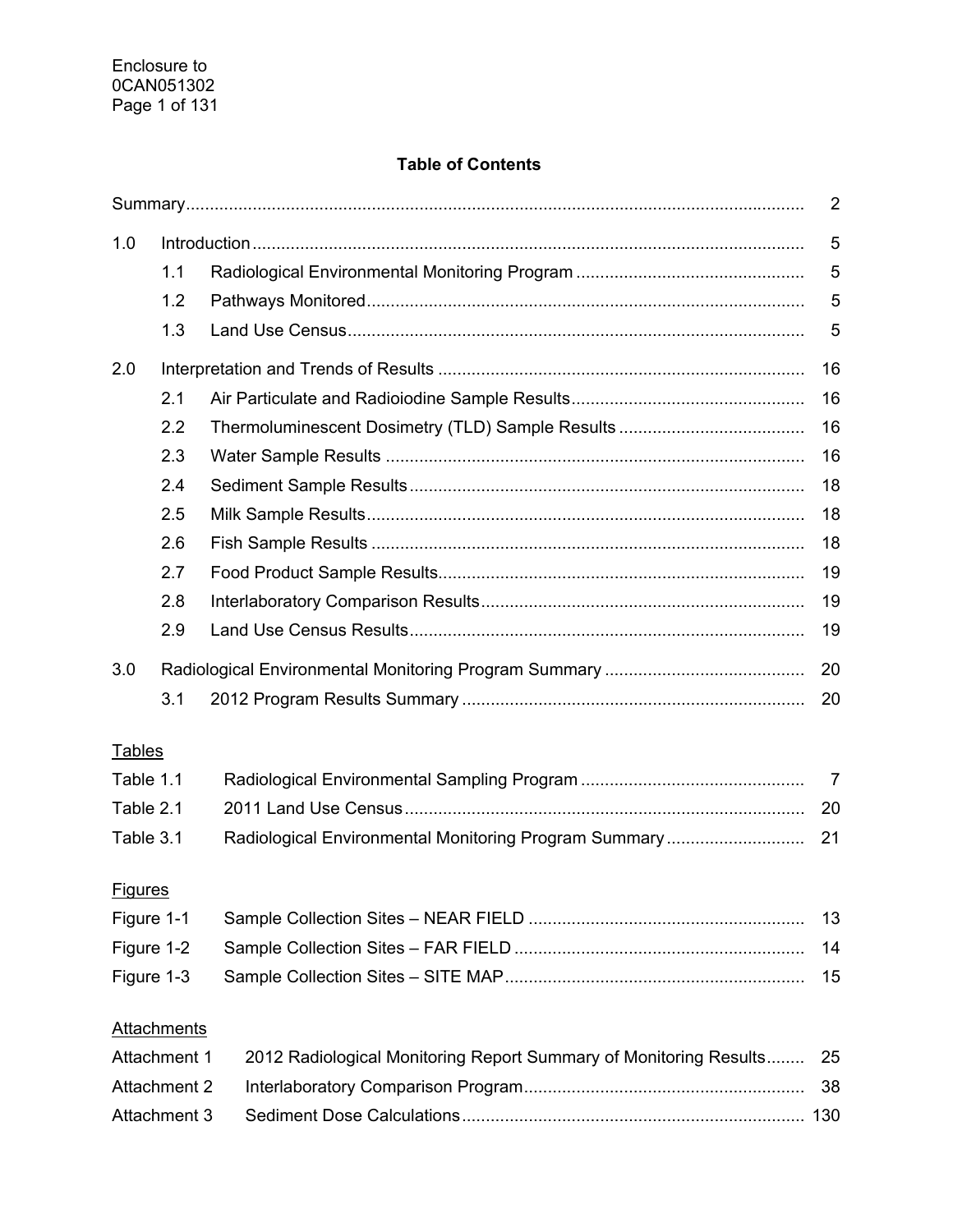Enclosure to
0CAN051302

# Table of Contents

| | | |
|---|---|---|
| Summary | | 2 |
| 1.0 | Introduction | 5 |
| 1.1 | Radiological Environmental Monitoring Program | 5 |
| 1.2 | Pathways Monitored | 5 |
| 1.3 | Land Use Census | 5 |
| 2.0 | Interpretation and Trends of Results | 16 |
| 2.1 | Air Particulate and Radioiodine Sample Results | 16 |
| 2.2 | Thermoluminescent Dosimetry (TLD) Sample Results | 16 |
| 2.3 | Water Sample Results | 16 |
| 2.4 | Sediment Sample Results | 18 |
| 2.5 | Milk Sample Results | 18 |
| 2.6 | Fish Sample Results | 18 |
| 2.7 | Food Product Sample Results | 19 |
| 2.8 | Interlaboratory Comparison Results | 19 |
| 2.9 | Land Use Census Results | 19 |
| 3.0 | Radiological Environmental Monitoring Program Summary | 20 |
| 3.1 | 2012 Program Results Summary | 20 |

<u>Tables</u>

| | | |
|---|---|---|
| Table 1.1 | Radiological Environmental Sampling Program | 7 |
| Table 2.1 | 2011 Land Use Census | 20 |
| Table 3.1 | Radiological Environmental Monitoring Program Summary | 21 |

<u>Figures</u>

| | | |
|---|---|---|
| Figure 1-1 | Sample Collection Sites – NEAR FIELD | 13 |
| Figure 1-2 | Sample Collection Sites – FAR FIELD | 14 |
| Figure 1-3 | Sample Collection Sites – SITE MAP | 15 |

<u>Attachments</u>

| | | |
|---|---|---|
| Attachment 1 | 2012 Radiological Monitoring Report Summary of Monitoring Results | 25 |
| Attachment 2 | Interlaboratory Comparison Program | 38 |
| Attachment 3 | Sediment Dose Calculations | 130 |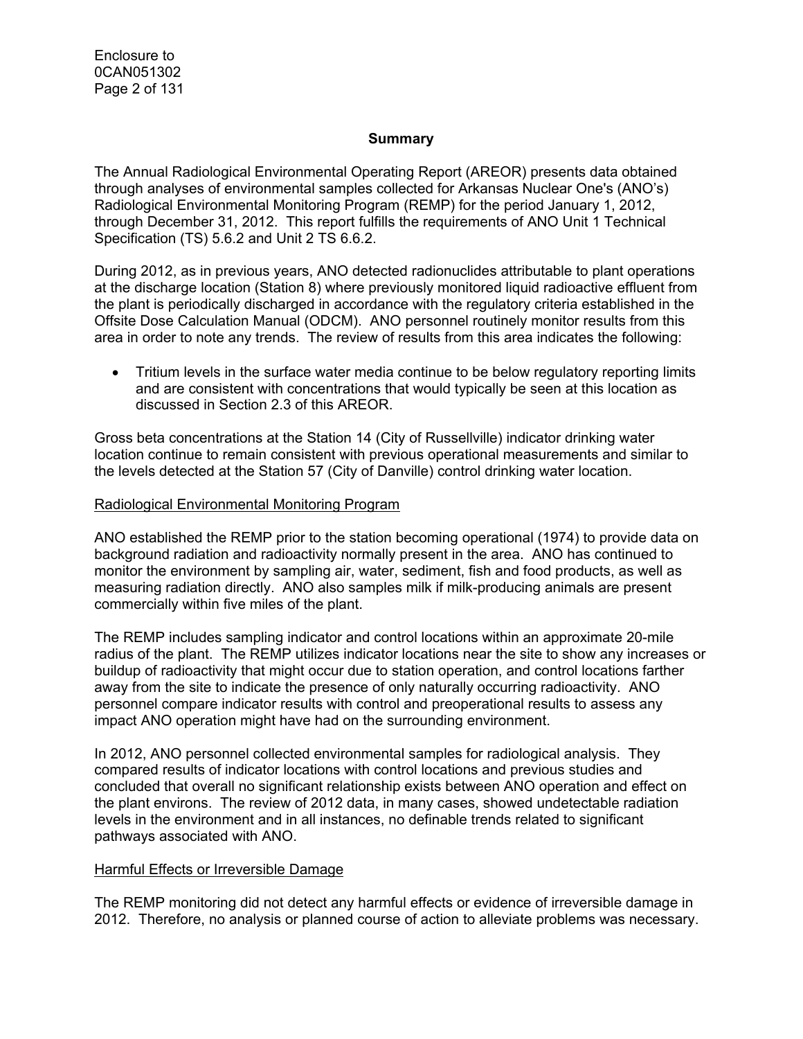## Summary

The Annual Radiological Environmental Operating Report (AREOR) presents data obtained through analyses of environmental samples collected for Arkansas Nuclear One's (ANO's) Radiological Environmental Monitoring Program (REMP) for the period January 1, 2012, through December 31, 2012. This report fulfills the requirements of ANO Unit 1 Technical Specification (TS) 5.6.2 and Unit 2 TS 6.6.2.

During 2012, as in previous years, ANO detected radionuclides attributable to plant operations at the discharge location (Station 8) where previously monitored liquid radioactive effluent from the plant is periodically discharged in accordance with the regulatory criteria established in the Offsite Dose Calculation Manual (ODCM). ANO personnel routinely monitor results from this area in order to note any trends. The review of results from this area indicates the following:

- Tritium levels in the surface water media continue to be below regulatory reporting limits and are consistent with concentrations that would typically be seen at this location as discussed in Section 2.3 of this AREOR.

Gross beta concentrations at the Station 14 (City of Russellville) indicator drinking water location continue to remain consistent with previous operational measurements and similar to the levels detected at the Station 57 (City of Danville) control drinking water location.

### Radiological Environmental Monitoring Program

ANO established the REMP prior to the station becoming operational (1974) to provide data on background radiation and radioactivity normally present in the area. ANO has continued to monitor the environment by sampling air, water, sediment, fish and food products, as well as measuring radiation directly. ANO also samples milk if milk-producing animals are present commercially within five miles of the plant.

The REMP includes sampling indicator and control locations within an approximate 20-mile radius of the plant. The REMP utilizes indicator locations near the site to show any increases or buildup of radioactivity that might occur due to station operation, and control locations farther away from the site to indicate the presence of only naturally occurring radioactivity. ANO personnel compare indicator results with control and preoperational results to assess any impact ANO operation might have had on the surrounding environment.

In 2012, ANO personnel collected environmental samples for radiological analysis. They compared results of indicator locations with control locations and previous studies and concluded that overall no significant relationship exists between ANO operation and effect on the plant environs. The review of 2012 data, in many cases, showed undetectable radiation levels in the environment and in all instances, no definable trends related to significant pathways associated with ANO.

### Harmful Effects or Irreversible Damage

The REMP monitoring did not detect any harmful effects or evidence of irreversible damage in 2012. Therefore, no analysis or planned course of action to alleviate problems was necessary.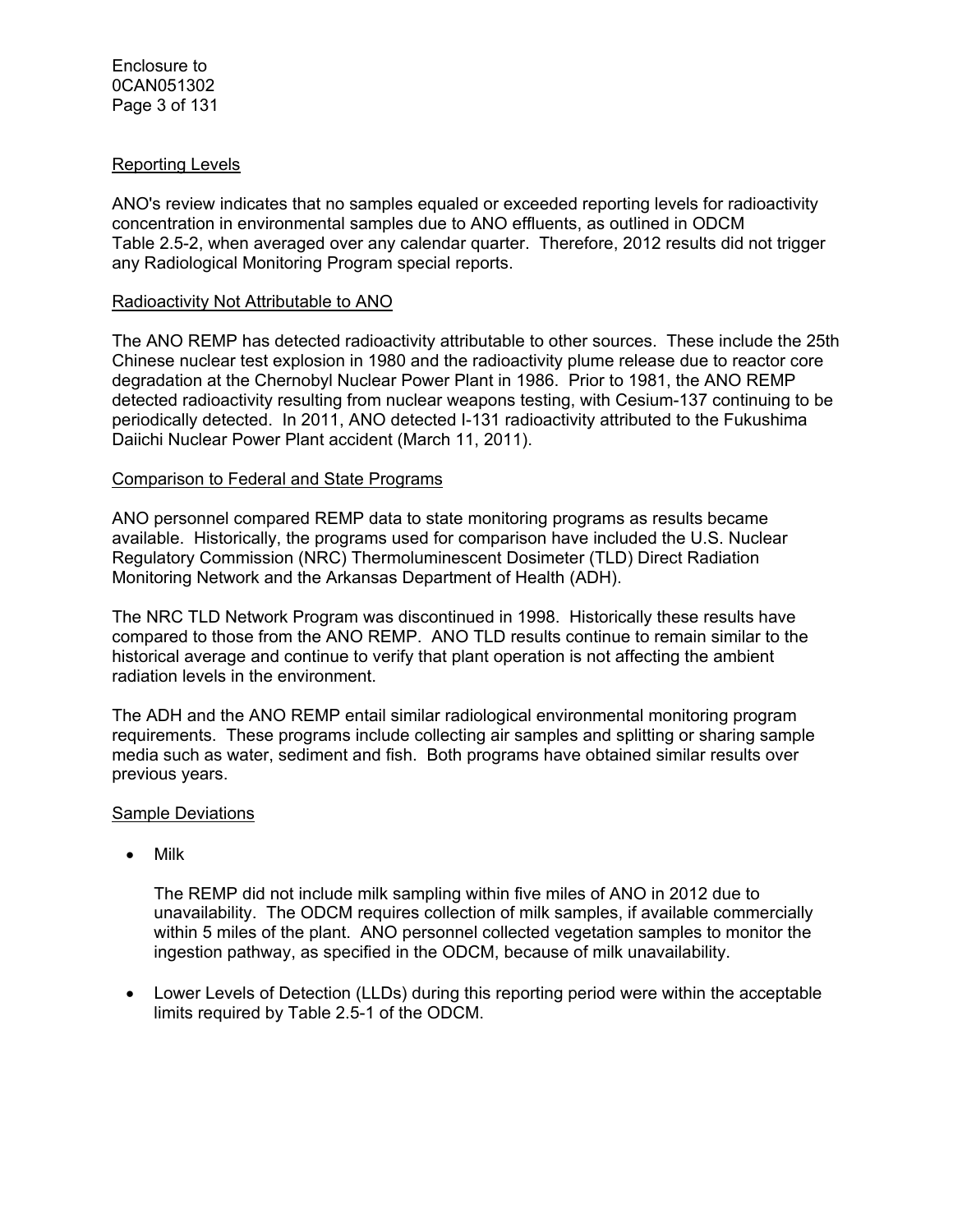## Reporting Levels

ANO's review indicates that no samples equaled or exceeded reporting levels for radioactivity concentration in environmental samples due to ANO effluents, as outlined in ODCM Table 2.5-2, when averaged over any calendar quarter. Therefore, 2012 results did not trigger any Radiological Monitoring Program special reports.

## Radioactivity Not Attributable to ANO

The ANO REMP has detected radioactivity attributable to other sources. These include the 25th Chinese nuclear test explosion in 1980 and the radioactivity plume release due to reactor core degradation at the Chernobyl Nuclear Power Plant in 1986. Prior to 1981, the ANO REMP detected radioactivity resulting from nuclear weapons testing, with Cesium-137 continuing to be periodically detected. In 2011, ANO detected I-131 radioactivity attributed to the Fukushima Daiichi Nuclear Power Plant accident (March 11, 2011).

## Comparison to Federal and State Programs

ANO personnel compared REMP data to state monitoring programs as results became available. Historically, the programs used for comparison have included the U.S. Nuclear Regulatory Commission (NRC) Thermoluminescent Dosimeter (TLD) Direct Radiation Monitoring Network and the Arkansas Department of Health (ADH).

The NRC TLD Network Program was discontinued in 1998. Historically these results have compared to those from the ANO REMP. ANO TLD results continue to remain similar to the historical average and continue to verify that plant operation is not affecting the ambient radiation levels in the environment.

The ADH and the ANO REMP entail similar radiological environmental monitoring program requirements. These programs include collecting air samples and splitting or sharing sample media such as water, sediment and fish. Both programs have obtained similar results over previous years.

## Sample Deviations

- Milk

  The REMP did not include milk sampling within five miles of ANO in 2012 due to unavailability. The ODCM requires collection of milk samples, if available commercially within 5 miles of the plant. ANO personnel collected vegetation samples to monitor the ingestion pathway, as specified in the ODCM, because of milk unavailability.

- Lower Levels of Detection (LLDs) during this reporting period were within the acceptable limits required by Table 2.5-1 of the ODCM.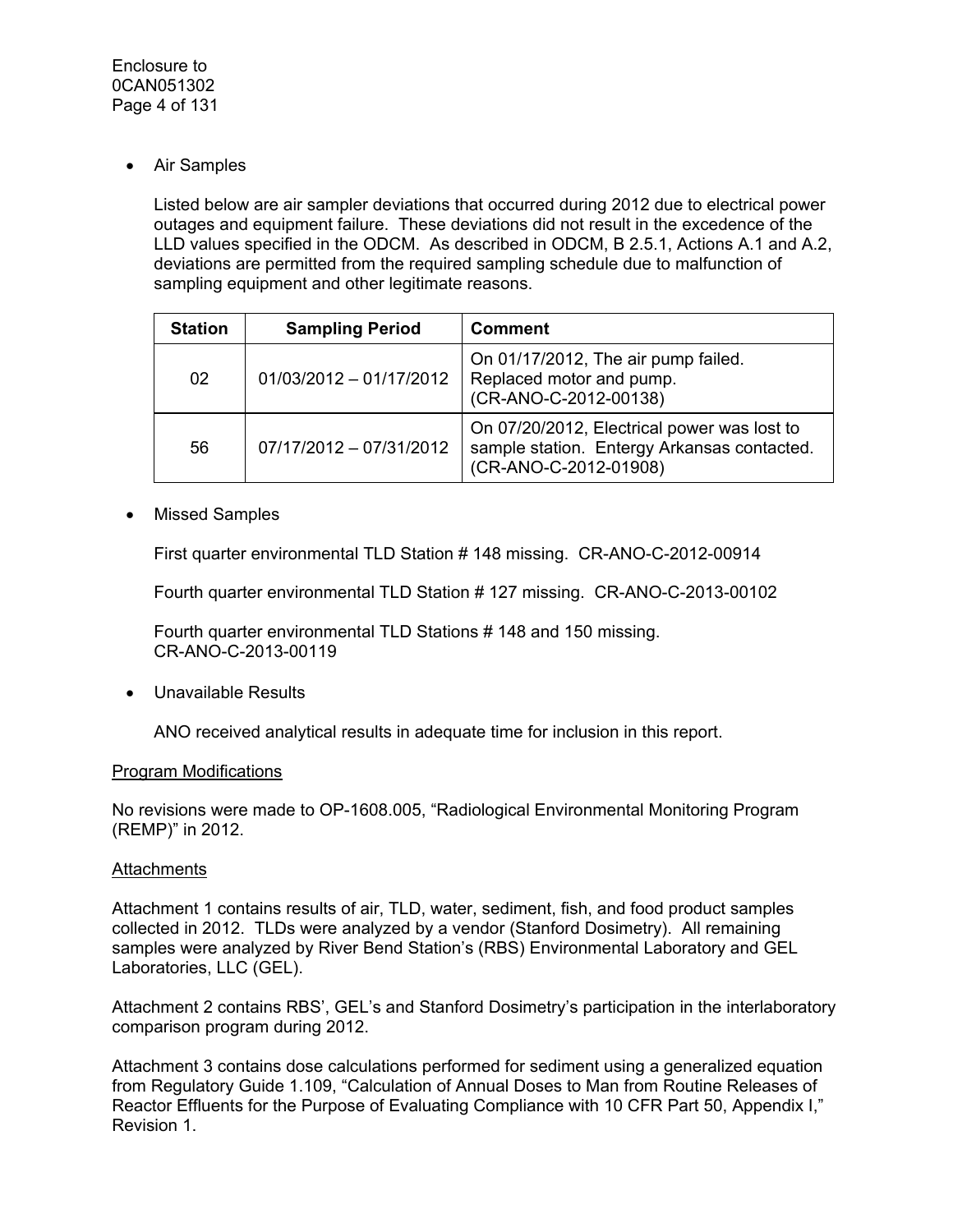- Air Samples

  Listed below are air sampler deviations that occurred during 2012 due to electrical power outages and equipment failure. These deviations did not result in the excedence of the LLD values specified in the ODCM. As described in ODCM, B 2.5.1, Actions A.1 and A.2, deviations are permitted from the required sampling schedule due to malfunction of sampling equipment and other legitimate reasons.

| Station | Sampling Period | Comment |
|---|---|---|
| 02 | 01/03/2012 – 01/17/2012 | On 01/17/2012, The air pump failed. Replaced motor and pump. (CR-ANO-C-2012-00138) |
| 56 | 07/17/2012 – 07/31/2012 | On 07/20/2012, Electrical power was lost to sample station. Entergy Arkansas contacted. (CR-ANO-C-2012-01908) |

- Missed Samples

  First quarter environmental TLD Station # 148 missing. CR-ANO-C-2012-00914

  Fourth quarter environmental TLD Station # 127 missing. CR-ANO-C-2013-00102

  Fourth quarter environmental TLD Stations # 148 and 150 missing. CR-ANO-C-2013-00119

- Unavailable Results

  ANO received analytical results in adequate time for inclusion in this report.

## Program Modifications

No revisions were made to OP-1608.005, "Radiological Environmental Monitoring Program (REMP)" in 2012.

## Attachments

Attachment 1 contains results of air, TLD, water, sediment, fish, and food product samples collected in 2012. TLDs were analyzed by a vendor (Stanford Dosimetry). All remaining samples were analyzed by River Bend Station's (RBS) Environmental Laboratory and GEL Laboratories, LLC (GEL).

Attachment 2 contains RBS', GEL's and Stanford Dosimetry's participation in the interlaboratory comparison program during 2012.

Attachment 3 contains dose calculations performed for sediment using a generalized equation from Regulatory Guide 1.109, "Calculation of Annual Doses to Man from Routine Releases of Reactor Effluents for the Purpose of Evaluating Compliance with 10 CFR Part 50, Appendix I," Revision 1.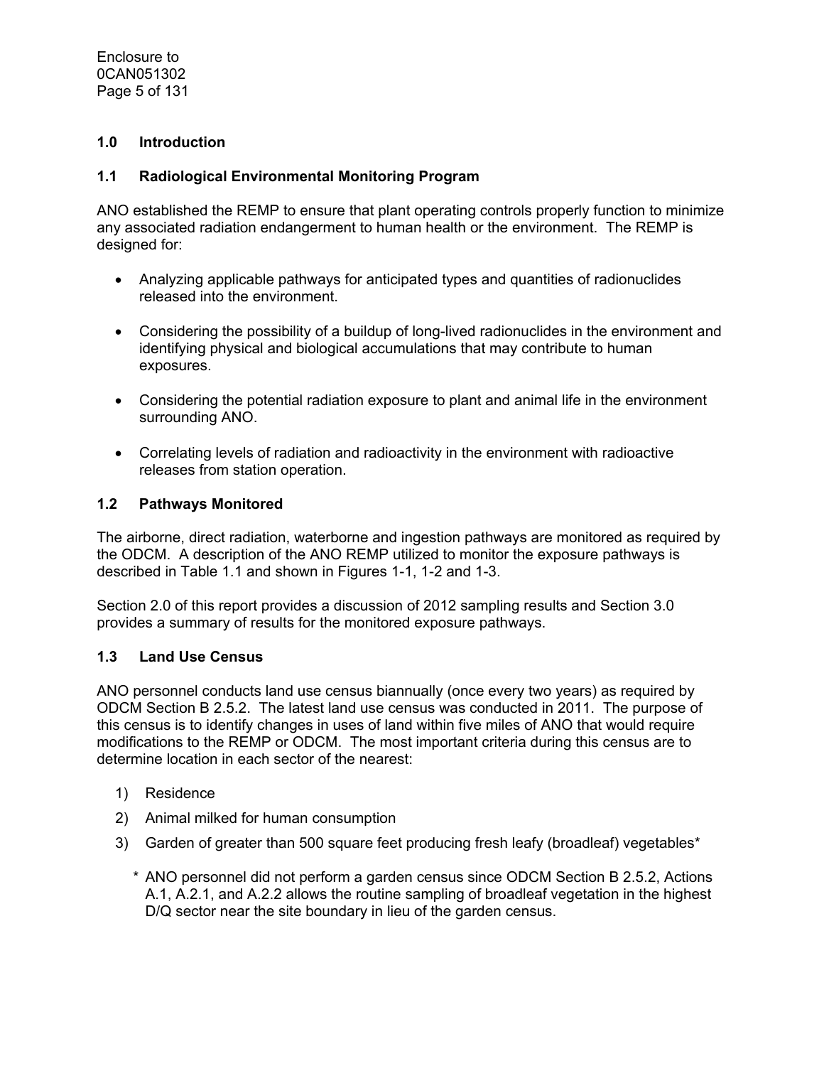## 1.0 Introduction

### 1.1 Radiological Environmental Monitoring Program

ANO established the REMP to ensure that plant operating controls properly function to minimize any associated radiation endangerment to human health or the environment. The REMP is designed for:

- Analyzing applicable pathways for anticipated types and quantities of radionuclides released into the environment.
- Considering the possibility of a buildup of long-lived radionuclides in the environment and identifying physical and biological accumulations that may contribute to human exposures.
- Considering the potential radiation exposure to plant and animal life in the environment surrounding ANO.
- Correlating levels of radiation and radioactivity in the environment with radioactive releases from station operation.

### 1.2 Pathways Monitored

The airborne, direct radiation, waterborne and ingestion pathways are monitored as required by the ODCM. A description of the ANO REMP utilized to monitor the exposure pathways is described in Table 1.1 and shown in Figures 1-1, 1-2 and 1-3.

Section 2.0 of this report provides a discussion of 2012 sampling results and Section 3.0 provides a summary of results for the monitored exposure pathways.

### 1.3 Land Use Census

ANO personnel conducts land use census biannually (once every two years) as required by ODCM Section B 2.5.2. The latest land use census was conducted in 2011. The purpose of this census is to identify changes in uses of land within five miles of ANO that would require modifications to the REMP or ODCM. The most important criteria during this census are to determine location in each sector of the nearest:

1) Residence
2) Animal milked for human consumption
3) Garden of greater than 500 square feet producing fresh leafy (broadleaf) vegetables*

\* ANO personnel did not perform a garden census since ODCM Section B 2.5.2, Actions A.1, A.2.1, and A.2.2 allows the routine sampling of broadleaf vegetation in the highest D/Q sector near the site boundary in lieu of the garden census.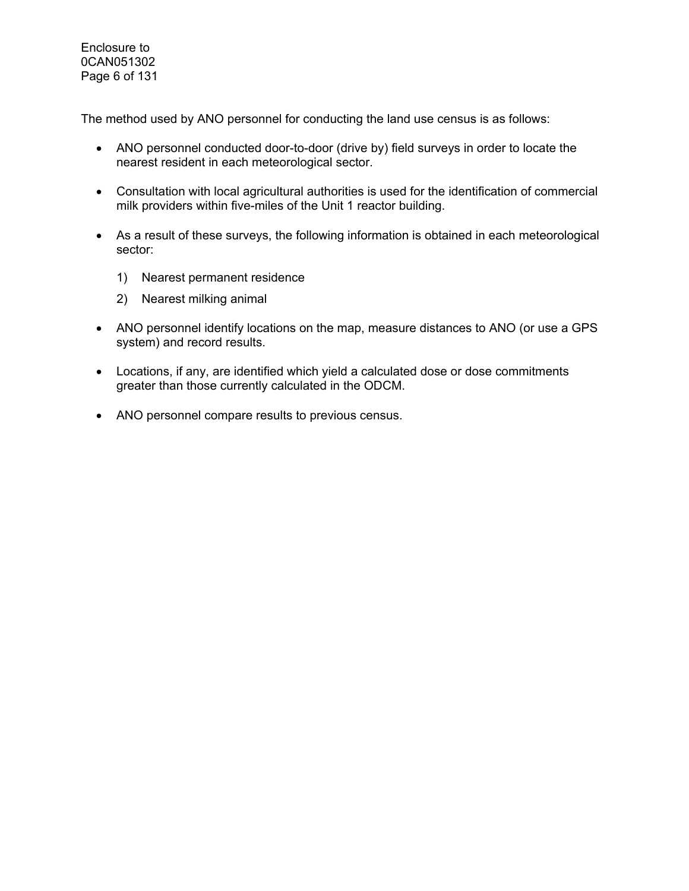The method used by ANO personnel for conducting the land use census is as follows:

- ANO personnel conducted door-to-door (drive by) field surveys in order to locate the nearest resident in each meteorological sector.
- Consultation with local agricultural authorities is used for the identification of commercial milk providers within five-miles of the Unit 1 reactor building.
- As a result of these surveys, the following information is obtained in each meteorological sector:
  1) Nearest permanent residence
  2) Nearest milking animal
- ANO personnel identify locations on the map, measure distances to ANO (or use a GPS system) and record results.
- Locations, if any, are identified which yield a calculated dose or dose commitments greater than those currently calculated in the ODCM.
- ANO personnel compare results to previous census.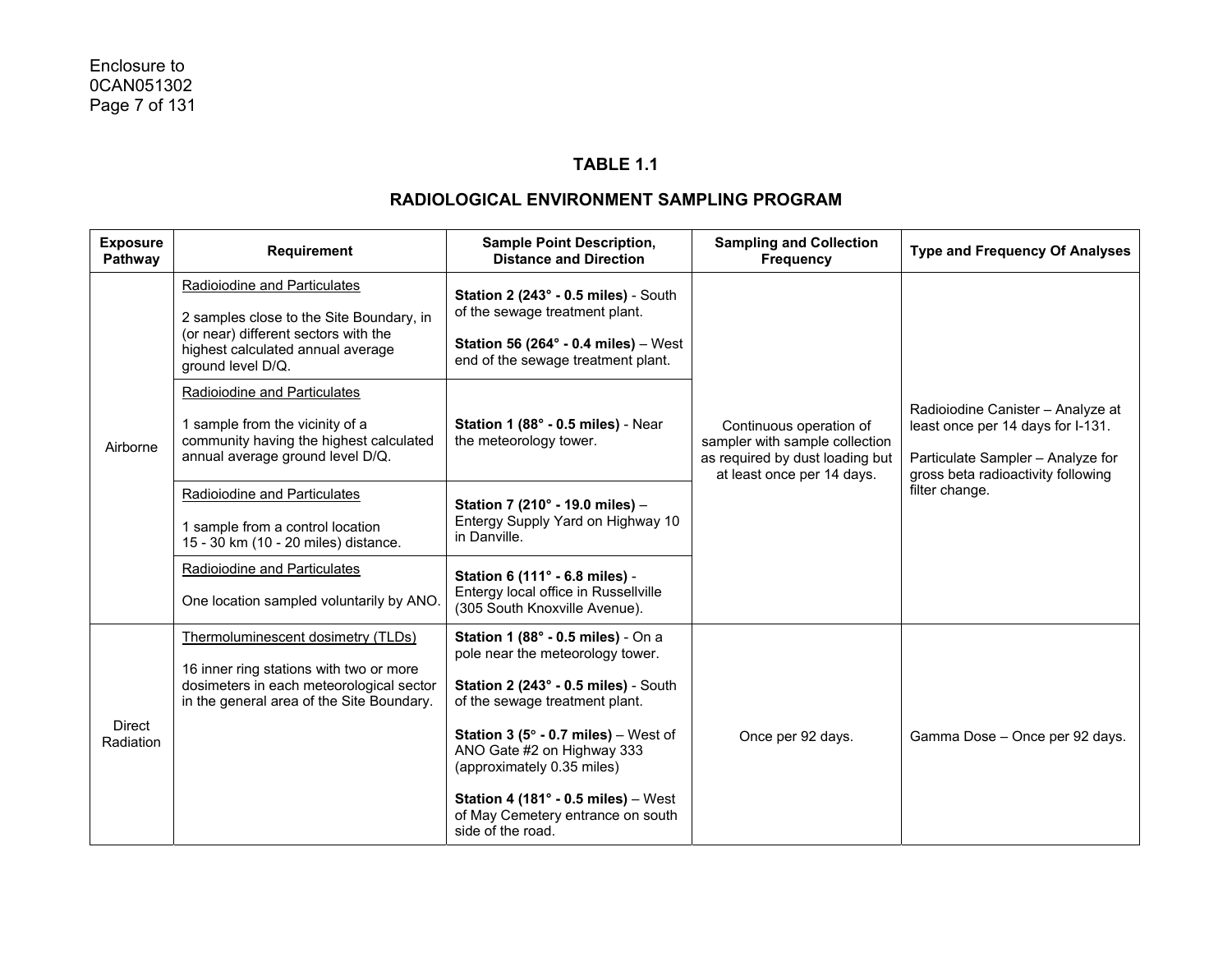## TABLE 1.1

## RADIOLOGICAL ENVIRONMENT SAMPLING PROGRAM

| Exposure Pathway | Requirement | Sample Point Description, Distance and Direction | Sampling and Collection Frequency | Type and Frequency Of Analyses |
|---|---|---|---|---|
| Airborne | Radioiodine and Particulates<br><br>2 samples close to the Site Boundary, in (or near) different sectors with the highest calculated annual average ground level D/Q. | **Station 2 (243° - 0.5 miles)** - South of the sewage treatment plant.<br><br>**Station 56 (264° - 0.4 miles)** – West end of the sewage treatment plant. | Continuous operation of sampler with sample collection as required by dust loading but at least once per 14 days. | Radioiodine Canister – Analyze at least once per 14 days for I-131.<br><br>Particulate Sampler – Analyze for gross beta radioactivity following filter change. |
| | Radioiodine and Particulates<br><br>1 sample from the vicinity of a community having the highest calculated annual average ground level D/Q. | **Station 1 (88° - 0.5 miles)** - Near the meteorology tower. | | |
| | Radioiodine and Particulates<br><br>1 sample from a control location 15 - 30 km (10 - 20 miles) distance. | **Station 7 (210° - 19.0 miles)** – Entergy Supply Yard on Highway 10 in Danville. | | |
| | Radioiodine and Particulates<br><br>One location sampled voluntarily by ANO. | **Station 6 (111° - 6.8 miles)** - Entergy local office in Russellville (305 South Knoxville Avenue). | | |
| Direct Radiation | Thermoluminescent dosimetry (TLDs)<br><br>16 inner ring stations with two or more dosimeters in each meteorological sector in the general area of the Site Boundary. | **Station 1 (88° - 0.5 miles)** - On a pole near the meteorology tower.<br><br>**Station 2 (243° - 0.5 miles)** - South of the sewage treatment plant.<br><br>**Station 3 (5° - 0.7 miles)** – West of ANO Gate #2 on Highway 333 (approximately 0.35 miles)<br><br>**Station 4 (181° - 0.5 miles)** – West of May Cemetery entrance on south side of the road. | Once per 92 days. | Gamma Dose – Once per 92 days. |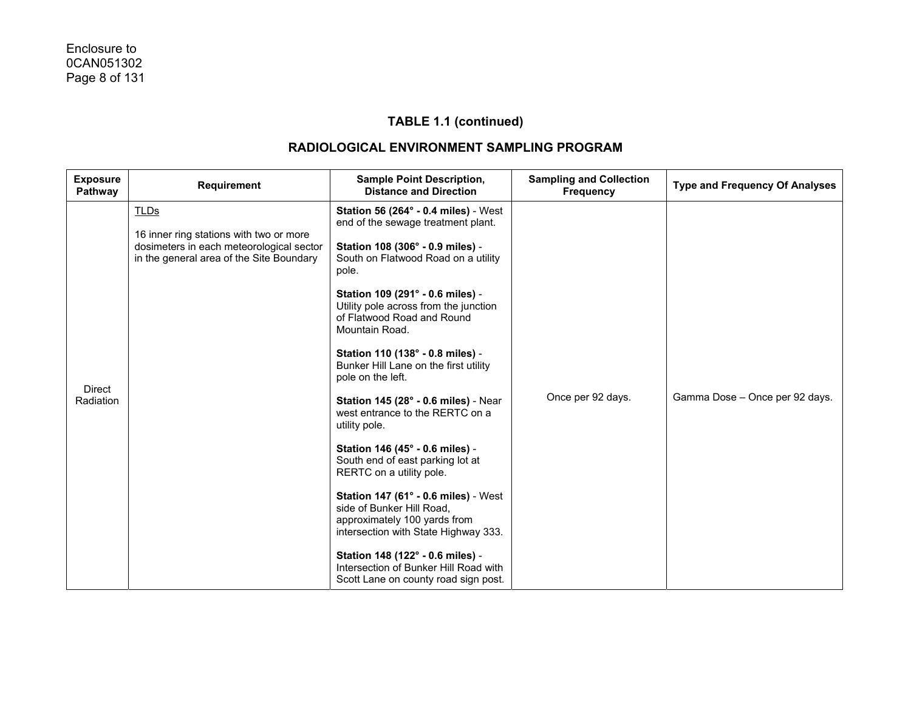## TABLE 1.1 (continued)

## RADIOLOGICAL ENVIRONMENT SAMPLING PROGRAM

| Exposure Pathway | Requirement | Sample Point Description, Distance and Direction | Sampling and Collection Frequency | Type and Frequency Of Analyses |
|---|---|---|---|---|
| Direct Radiation | TLDs<br><br>16 inner ring stations with two or more dosimeters in each meteorological sector in the general area of the Site Boundary | **Station 56 (264° - 0.4 miles)** - West end of the sewage treatment plant.<br><br>**Station 108 (306° - 0.9 miles)** - South on Flatwood Road on a utility pole.<br><br>**Station 109 (291° - 0.6 miles)** - Utility pole across from the junction of Flatwood Road and Round Mountain Road.<br><br>**Station 110 (138° - 0.8 miles)** - Bunker Hill Lane on the first utility pole on the left.<br><br>**Station 145 (28° - 0.6 miles)** - Near west entrance to the RERTC on a utility pole.<br><br>**Station 146 (45° - 0.6 miles)** - South end of east parking lot at RERTC on a utility pole.<br><br>**Station 147 (61° - 0.6 miles)** - West side of Bunker Hill Road, approximately 100 yards from intersection with State Highway 333.<br><br>**Station 148 (122° - 0.6 miles)** - Intersection of Bunker Hill Road with Scott Lane on county road sign post. | Once per 92 days. | Gamma Dose – Once per 92 days. |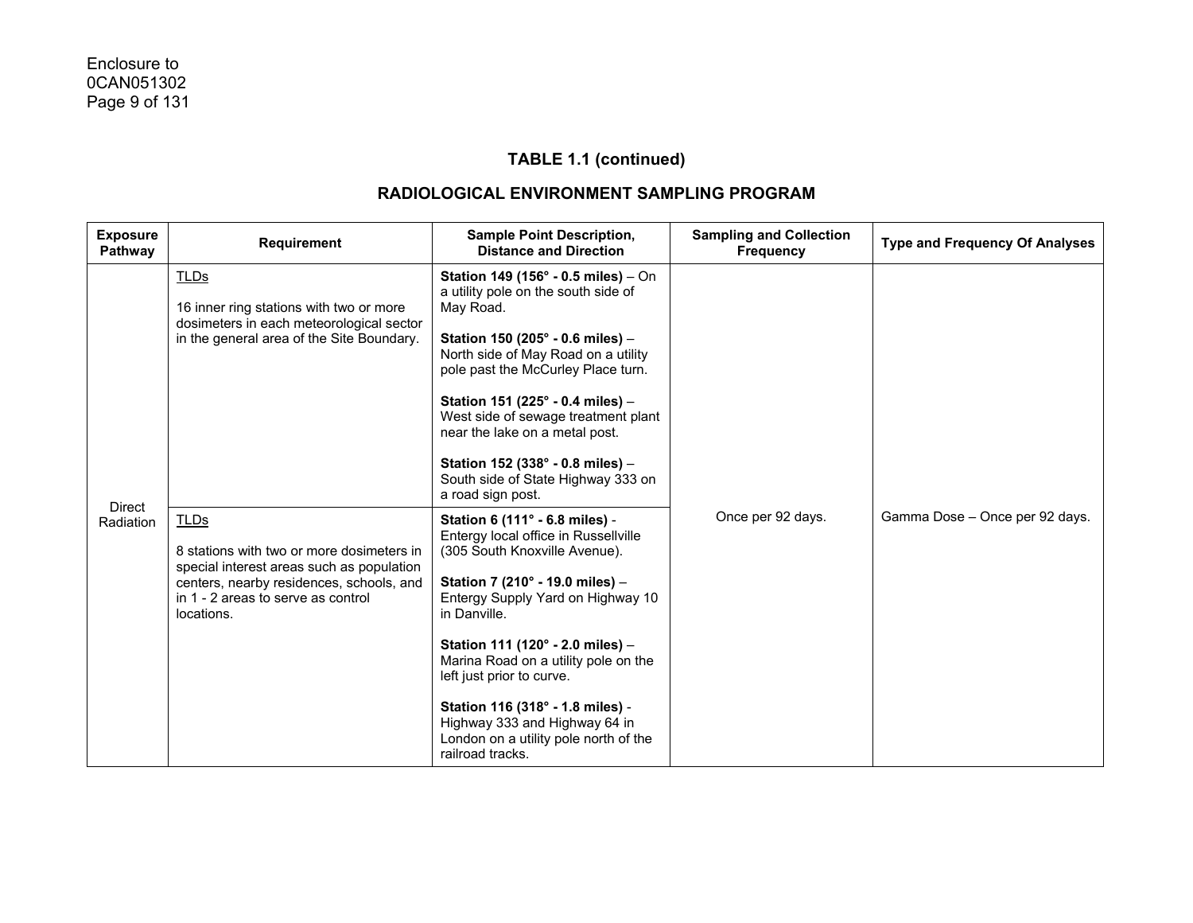## TABLE 1.1 (continued)

## RADIOLOGICAL ENVIRONMENT SAMPLING PROGRAM

| Exposure Pathway | Requirement | Sample Point Description, Distance and Direction | Sampling and Collection Frequency | Type and Frequency Of Analyses |
|---|---|---|---|---|
| Direct Radiation | TLDs<br><br>16 inner ring stations with two or more dosimeters in each meteorological sector in the general area of the Site Boundary. | **Station 149 (156° - 0.5 miles)** – On a utility pole on the south side of May Road.<br><br>**Station 150 (205° - 0.6 miles)** – North side of May Road on a utility pole past the McCurley Place turn.<br><br>**Station 151 (225° - 0.4 miles)** – West side of sewage treatment plant near the lake on a metal post.<br><br>**Station 152 (338° - 0.8 miles)** – South side of State Highway 333 on a road sign post. | Once per 92 days. | Gamma Dose – Once per 92 days. |
| | TLDs<br><br>8 stations with two or more dosimeters in special interest areas such as population centers, nearby residences, schools, and in 1 - 2 areas to serve as control locations. | **Station 6 (111° - 6.8 miles)** - Entergy local office in Russellville (305 South Knoxville Avenue).<br><br>**Station 7 (210° - 19.0 miles)** – Entergy Supply Yard on Highway 10 in Danville.<br><br>**Station 111 (120° - 2.0 miles)** – Marina Road on a utility pole on the left just prior to curve.<br><br>**Station 116 (318° - 1.8 miles)** - Highway 333 and Highway 64 in London on a utility pole north of the railroad tracks. | | |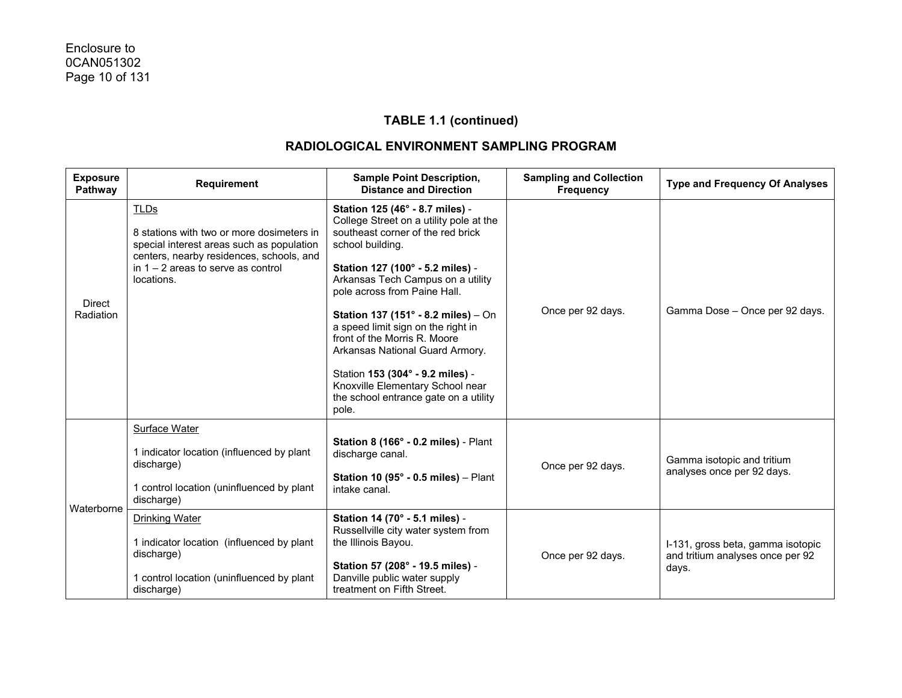### TABLE 1.1 (continued)

### RADIOLOGICAL ENVIRONMENT SAMPLING PROGRAM

| Exposure Pathway | Requirement | Sample Point Description, Distance and Direction | Sampling and Collection Frequency | Type and Frequency Of Analyses |
|---|---|---|---|---|
| Direct Radiation | TLDs<br><br>8 stations with two or more dosimeters in special interest areas such as population centers, nearby residences, schools, and in 1 – 2 areas to serve as control locations. | **Station 125 (46° - 8.7 miles)** - College Street on a utility pole at the southeast corner of the red brick school building.<br><br>**Station 127 (100° - 5.2 miles)** - Arkansas Tech Campus on a utility pole across from Paine Hall.<br><br>**Station 137 (151° - 8.2 miles)** – On a speed limit sign on the right in front of the Morris R. Moore Arkansas National Guard Armory.<br><br>Station **153 (304° - 9.2 miles)** - Knoxville Elementary School near the school entrance gate on a utility pole. | Once per 92 days. | Gamma Dose – Once per 92 days. |
| Waterborne | Surface Water<br><br>1 indicator location (influenced by plant discharge)<br><br>1 control location (uninfluenced by plant discharge) | **Station 8 (166° - 0.2 miles)** - Plant discharge canal.<br><br>**Station 10 (95° - 0.5 miles)** – Plant intake canal. | Once per 92 days. | Gamma isotopic and tritium analyses once per 92 days. |
| | Drinking Water<br><br>1 indicator location (influenced by plant discharge)<br><br>1 control location (uninfluenced by plant discharge) | **Station 14 (70° - 5.1 miles)** - Russellville city water system from the Illinois Bayou.<br><br>**Station 57 (208° - 19.5 miles)** - Danville public water supply treatment on Fifth Street. | Once per 92 days. | I-131, gross beta, gamma isotopic and tritium analyses once per 92 days. |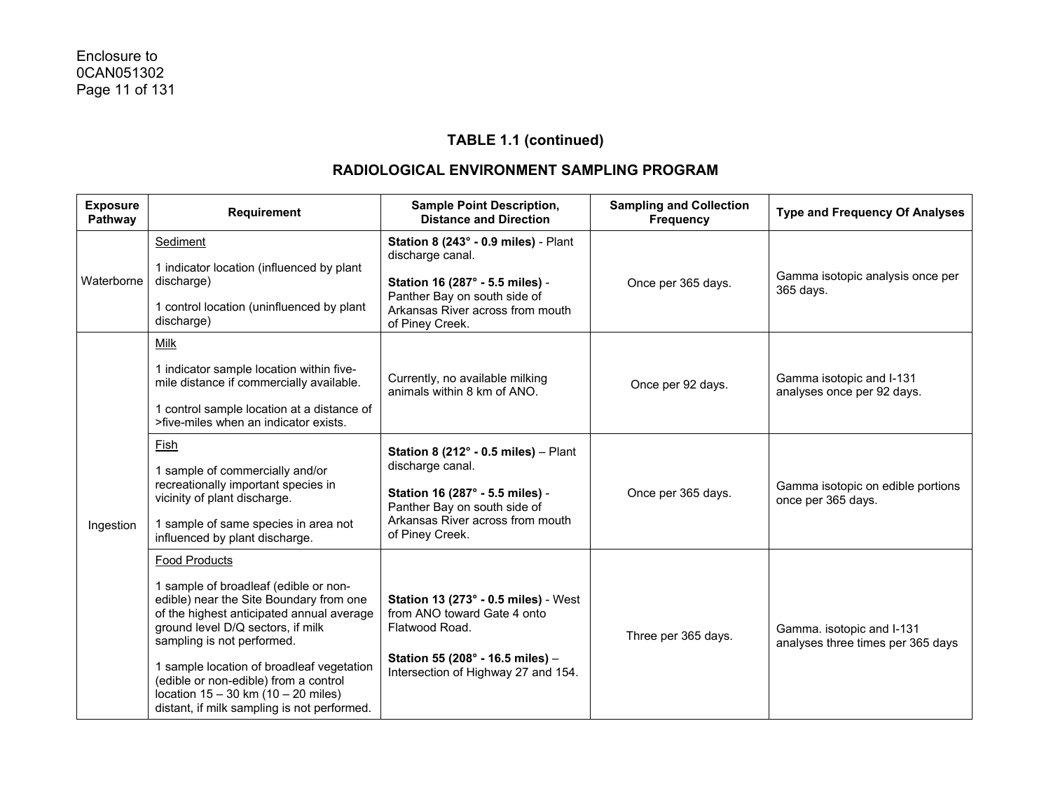## TABLE 1.1 (continued)

## RADIOLOGICAL ENVIRONMENT SAMPLING PROGRAM

| Exposure Pathway | Requirement | Sample Point Description, Distance and Direction | Sampling and Collection Frequency | Type and Frequency Of Analyses |
|---|---|---|---|---|
| Waterborne | Sediment<br><br>1 indicator location (influenced by plant discharge)<br><br>1 control location (uninfluenced by plant discharge) | **Station 8 (243° - 0.9 miles)** - Plant discharge canal.<br><br>**Station 16 (287° - 5.5 miles)** - Panther Bay on south side of Arkansas River across from mouth of Piney Creek. | Once per 365 days. | Gamma isotopic analysis once per 365 days. |
| Ingestion | Milk<br><br>1 indicator sample location within five-mile distance if commercially available.<br><br>1 control sample location at a distance of >five-miles when an indicator exists. | Currently, no available milking animals within 8 km of ANO. | Once per 92 days. | Gamma isotopic and I-131 analyses once per 92 days. |
| | Fish<br><br>1 sample of commercially and/or recreationally important species in vicinity of plant discharge.<br><br>1 sample of same species in area not influenced by plant discharge. | **Station 8 (212° - 0.5 miles)** – Plant discharge canal.<br><br>**Station 16 (287° - 5.5 miles)** - Panther Bay on south side of Arkansas River across from mouth of Piney Creek. | Once per 365 days. | Gamma isotopic on edible portions once per 365 days. |
| | Food Products<br><br>1 sample of broadleaf (edible or non-edible) near the Site Boundary from one of the highest anticipated annual average ground level D/Q sectors, if milk sampling is not performed.<br><br>1 sample location of broadleaf vegetation (edible or non-edible) from a control location 15 – 30 km (10 – 20 miles) distant, if milk sampling is not performed. | **Station 13 (273° - 0.5 miles)** - West from ANO toward Gate 4 onto Flatwood Road.<br><br>**Station 55 (208° - 16.5 miles)** – Intersection of Highway 27 and 154. | Three per 365 days. | Gamma. isotopic and I-131 analyses three times per 365 days |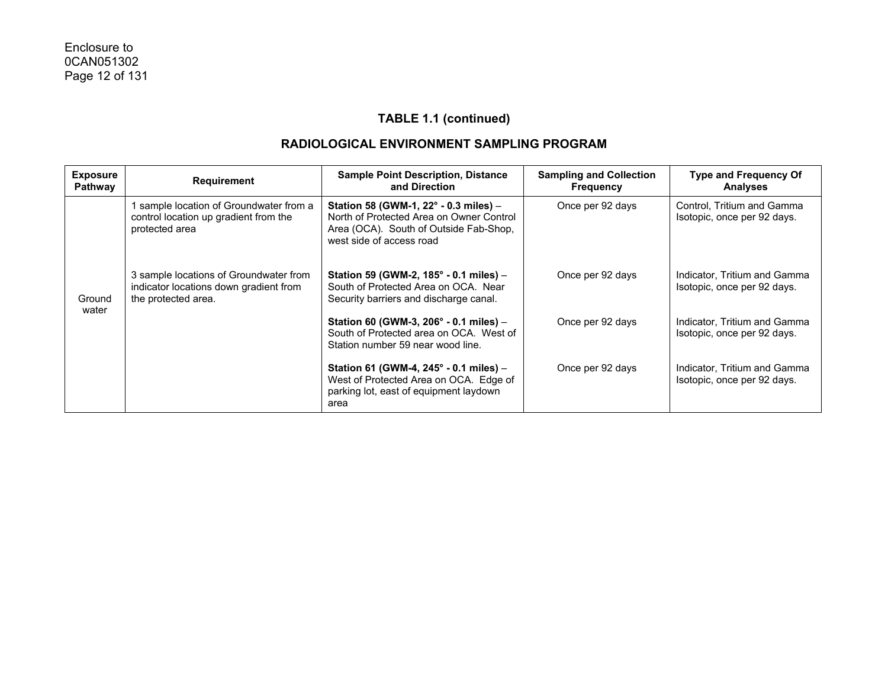## TABLE 1.1 (continued)

## RADIOLOGICAL ENVIRONMENT SAMPLING PROGRAM

| Exposure Pathway | Requirement | Sample Point Description, Distance and Direction | Sampling and Collection Frequency | Type and Frequency Of Analyses |
|---|---|---|---|---|
| Ground water | 1 sample location of Groundwater from a control location up gradient from the protected area | **Station 58 (GWM-1, 22° - 0.3 miles)** – North of Protected Area on Owner Control Area (OCA). South of Outside Fab-Shop, west side of access road | Once per 92 days | Control, Tritium and Gamma Isotopic, once per 92 days. |
| | 3 sample locations of Groundwater from indicator locations down gradient from the protected area. | **Station 59 (GWM-2, 185° - 0.1 miles)** – South of Protected Area on OCA. Near Security barriers and discharge canal. | Once per 92 days | Indicator, Tritium and Gamma Isotopic, once per 92 days. |
| | | **Station 60 (GWM-3, 206° - 0.1 miles)** – South of Protected area on OCA. West of Station number 59 near wood line. | Once per 92 days | Indicator, Tritium and Gamma Isotopic, once per 92 days. |
| | | **Station 61 (GWM-4, 245° - 0.1 miles)** – West of Protected Area on OCA. Edge of parking lot, east of equipment laydown area | Once per 92 days | Indicator, Tritium and Gamma Isotopic, once per 92 days. |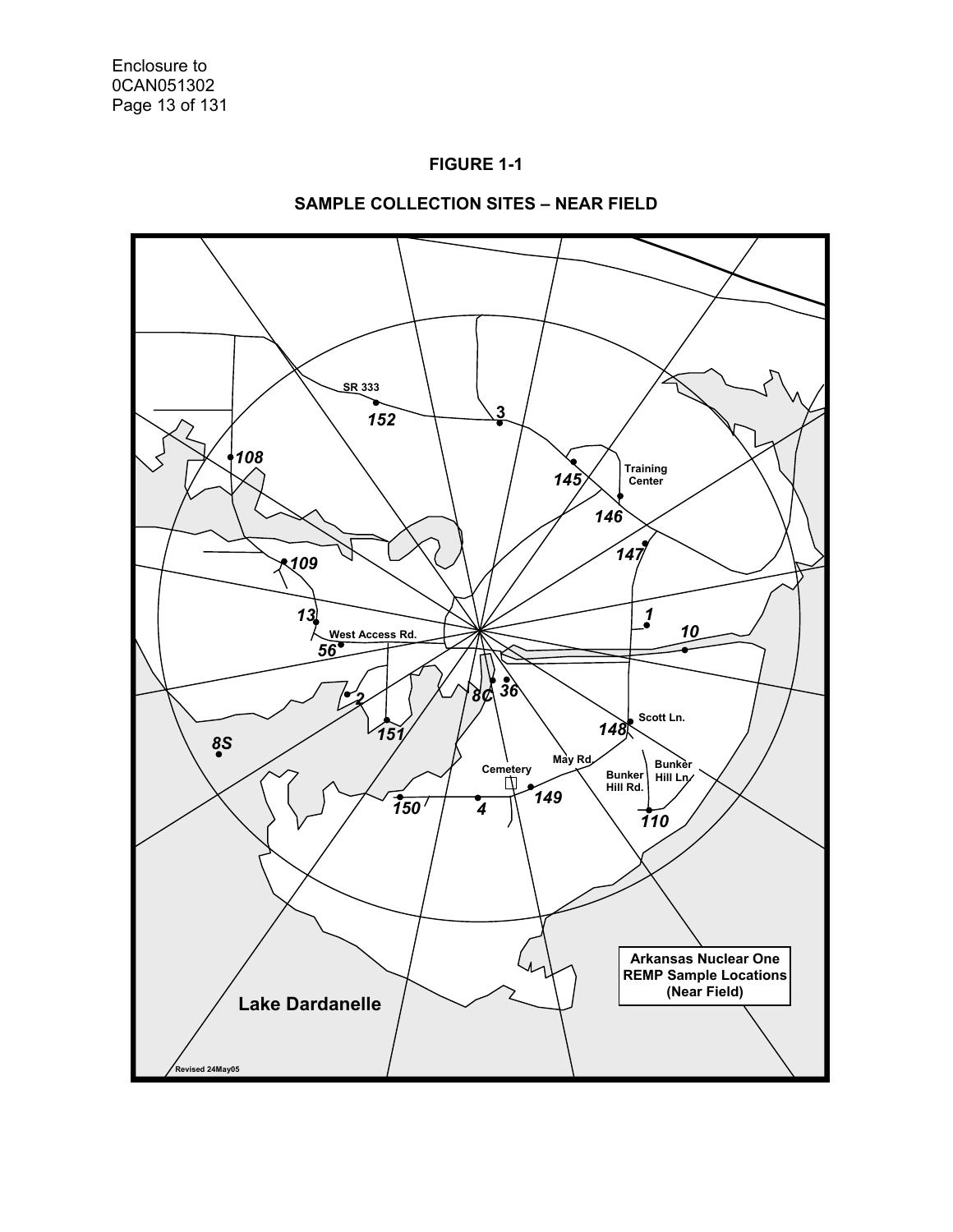# FIGURE 1-1

## SAMPLE COLLECTION SITES – NEAR FIELD

SR 333

152

3

108

145

Training Center

146

147

109

13

1

West Access Rd.

10

56

8C

36

2

151

148

Scott Ln.

8S

May Rd.

Cemetery

Bunker Hill Rd.

Bunker Hill Ln.

150

4

149

110

Lake Dardanelle

Arkansas Nuclear One REMP Sample Locations (Near Field)

Revised 24May05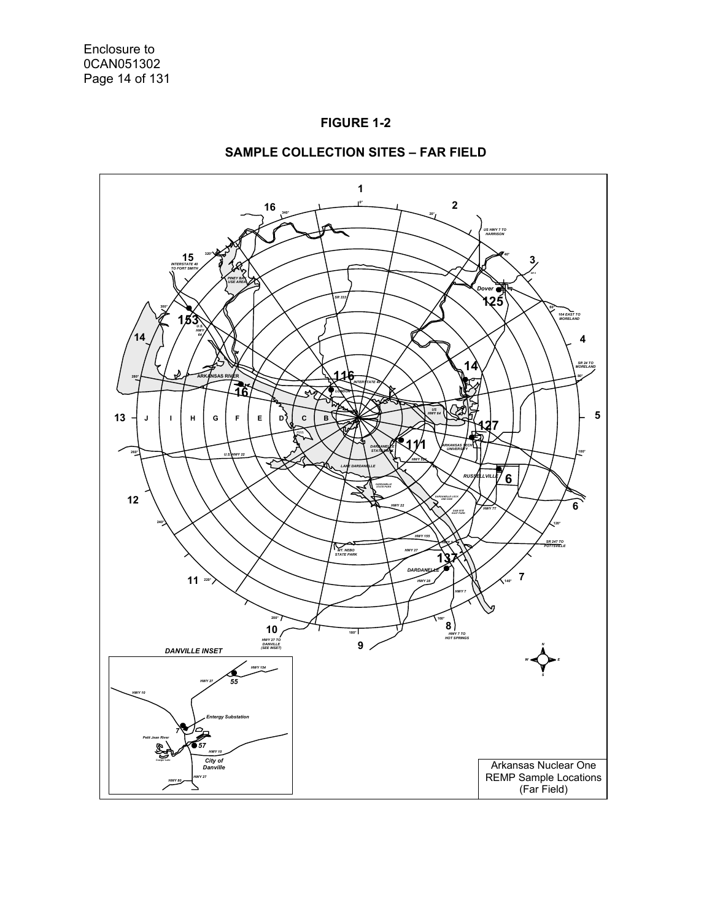**FIGURE 1-2**

**SAMPLE COLLECTION SITES – FAR FIELD**

Arkansas Nuclear One
REMP Sample Locations
(Far Field)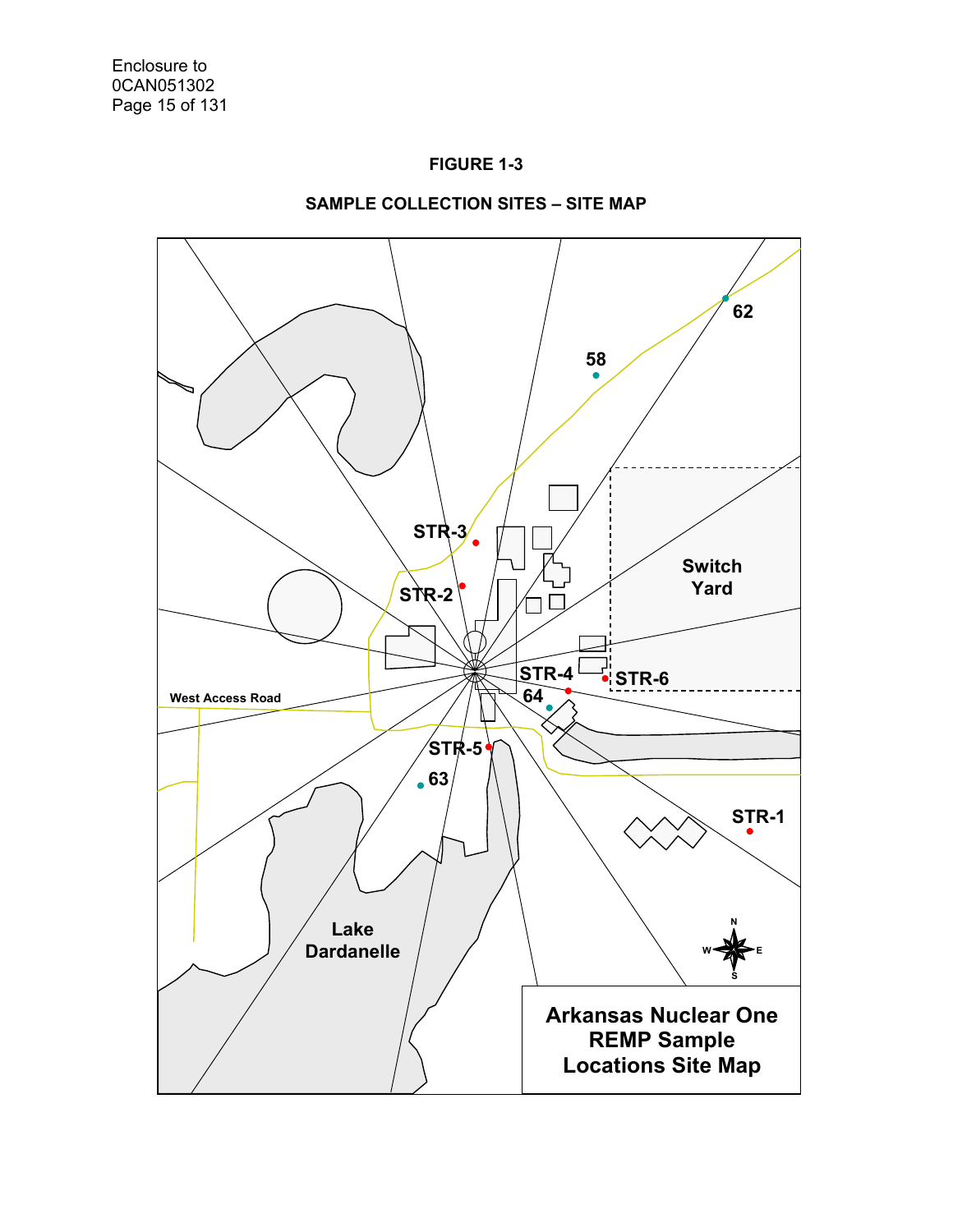Enclosure to
0CAN051302

**FIGURE 1-3**

**SAMPLE COLLECTION SITES – SITE MAP**

62

58

STR-3

Switch Yard

STR-2

STR-4

STR-6

64

West Access Road

STR-5

63

STR-1

Lake Dardanelle

N
W E
S

**Arkansas Nuclear One REMP Sample Locations Site Map**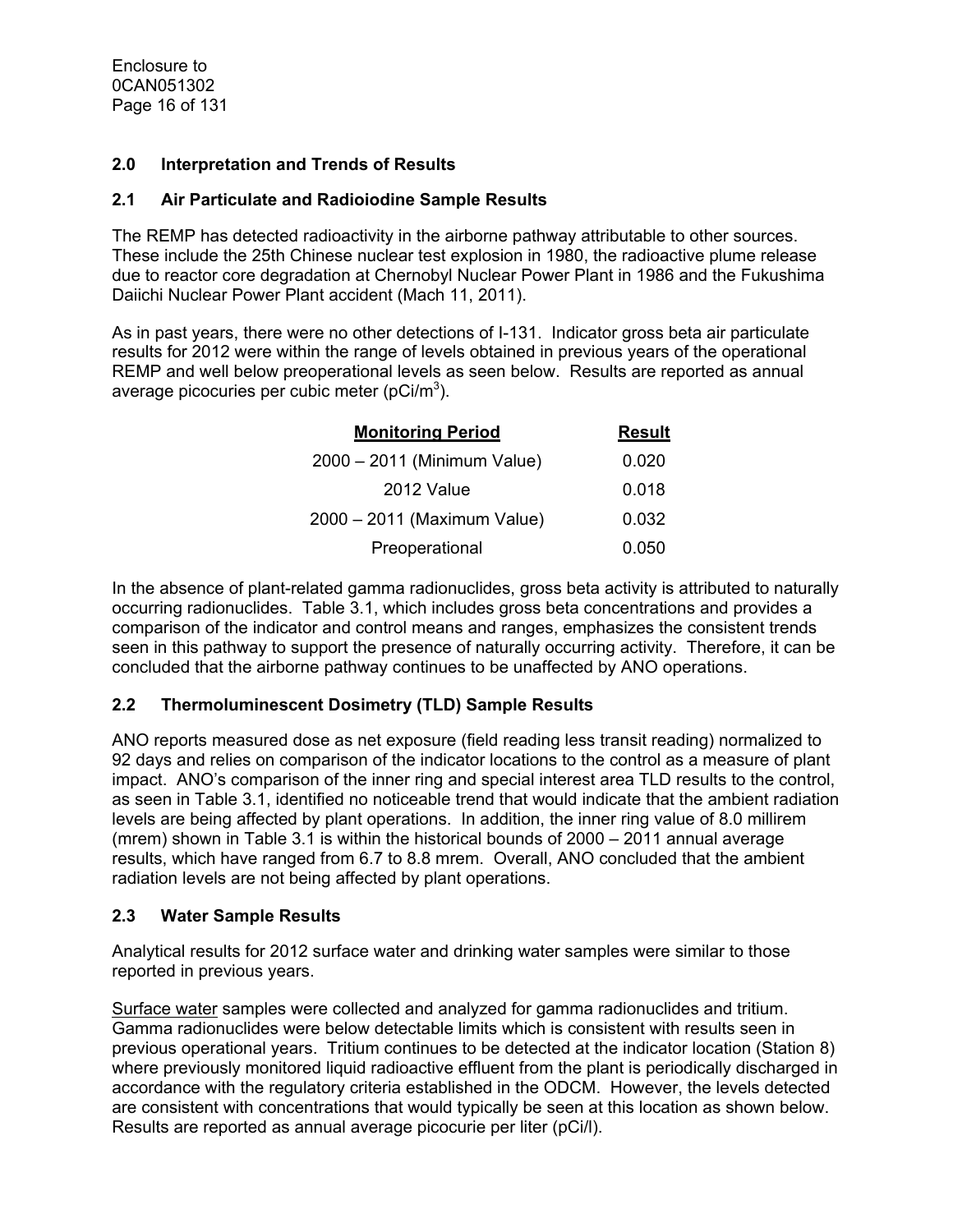## 2.0 Interpretation and Trends of Results

### 2.1 Air Particulate and Radioiodine Sample Results

The REMP has detected radioactivity in the airborne pathway attributable to other sources. These include the 25th Chinese nuclear test explosion in 1980, the radioactive plume release due to reactor core degradation at Chernobyl Nuclear Power Plant in 1986 and the Fukushima Daiichi Nuclear Power Plant accident (Mach 11, 2011).

As in past years, there were no other detections of I-131. Indicator gross beta air particulate results for 2012 were within the range of levels obtained in previous years of the operational REMP and well below preoperational levels as seen below. Results are reported as annual average picocuries per cubic meter (pCi/m$^3$).

| Monitoring Period | Result |
|---|---|
| 2000 – 2011 (Minimum Value) | 0.020 |
| 2012 Value | 0.018 |
| 2000 – 2011 (Maximum Value) | 0.032 |
| Preoperational | 0.050 |

In the absence of plant-related gamma radionuclides, gross beta activity is attributed to naturally occurring radionuclides. Table 3.1, which includes gross beta concentrations and provides a comparison of the indicator and control means and ranges, emphasizes the consistent trends seen in this pathway to support the presence of naturally occurring activity. Therefore, it can be concluded that the airborne pathway continues to be unaffected by ANO operations.

### 2.2 Thermoluminescent Dosimetry (TLD) Sample Results

ANO reports measured dose as net exposure (field reading less transit reading) normalized to 92 days and relies on comparison of the indicator locations to the control as a measure of plant impact. ANO's comparison of the inner ring and special interest area TLD results to the control, as seen in Table 3.1, identified no noticeable trend that would indicate that the ambient radiation levels are being affected by plant operations. In addition, the inner ring value of 8.0 millirem (mrem) shown in Table 3.1 is within the historical bounds of 2000 – 2011 annual average results, which have ranged from 6.7 to 8.8 mrem. Overall, ANO concluded that the ambient radiation levels are not being affected by plant operations.

### 2.3 Water Sample Results

Analytical results for 2012 surface water and drinking water samples were similar to those reported in previous years.

Surface water samples were collected and analyzed for gamma radionuclides and tritium. Gamma radionuclides were below detectable limits which is consistent with results seen in previous operational years. Tritium continues to be detected at the indicator location (Station 8) where previously monitored liquid radioactive effluent from the plant is periodically discharged in accordance with the regulatory criteria established in the ODCM. However, the levels detected are consistent with concentrations that would typically be seen at this location as shown below. Results are reported as annual average picocurie per liter (pCi/l).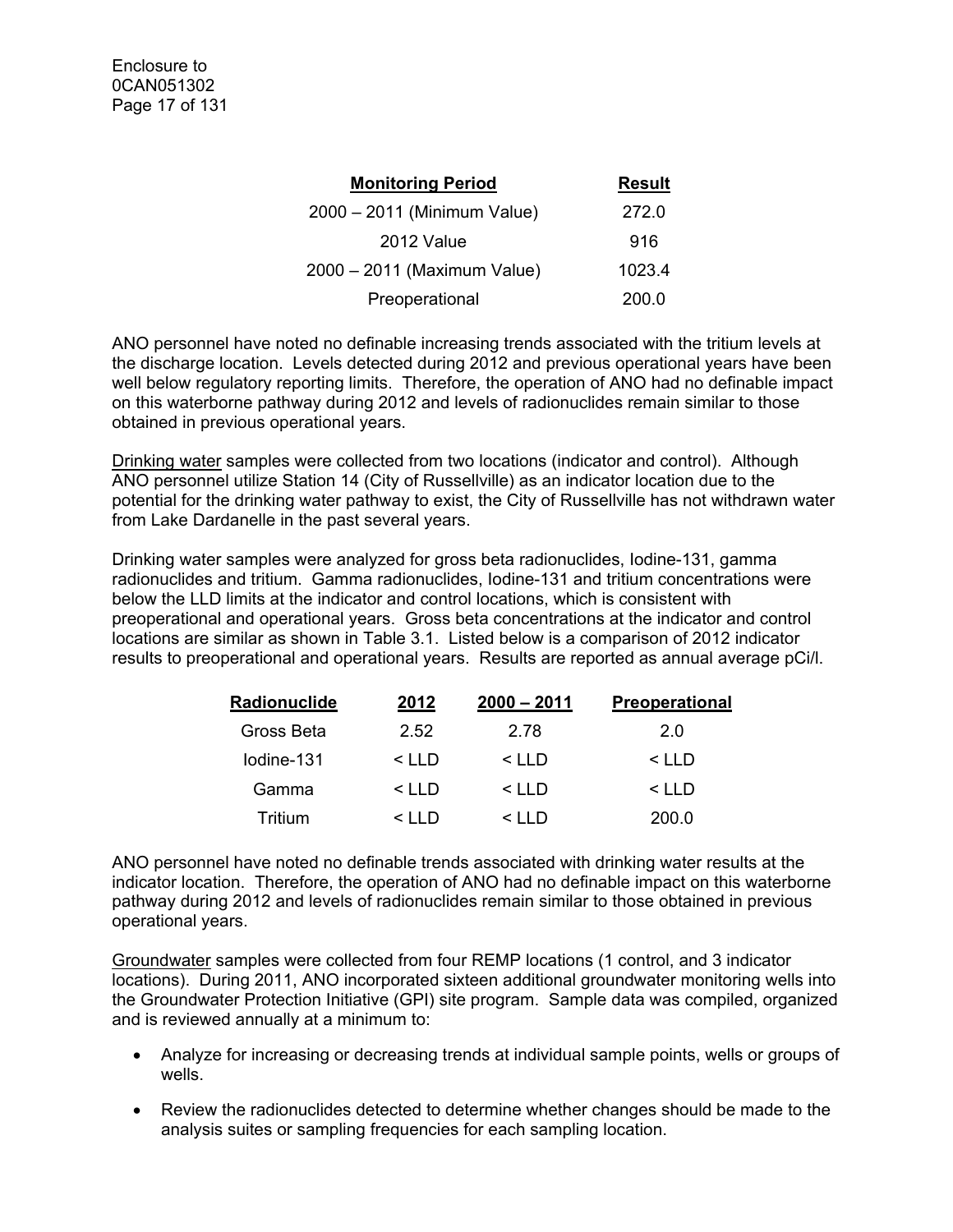| **Monitoring Period** | **Result** |
|---|---|
| 2000 – 2011 (Minimum Value) | 272.0 |
| 2012 Value | 916 |
| 2000 – 2011 (Maximum Value) | 1023.4 |
| Preoperational | 200.0 |

ANO personnel have noted no definable increasing trends associated with the tritium levels at the discharge location. Levels detected during 2012 and previous operational years have been well below regulatory reporting limits. Therefore, the operation of ANO had no definable impact on this waterborne pathway during 2012 and levels of radionuclides remain similar to those obtained in previous operational years.

Drinking water samples were collected from two locations (indicator and control). Although ANO personnel utilize Station 14 (City of Russellville) as an indicator location due to the potential for the drinking water pathway to exist, the City of Russellville has not withdrawn water from Lake Dardanelle in the past several years.

Drinking water samples were analyzed for gross beta radionuclides, Iodine-131, gamma radionuclides and tritium. Gamma radionuclides, Iodine-131 and tritium concentrations were below the LLD limits at the indicator and control locations, which is consistent with preoperational and operational years. Gross beta concentrations at the indicator and control locations are similar as shown in Table 3.1. Listed below is a comparison of 2012 indicator results to preoperational and operational years. Results are reported as annual average pCi/l.

| **Radionuclide** | **2012** | **2000 – 2011** | **Preoperational** |
|---|---|---|---|
| Gross Beta | 2.52 | 2.78 | 2.0 |
| Iodine-131 | < LLD | < LLD | < LLD |
| Gamma | < LLD | < LLD | < LLD |
| Tritium | < LLD | < LLD | 200.0 |

ANO personnel have noted no definable trends associated with drinking water results at the indicator location. Therefore, the operation of ANO had no definable impact on this waterborne pathway during 2012 and levels of radionuclides remain similar to those obtained in previous operational years.

Groundwater samples were collected from four REMP locations (1 control, and 3 indicator locations). During 2011, ANO incorporated sixteen additional groundwater monitoring wells into the Groundwater Protection Initiative (GPI) site program. Sample data was compiled, organized and is reviewed annually at a minimum to:

- Analyze for increasing or decreasing trends at individual sample points, wells or groups of wells.
- Review the radionuclides detected to determine whether changes should be made to the analysis suites or sampling frequencies for each sampling location.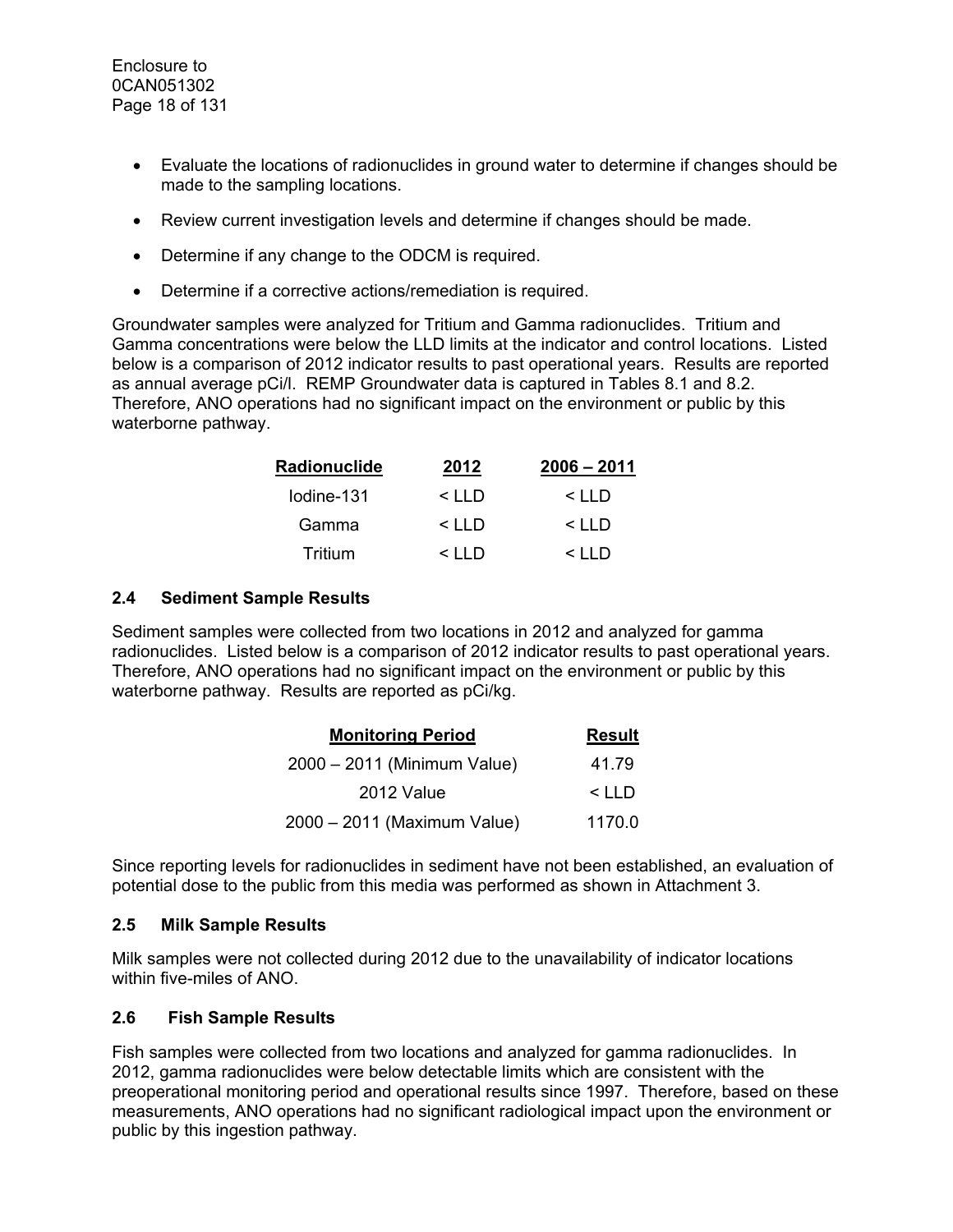- Evaluate the locations of radionuclides in ground water to determine if changes should be made to the sampling locations.
- Review current investigation levels and determine if changes should be made.
- Determine if any change to the ODCM is required.
- Determine if a corrective actions/remediation is required.

Groundwater samples were analyzed for Tritium and Gamma radionuclides. Tritium and Gamma concentrations were below the LLD limits at the indicator and control locations. Listed below is a comparison of 2012 indicator results to past operational years. Results are reported as annual average pCi/l. REMP Groundwater data is captured in Tables 8.1 and 8.2. Therefore, ANO operations had no significant impact on the environment or public by this waterborne pathway.

| Radionuclide | 2012 | 2006 – 2011 |
|---|---|---|
| Iodine-131 | < LLD | < LLD |
| Gamma | < LLD | < LLD |
| Tritium | < LLD | < LLD |

## 2.4 Sediment Sample Results

Sediment samples were collected from two locations in 2012 and analyzed for gamma radionuclides. Listed below is a comparison of 2012 indicator results to past operational years. Therefore, ANO operations had no significant impact on the environment or public by this waterborne pathway. Results are reported as pCi/kg.

| Monitoring Period | Result |
|---|---|
| 2000 – 2011 (Minimum Value) | 41.79 |
| 2012 Value | < LLD |
| 2000 – 2011 (Maximum Value) | 1170.0 |

Since reporting levels for radionuclides in sediment have not been established, an evaluation of potential dose to the public from this media was performed as shown in Attachment 3.

## 2.5 Milk Sample Results

Milk samples were not collected during 2012 due to the unavailability of indicator locations within five-miles of ANO.

## 2.6 Fish Sample Results

Fish samples were collected from two locations and analyzed for gamma radionuclides. In 2012, gamma radionuclides were below detectable limits which are consistent with the preoperational monitoring period and operational results since 1997. Therefore, based on these measurements, ANO operations had no significant radiological impact upon the environment or public by this ingestion pathway.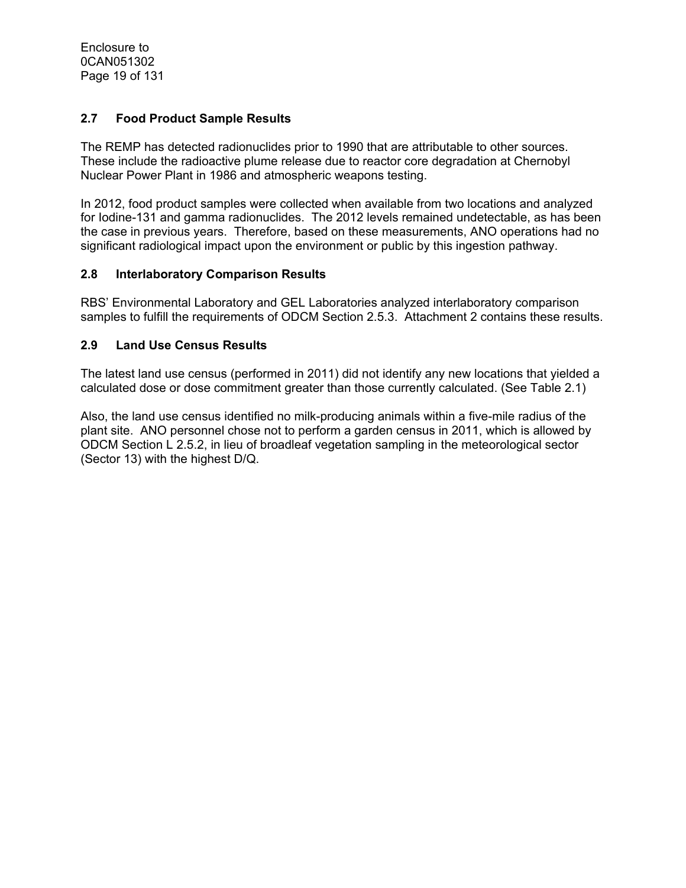## 2.7 Food Product Sample Results

The REMP has detected radionuclides prior to 1990 that are attributable to other sources. These include the radioactive plume release due to reactor core degradation at Chernobyl Nuclear Power Plant in 1986 and atmospheric weapons testing.

In 2012, food product samples were collected when available from two locations and analyzed for Iodine-131 and gamma radionuclides. The 2012 levels remained undetectable, as has been the case in previous years. Therefore, based on these measurements, ANO operations had no significant radiological impact upon the environment or public by this ingestion pathway.

## 2.8 Interlaboratory Comparison Results

RBS' Environmental Laboratory and GEL Laboratories analyzed interlaboratory comparison samples to fulfill the requirements of ODCM Section 2.5.3. Attachment 2 contains these results.

## 2.9 Land Use Census Results

The latest land use census (performed in 2011) did not identify any new locations that yielded a calculated dose or dose commitment greater than those currently calculated. (See Table 2.1)

Also, the land use census identified no milk-producing animals within a five-mile radius of the plant site. ANO personnel chose not to perform a garden census in 2011, which is allowed by ODCM Section L 2.5.2, in lieu of broadleaf vegetation sampling in the meteorological sector (Sector 13) with the highest D/Q.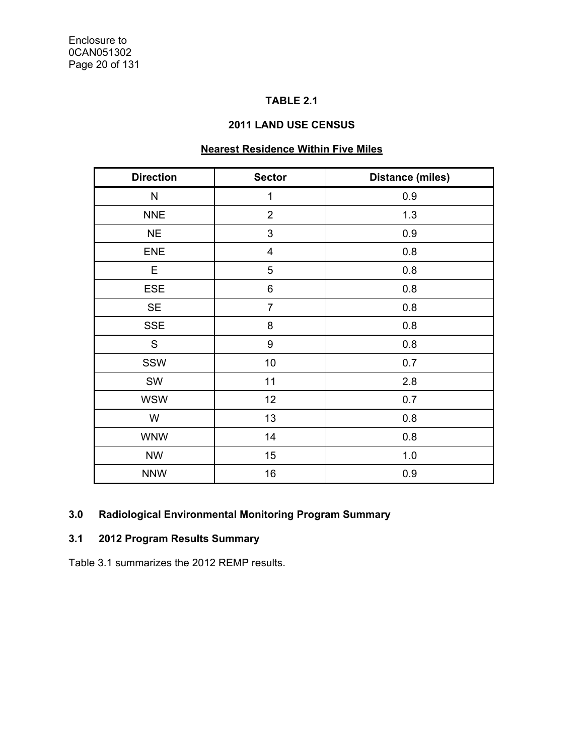**TABLE 2.1**

**2011 LAND USE CENSUS**

**Nearest Residence Within Five Miles**

| Direction | Sector | Distance (miles) |
|---|---|---|
| N | 1 | 0.9 |
| NNE | 2 | 1.3 |
| NE | 3 | 0.9 |
| ENE | 4 | 0.8 |
| E | 5 | 0.8 |
| ESE | 6 | 0.8 |
| SE | 7 | 0.8 |
| SSE | 8 | 0.8 |
| S | 9 | 0.8 |
| SSW | 10 | 0.7 |
| SW | 11 | 2.8 |
| WSW | 12 | 0.7 |
| W | 13 | 0.8 |
| WNW | 14 | 0.8 |
| NW | 15 | 1.0 |
| NNW | 16 | 0.9 |

## 3.0 Radiological Environmental Monitoring Program Summary

### 3.1 2012 Program Results Summary

Table 3.1 summarizes the 2012 REMP results.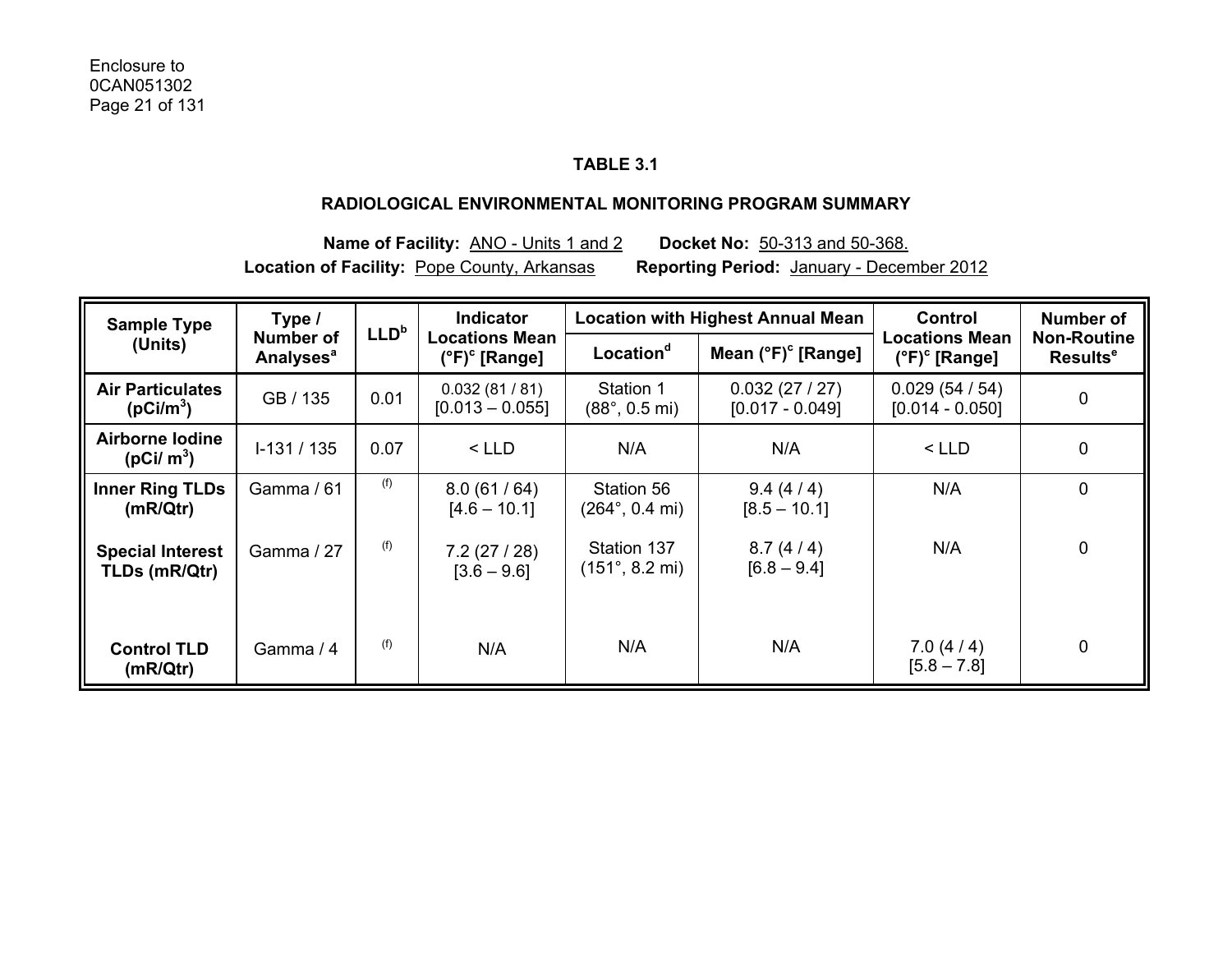**TABLE 3.1**

**RADIOLOGICAL ENVIRONMENTAL MONITORING PROGRAM SUMMARY**

**Name of Facility:** ANO - Units 1 and 2 **Docket No:** 50-313 and 50-368.
**Location of Facility:** Pope County, Arkansas **Reporting Period:** January - December 2012

| Sample Type (Units) | Type / Number of Analyses[a] | LLD[b] | Indicator Locations Mean (°F)[c] [Range] | Location with Highest Annual Mean | | Control Locations Mean (°F)[c] [Range] | Number of Non-Routine Results[e] |
|---|---|---|---|---|---|---|---|
| | | | | Location[d] | Mean (°F)[c] [Range] | | |
| **Air Particulates ($pCi/m^3$)** | GB / 135 | 0.01 | 0.032 (81 / 81) [0.013 – 0.055] | Station 1 (88°, 0.5 mi) | 0.032 (27 / 27) [0.017 - 0.049] | 0.029 (54 / 54) [0.014 - 0.050] | 0 |
| **Airborne Iodine ($pCi/ m^3$)** | I-131 / 135 | 0.07 | < LLD | N/A | N/A | < LLD | 0 |
| **Inner Ring TLDs (mR/Qtr)** | Gamma / 61 | (f) | 8.0 (61 / 64) [4.6 – 10.1] | Station 56 (264°, 0.4 mi) | 9.4 (4 / 4) [8.5 – 10.1] | N/A | 0 |
| **Special Interest TLDs (mR/Qtr)** | Gamma / 27 | (f) | 7.2 (27 / 28) [3.6 – 9.6] | Station 137 (151°, 8.2 mi) | 8.7 (4 / 4) [6.8 – 9.4] | N/A | 0 |
| **Control TLD (mR/Qtr)** | Gamma / 4 | (f) | N/A | N/A | N/A | 7.0 (4 / 4) [5.8 – 7.8] | 0 |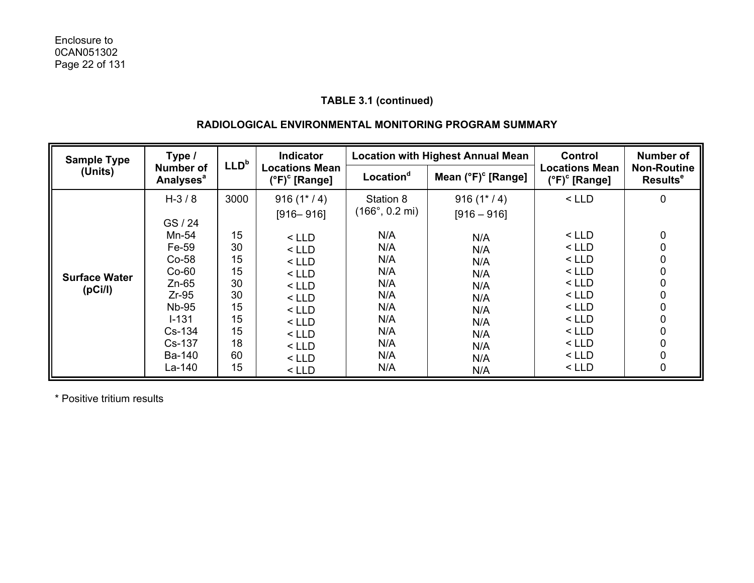**TABLE 3.1 (continued)**

**RADIOLOGICAL ENVIRONMENTAL MONITORING PROGRAM SUMMARY**

| Sample Type (Units) | Type / Number of Analyses[a] | LLD[b] | Indicator Locations Mean (°F)[c] [Range] | Location with Highest Annual Mean | | Control Locations Mean (°F)[c] [Range] | Number of Non-Routine Results[e] |
|---|---|---|---|---|---|---|---|
| | | | | Location[d] | Mean (°F)[c] [Range] | | |
| **Surface Water (pCi/l)** | H-3 / 8 | 3000 | 916 (1* / 4) [916– 916] | Station 8 (166°, 0.2 mi) | 916 (1* / 4) [916 – 916] | < LLD | 0 |
| | GS / 24 | | | | | | |
| | Mn-54 | 15 | < LLD | N/A | N/A | < LLD | 0 |
| | Fe-59 | 30 | < LLD | N/A | N/A | < LLD | 0 |
| | Co-58 | 15 | < LLD | N/A | N/A | < LLD | 0 |
| | Co-60 | 15 | < LLD | N/A | N/A | < LLD | 0 |
| | Zn-65 | 30 | < LLD | N/A | N/A | < LLD | 0 |
| | Zr-95 | 30 | < LLD | N/A | N/A | < LLD | 0 |
| | Nb-95 | 15 | < LLD | N/A | N/A | < LLD | 0 |
| | I-131 | 15 | < LLD | N/A | N/A | < LLD | 0 |
| | Cs-134 | 15 | < LLD | N/A | N/A | < LLD | 0 |
| | Cs-137 | 18 | < LLD | N/A | N/A | < LLD | 0 |
| | Ba-140 | 60 | < LLD | N/A | N/A | < LLD | 0 |
| | La-140 | 15 | < LLD | N/A | N/A | < LLD | 0 |

* Positive tritium results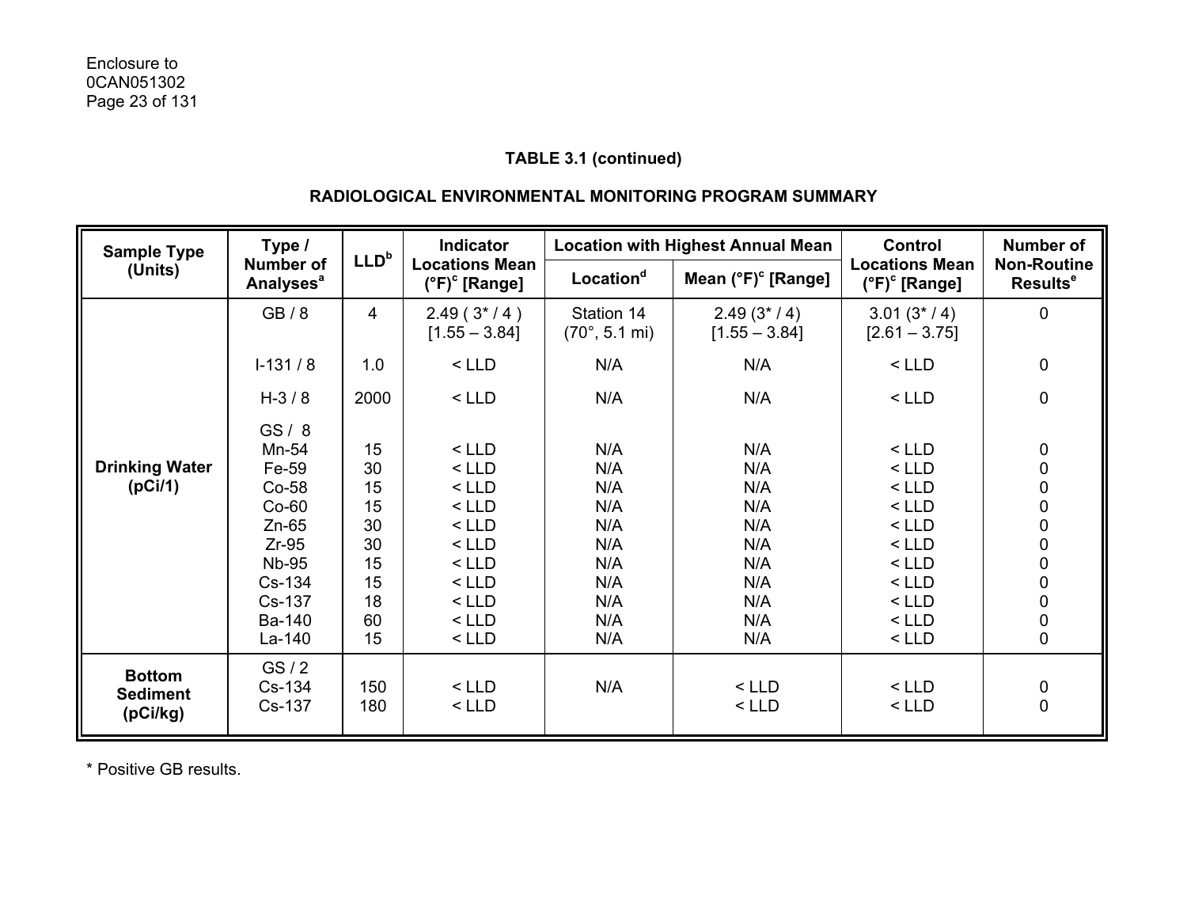**TABLE 3.1 (continued)**

**RADIOLOGICAL ENVIRONMENTAL MONITORING PROGRAM SUMMARY**

| Sample Type (Units) | Type / Number of Analyses[a] | LLD[b] | Indicator Locations Mean (°F)[c] [Range] | Location with Highest Annual Mean | | Control Locations Mean (°F)[c] [Range] | Number of Non-Routine Results[e] |
|---|---|---|---|---|---|---|---|
| | | | | Location[d] | Mean (°F)[c] [Range] | | |
| **Drinking Water (pCi/1)** | GB / 8 | 4 | 2.49 ( 3* / 4 ) [1.55 – 3.84] | Station 14 (70°, 5.1 mi) | 2.49 (3* / 4) [1.55 – 3.84] | 3.01 (3* / 4) [2.61 – 3.75] | 0 |
| | I-131 / 8 | 1.0 | < LLD | N/A | N/A | < LLD | 0 |
| | H-3 / 8 | 2000 | < LLD | N/A | N/A | < LLD | 0 |
| | GS / 8 | | | | | | |
| | Mn-54 | 15 | < LLD | N/A | N/A | < LLD | 0 |
| | Fe-59 | 30 | < LLD | N/A | N/A | < LLD | 0 |
| | Co-58 | 15 | < LLD | N/A | N/A | < LLD | 0 |
| | Co-60 | 15 | < LLD | N/A | N/A | < LLD | 0 |
| | Zn-65 | 30 | < LLD | N/A | N/A | < LLD | 0 |
| | Zr-95 | 30 | < LLD | N/A | N/A | < LLD | 0 |
| | Nb-95 | 15 | < LLD | N/A | N/A | < LLD | 0 |
| | Cs-134 | 15 | < LLD | N/A | N/A | < LLD | 0 |
| | Cs-137 | 18 | < LLD | N/A | N/A | < LLD | 0 |
| | Ba-140 | 60 | < LLD | N/A | N/A | < LLD | 0 |
| | La-140 | 15 | < LLD | N/A | N/A | < LLD | 0 |
| **Bottom Sediment (pCi/kg)** | GS / 2 | | | | | | |
| | Cs-134 | 150 | < LLD | N/A | < LLD | < LLD | 0 |
| | Cs-137 | 180 | < LLD | | < LLD | < LLD | 0 |

\* Positive GB results.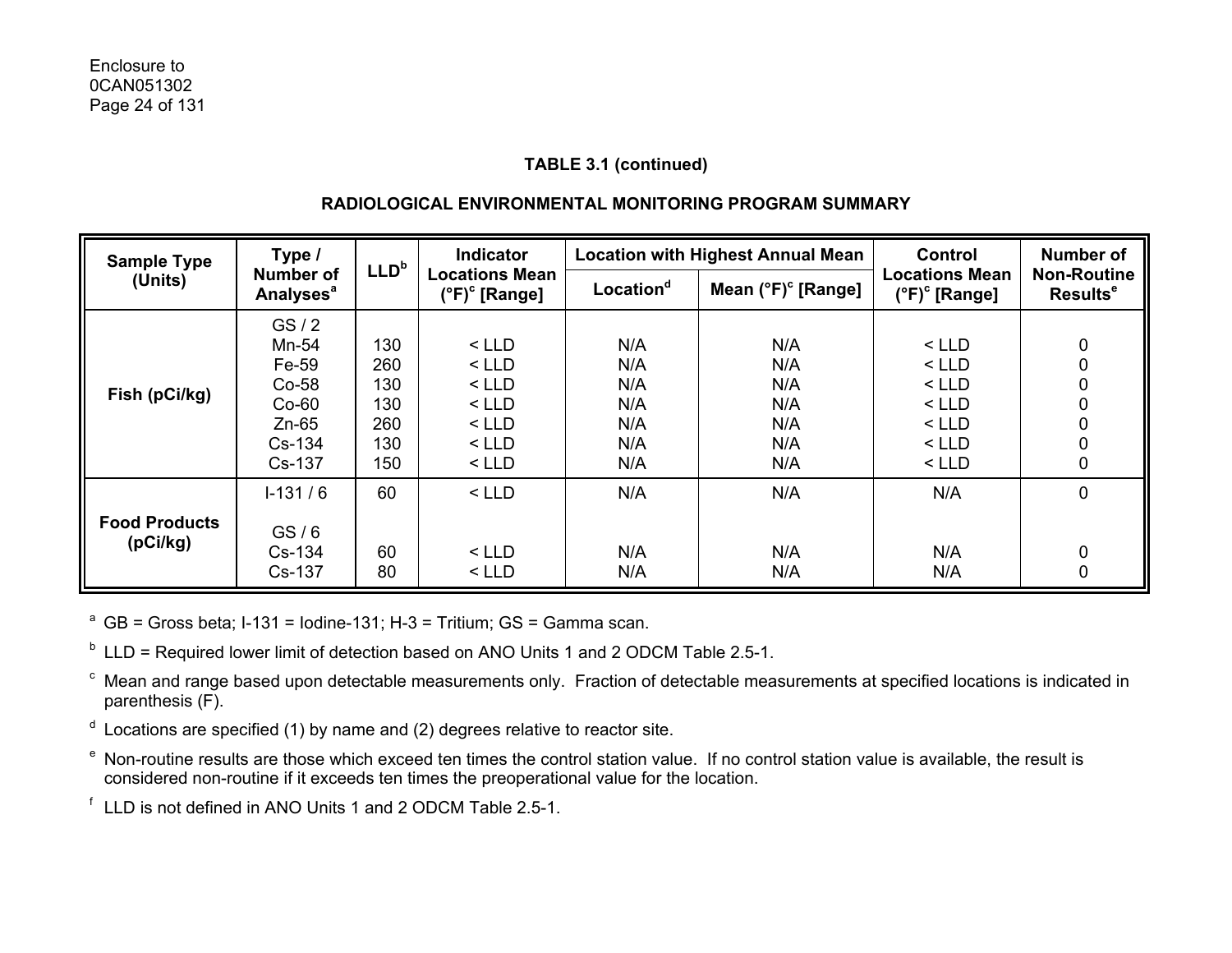**TABLE 3.1 (continued)**

**RADIOLOGICAL ENVIRONMENTAL MONITORING PROGRAM SUMMARY**

| Sample Type (Units) | Type / Number of Analyses[a] | LLD[b] | Indicator Locations Mean (°F)[c] [Range] | Location with Highest Annual Mean | | Control Locations Mean (°F)[c] [Range] | Number of Non-Routine Results[e] |
|---|---|---|---|---|---|---|---|
| | | | | Location[d] | Mean (°F)[c] [Range] | | |
| Fish (pCi/kg) | GS / 2 | | | | | | |
| | Mn-54 | 130 | < LLD | N/A | N/A | < LLD | 0 |
| | Fe-59 | 260 | < LLD | N/A | N/A | < LLD | 0 |
| | Co-58 | 130 | < LLD | N/A | N/A | < LLD | 0 |
| | Co-60 | 130 | < LLD | N/A | N/A | < LLD | 0 |
| | Zn-65 | 260 | < LLD | N/A | N/A | < LLD | 0 |
| | Cs-134 | 130 | < LLD | N/A | N/A | < LLD | 0 |
| | Cs-137 | 150 | < LLD | N/A | N/A | < LLD | 0 |
| Food Products (pCi/kg) | I-131 / 6 | 60 | < LLD | N/A | N/A | N/A | 0 |
| | GS / 6 | | | | | | |
| | Cs-134 | 60 | < LLD | N/A | N/A | N/A | 0 |
| | Cs-137 | 80 | < LLD | N/A | N/A | N/A | 0 |

[a] GB = Gross beta; I-131 = Iodine-131; H-3 = Tritium; GS = Gamma scan.

[b] LLD = Required lower limit of detection based on ANO Units 1 and 2 ODCM Table 2.5-1.

[c] Mean and range based upon detectable measurements only. Fraction of detectable measurements at specified locations is indicated in parenthesis (F).

[d] Locations are specified (1) by name and (2) degrees relative to reactor site.

[e] Non-routine results are those which exceed ten times the control station value. If no control station value is available, the result is considered non-routine if it exceeds ten times the preoperational value for the location.

[f] LLD is not defined in ANO Units 1 and 2 ODCM Table 2.5-1.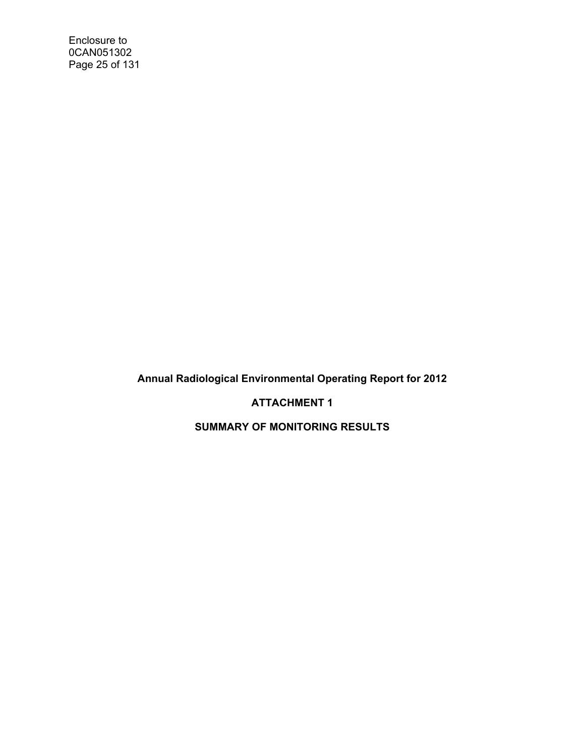**Annual Radiological Environmental Operating Report for 2012**

**ATTACHMENT 1**

**SUMMARY OF MONITORING RESULTS**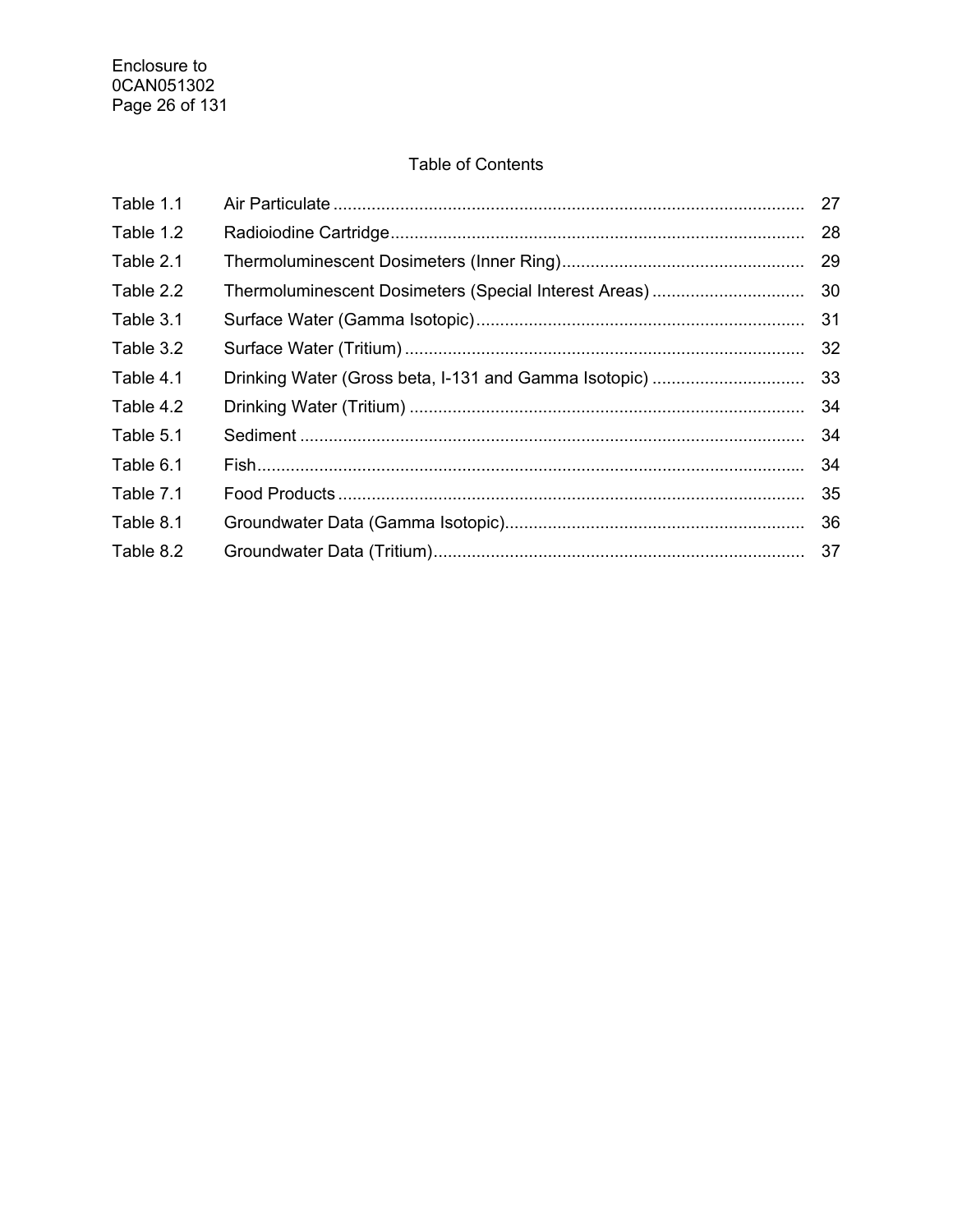## Table of Contents

| | | |
|---|---|---|
| Table 1.1 | Air Particulate | 27 |
| Table 1.2 | Radioiodine Cartridge | 28 |
| Table 2.1 | Thermoluminescent Dosimeters (Inner Ring) | 29 |
| Table 2.2 | Thermoluminescent Dosimeters (Special Interest Areas) | 30 |
| Table 3.1 | Surface Water (Gamma Isotopic) | 31 |
| Table 3.2 | Surface Water (Tritium) | 32 |
| Table 4.1 | Drinking Water (Gross beta, I-131 and Gamma Isotopic) | 33 |
| Table 4.2 | Drinking Water (Tritium) | 34 |
| Table 5.1 | Sediment | 34 |
| Table 6.1 | Fish | 34 |
| Table 7.1 | Food Products | 35 |
| Table 8.1 | Groundwater Data (Gamma Isotopic) | 36 |
| Table 8.2 | Groundwater Data (Tritium) | 37 |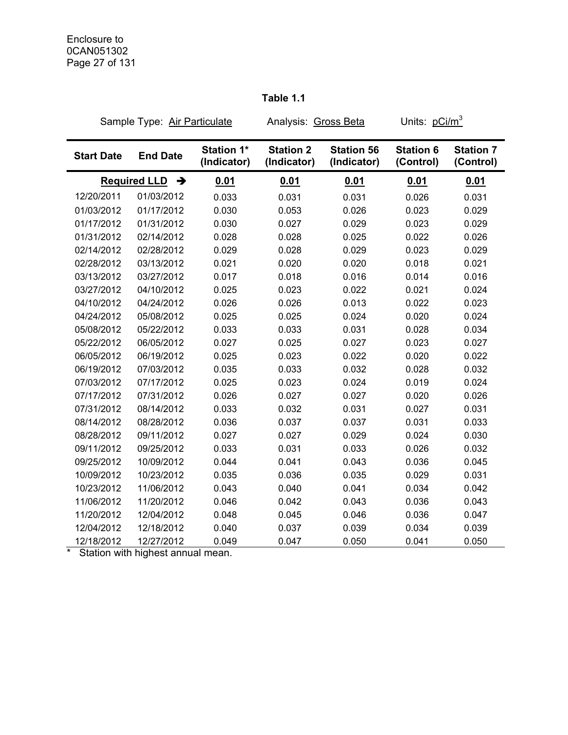**Table 1.1**

Sample Type: Air Particulate    Analysis: Gross Beta    Units: $pCi/m^3$

| Start Date | End Date | Station 1* (Indicator) | Station 2 (Indicator) | Station 56 (Indicator) | Station 6 (Control) | Station 7 (Control) |
|---|---|---|---|---|---|---|
| **Required LLD →** | | **0.01** | **0.01** | **0.01** | **0.01** | **0.01** |
| 12/20/2011 | 01/03/2012 | 0.033 | 0.031 | 0.031 | 0.026 | 0.031 |
| 01/03/2012 | 01/17/2012 | 0.030 | 0.053 | 0.026 | 0.023 | 0.029 |
| 01/17/2012 | 01/31/2012 | 0.030 | 0.027 | 0.029 | 0.023 | 0.029 |
| 01/31/2012 | 02/14/2012 | 0.028 | 0.028 | 0.025 | 0.022 | 0.026 |
| 02/14/2012 | 02/28/2012 | 0.029 | 0.028 | 0.029 | 0.023 | 0.029 |
| 02/28/2012 | 03/13/2012 | 0.021 | 0.020 | 0.020 | 0.018 | 0.021 |
| 03/13/2012 | 03/27/2012 | 0.017 | 0.018 | 0.016 | 0.014 | 0.016 |
| 03/27/2012 | 04/10/2012 | 0.025 | 0.023 | 0.022 | 0.021 | 0.024 |
| 04/10/2012 | 04/24/2012 | 0.026 | 0.026 | 0.013 | 0.022 | 0.023 |
| 04/24/2012 | 05/08/2012 | 0.025 | 0.025 | 0.024 | 0.020 | 0.024 |
| 05/08/2012 | 05/22/2012 | 0.033 | 0.033 | 0.031 | 0.028 | 0.034 |
| 05/22/2012 | 06/05/2012 | 0.027 | 0.025 | 0.027 | 0.023 | 0.027 |
| 06/05/2012 | 06/19/2012 | 0.025 | 0.023 | 0.022 | 0.020 | 0.022 |
| 06/19/2012 | 07/03/2012 | 0.035 | 0.033 | 0.032 | 0.028 | 0.032 |
| 07/03/2012 | 07/17/2012 | 0.025 | 0.023 | 0.024 | 0.019 | 0.024 |
| 07/17/2012 | 07/31/2012 | 0.026 | 0.027 | 0.027 | 0.020 | 0.026 |
| 07/31/2012 | 08/14/2012 | 0.033 | 0.032 | 0.031 | 0.027 | 0.031 |
| 08/14/2012 | 08/28/2012 | 0.036 | 0.037 | 0.037 | 0.031 | 0.033 |
| 08/28/2012 | 09/11/2012 | 0.027 | 0.027 | 0.029 | 0.024 | 0.030 |
| 09/11/2012 | 09/25/2012 | 0.033 | 0.031 | 0.033 | 0.026 | 0.032 |
| 09/25/2012 | 10/09/2012 | 0.044 | 0.041 | 0.043 | 0.036 | 0.045 |
| 10/09/2012 | 10/23/2012 | 0.035 | 0.036 | 0.035 | 0.029 | 0.031 |
| 10/23/2012 | 11/06/2012 | 0.043 | 0.040 | 0.041 | 0.034 | 0.042 |
| 11/06/2012 | 11/20/2012 | 0.046 | 0.042 | 0.043 | 0.036 | 0.043 |
| 11/20/2012 | 12/04/2012 | 0.048 | 0.045 | 0.046 | 0.036 | 0.047 |
| 12/04/2012 | 12/18/2012 | 0.040 | 0.037 | 0.039 | 0.034 | 0.039 |
| 12/18/2012 | 12/27/2012 | 0.049 | 0.047 | 0.050 | 0.041 | 0.050 |

* Station with highest annual mean.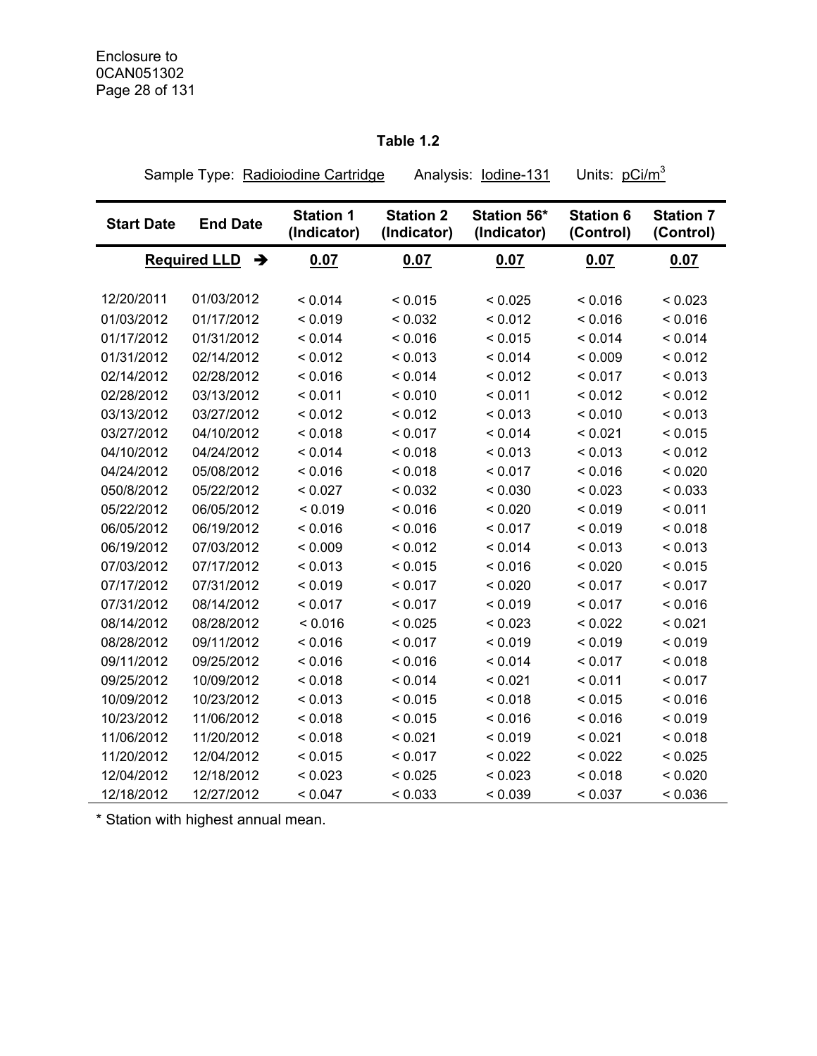**Table 1.2**

Sample Type: Radioiodine Cartridge    Analysis: Iodine-131    Units: pCi/m$^3$

| Start Date | End Date | Station 1 (Indicator) | Station 2 (Indicator) | Station 56* (Indicator) | Station 6 (Control) | Station 7 (Control) |
|---|---|---|---|---|---|---|
| **Required LLD** ➔ | | **0.07** | **0.07** | **0.07** | **0.07** | **0.07** |
| 12/20/2011 | 01/03/2012 | < 0.014 | < 0.015 | < 0.025 | < 0.016 | < 0.023 |
| 01/03/2012 | 01/17/2012 | < 0.019 | < 0.032 | < 0.012 | < 0.016 | < 0.016 |
| 01/17/2012 | 01/31/2012 | < 0.014 | < 0.016 | < 0.015 | < 0.014 | < 0.014 |
| 01/31/2012 | 02/14/2012 | < 0.012 | < 0.013 | < 0.014 | < 0.009 | < 0.012 |
| 02/14/2012 | 02/28/2012 | < 0.016 | < 0.014 | < 0.012 | < 0.017 | < 0.013 |
| 02/28/2012 | 03/13/2012 | < 0.011 | < 0.010 | < 0.011 | < 0.012 | < 0.012 |
| 03/13/2012 | 03/27/2012 | < 0.012 | < 0.012 | < 0.013 | < 0.010 | < 0.013 |
| 03/27/2012 | 04/10/2012 | < 0.018 | < 0.017 | < 0.014 | < 0.021 | < 0.015 |
| 04/10/2012 | 04/24/2012 | < 0.014 | < 0.018 | < 0.013 | < 0.013 | < 0.012 |
| 04/24/2012 | 05/08/2012 | < 0.016 | < 0.018 | < 0.017 | < 0.016 | < 0.020 |
| 050/8/2012 | 05/22/2012 | < 0.027 | < 0.032 | < 0.030 | < 0.023 | < 0.033 |
| 05/22/2012 | 06/05/2012 | < 0.019 | < 0.016 | < 0.020 | < 0.019 | < 0.011 |
| 06/05/2012 | 06/19/2012 | < 0.016 | < 0.016 | < 0.017 | < 0.019 | < 0.018 |
| 06/19/2012 | 07/03/2012 | < 0.009 | < 0.012 | < 0.014 | < 0.013 | < 0.013 |
| 07/03/2012 | 07/17/2012 | < 0.013 | < 0.015 | < 0.016 | < 0.020 | < 0.015 |
| 07/17/2012 | 07/31/2012 | < 0.019 | < 0.017 | < 0.020 | < 0.017 | < 0.017 |
| 07/31/2012 | 08/14/2012 | < 0.017 | < 0.017 | < 0.019 | < 0.017 | < 0.016 |
| 08/14/2012 | 08/28/2012 | < 0.016 | < 0.025 | < 0.023 | < 0.022 | < 0.021 |
| 08/28/2012 | 09/11/2012 | < 0.016 | < 0.017 | < 0.019 | < 0.019 | < 0.019 |
| 09/11/2012 | 09/25/2012 | < 0.016 | < 0.016 | < 0.014 | < 0.017 | < 0.018 |
| 09/25/2012 | 10/09/2012 | < 0.018 | < 0.014 | < 0.021 | < 0.011 | < 0.017 |
| 10/09/2012 | 10/23/2012 | < 0.013 | < 0.015 | < 0.018 | < 0.015 | < 0.016 |
| 10/23/2012 | 11/06/2012 | < 0.018 | < 0.015 | < 0.016 | < 0.016 | < 0.019 |
| 11/06/2012 | 11/20/2012 | < 0.018 | < 0.021 | < 0.019 | < 0.021 | < 0.018 |
| 11/20/2012 | 12/04/2012 | < 0.015 | < 0.017 | < 0.022 | < 0.022 | < 0.025 |
| 12/04/2012 | 12/18/2012 | < 0.023 | < 0.025 | < 0.023 | < 0.018 | < 0.020 |
| 12/18/2012 | 12/27/2012 | < 0.047 | < 0.033 | < 0.039 | < 0.037 | < 0.036 |

* Station with highest annual mean.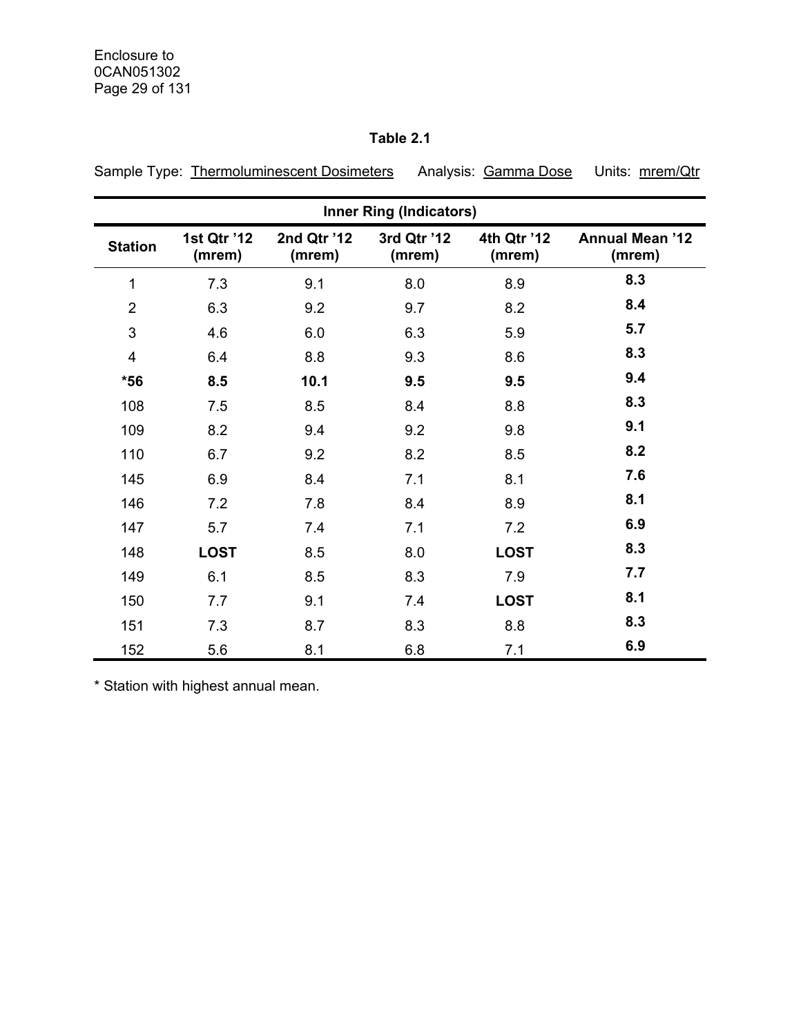**Table 2.1**

Sample Type: Thermoluminescent Dosimeters Analysis: Gamma Dose Units: mrem/Qtr

| Inner Ring (Indicators) | | | | | |
|---|---|---|---|---|---|
| **Station** | **1st Qtr '12 (mrem)** | **2nd Qtr '12 (mrem)** | **3rd Qtr '12 (mrem)** | **4th Qtr '12 (mrem)** | **Annual Mean '12 (mrem)** |
| 1 | 7.3 | 9.1 | 8.0 | 8.9 | **8.3** |
| 2 | 6.3 | 9.2 | 9.7 | 8.2 | **8.4** |
| 3 | 4.6 | 6.0 | 6.3 | 5.9 | **5.7** |
| 4 | 6.4 | 8.8 | 9.3 | 8.6 | **8.3** |
| ***56** | **8.5** | **10.1** | **9.5** | **9.5** | **9.4** |
| 108 | 7.5 | 8.5 | 8.4 | 8.8 | **8.3** |
| 109 | 8.2 | 9.4 | 9.2 | 9.8 | **9.1** |
| 110 | 6.7 | 9.2 | 8.2 | 8.5 | **8.2** |
| 145 | 6.9 | 8.4 | 7.1 | 8.1 | **7.6** |
| 146 | 7.2 | 7.8 | 8.4 | 8.9 | **8.1** |
| 147 | 5.7 | 7.4 | 7.1 | 7.2 | **6.9** |
| 148 | **LOST** | 8.5 | 8.0 | **LOST** | **8.3** |
| 149 | 6.1 | 8.5 | 8.3 | 7.9 | **7.7** |
| 150 | 7.7 | 9.1 | 7.4 | **LOST** | **8.1** |
| 151 | 7.3 | 8.7 | 8.3 | 8.8 | **8.3** |
| 152 | 5.6 | 8.1 | 6.8 | 7.1 | **6.9** |

* Station with highest annual mean.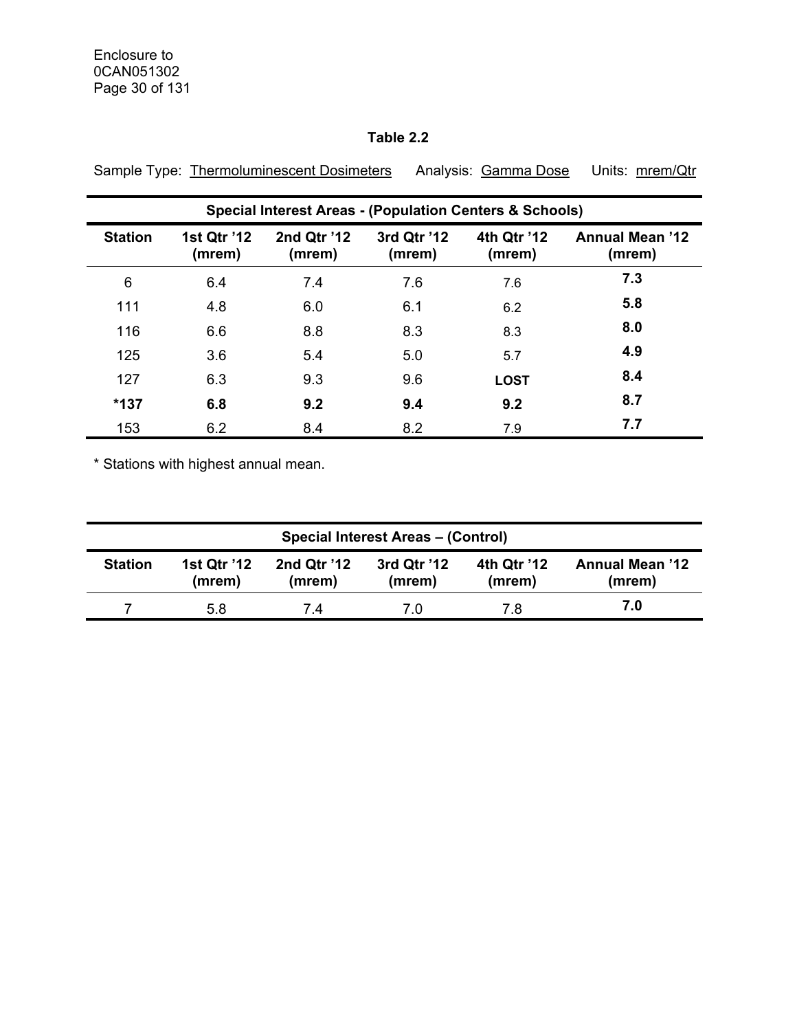**Table 2.2**

Sample Type: Thermoluminescent Dosimeters Analysis: Gamma Dose Units: mrem/Qtr

| Special Interest Areas - (Population Centers & Schools) | | | | | |
|---|---|---|---|---|---|
| **Station** | **1st Qtr '12 (mrem)** | **2nd Qtr '12 (mrem)** | **3rd Qtr '12 (mrem)** | **4th Qtr '12 (mrem)** | **Annual Mean '12 (mrem)** |
| 6 | 6.4 | 7.4 | 7.6 | 7.6 | **7.3** |
| 111 | 4.8 | 6.0 | 6.1 | 6.2 | **5.8** |
| 116 | 6.6 | 8.8 | 8.3 | 8.3 | **8.0** |
| 125 | 3.6 | 5.4 | 5.0 | 5.7 | **4.9** |
| 127 | 6.3 | 9.3 | 9.6 | **LOST** | **8.4** |
| ***137** | **6.8** | **9.2** | **9.4** | **9.2** | **8.7** |
| 153 | 6.2 | 8.4 | 8.2 | 7.9 | **7.7** |

* Stations with highest annual mean.

| Special Interest Areas – (Control) | | | | | |
|---|---|---|---|---|---|
| **Station** | **1st Qtr '12 (mrem)** | **2nd Qtr '12 (mrem)** | **3rd Qtr '12 (mrem)** | **4th Qtr '12 (mrem)** | **Annual Mean '12 (mrem)** |
| 7 | 5.8 | 7.4 | 7.0 | 7.8 | **7.0** |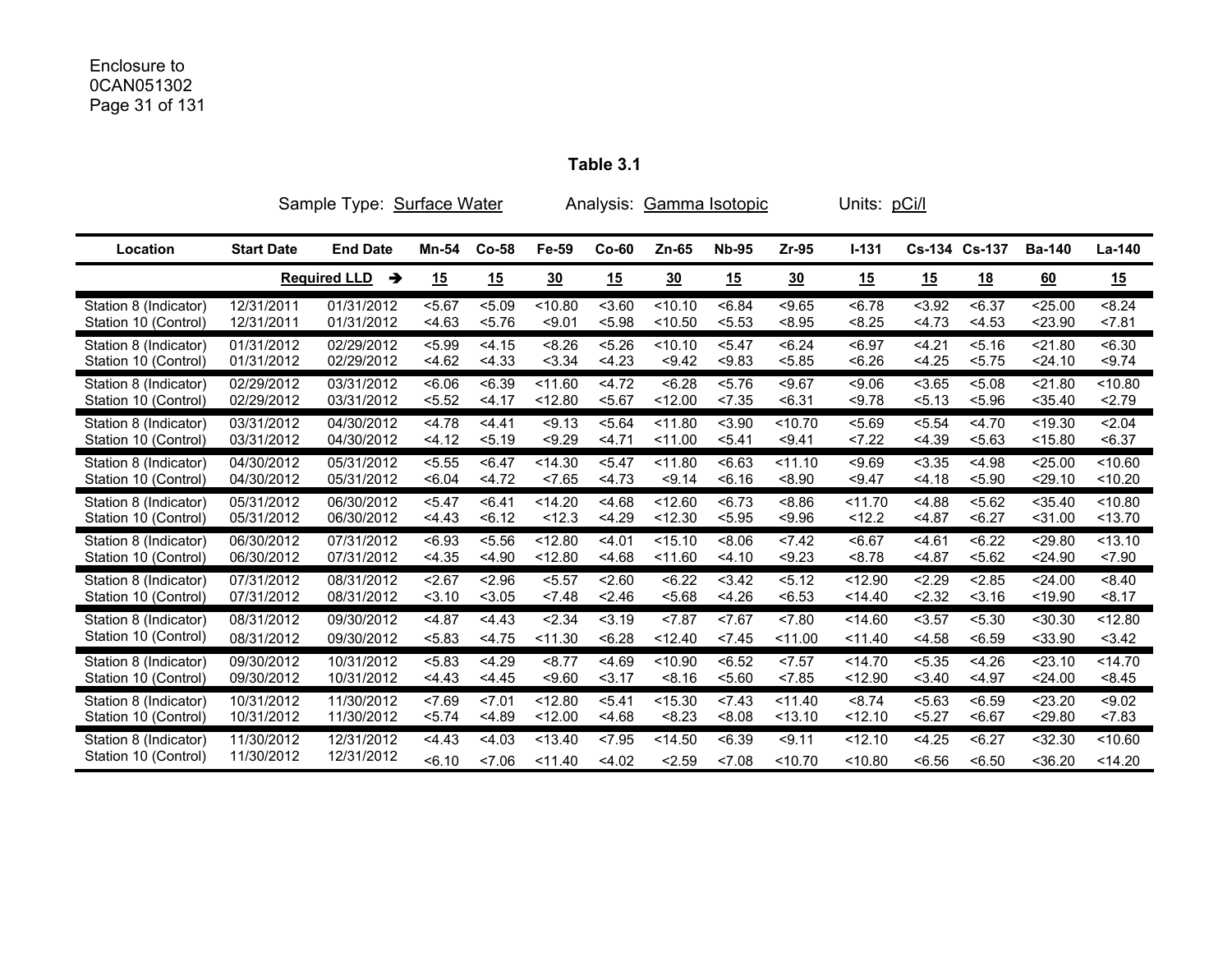**Table 3.1**

Sample Type: Surface Water    Analysis: Gamma Isotopic    Units: pCi/l

| Location | Start Date | End Date | Mn-54 | Co-58 | Fe-59 | Co-60 | Zn-65 | Nb-95 | Zr-95 | I-131 | Cs-134 | Cs-137 | Ba-140 | La-140 |
|---|---|---|---|---|---|---|---|---|---|---|---|---|---|---|
| | | Required LLD → | 15 | 15 | 30 | 15 | 30 | 15 | 30 | 15 | 15 | 18 | 60 | 15 |
| Station 8 (Indicator) | 12/31/2011 | 01/31/2012 | <5.67 | <5.09 | <10.80 | <3.60 | <10.10 | <6.84 | <9.65 | <6.78 | <3.92 | <6.37 | <25.00 | <8.24 |
| Station 10 (Control) | 12/31/2011 | 01/31/2012 | <4.63 | <5.76 | <9.01 | <5.98 | <10.50 | <5.53 | <8.95 | <8.25 | <4.73 | <4.53 | <23.90 | <7.81 |
| Station 8 (Indicator) | 01/31/2012 | 02/29/2012 | <5.99 | <4.15 | <8.26 | <5.26 | <10.10 | <5.47 | <6.24 | <6.97 | <4.21 | <5.16 | <21.80 | <6.30 |
| Station 10 (Control) | 01/31/2012 | 02/29/2012 | <4.62 | <4.33 | <3.34 | <4.23 | <9.42 | <9.83 | <5.85 | <6.26 | <4.25 | <5.75 | <24.10 | <9.74 |
| Station 8 (Indicator) | 02/29/2012 | 03/31/2012 | <6.06 | <6.39 | <11.60 | <4.72 | <6.28 | <5.76 | <9.67 | <9.06 | <3.65 | <5.08 | <21.80 | <10.80 |
| Station 10 (Control) | 02/29/2012 | 03/31/2012 | <5.52 | <4.17 | <12.80 | <5.67 | <12.00 | <7.35 | <6.31 | <9.78 | <5.13 | <5.96 | <35.40 | <2.79 |
| Station 8 (Indicator) | 03/31/2012 | 04/30/2012 | <4.78 | <4.41 | <9.13 | <5.64 | <11.80 | <3.90 | <10.70 | <5.69 | <5.54 | <4.70 | <19.30 | <2.04 |
| Station 10 (Control) | 03/31/2012 | 04/30/2012 | <4.12 | <5.19 | <9.29 | <4.71 | <11.00 | <5.41 | <9.41 | <7.22 | <4.39 | <5.63 | <15.80 | <6.37 |
| Station 8 (Indicator) | 04/30/2012 | 05/31/2012 | <5.55 | <6.47 | <14.30 | <5.47 | <11.80 | <6.63 | <11.10 | <9.69 | <3.35 | <4.98 | <25.00 | <10.60 |
| Station 10 (Control) | 04/30/2012 | 05/31/2012 | <6.04 | <4.72 | <7.65 | <4.73 | <9.14 | <6.16 | <8.90 | <9.47 | <4.18 | <5.90 | <29.10 | <10.20 |
| Station 8 (Indicator) | 05/31/2012 | 06/30/2012 | <5.47 | <6.41 | <14.20 | <4.68 | <12.60 | <6.73 | <8.86 | <11.70 | <4.88 | <5.62 | <35.40 | <10.80 |
| Station 10 (Control) | 05/31/2012 | 06/30/2012 | <4.43 | <6.12 | <12.3 | <4.29 | <12.30 | <5.95 | <9.96 | <12.2 | <4.87 | <6.27 | <31.00 | <13.70 |
| Station 8 (Indicator) | 06/30/2012 | 07/31/2012 | <6.93 | <5.56 | <12.80 | <4.01 | <15.10 | <8.06 | <7.42 | <6.67 | <4.61 | <6.22 | <29.80 | <13.10 |
| Station 10 (Control) | 06/30/2012 | 07/31/2012 | <4.35 | <4.90 | <12.80 | <4.68 | <11.60 | <4.10 | <9.23 | <8.78 | <4.87 | <5.62 | <24.90 | <7.90 |
| Station 8 (Indicator) | 07/31/2012 | 08/31/2012 | <2.67 | <2.96 | <5.57 | <2.60 | <6.22 | <3.42 | <5.12 | <12.90 | <2.29 | <2.85 | <24.00 | <8.40 |
| Station 10 (Control) | 07/31/2012 | 08/31/2012 | <3.10 | <3.05 | <7.48 | <2.46 | <5.68 | <4.26 | <6.53 | <14.40 | <2.32 | <3.16 | <19.90 | <8.17 |
| Station 8 (Indicator) | 08/31/2012 | 09/30/2012 | <4.87 | <4.43 | <2.34 | <3.19 | <7.87 | <7.67 | <7.80 | <14.60 | <3.57 | <5.30 | <30.30 | <12.80 |
| Station 10 (Control) | 08/31/2012 | 09/30/2012 | <5.83 | <4.75 | <11.30 | <6.28 | <12.40 | <7.45 | <11.00 | <11.40 | <4.58 | <6.59 | <33.90 | <3.42 |
| Station 8 (Indicator) | 09/30/2012 | 10/31/2012 | <5.83 | <4.29 | <8.77 | <4.69 | <10.90 | <6.52 | <7.57 | <14.70 | <5.35 | <4.26 | <23.10 | <14.70 |
| Station 10 (Control) | 09/30/2012 | 10/31/2012 | <4.43 | <4.45 | <9.60 | <3.17 | <8.16 | <5.60 | <7.85 | <12.90 | <3.40 | <4.97 | <24.00 | <8.45 |
| Station 8 (Indicator) | 10/31/2012 | 11/30/2012 | <7.69 | <7.01 | <12.80 | <5.41 | <15.30 | <7.43 | <11.40 | <8.74 | <5.63 | <6.59 | <23.20 | <9.02 |
| Station 10 (Control) | 10/31/2012 | 11/30/2012 | <5.74 | <4.89 | <12.00 | <4.68 | <8.23 | <8.08 | <13.10 | <12.10 | <5.27 | <6.67 | <29.80 | <7.83 |
| Station 8 (Indicator) | 11/30/2012 | 12/31/2012 | <4.43 | <4.03 | <13.40 | <7.95 | <14.50 | <6.39 | <9.11 | <12.10 | <4.25 | <6.27 | <32.30 | <10.60 |
| Station 10 (Control) | 11/30/2012 | 12/31/2012 | <6.10 | <7.06 | <11.40 | <4.02 | <2.59 | <7.08 | <10.70 | <10.80 | <6.56 | <6.50 | <36.20 | <14.20 |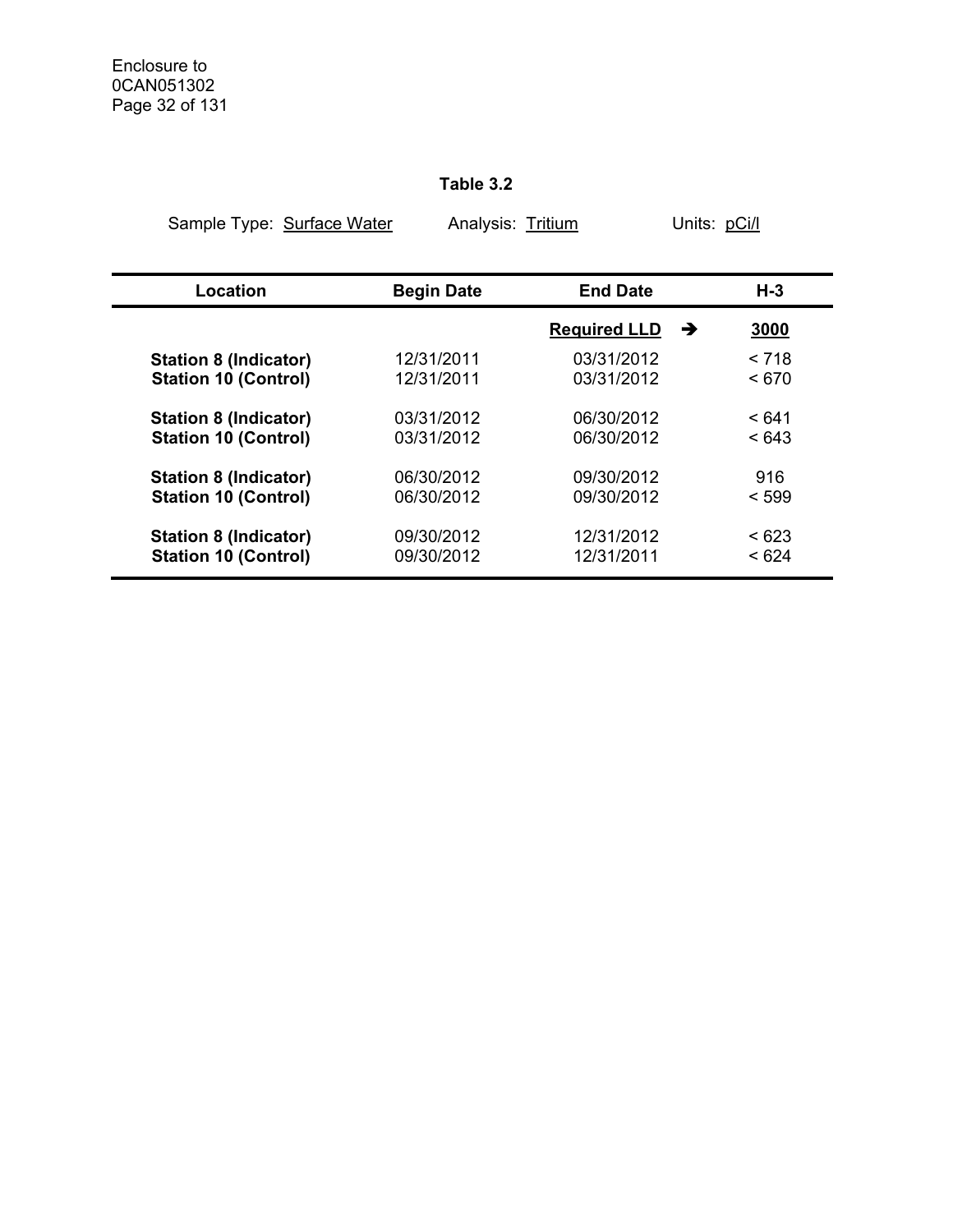Enclosure to
0CAN051302

**Table 3.2**

Sample Type: Surface Water Analysis: Tritium Units: pCi/l

| Location | Begin Date | End Date | H-3 |
|---|---|---|---|
| | | **Required LLD** ➔ | **3000** |
| **Station 8 (Indicator)** | 12/31/2011 | 03/31/2012 | < 718 |
| **Station 10 (Control)** | 12/31/2011 | 03/31/2012 | < 670 |
| **Station 8 (Indicator)** | 03/31/2012 | 06/30/2012 | < 641 |
| **Station 10 (Control)** | 03/31/2012 | 06/30/2012 | < 643 |
| **Station 8 (Indicator)** | 06/30/2012 | 09/30/2012 | 916 |
| **Station 10 (Control)** | 06/30/2012 | 09/30/2012 | < 599 |
| **Station 8 (Indicator)** | 09/30/2012 | 12/31/2012 | < 623 |
| **Station 10 (Control)** | 09/30/2012 | 12/31/2011 | < 624 |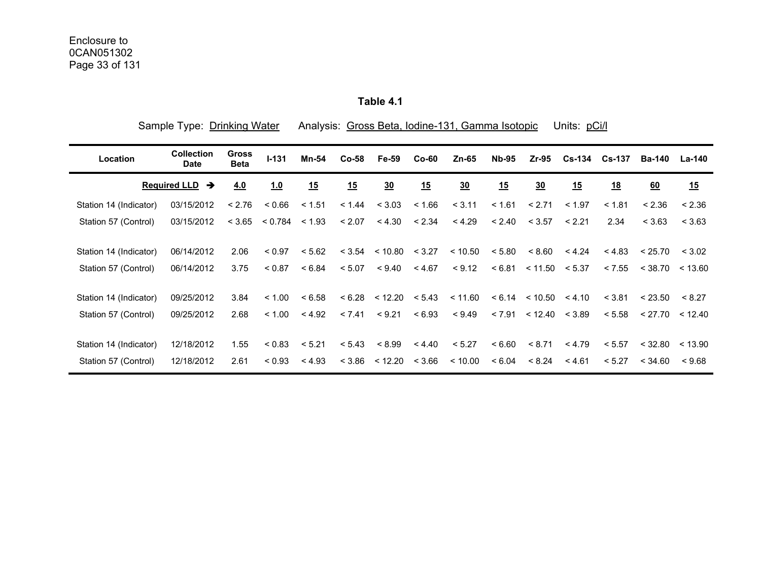Enclosure to
0CAN051302

## Table 4.1

Sample Type: Drinking Water Analysis: Gross Beta, Iodine-131, Gamma Isotopic Units: pCi/l

| Location | Collection Date | Gross Beta | I-131 | Mn-54 | Co-58 | Fe-59 | Co-60 | Zn-65 | Nb-95 | Zr-95 | Cs-134 | Cs-137 | Ba-140 | La-140 |
|---|---|---|---|---|---|---|---|---|---|---|---|---|---|---|
| | **Required LLD →** | **4.0** | **1.0** | **15** | **15** | **30** | **15** | **30** | **15** | **30** | **15** | **18** | **60** | **15** |
| Station 14 (Indicator) | 03/15/2012 | < 2.76 | < 0.66 | < 1.51 | < 1.44 | < 3.03 | < 1.66 | < 3.11 | < 1.61 | < 2.71 | < 1.97 | < 1.81 | < 2.36 | < 2.36 |
| Station 57 (Control) | 03/15/2012 | < 3.65 | < 0.784 | < 1.93 | < 2.07 | < 4.30 | < 2.34 | < 4.29 | < 2.40 | < 3.57 | < 2.21 | 2.34 | < 3.63 | < 3.63 |
| Station 14 (Indicator) | 06/14/2012 | 2.06 | < 0.97 | < 5.62 | < 3.54 | < 10.80 | < 3.27 | < 10.50 | < 5.80 | < 8.60 | < 4.24 | < 4.83 | < 25.70 | < 3.02 |
| Station 57 (Control) | 06/14/2012 | 3.75 | < 0.87 | < 6.84 | < 5.07 | < 9.40 | < 4.67 | < 9.12 | < 6.81 | < 11.50 | < 5.37 | < 7.55 | < 38.70 | < 13.60 |
| Station 14 (Indicator) | 09/25/2012 | 3.84 | < 1.00 | < 6.58 | < 6.28 | < 12.20 | < 5.43 | < 11.60 | < 6.14 | < 10.50 | < 4.10 | < 3.81 | < 23.50 | < 8.27 |
| Station 57 (Control) | 09/25/2012 | 2.68 | < 1.00 | < 4.92 | < 7.41 | < 9.21 | < 6.93 | < 9.49 | < 7.91 | < 12.40 | < 3.89 | < 5.58 | < 27.70 | < 12.40 |
| Station 14 (Indicator) | 12/18/2012 | 1.55 | < 0.83 | < 5.21 | < 5.43 | < 8.99 | < 4.40 | < 5.27 | < 6.60 | < 8.71 | < 4.79 | < 5.57 | < 32.80 | < 13.90 |
| Station 57 (Control) | 12/18/2012 | 2.61 | < 0.93 | < 4.93 | < 3.86 | < 12.20 | < 3.66 | < 10.00 | < 6.04 | < 8.24 | < 4.61 | < 5.27 | < 34.60 | < 9.68 |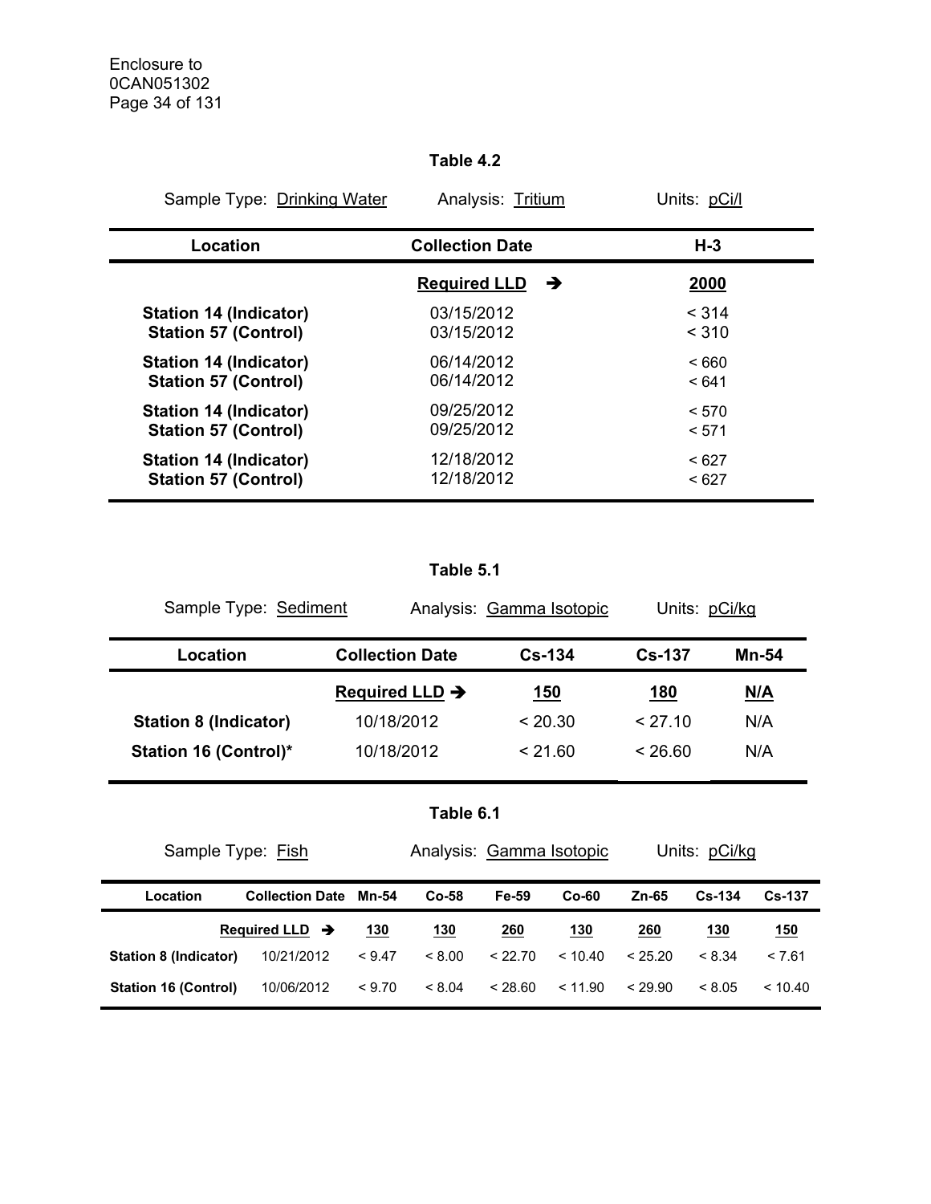**Table 4.2**

Sample Type: Drinking Water Analysis: Tritium Units: pCi/l

| Location | Collection Date | H-3 |
|---|---|---|
| | **Required LLD** ➔ | **2000** |
| **Station 14 (Indicator)** | 03/15/2012 | < 314 |
| **Station 57 (Control)** | 03/15/2012 | < 310 |
| **Station 14 (Indicator)** | 06/14/2012 | < 660 |
| **Station 57 (Control)** | 06/14/2012 | < 641 |
| **Station 14 (Indicator)** | 09/25/2012 | < 570 |
| **Station 57 (Control)** | 09/25/2012 | < 571 |
| **Station 14 (Indicator)** | 12/18/2012 | < 627 |
| **Station 57 (Control)** | 12/18/2012 | < 627 |

**Table 5.1**

Sample Type: Sediment Analysis: Gamma Isotopic Units: pCi/kg

| Location | Collection Date | Cs-134 | Cs-137 | Mn-54 |
|---|---|---|---|---|
| | **Required LLD** ➔ | **150** | **180** | **N/A** |
| **Station 8 (Indicator)** | 10/18/2012 | < 20.30 | < 27.10 | N/A |
| **Station 16 (Control)*** | 10/18/2012 | < 21.60 | < 26.60 | N/A |

**Table 6.1**

Sample Type: Fish Analysis: Gamma Isotopic Units: pCi/kg

| Location | Collection Date | Mn-54 | Co-58 | Fe-59 | Co-60 | Zn-65 | Cs-134 | Cs-137 |
|---|---|---|---|---|---|---|---|---|
| | **Required LLD** ➔ | **130** | **130** | **260** | **130** | **260** | **130** | **150** |
| **Station 8 (Indicator)** | 10/21/2012 | < 9.47 | < 8.00 | < 22.70 | < 10.40 | < 25.20 | < 8.34 | < 7.61 |
| **Station 16 (Control)** | 10/06/2012 | < 9.70 | < 8.04 | < 28.60 | < 11.90 | < 29.90 | < 8.05 | < 10.40 |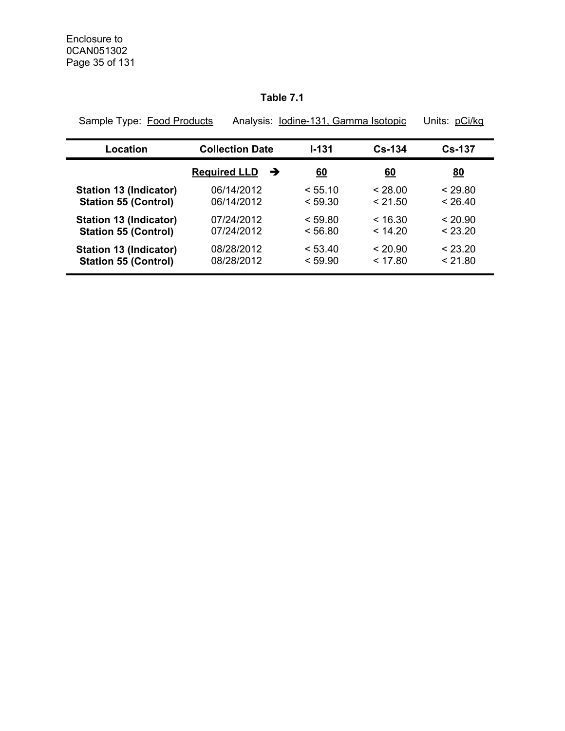**Table 7.1**

Sample Type: Food Products Analysis: Iodine-131, Gamma Isotopic Units: pCi/kg

| Location | Collection Date | I-131 | Cs-134 | Cs-137 |
|---|---|---|---|---|
| | **Required LLD** ➔ | **60** | **60** | **80** |
| **Station 13 (Indicator)** | 06/14/2012 | < 55.10 | < 28.00 | < 29.80 |
| **Station 55 (Control)** | 06/14/2012 | < 59.30 | < 21.50 | < 26.40 |
| **Station 13 (Indicator)** | 07/24/2012 | < 59.80 | < 16.30 | < 20.90 |
| **Station 55 (Control)** | 07/24/2012 | < 56.80 | < 14.20 | < 23.20 |
| **Station 13 (Indicator)** | 08/28/2012 | < 53.40 | < 20.90 | < 23.20 |
| **Station 55 (Control)** | 08/28/2012 | < 59.90 | < 17.80 | < 21.80 |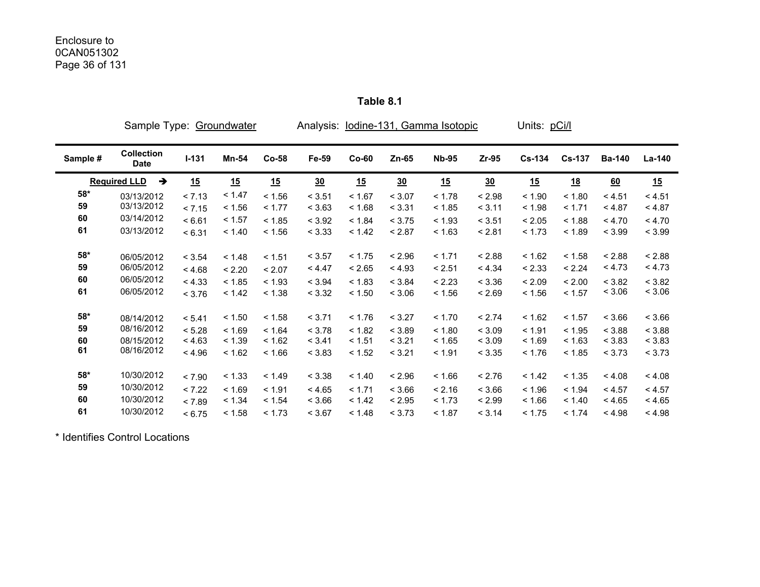Enclosure to
0CAN051302

## Table 8.1

Sample Type: Groundwater    Analysis: Iodine-131, Gamma Isotopic    Units: pCi/l

| Sample # | Collection Date | I-131 | Mn-54 | Co-58 | Fe-59 | Co-60 | Zn-65 | Nb-95 | Zr-95 | Cs-134 | Cs-137 | Ba-140 | La-140 |
|---|---|---|---|---|---|---|---|---|---|---|---|---|---|
| Required LLD → | | 15 | 15 | 15 | 30 | 15 | 30 | 15 | 30 | 15 | 18 | 60 | 15 |
| 58* | 03/13/2012 | < 7.13 | < 1.47 | < 1.56 | < 3.51 | < 1.67 | < 3.07 | < 1.78 | < 2.98 | < 1.90 | < 1.80 | < 4.51 | < 4.51 |
| 59 | 03/13/2012 | < 7.15 | < 1.56 | < 1.77 | < 3.63 | < 1.68 | < 3.31 | < 1.85 | < 3.11 | < 1.98 | < 1.71 | < 4.87 | < 4.87 |
| 60 | 03/14/2012 | < 6.61 | < 1.57 | < 1.85 | < 3.92 | < 1.84 | < 3.75 | < 1.93 | < 3.51 | < 2.05 | < 1.88 | < 4.70 | < 4.70 |
| 61 | 03/13/2012 | < 6.31 | < 1.40 | < 1.56 | < 3.33 | < 1.42 | < 2.87 | < 1.63 | < 2.81 | < 1.73 | < 1.89 | < 3.99 | < 3.99 |
| 58* | 06/05/2012 | < 3.54 | < 1.48 | < 1.51 | < 3.57 | < 1.75 | < 2.96 | < 1.71 | < 2.88 | < 1.62 | < 1.58 | < 2.88 | < 2.88 |
| 59 | 06/05/2012 | < 4.68 | < 2.20 | < 2.07 | < 4.47 | < 2.65 | < 4.93 | < 2.51 | < 4.34 | < 2.33 | < 2.24 | < 4.73 | < 4.73 |
| 60 | 06/05/2012 | < 4.33 | < 1.85 | < 1.93 | < 3.94 | < 1.83 | < 3.84 | < 2.23 | < 3.36 | < 2.09 | < 2.00 | < 3.82 | < 3.82 |
| 61 | 06/05/2012 | < 3.76 | < 1.42 | < 1.38 | < 3.32 | < 1.50 | < 3.06 | < 1.56 | < 2.69 | < 1.56 | < 1.57 | < 3.06 | < 3.06 |
| 58* | 08/14/2012 | < 5.41 | < 1.50 | < 1.58 | < 3.71 | < 1.76 | < 3.27 | < 1.70 | < 2.74 | < 1.62 | < 1.57 | < 3.66 | < 3.66 |
| 59 | 08/16/2012 | < 5.28 | < 1.69 | < 1.64 | < 3.78 | < 1.82 | < 3.89 | < 1.80 | < 3.09 | < 1.91 | < 1.95 | < 3.88 | < 3.88 |
| 60 | 08/15/2012 | < 4.63 | < 1.39 | < 1.62 | < 3.41 | < 1.51 | < 3.21 | < 1.65 | < 3.09 | < 1.69 | < 1.63 | < 3.83 | < 3.83 |
| 61 | 08/16/2012 | < 4.96 | < 1.62 | < 1.66 | < 3.83 | < 1.52 | < 3.21 | < 1.91 | < 3.35 | < 1.76 | < 1.85 | < 3.73 | < 3.73 |
| 58* | 10/30/2012 | < 7.90 | < 1.33 | < 1.49 | < 3.38 | < 1.40 | < 2.96 | < 1.66 | < 2.76 | < 1.42 | < 1.35 | < 4.08 | < 4.08 |
| 59 | 10/30/2012 | < 7.22 | < 1.69 | < 1.91 | < 4.65 | < 1.71 | < 3.66 | < 2.16 | < 3.66 | < 1.96 | < 1.94 | < 4.57 | < 4.57 |
| 60 | 10/30/2012 | < 7.89 | < 1.34 | < 1.54 | < 3.66 | < 1.42 | < 2.95 | < 1.73 | < 2.99 | < 1.66 | < 1.40 | < 4.65 | < 4.65 |
| 61 | 10/30/2012 | < 6.75 | < 1.58 | < 1.73 | < 3.67 | < 1.48 | < 3.73 | < 1.87 | < 3.14 | < 1.75 | < 1.74 | < 4.98 | < 4.98 |

* Identifies Control Locations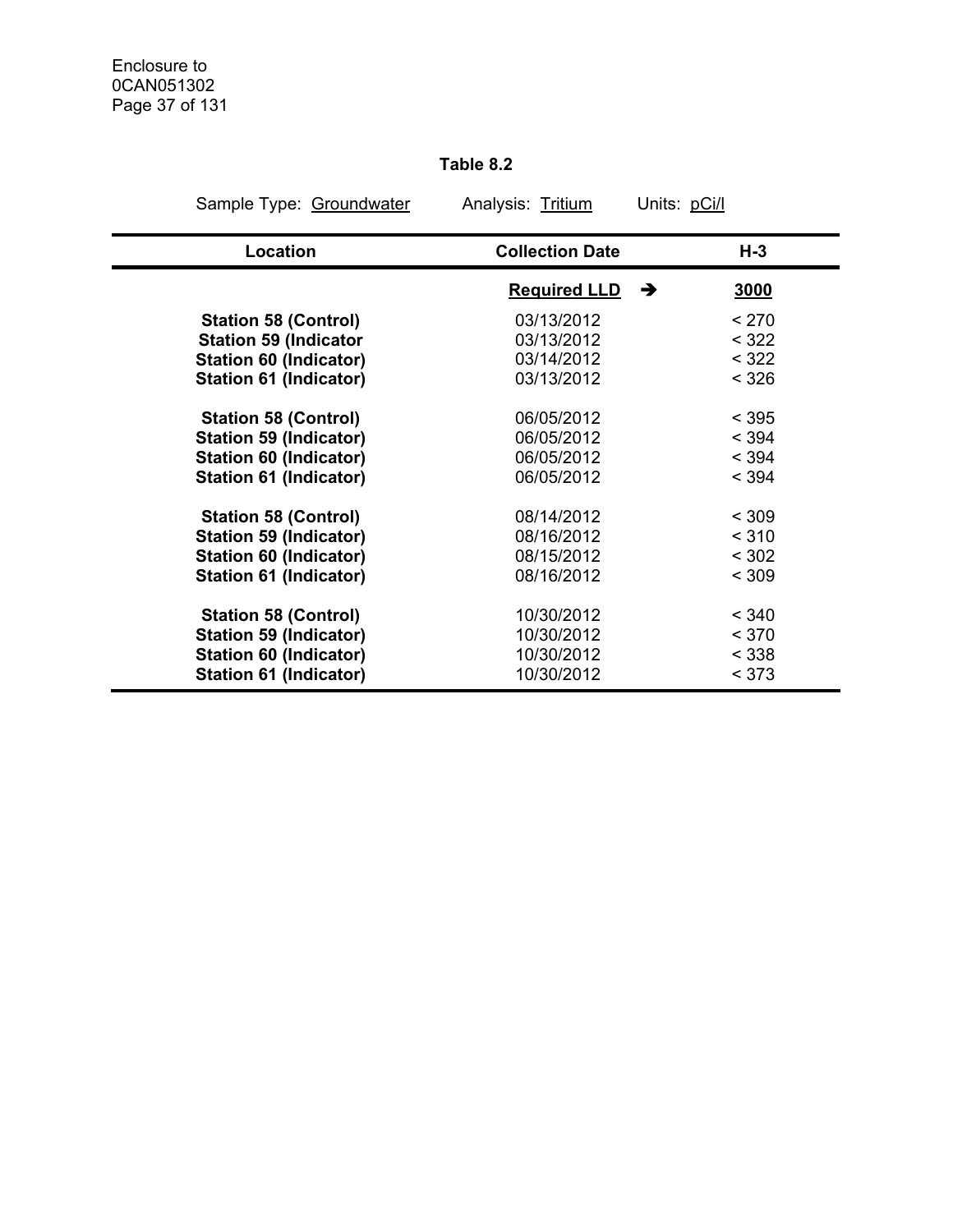**Table 8.2**

Sample Type: Groundwater Analysis: Tritium Units: pCi/l

| Location | Collection Date | H-3 |
|---|---|---|
| | **Required LLD** ➔ | **3000** |
| **Station 58 (Control)** | 03/13/2012 | < 270 |
| **Station 59 (Indicator** | 03/13/2012 | < 322 |
| **Station 60 (Indicator)** | 03/14/2012 | < 322 |
| **Station 61 (Indicator)** | 03/13/2012 | < 326 |
| **Station 58 (Control)** | 06/05/2012 | < 395 |
| **Station 59 (Indicator)** | 06/05/2012 | < 394 |
| **Station 60 (Indicator)** | 06/05/2012 | < 394 |
| **Station 61 (Indicator)** | 06/05/2012 | < 394 |
| **Station 58 (Control)** | 08/14/2012 | < 309 |
| **Station 59 (Indicator)** | 08/16/2012 | < 310 |
| **Station 60 (Indicator)** | 08/15/2012 | < 302 |
| **Station 61 (Indicator)** | 08/16/2012 | < 309 |
| **Station 58 (Control)** | 10/30/2012 | < 340 |
| **Station 59 (Indicator)** | 10/30/2012 | < 370 |
| **Station 60 (Indicator)** | 10/30/2012 | < 338 |
| **Station 61 (Indicator)** | 10/30/2012 | < 373 |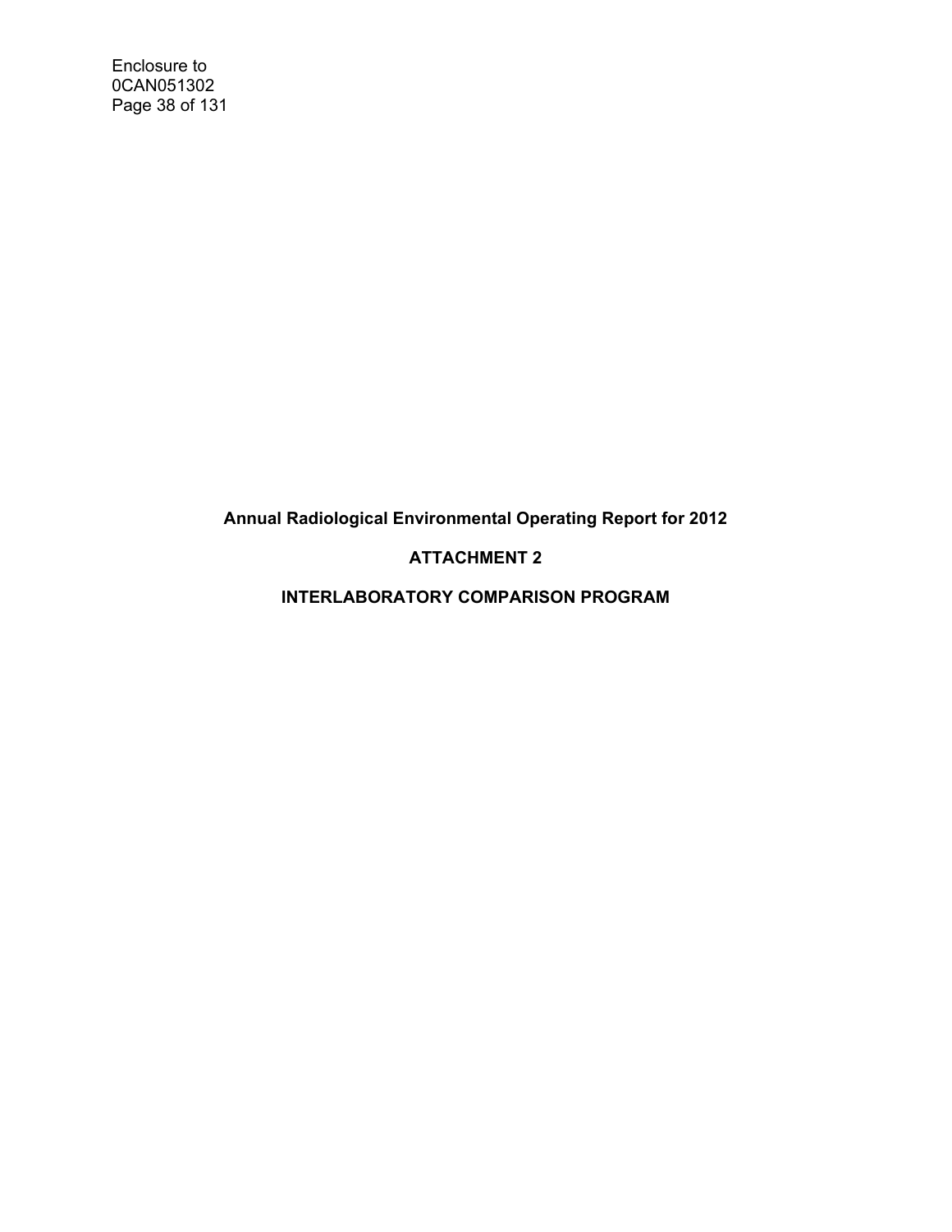**Annual Radiological Environmental Operating Report for 2012**

**ATTACHMENT 2**

**INTERLABORATORY COMPARISON PROGRAM**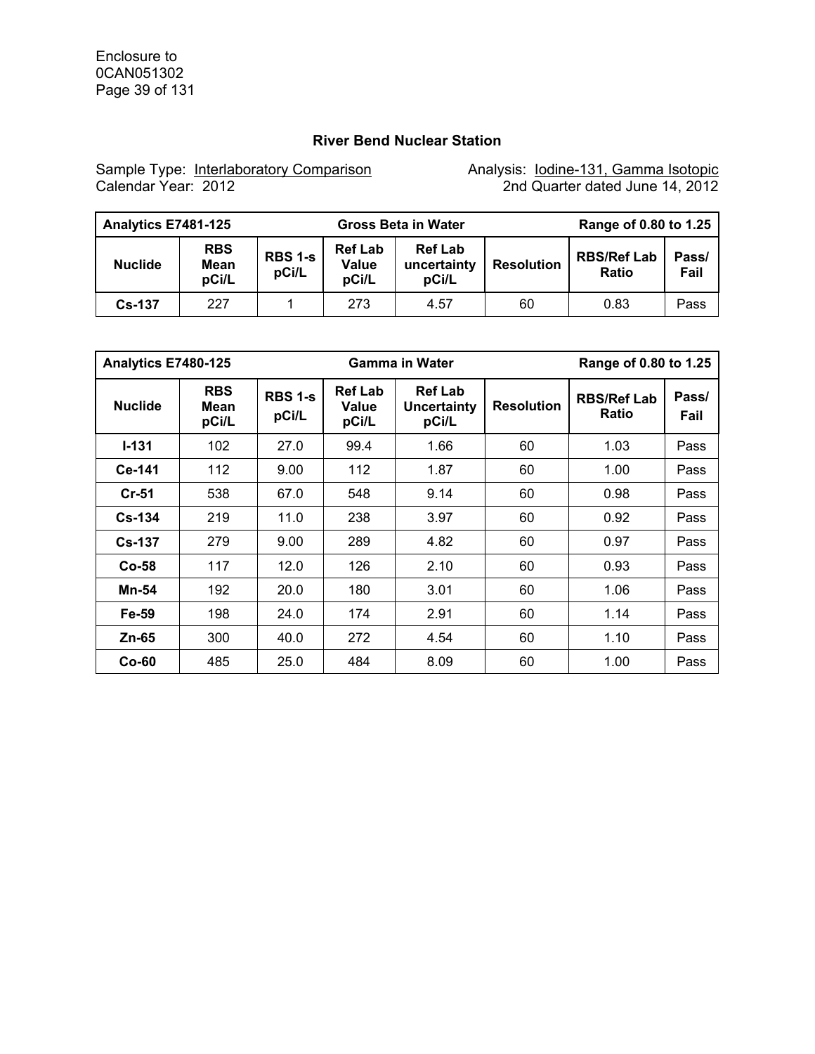## River Bend Nuclear Station

Sample Type: Interlaboratory Comparison
Calendar Year: 2012

Analysis: Iodine-131, Gamma Isotopic
2nd Quarter dated June 14, 2012

| Analytics E7481-125 | | | Gross Beta in Water | | | Range of 0.80 to 1.25 | |
|---|---|---|---|---|---|---|---|
| **Nuclide** | **RBS Mean pCi/L** | **RBS 1-s pCi/L** | **Ref Lab Value pCi/L** | **Ref Lab uncertainty pCi/L** | **Resolution** | **RBS/Ref Lab Ratio** | **Pass/ Fail** |
| **Cs-137** | 227 | 1 | 273 | 4.57 | 60 | 0.83 | Pass |

| Analytics E7480-125 | | | Gamma in Water | | | Range of 0.80 to 1.25 | |
|---|---|---|---|---|---|---|---|
| **Nuclide** | **RBS Mean pCi/L** | **RBS 1-s pCi/L** | **Ref Lab Value pCi/L** | **Ref Lab Uncertainty pCi/L** | **Resolution** | **RBS/Ref Lab Ratio** | **Pass/ Fail** |
| **I-131** | 102 | 27.0 | 99.4 | 1.66 | 60 | 1.03 | Pass |
| **Ce-141** | 112 | 9.00 | 112 | 1.87 | 60 | 1.00 | Pass |
| **Cr-51** | 538 | 67.0 | 548 | 9.14 | 60 | 0.98 | Pass |
| **Cs-134** | 219 | 11.0 | 238 | 3.97 | 60 | 0.92 | Pass |
| **Cs-137** | 279 | 9.00 | 289 | 4.82 | 60 | 0.97 | Pass |
| **Co-58** | 117 | 12.0 | 126 | 2.10 | 60 | 0.93 | Pass |
| **Mn-54** | 192 | 20.0 | 180 | 3.01 | 60 | 1.06 | Pass |
| **Fe-59** | 198 | 24.0 | 174 | 2.91 | 60 | 1.14 | Pass |
| **Zn-65** | 300 | 40.0 | 272 | 4.54 | 60 | 1.10 | Pass |
| **Co-60** | 485 | 25.0 | 484 | 8.09 | 60 | 1.00 | Pass |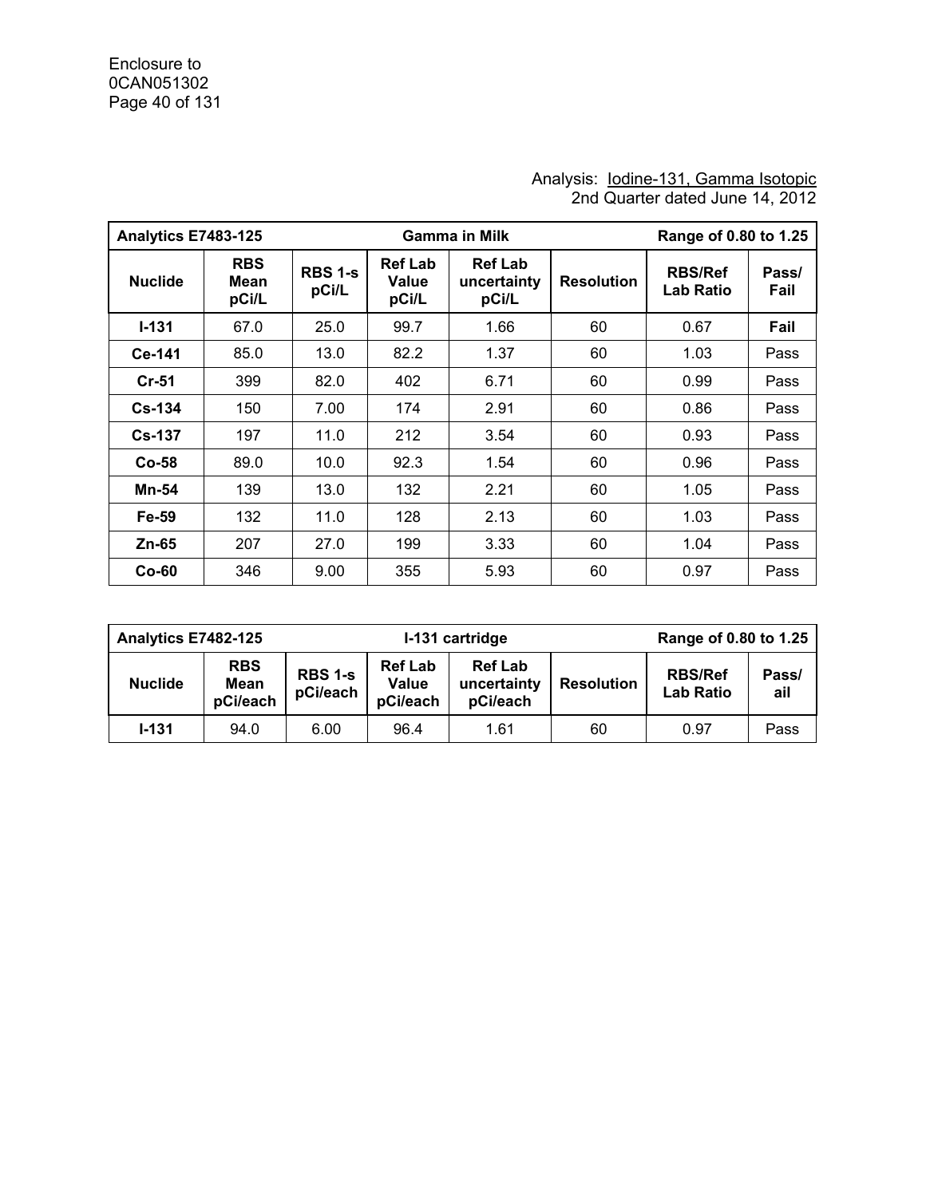Analysis: Iodine-131, Gamma Isotopic
2nd Quarter dated June 14, 2012

| Analytics E7483-125 | | | | Gamma in Milk | | Range of 0.80 to 1.25 | |
|---|---|---|---|---|---|---|---|
| **Nuclide** | **RBS Mean pCi/L** | **RBS 1-s pCi/L** | **Ref Lab Value pCi/L** | **Ref Lab uncertainty pCi/L** | **Resolution** | **RBS/Ref Lab Ratio** | **Pass/ Fail** |
| **I-131** | 67.0 | 25.0 | 99.7 | 1.66 | 60 | 0.67 | **Fail** |
| **Ce-141** | 85.0 | 13.0 | 82.2 | 1.37 | 60 | 1.03 | Pass |
| **Cr-51** | 399 | 82.0 | 402 | 6.71 | 60 | 0.99 | Pass |
| **Cs-134** | 150 | 7.00 | 174 | 2.91 | 60 | 0.86 | Pass |
| **Cs-137** | 197 | 11.0 | 212 | 3.54 | 60 | 0.93 | Pass |
| **Co-58** | 89.0 | 10.0 | 92.3 | 1.54 | 60 | 0.96 | Pass |
| **Mn-54** | 139 | 13.0 | 132 | 2.21 | 60 | 1.05 | Pass |
| **Fe-59** | 132 | 11.0 | 128 | 2.13 | 60 | 1.03 | Pass |
| **Zn-65** | 207 | 27.0 | 199 | 3.33 | 60 | 1.04 | Pass |
| **Co-60** | 346 | 9.00 | 355 | 5.93 | 60 | 0.97 | Pass |

| Analytics E7482-125 | | | | I-131 cartridge | | Range of 0.80 to 1.25 | |
|---|---|---|---|---|---|---|---|
| **Nuclide** | **RBS Mean pCi/each** | **RBS 1-s pCi/each** | **Ref Lab Value pCi/each** | **Ref Lab uncertainty pCi/each** | **Resolution** | **RBS/Ref Lab Ratio** | **Pass/ ail** |
| **I-131** | 94.0 | 6.00 | 96.4 | 1.61 | 60 | 0.97 | Pass |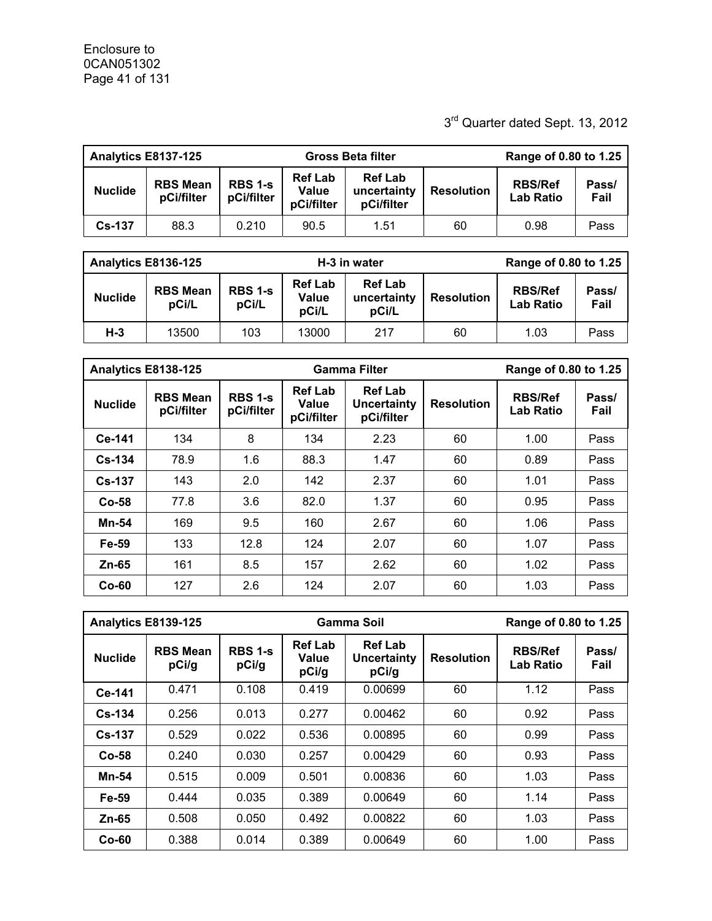3rd Quarter dated Sept. 13, 2012

| Analytics E8137-125 | | | Gross Beta filter | | | Range of 0.80 to 1.25 | |
|---|---|---|---|---|---|---|---|
| **Nuclide** | **RBS Mean pCi/filter** | **RBS 1-s pCi/filter** | **Ref Lab Value pCi/filter** | **Ref Lab uncertainty pCi/filter** | **Resolution** | **RBS/Ref Lab Ratio** | **Pass/ Fail** |
| **Cs-137** | 88.3 | 0.210 | 90.5 | 1.51 | 60 | 0.98 | Pass |

| Analytics E8136-125 | | | H-3 in water | | | Range of 0.80 to 1.25 | |
|---|---|---|---|---|---|---|---|
| **Nuclide** | **RBS Mean pCi/L** | **RBS 1-s pCi/L** | **Ref Lab Value pCi/L** | **Ref Lab uncertainty pCi/L** | **Resolution** | **RBS/Ref Lab Ratio** | **Pass/ Fail** |
| **H-3** | 13500 | 103 | 13000 | 217 | 60 | 1.03 | Pass |

| Analytics E8138-125 | | | Gamma Filter | | | Range of 0.80 to 1.25 | |
|---|---|---|---|---|---|---|---|
| **Nuclide** | **RBS Mean pCi/filter** | **RBS 1-s pCi/filter** | **Ref Lab Value pCi/filter** | **Ref Lab Uncertainty pCi/filter** | **Resolution** | **RBS/Ref Lab Ratio** | **Pass/ Fail** |
| **Ce-141** | 134 | 8 | 134 | 2.23 | 60 | 1.00 | Pass |
| **Cs-134** | 78.9 | 1.6 | 88.3 | 1.47 | 60 | 0.89 | Pass |
| **Cs-137** | 143 | 2.0 | 142 | 2.37 | 60 | 1.01 | Pass |
| **Co-58** | 77.8 | 3.6 | 82.0 | 1.37 | 60 | 0.95 | Pass |
| **Mn-54** | 169 | 9.5 | 160 | 2.67 | 60 | 1.06 | Pass |
| **Fe-59** | 133 | 12.8 | 124 | 2.07 | 60 | 1.07 | Pass |
| **Zn-65** | 161 | 8.5 | 157 | 2.62 | 60 | 1.02 | Pass |
| **Co-60** | 127 | 2.6 | 124 | 2.07 | 60 | 1.03 | Pass |

| Analytics E8139-125 | | | Gamma Soil | | | Range of 0.80 to 1.25 | |
|---|---|---|---|---|---|---|---|
| **Nuclide** | **RBS Mean pCi/g** | **RBS 1-s pCi/g** | **Ref Lab Value pCi/g** | **Ref Lab Uncertainty pCi/g** | **Resolution** | **RBS/Ref Lab Ratio** | **Pass/ Fail** |
| **Ce-141** | 0.471 | 0.108 | 0.419 | 0.00699 | 60 | 1.12 | Pass |
| **Cs-134** | 0.256 | 0.013 | 0.277 | 0.00462 | 60 | 0.92 | Pass |
| **Cs-137** | 0.529 | 0.022 | 0.536 | 0.00895 | 60 | 0.99 | Pass |
| **Co-58** | 0.240 | 0.030 | 0.257 | 0.00429 | 60 | 0.93 | Pass |
| **Mn-54** | 0.515 | 0.009 | 0.501 | 0.00836 | 60 | 1.03 | Pass |
| **Fe-59** | 0.444 | 0.035 | 0.389 | 0.00649 | 60 | 1.14 | Pass |
| **Zn-65** | 0.508 | 0.050 | 0.492 | 0.00822 | 60 | 1.03 | Pass |
| **Co-60** | 0.388 | 0.014 | 0.389 | 0.00649 | 60 | 1.00 | Pass |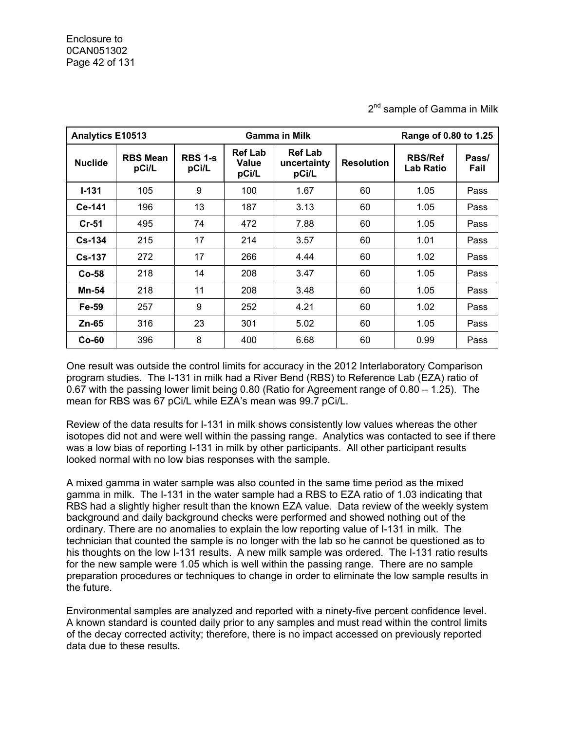2nd sample of Gamma in Milk

| Analytics E10513 | | | Gamma in Milk | | | Range of 0.80 to 1.25 | |
|---|---|---|---|---|---|---|---|
| **Nuclide** | **RBS Mean pCi/L** | **RBS 1-s pCi/L** | **Ref Lab Value pCi/L** | **Ref Lab uncertainty pCi/L** | **Resolution** | **RBS/Ref Lab Ratio** | **Pass/ Fail** |
| **I-131** | 105 | 9 | 100 | 1.67 | 60 | 1.05 | Pass |
| **Ce-141** | 196 | 13 | 187 | 3.13 | 60 | 1.05 | Pass |
| **Cr-51** | 495 | 74 | 472 | 7.88 | 60 | 1.05 | Pass |
| **Cs-134** | 215 | 17 | 214 | 3.57 | 60 | 1.01 | Pass |
| **Cs-137** | 272 | 17 | 266 | 4.44 | 60 | 1.02 | Pass |
| **Co-58** | 218 | 14 | 208 | 3.47 | 60 | 1.05 | Pass |
| **Mn-54** | 218 | 11 | 208 | 3.48 | 60 | 1.05 | Pass |
| **Fe-59** | 257 | 9 | 252 | 4.21 | 60 | 1.02 | Pass |
| **Zn-65** | 316 | 23 | 301 | 5.02 | 60 | 1.05 | Pass |
| **Co-60** | 396 | 8 | 400 | 6.68 | 60 | 0.99 | Pass |

One result was outside the control limits for accuracy in the 2012 Interlaboratory Comparison program studies. The I-131 in milk had a River Bend (RBS) to Reference Lab (EZA) ratio of 0.67 with the passing lower limit being 0.80 (Ratio for Agreement range of 0.80 – 1.25). The mean for RBS was 67 pCi/L while EZA's mean was 99.7 pCi/L.

Review of the data results for I-131 in milk shows consistently low values whereas the other isotopes did not and were well within the passing range. Analytics was contacted to see if there was a low bias of reporting I-131 in milk by other participants. All other participant results looked normal with no low bias responses with the sample.

A mixed gamma in water sample was also counted in the same time period as the mixed gamma in milk. The I-131 in the water sample had a RBS to EZA ratio of 1.03 indicating that RBS had a slightly higher result than the known EZA value. Data review of the weekly system background and daily background checks were performed and showed nothing out of the ordinary. There are no anomalies to explain the low reporting value of I-131 in milk. The technician that counted the sample is no longer with the lab so he cannot be questioned as to his thoughts on the low I-131 results. A new milk sample was ordered. The I-131 ratio results for the new sample were 1.05 which is well within the passing range. There are no sample preparation procedures or techniques to change in order to eliminate the low sample results in the future.

Environmental samples are analyzed and reported with a ninety-five percent confidence level. A known standard is counted daily prior to any samples and must read within the control limits of the decay corrected activity; therefore, there is no impact accessed on previously reported data due to these results.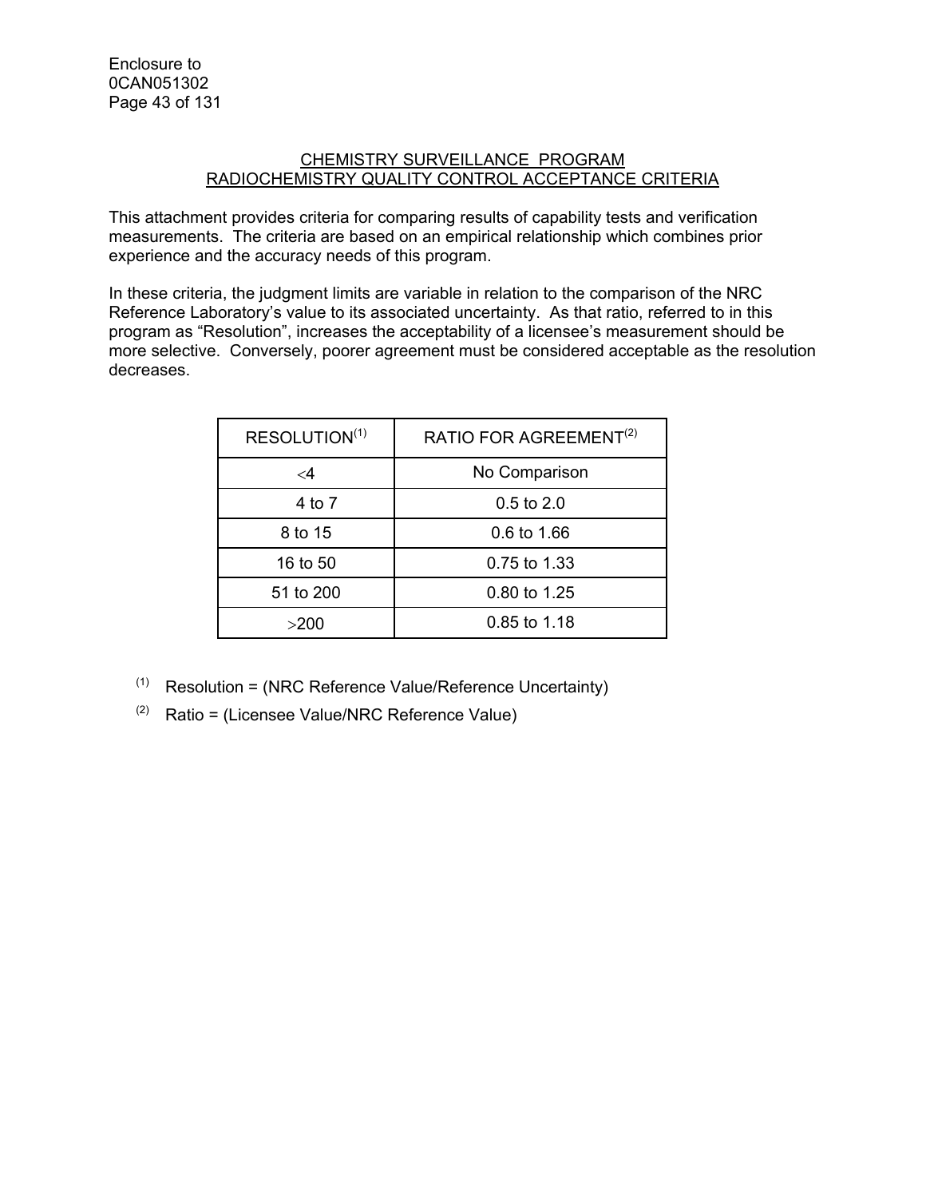## CHEMISTRY SURVEILLANCE PROGRAM RADIOCHEMISTRY QUALITY CONTROL ACCEPTANCE CRITERIA

This attachment provides criteria for comparing results of capability tests and verification measurements. The criteria are based on an empirical relationship which combines prior experience and the accuracy needs of this program.

In these criteria, the judgment limits are variable in relation to the comparison of the NRC Reference Laboratory's value to its associated uncertainty. As that ratio, referred to in this program as "Resolution", increases the acceptability of a licensee's measurement should be more selective. Conversely, poorer agreement must be considered acceptable as the resolution decreases.

| RESOLUTION(1) | RATIO FOR AGREEMENT(2) |
|---|---|
| <4 | No Comparison |
| 4 to 7 | 0.5 to 2.0 |
| 8 to 15 | 0.6 to 1.66 |
| 16 to 50 | 0.75 to 1.33 |
| 51 to 200 | 0.80 to 1.25 |
| >200 | 0.85 to 1.18 |

(1) Resolution = (NRC Reference Value/Reference Uncertainty)

(2) Ratio = (Licensee Value/NRC Reference Value)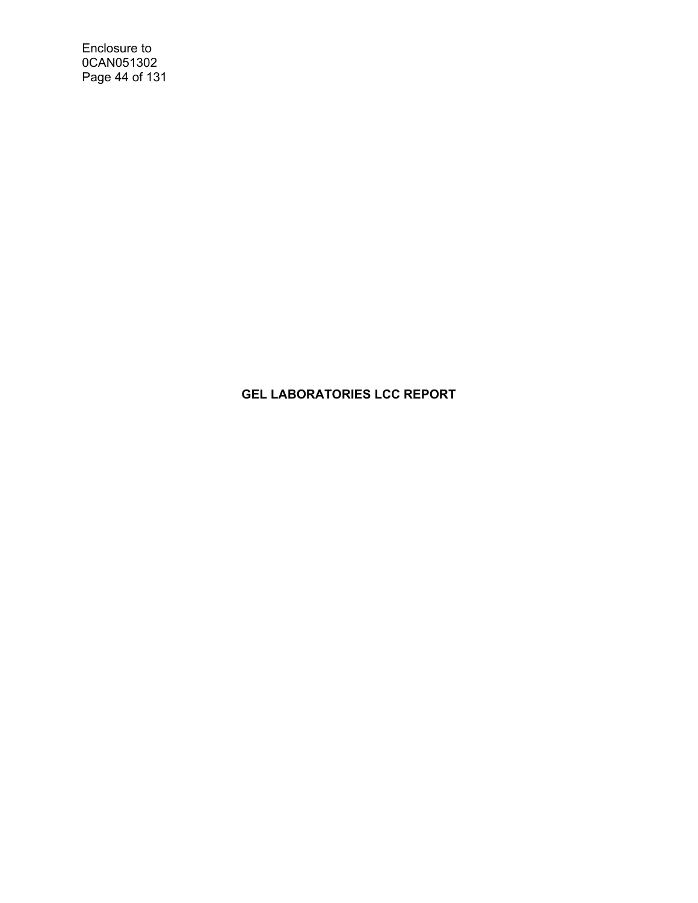**GEL LABORATORIES LCC REPORT**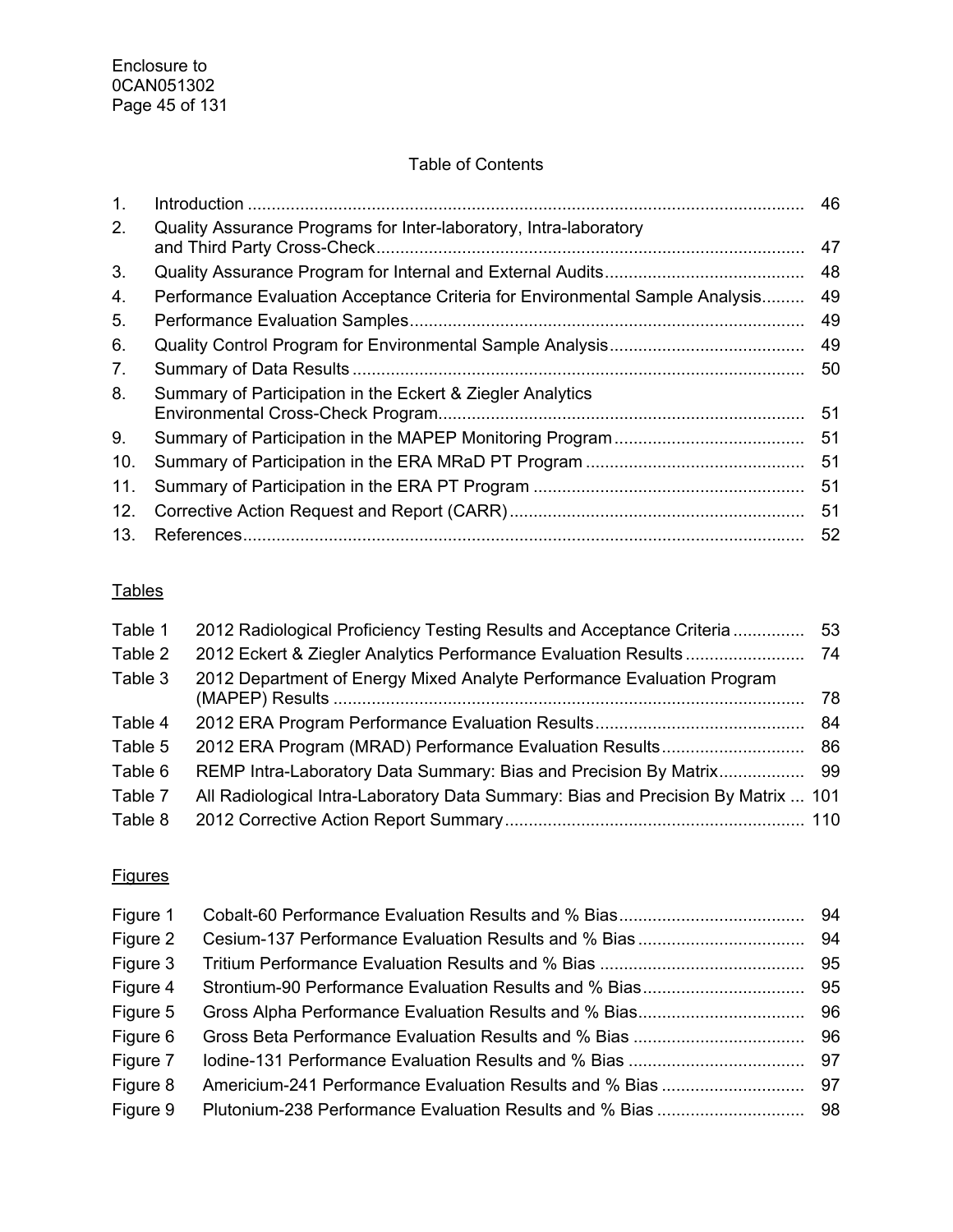Enclosure to
0CAN051302

## Table of Contents

| | | |
|---|---|---|
| 1. | Introduction | 46 |
| 2. | Quality Assurance Programs for Inter-laboratory, Intra-laboratory and Third Party Cross-Check | 47 |
| 3. | Quality Assurance Program for Internal and External Audits | 48 |
| 4. | Performance Evaluation Acceptance Criteria for Environmental Sample Analysis | 49 |
| 5. | Performance Evaluation Samples | 49 |
| 6. | Quality Control Program for Environmental Sample Analysis | 49 |
| 7. | Summary of Data Results | 50 |
| 8. | Summary of Participation in the Eckert & Ziegler Analytics Environmental Cross-Check Program | 51 |
| 9. | Summary of Participation in the MAPEP Monitoring Program | 51 |
| 10. | Summary of Participation in the ERA MRaD PT Program | 51 |
| 11. | Summary of Participation in the ERA PT Program | 51 |
| 12. | Corrective Action Request and Report (CARR) | 51 |
| 13. | References | 52 |

### Tables

| | | |
|---|---|---|
| Table 1 | 2012 Radiological Proficiency Testing Results and Acceptance Criteria | 53 |
| Table 2 | 2012 Eckert & Ziegler Analytics Performance Evaluation Results | 74 |
| Table 3 | 2012 Department of Energy Mixed Analyte Performance Evaluation Program (MAPEP) Results | 78 |
| Table 4 | 2012 ERA Program Performance Evaluation Results | 84 |
| Table 5 | 2012 ERA Program (MRAD) Performance Evaluation Results | 86 |
| Table 6 | REMP Intra-Laboratory Data Summary: Bias and Precision By Matrix | 99 |
| Table 7 | All Radiological Intra-Laboratory Data Summary: Bias and Precision By Matrix | 101 |
| Table 8 | 2012 Corrective Action Report Summary | 110 |

### Figures

| | | |
|---|---|---|
| Figure 1 | Cobalt-60 Performance Evaluation Results and % Bias | 94 |
| Figure 2 | Cesium-137 Performance Evaluation Results and % Bias | 94 |
| Figure 3 | Tritium Performance Evaluation Results and % Bias | 95 |
| Figure 4 | Strontium-90 Performance Evaluation Results and % Bias | 95 |
| Figure 5 | Gross Alpha Performance Evaluation Results and % Bias | 96 |
| Figure 6 | Gross Beta Performance Evaluation Results and % Bias | 96 |
| Figure 7 | Iodine-131 Performance Evaluation Results and % Bias | 97 |
| Figure 8 | Americium-241 Performance Evaluation Results and % Bias | 97 |
| Figure 9 | Plutonium-238 Performance Evaluation Results and % Bias | 98 |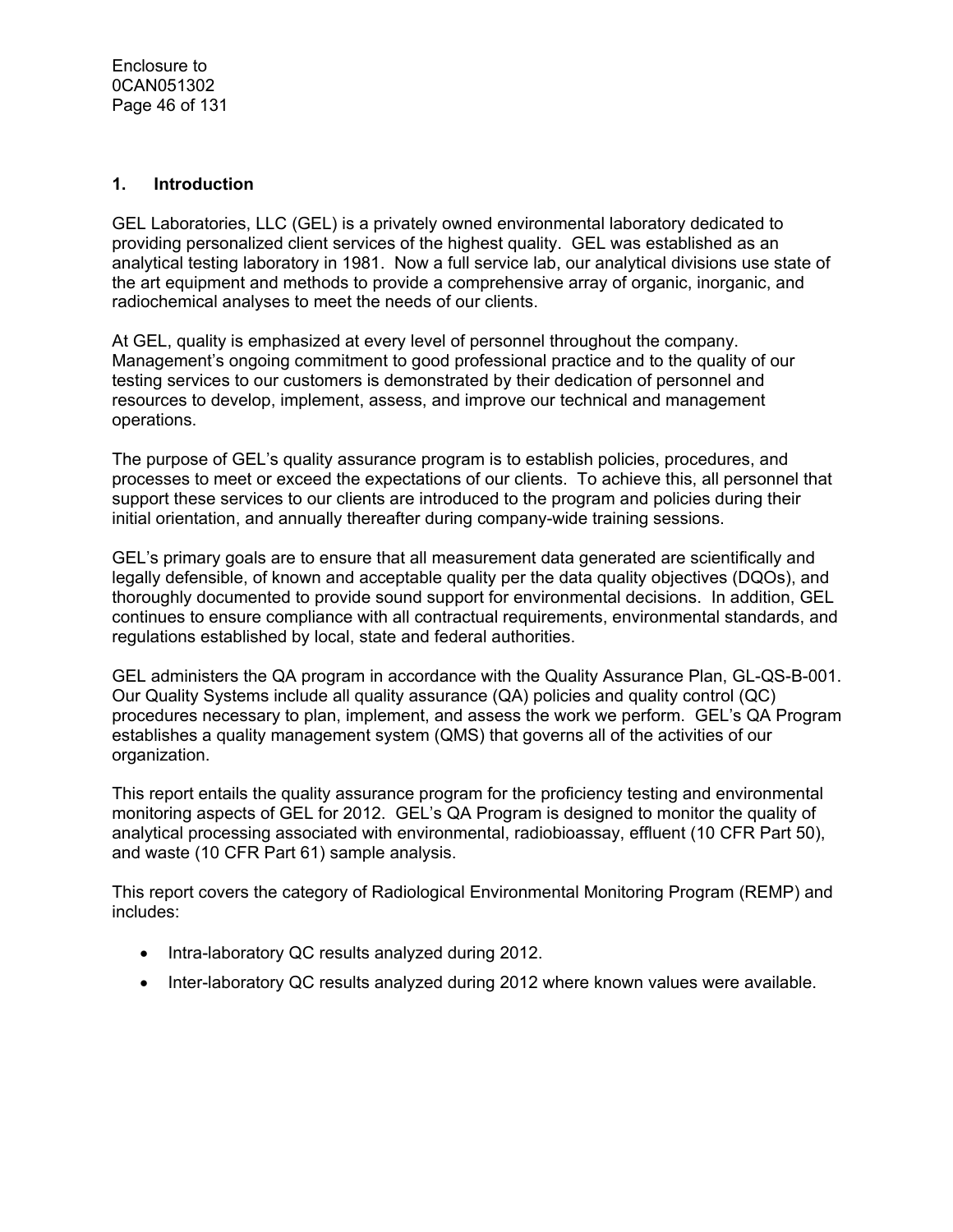## 1. Introduction

GEL Laboratories, LLC (GEL) is a privately owned environmental laboratory dedicated to providing personalized client services of the highest quality. GEL was established as an analytical testing laboratory in 1981. Now a full service lab, our analytical divisions use state of the art equipment and methods to provide a comprehensive array of organic, inorganic, and radiochemical analyses to meet the needs of our clients.

At GEL, quality is emphasized at every level of personnel throughout the company. Management's ongoing commitment to good professional practice and to the quality of our testing services to our customers is demonstrated by their dedication of personnel and resources to develop, implement, assess, and improve our technical and management operations.

The purpose of GEL's quality assurance program is to establish policies, procedures, and processes to meet or exceed the expectations of our clients. To achieve this, all personnel that support these services to our clients are introduced to the program and policies during their initial orientation, and annually thereafter during company-wide training sessions.

GEL's primary goals are to ensure that all measurement data generated are scientifically and legally defensible, of known and acceptable quality per the data quality objectives (DQOs), and thoroughly documented to provide sound support for environmental decisions. In addition, GEL continues to ensure compliance with all contractual requirements, environmental standards, and regulations established by local, state and federal authorities.

GEL administers the QA program in accordance with the Quality Assurance Plan, GL-QS-B-001. Our Quality Systems include all quality assurance (QA) policies and quality control (QC) procedures necessary to plan, implement, and assess the work we perform. GEL's QA Program establishes a quality management system (QMS) that governs all of the activities of our organization.

This report entails the quality assurance program for the proficiency testing and environmental monitoring aspects of GEL for 2012. GEL's QA Program is designed to monitor the quality of analytical processing associated with environmental, radiobioassay, effluent (10 CFR Part 50), and waste (10 CFR Part 61) sample analysis.

This report covers the category of Radiological Environmental Monitoring Program (REMP) and includes:

- Intra-laboratory QC results analyzed during 2012.
- Inter-laboratory QC results analyzed during 2012 where known values were available.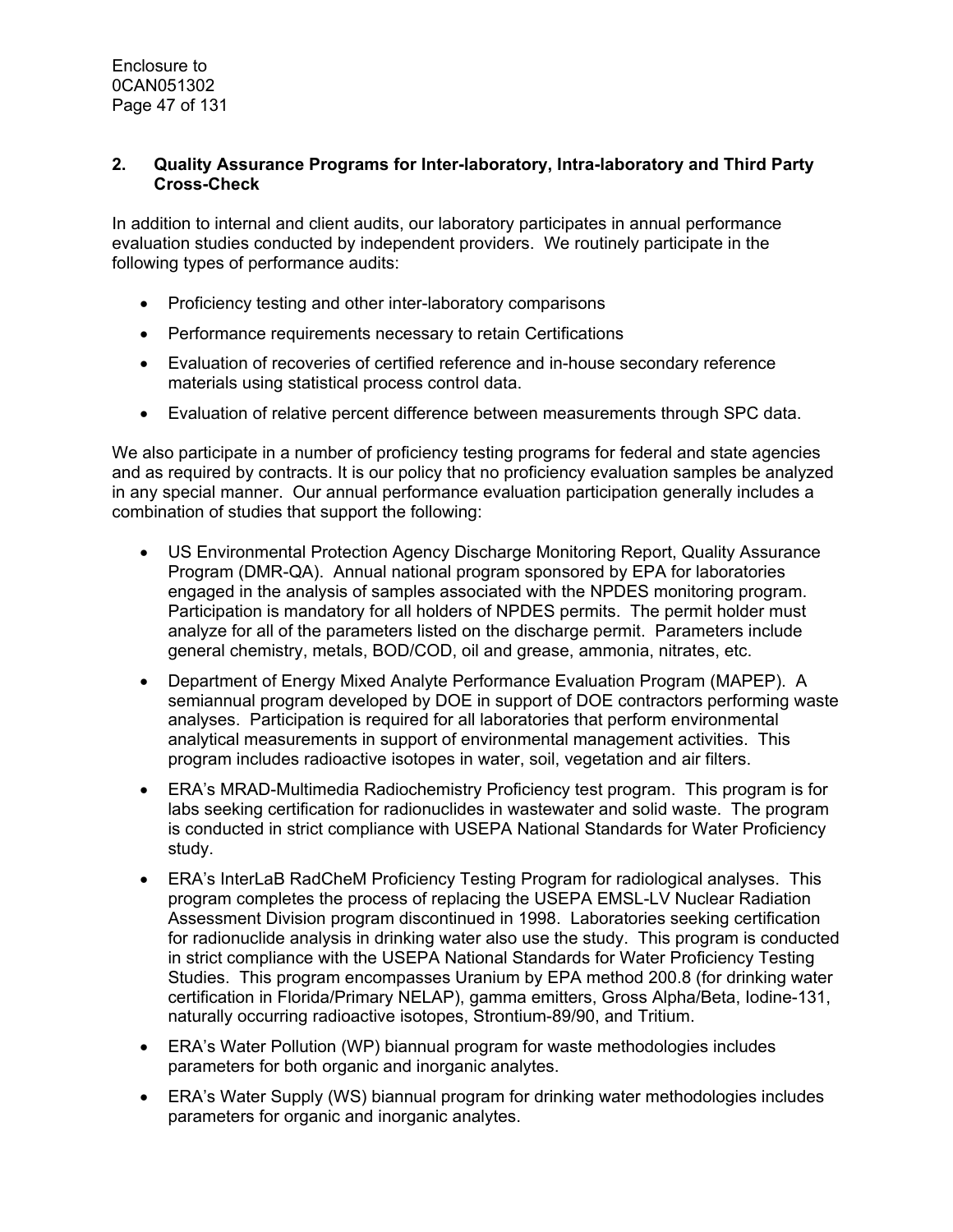## 2. Quality Assurance Programs for Inter-laboratory, Intra-laboratory and Third Party Cross-Check

In addition to internal and client audits, our laboratory participates in annual performance evaluation studies conducted by independent providers. We routinely participate in the following types of performance audits:

- Proficiency testing and other inter-laboratory comparisons
- Performance requirements necessary to retain Certifications
- Evaluation of recoveries of certified reference and in-house secondary reference materials using statistical process control data.
- Evaluation of relative percent difference between measurements through SPC data.

We also participate in a number of proficiency testing programs for federal and state agencies and as required by contracts. It is our policy that no proficiency evaluation samples be analyzed in any special manner. Our annual performance evaluation participation generally includes a combination of studies that support the following:

- US Environmental Protection Agency Discharge Monitoring Report, Quality Assurance Program (DMR-QA). Annual national program sponsored by EPA for laboratories engaged in the analysis of samples associated with the NPDES monitoring program. Participation is mandatory for all holders of NPDES permits. The permit holder must analyze for all of the parameters listed on the discharge permit. Parameters include general chemistry, metals, BOD/COD, oil and grease, ammonia, nitrates, etc.
- Department of Energy Mixed Analyte Performance Evaluation Program (MAPEP). A semiannual program developed by DOE in support of DOE contractors performing waste analyses. Participation is required for all laboratories that perform environmental analytical measurements in support of environmental management activities. This program includes radioactive isotopes in water, soil, vegetation and air filters.
- ERA's MRAD-Multimedia Radiochemistry Proficiency test program. This program is for labs seeking certification for radionuclides in wastewater and solid waste. The program is conducted in strict compliance with USEPA National Standards for Water Proficiency study.
- ERA's InterLaB RadCheM Proficiency Testing Program for radiological analyses. This program completes the process of replacing the USEPA EMSL-LV Nuclear Radiation Assessment Division program discontinued in 1998. Laboratories seeking certification for radionuclide analysis in drinking water also use the study. This program is conducted in strict compliance with the USEPA National Standards for Water Proficiency Testing Studies. This program encompasses Uranium by EPA method 200.8 (for drinking water certification in Florida/Primary NELAP), gamma emitters, Gross Alpha/Beta, Iodine-131, naturally occurring radioactive isotopes, Strontium-89/90, and Tritium.
- ERA's Water Pollution (WP) biannual program for waste methodologies includes parameters for both organic and inorganic analytes.
- ERA's Water Supply (WS) biannual program for drinking water methodologies includes parameters for organic and inorganic analytes.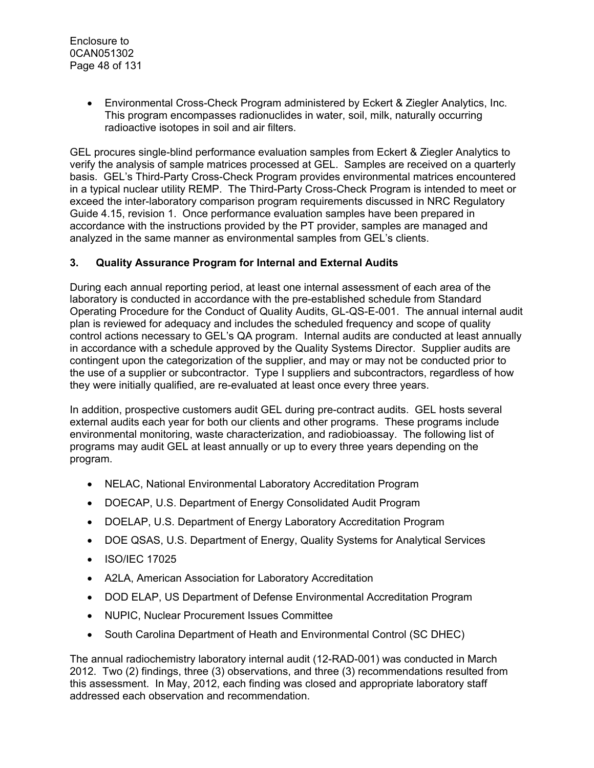- Environmental Cross-Check Program administered by Eckert & Ziegler Analytics, Inc. This program encompasses radionuclides in water, soil, milk, naturally occurring radioactive isotopes in soil and air filters.

GEL procures single-blind performance evaluation samples from Eckert & Ziegler Analytics to verify the analysis of sample matrices processed at GEL. Samples are received on a quarterly basis. GEL's Third-Party Cross-Check Program provides environmental matrices encountered in a typical nuclear utility REMP. The Third-Party Cross-Check Program is intended to meet or exceed the inter-laboratory comparison program requirements discussed in NRC Regulatory Guide 4.15, revision 1. Once performance evaluation samples have been prepared in accordance with the instructions provided by the PT provider, samples are managed and analyzed in the same manner as environmental samples from GEL's clients.

### 3. Quality Assurance Program for Internal and External Audits

During each annual reporting period, at least one internal assessment of each area of the laboratory is conducted in accordance with the pre-established schedule from Standard Operating Procedure for the Conduct of Quality Audits, GL-QS-E-001. The annual internal audit plan is reviewed for adequacy and includes the scheduled frequency and scope of quality control actions necessary to GEL's QA program. Internal audits are conducted at least annually in accordance with a schedule approved by the Quality Systems Director. Supplier audits are contingent upon the categorization of the supplier, and may or may not be conducted prior to the use of a supplier or subcontractor. Type I suppliers and subcontractors, regardless of how they were initially qualified, are re-evaluated at least once every three years.

In addition, prospective customers audit GEL during pre-contract audits. GEL hosts several external audits each year for both our clients and other programs. These programs include environmental monitoring, waste characterization, and radiobioassay. The following list of programs may audit GEL at least annually or up to every three years depending on the program.

- NELAC, National Environmental Laboratory Accreditation Program
- DOECAP, U.S. Department of Energy Consolidated Audit Program
- DOELAP, U.S. Department of Energy Laboratory Accreditation Program
- DOE QSAS, U.S. Department of Energy, Quality Systems for Analytical Services
- ISO/IEC 17025
- A2LA, American Association for Laboratory Accreditation
- DOD ELAP, US Department of Defense Environmental Accreditation Program
- NUPIC, Nuclear Procurement Issues Committee
- South Carolina Department of Heath and Environmental Control (SC DHEC)

The annual radiochemistry laboratory internal audit (12-RAD-001) was conducted in March 2012. Two (2) findings, three (3) observations, and three (3) recommendations resulted from this assessment. In May, 2012, each finding was closed and appropriate laboratory staff addressed each observation and recommendation.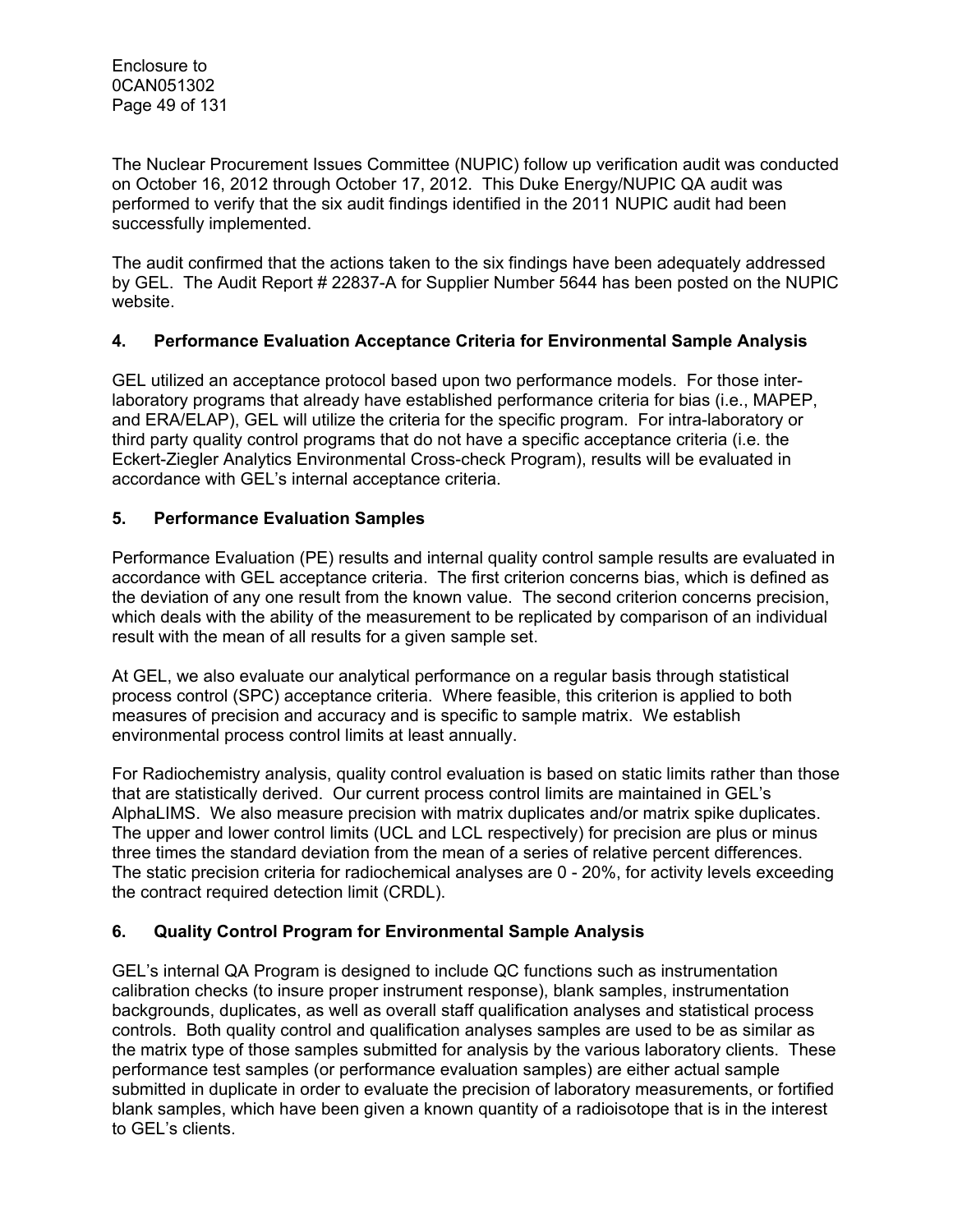The Nuclear Procurement Issues Committee (NUPIC) follow up verification audit was conducted on October 16, 2012 through October 17, 2012. This Duke Energy/NUPIC QA audit was performed to verify that the six audit findings identified in the 2011 NUPIC audit had been successfully implemented.

The audit confirmed that the actions taken to the six findings have been adequately addressed by GEL. The Audit Report # 22837-A for Supplier Number 5644 has been posted on the NUPIC website.

## 4. Performance Evaluation Acceptance Criteria for Environmental Sample Analysis

GEL utilized an acceptance protocol based upon two performance models. For those inter-laboratory programs that already have established performance criteria for bias (i.e., MAPEP, and ERA/ELAP), GEL will utilize the criteria for the specific program. For intra-laboratory or third party quality control programs that do not have a specific acceptance criteria (i.e. the Eckert-Ziegler Analytics Environmental Cross-check Program), results will be evaluated in accordance with GEL's internal acceptance criteria.

## 5. Performance Evaluation Samples

Performance Evaluation (PE) results and internal quality control sample results are evaluated in accordance with GEL acceptance criteria. The first criterion concerns bias, which is defined as the deviation of any one result from the known value. The second criterion concerns precision, which deals with the ability of the measurement to be replicated by comparison of an individual result with the mean of all results for a given sample set.

At GEL, we also evaluate our analytical performance on a regular basis through statistical process control (SPC) acceptance criteria. Where feasible, this criterion is applied to both measures of precision and accuracy and is specific to sample matrix. We establish environmental process control limits at least annually.

For Radiochemistry analysis, quality control evaluation is based on static limits rather than those that are statistically derived. Our current process control limits are maintained in GEL's AlphaLIMS. We also measure precision with matrix duplicates and/or matrix spike duplicates. The upper and lower control limits (UCL and LCL respectively) for precision are plus or minus three times the standard deviation from the mean of a series of relative percent differences. The static precision criteria for radiochemical analyses are 0 - 20%, for activity levels exceeding the contract required detection limit (CRDL).

## 6. Quality Control Program for Environmental Sample Analysis

GEL's internal QA Program is designed to include QC functions such as instrumentation calibration checks (to insure proper instrument response), blank samples, instrumentation backgrounds, duplicates, as well as overall staff qualification analyses and statistical process controls. Both quality control and qualification analyses samples are used to be as similar as the matrix type of those samples submitted for analysis by the various laboratory clients. These performance test samples (or performance evaluation samples) are either actual sample submitted in duplicate in order to evaluate the precision of laboratory measurements, or fortified blank samples, which have been given a known quantity of a radioisotope that is in the interest to GEL's clients.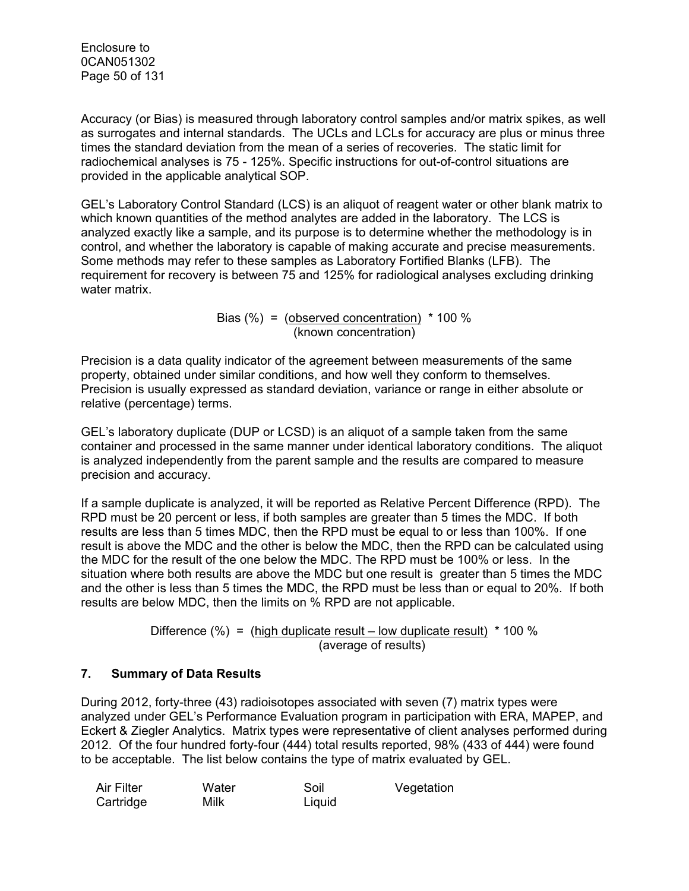Accuracy (or Bias) is measured through laboratory control samples and/or matrix spikes, as well as surrogates and internal standards. The UCLs and LCLs for accuracy are plus or minus three times the standard deviation from the mean of a series of recoveries. The static limit for radiochemical analyses is 75 - 125%. Specific instructions for out-of-control situations are provided in the applicable analytical SOP.

GEL's Laboratory Control Standard (LCS) is an aliquot of reagent water or other blank matrix to which known quantities of the method analytes are added in the laboratory. The LCS is analyzed exactly like a sample, and its purpose is to determine whether the methodology is in control, and whether the laboratory is capable of making accurate and precise measurements. Some methods may refer to these samples as Laboratory Fortified Blanks (LFB). The requirement for recovery is between 75 and 125% for radiological analyses excluding drinking water matrix.

$$\text{Bias (\%)} = \frac{\text{(observed concentration)}}{\text{(known concentration)}} * 100\ \%$$

Precision is a data quality indicator of the agreement between measurements of the same property, obtained under similar conditions, and how well they conform to themselves. Precision is usually expressed as standard deviation, variance or range in either absolute or relative (percentage) terms.

GEL's laboratory duplicate (DUP or LCSD) is an aliquot of a sample taken from the same container and processed in the same manner under identical laboratory conditions. The aliquot is analyzed independently from the parent sample and the results are compared to measure precision and accuracy.

If a sample duplicate is analyzed, it will be reported as Relative Percent Difference (RPD). The RPD must be 20 percent or less, if both samples are greater than 5 times the MDC. If both results are less than 5 times MDC, then the RPD must be equal to or less than 100%. If one result is above the MDC and the other is below the MDC, then the RPD can be calculated using the MDC for the result of the one below the MDC. The RPD must be 100% or less. In the situation where both results are above the MDC but one result is greater than 5 times the MDC and the other is less than 5 times the MDC, the RPD must be less than or equal to 20%. If both results are below MDC, then the limits on % RPD are not applicable.

$$\text{Difference (\%)} = \frac{\text{(high duplicate result – low duplicate result)}}{\text{(average of results)}} * 100\ \%$$

## 7. Summary of Data Results

During 2012, forty-three (43) radioisotopes associated with seven (7) matrix types were analyzed under GEL's Performance Evaluation program in participation with ERA, MAPEP, and Eckert & Ziegler Analytics. Matrix types were representative of client analyses performed during 2012. Of the four hundred forty-four (444) total results reported, 98% (433 of 444) were found to be acceptable. The list below contains the type of matrix evaluated by GEL.

| | | | |
|---|---|---|---|
| Air Filter | Water | Soil | Vegetation |
| Cartridge | Milk | Liquid | |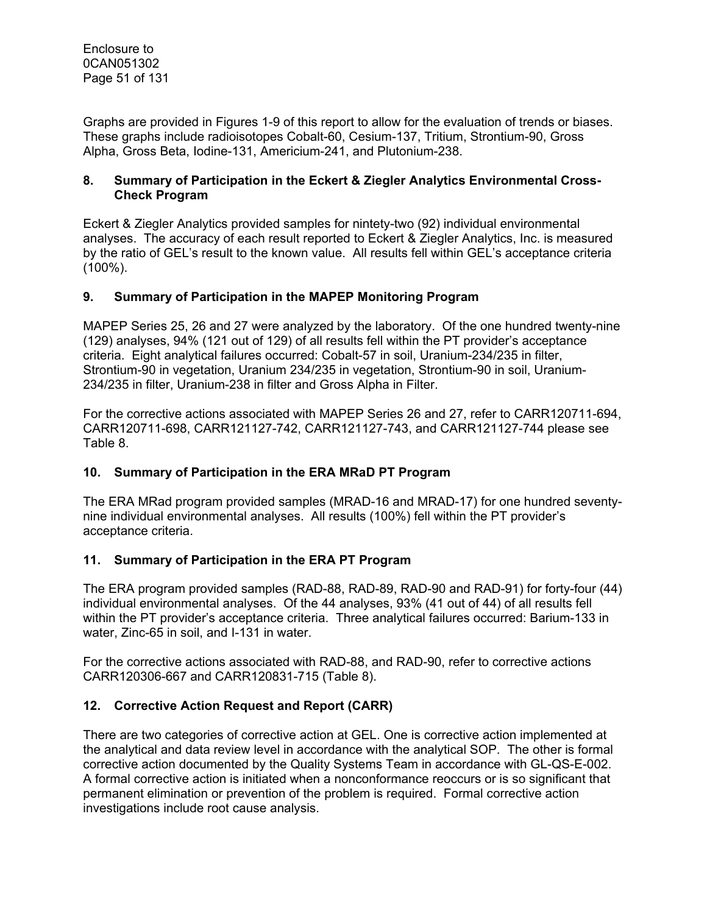Graphs are provided in Figures 1-9 of this report to allow for the evaluation of trends or biases. These graphs include radioisotopes Cobalt-60, Cesium-137, Tritium, Strontium-90, Gross Alpha, Gross Beta, Iodine-131, Americium-241, and Plutonium-238.

## 8. Summary of Participation in the Eckert & Ziegler Analytics Environmental Cross-Check Program

Eckert & Ziegler Analytics provided samples for nintety-two (92) individual environmental analyses. The accuracy of each result reported to Eckert & Ziegler Analytics, Inc. is measured by the ratio of GEL's result to the known value. All results fell within GEL's acceptance criteria (100%).

## 9. Summary of Participation in the MAPEP Monitoring Program

MAPEP Series 25, 26 and 27 were analyzed by the laboratory. Of the one hundred twenty-nine (129) analyses, 94% (121 out of 129) of all results fell within the PT provider's acceptance criteria. Eight analytical failures occurred: Cobalt-57 in soil, Uranium-234/235 in filter, Strontium-90 in vegetation, Uranium 234/235 in vegetation, Strontium-90 in soil, Uranium-234/235 in filter, Uranium-238 in filter and Gross Alpha in Filter.

For the corrective actions associated with MAPEP Series 26 and 27, refer to CARR120711-694, CARR120711-698, CARR121127-742, CARR121127-743, and CARR121127-744 please see Table 8.

## 10. Summary of Participation in the ERA MRaD PT Program

The ERA MRad program provided samples (MRAD-16 and MRAD-17) for one hundred seventy-nine individual environmental analyses. All results (100%) fell within the PT provider's acceptance criteria.

## 11. Summary of Participation in the ERA PT Program

The ERA program provided samples (RAD-88, RAD-89, RAD-90 and RAD-91) for forty-four (44) individual environmental analyses. Of the 44 analyses, 93% (41 out of 44) of all results fell within the PT provider's acceptance criteria. Three analytical failures occurred: Barium-133 in water, Zinc-65 in soil, and I-131 in water.

For the corrective actions associated with RAD-88, and RAD-90, refer to corrective actions CARR120306-667 and CARR120831-715 (Table 8).

## 12. Corrective Action Request and Report (CARR)

There are two categories of corrective action at GEL. One is corrective action implemented at the analytical and data review level in accordance with the analytical SOP. The other is formal corrective action documented by the Quality Systems Team in accordance with GL-QS-E-002. A formal corrective action is initiated when a nonconformance reoccurs or is so significant that permanent elimination or prevention of the problem is required. Formal corrective action investigations include root cause analysis.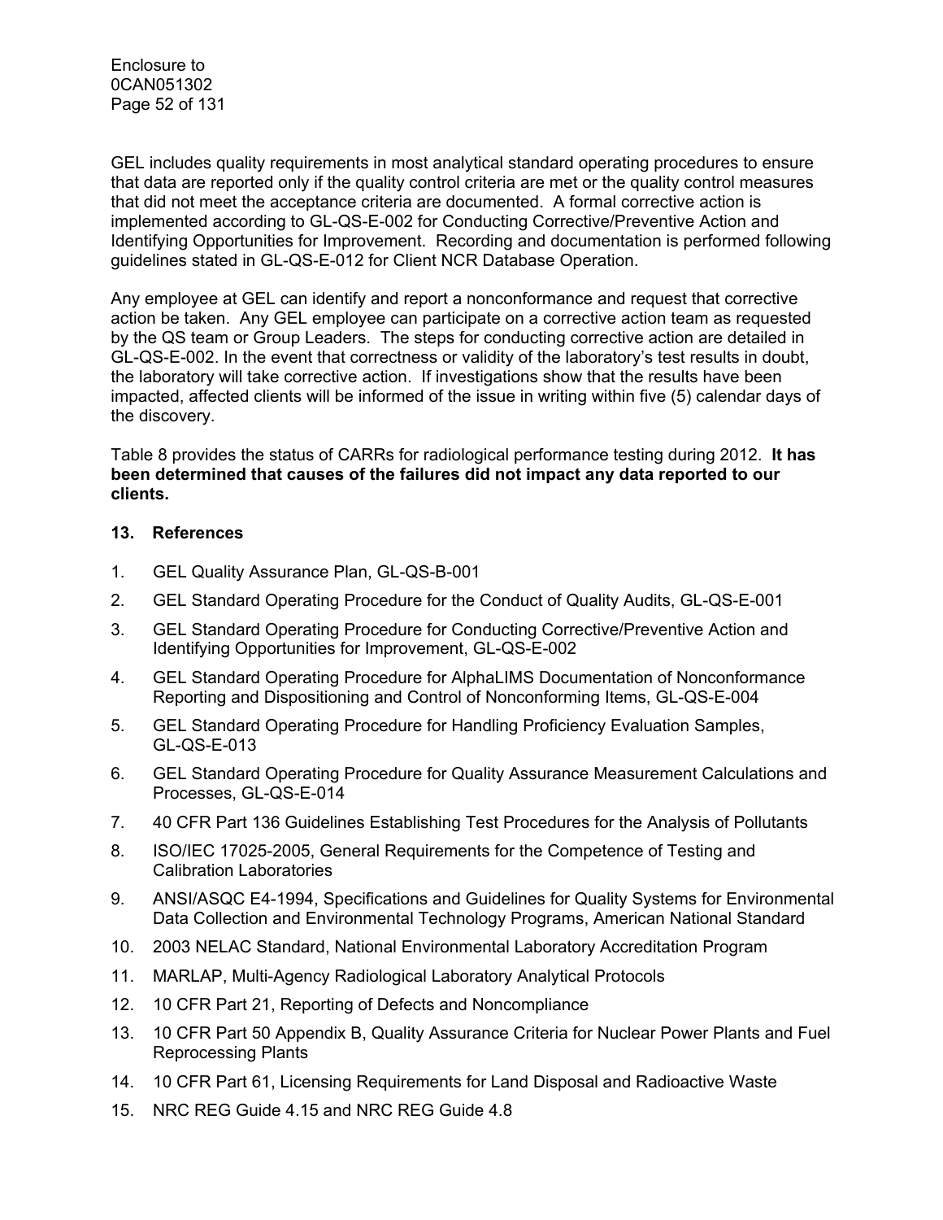GEL includes quality requirements in most analytical standard operating procedures to ensure that data are reported only if the quality control criteria are met or the quality control measures that did not meet the acceptance criteria are documented. A formal corrective action is implemented according to GL-QS-E-002 for Conducting Corrective/Preventive Action and Identifying Opportunities for Improvement. Recording and documentation is performed following guidelines stated in GL-QS-E-012 for Client NCR Database Operation.

Any employee at GEL can identify and report a nonconformance and request that corrective action be taken. Any GEL employee can participate on a corrective action team as requested by the QS team or Group Leaders. The steps for conducting corrective action are detailed in GL-QS-E-002. In the event that correctness or validity of the laboratory's test results in doubt, the laboratory will take corrective action. If investigations show that the results have been impacted, affected clients will be informed of the issue in writing within five (5) calendar days of the discovery.

Table 8 provides the status of CARRs for radiological performance testing during 2012. **It has been determined that causes of the failures did not impact any data reported to our clients.**

## 13. References

1. GEL Quality Assurance Plan, GL-QS-B-001
2. GEL Standard Operating Procedure for the Conduct of Quality Audits, GL-QS-E-001
3. GEL Standard Operating Procedure for Conducting Corrective/Preventive Action and Identifying Opportunities for Improvement, GL-QS-E-002
4. GEL Standard Operating Procedure for AlphaLIMS Documentation of Nonconformance Reporting and Dispositioning and Control of Nonconforming Items, GL-QS-E-004
5. GEL Standard Operating Procedure for Handling Proficiency Evaluation Samples, GL-QS-E-013
6. GEL Standard Operating Procedure for Quality Assurance Measurement Calculations and Processes, GL-QS-E-014
7. 40 CFR Part 136 Guidelines Establishing Test Procedures for the Analysis of Pollutants
8. ISO/IEC 17025-2005, General Requirements for the Competence of Testing and Calibration Laboratories
9. ANSI/ASQC E4-1994, Specifications and Guidelines for Quality Systems for Environmental Data Collection and Environmental Technology Programs, American National Standard
10. 2003 NELAC Standard, National Environmental Laboratory Accreditation Program
11. MARLAP, Multi-Agency Radiological Laboratory Analytical Protocols
12. 10 CFR Part 21, Reporting of Defects and Noncompliance
13. 10 CFR Part 50 Appendix B, Quality Assurance Criteria for Nuclear Power Plants and Fuel Reprocessing Plants
14. 10 CFR Part 61, Licensing Requirements for Land Disposal and Radioactive Waste
15. NRC REG Guide 4.15 and NRC REG Guide 4.8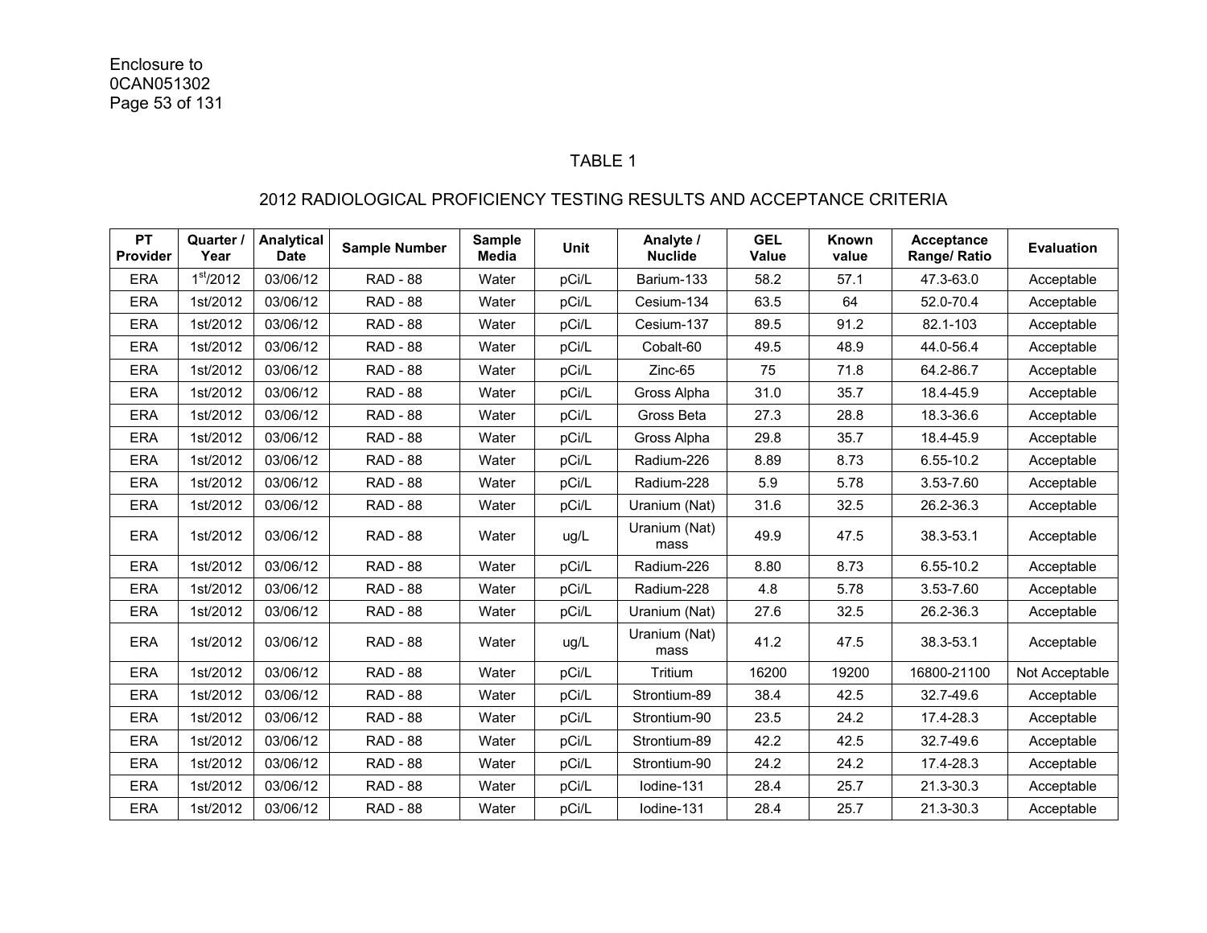Enclosure to
0CAN051302

TABLE 1

2012 RADIOLOGICAL PROFICIENCY TESTING RESULTS AND ACCEPTANCE CRITERIA

| PT Provider | Quarter / Year | Analytical Date | Sample Number | Sample Media | Unit | Analyte / Nuclide | GEL Value | Known value | Acceptance Range/ Ratio | Evaluation |
|---|---|---|---|---|---|---|---|---|---|---|
| ERA | 1st/2012 | 03/06/12 | RAD - 88 | Water | pCi/L | Barium-133 | 58.2 | 57.1 | 47.3-63.0 | Acceptable |
| ERA | 1st/2012 | 03/06/12 | RAD - 88 | Water | pCi/L | Cesium-134 | 63.5 | 64 | 52.0-70.4 | Acceptable |
| ERA | 1st/2012 | 03/06/12 | RAD - 88 | Water | pCi/L | Cesium-137 | 89.5 | 91.2 | 82.1-103 | Acceptable |
| ERA | 1st/2012 | 03/06/12 | RAD - 88 | Water | pCi/L | Cobalt-60 | 49.5 | 48.9 | 44.0-56.4 | Acceptable |
| ERA | 1st/2012 | 03/06/12 | RAD - 88 | Water | pCi/L | Zinc-65 | 75 | 71.8 | 64.2-86.7 | Acceptable |
| ERA | 1st/2012 | 03/06/12 | RAD - 88 | Water | pCi/L | Gross Alpha | 31.0 | 35.7 | 18.4-45.9 | Acceptable |
| ERA | 1st/2012 | 03/06/12 | RAD - 88 | Water | pCi/L | Gross Beta | 27.3 | 28.8 | 18.3-36.6 | Acceptable |
| ERA | 1st/2012 | 03/06/12 | RAD - 88 | Water | pCi/L | Gross Alpha | 29.8 | 35.7 | 18.4-45.9 | Acceptable |
| ERA | 1st/2012 | 03/06/12 | RAD - 88 | Water | pCi/L | Radium-226 | 8.89 | 8.73 | 6.55-10.2 | Acceptable |
| ERA | 1st/2012 | 03/06/12 | RAD - 88 | Water | pCi/L | Radium-228 | 5.9 | 5.78 | 3.53-7.60 | Acceptable |
| ERA | 1st/2012 | 03/06/12 | RAD - 88 | Water | pCi/L | Uranium (Nat) | 31.6 | 32.5 | 26.2-36.3 | Acceptable |
| ERA | 1st/2012 | 03/06/12 | RAD - 88 | Water | ug/L | Uranium (Nat) mass | 49.9 | 47.5 | 38.3-53.1 | Acceptable |
| ERA | 1st/2012 | 03/06/12 | RAD - 88 | Water | pCi/L | Radium-226 | 8.80 | 8.73 | 6.55-10.2 | Acceptable |
| ERA | 1st/2012 | 03/06/12 | RAD - 88 | Water | pCi/L | Radium-228 | 4.8 | 5.78 | 3.53-7.60 | Acceptable |
| ERA | 1st/2012 | 03/06/12 | RAD - 88 | Water | pCi/L | Uranium (Nat) | 27.6 | 32.5 | 26.2-36.3 | Acceptable |
| ERA | 1st/2012 | 03/06/12 | RAD - 88 | Water | ug/L | Uranium (Nat) mass | 41.2 | 47.5 | 38.3-53.1 | Acceptable |
| ERA | 1st/2012 | 03/06/12 | RAD - 88 | Water | pCi/L | Tritium | 16200 | 19200 | 16800-21100 | Not Acceptable |
| ERA | 1st/2012 | 03/06/12 | RAD - 88 | Water | pCi/L | Strontium-89 | 38.4 | 42.5 | 32.7-49.6 | Acceptable |
| ERA | 1st/2012 | 03/06/12 | RAD - 88 | Water | pCi/L | Strontium-90 | 23.5 | 24.2 | 17.4-28.3 | Acceptable |
| ERA | 1st/2012 | 03/06/12 | RAD - 88 | Water | pCi/L | Strontium-89 | 42.2 | 42.5 | 32.7-49.6 | Acceptable |
| ERA | 1st/2012 | 03/06/12 | RAD - 88 | Water | pCi/L | Strontium-90 | 24.2 | 24.2 | 17.4-28.3 | Acceptable |
| ERA | 1st/2012 | 03/06/12 | RAD - 88 | Water | pCi/L | Iodine-131 | 28.4 | 25.7 | 21.3-30.3 | Acceptable |
| ERA | 1st/2012 | 03/06/12 | RAD - 88 | Water | pCi/L | Iodine-131 | 28.4 | 25.7 | 21.3-30.3 | Acceptable |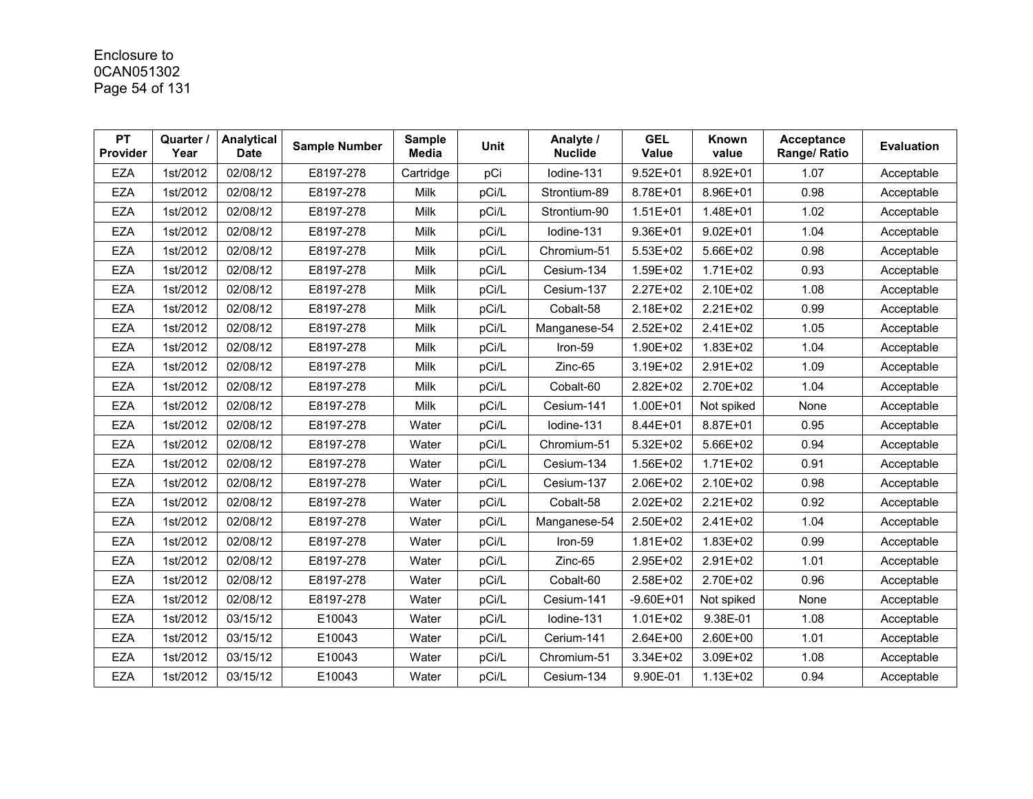Enclosure to
0CAN051302

| PT Provider | Quarter / Year | Analytical Date | Sample Number | Sample Media | Unit | Analyte / Nuclide | GEL Value | Known value | Acceptance Range/ Ratio | Evaluation |
|---|---|---|---|---|---|---|---|---|---|---|
| EZA | 1st/2012 | 02/08/12 | E8197-278 | Cartridge | pCi | Iodine-131 | 9.52E+01 | 8.92E+01 | 1.07 | Acceptable |
| EZA | 1st/2012 | 02/08/12 | E8197-278 | Milk | pCi/L | Strontium-89 | 8.78E+01 | 8.96E+01 | 0.98 | Acceptable |
| EZA | 1st/2012 | 02/08/12 | E8197-278 | Milk | pCi/L | Strontium-90 | 1.51E+01 | 1.48E+01 | 1.02 | Acceptable |
| EZA | 1st/2012 | 02/08/12 | E8197-278 | Milk | pCi/L | Iodine-131 | 9.36E+01 | 9.02E+01 | 1.04 | Acceptable |
| EZA | 1st/2012 | 02/08/12 | E8197-278 | Milk | pCi/L | Chromium-51 | 5.53E+02 | 5.66E+02 | 0.98 | Acceptable |
| EZA | 1st/2012 | 02/08/12 | E8197-278 | Milk | pCi/L | Cesium-134 | 1.59E+02 | 1.71E+02 | 0.93 | Acceptable |
| EZA | 1st/2012 | 02/08/12 | E8197-278 | Milk | pCi/L | Cesium-137 | 2.27E+02 | 2.10E+02 | 1.08 | Acceptable |
| EZA | 1st/2012 | 02/08/12 | E8197-278 | Milk | pCi/L | Cobalt-58 | 2.18E+02 | 2.21E+02 | 0.99 | Acceptable |
| EZA | 1st/2012 | 02/08/12 | E8197-278 | Milk | pCi/L | Manganese-54 | 2.52E+02 | 2.41E+02 | 1.05 | Acceptable |
| EZA | 1st/2012 | 02/08/12 | E8197-278 | Milk | pCi/L | Iron-59 | 1.90E+02 | 1.83E+02 | 1.04 | Acceptable |
| EZA | 1st/2012 | 02/08/12 | E8197-278 | Milk | pCi/L | Zinc-65 | 3.19E+02 | 2.91E+02 | 1.09 | Acceptable |
| EZA | 1st/2012 | 02/08/12 | E8197-278 | Milk | pCi/L | Cobalt-60 | 2.82E+02 | 2.70E+02 | 1.04 | Acceptable |
| EZA | 1st/2012 | 02/08/12 | E8197-278 | Milk | pCi/L | Cesium-141 | 1.00E+01 | Not spiked | None | Acceptable |
| EZA | 1st/2012 | 02/08/12 | E8197-278 | Water | pCi/L | Iodine-131 | 8.44E+01 | 8.87E+01 | 0.95 | Acceptable |
| EZA | 1st/2012 | 02/08/12 | E8197-278 | Water | pCi/L | Chromium-51 | 5.32E+02 | 5.66E+02 | 0.94 | Acceptable |
| EZA | 1st/2012 | 02/08/12 | E8197-278 | Water | pCi/L | Cesium-134 | 1.56E+02 | 1.71E+02 | 0.91 | Acceptable |
| EZA | 1st/2012 | 02/08/12 | E8197-278 | Water | pCi/L | Cesium-137 | 2.06E+02 | 2.10E+02 | 0.98 | Acceptable |
| EZA | 1st/2012 | 02/08/12 | E8197-278 | Water | pCi/L | Cobalt-58 | 2.02E+02 | 2.21E+02 | 0.92 | Acceptable |
| EZA | 1st/2012 | 02/08/12 | E8197-278 | Water | pCi/L | Manganese-54 | 2.50E+02 | 2.41E+02 | 1.04 | Acceptable |
| EZA | 1st/2012 | 02/08/12 | E8197-278 | Water | pCi/L | Iron-59 | 1.81E+02 | 1.83E+02 | 0.99 | Acceptable |
| EZA | 1st/2012 | 02/08/12 | E8197-278 | Water | pCi/L | Zinc-65 | 2.95E+02 | 2.91E+02 | 1.01 | Acceptable |
| EZA | 1st/2012 | 02/08/12 | E8197-278 | Water | pCi/L | Cobalt-60 | 2.58E+02 | 2.70E+02 | 0.96 | Acceptable |
| EZA | 1st/2012 | 02/08/12 | E8197-278 | Water | pCi/L | Cesium-141 | -9.60E+01 | Not spiked | None | Acceptable |
| EZA | 1st/2012 | 03/15/12 | E10043 | Water | pCi/L | Iodine-131 | 1.01E+02 | 9.38E-01 | 1.08 | Acceptable |
| EZA | 1st/2012 | 03/15/12 | E10043 | Water | pCi/L | Cerium-141 | 2.64E+00 | 2.60E+00 | 1.01 | Acceptable |
| EZA | 1st/2012 | 03/15/12 | E10043 | Water | pCi/L | Chromium-51 | 3.34E+02 | 3.09E+02 | 1.08 | Acceptable |
| EZA | 1st/2012 | 03/15/12 | E10043 | Water | pCi/L | Cesium-134 | 9.90E-01 | 1.13E+02 | 0.94 | Acceptable |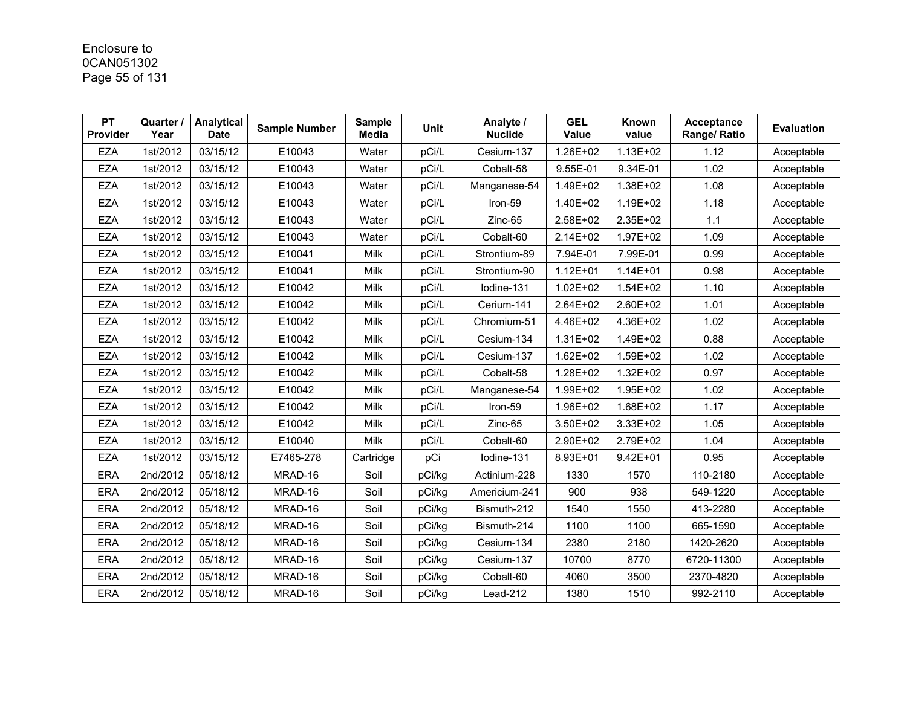| PT Provider | Quarter / Year | Analytical Date | Sample Number | Sample Media | Unit | Analyte / Nuclide | GEL Value | Known value | Acceptance Range/ Ratio | Evaluation |
|---|---|---|---|---|---|---|---|---|---|---|
| EZA | 1st/2012 | 03/15/12 | E10043 | Water | pCi/L | Cesium-137 | 1.26E+02 | 1.13E+02 | 1.12 | Acceptable |
| EZA | 1st/2012 | 03/15/12 | E10043 | Water | pCi/L | Cobalt-58 | 9.55E-01 | 9.34E-01 | 1.02 | Acceptable |
| EZA | 1st/2012 | 03/15/12 | E10043 | Water | pCi/L | Manganese-54 | 1.49E+02 | 1.38E+02 | 1.08 | Acceptable |
| EZA | 1st/2012 | 03/15/12 | E10043 | Water | pCi/L | Iron-59 | 1.40E+02 | 1.19E+02 | 1.18 | Acceptable |
| EZA | 1st/2012 | 03/15/12 | E10043 | Water | pCi/L | Zinc-65 | 2.58E+02 | 2.35E+02 | 1.1 | Acceptable |
| EZA | 1st/2012 | 03/15/12 | E10043 | Water | pCi/L | Cobalt-60 | 2.14E+02 | 1.97E+02 | 1.09 | Acceptable |
| EZA | 1st/2012 | 03/15/12 | E10041 | Milk | pCi/L | Strontium-89 | 7.94E-01 | 7.99E-01 | 0.99 | Acceptable |
| EZA | 1st/2012 | 03/15/12 | E10041 | Milk | pCi/L | Strontium-90 | 1.12E+01 | 1.14E+01 | 0.98 | Acceptable |
| EZA | 1st/2012 | 03/15/12 | E10042 | Milk | pCi/L | Iodine-131 | 1.02E+02 | 1.54E+02 | 1.10 | Acceptable |
| EZA | 1st/2012 | 03/15/12 | E10042 | Milk | pCi/L | Cerium-141 | 2.64E+02 | 2.60E+02 | 1.01 | Acceptable |
| EZA | 1st/2012 | 03/15/12 | E10042 | Milk | pCi/L | Chromium-51 | 4.46E+02 | 4.36E+02 | 1.02 | Acceptable |
| EZA | 1st/2012 | 03/15/12 | E10042 | Milk | pCi/L | Cesium-134 | 1.31E+02 | 1.49E+02 | 0.88 | Acceptable |
| EZA | 1st/2012 | 03/15/12 | E10042 | Milk | pCi/L | Cesium-137 | 1.62E+02 | 1.59E+02 | 1.02 | Acceptable |
| EZA | 1st/2012 | 03/15/12 | E10042 | Milk | pCi/L | Cobalt-58 | 1.28E+02 | 1.32E+02 | 0.97 | Acceptable |
| EZA | 1st/2012 | 03/15/12 | E10042 | Milk | pCi/L | Manganese-54 | 1.99E+02 | 1.95E+02 | 1.02 | Acceptable |
| EZA | 1st/2012 | 03/15/12 | E10042 | Milk | pCi/L | Iron-59 | 1.96E+02 | 1.68E+02 | 1.17 | Acceptable |
| EZA | 1st/2012 | 03/15/12 | E10042 | Milk | pCi/L | Zinc-65 | 3.50E+02 | 3.33E+02 | 1.05 | Acceptable |
| EZA | 1st/2012 | 03/15/12 | E10040 | Milk | pCi/L | Cobalt-60 | 2.90E+02 | 2.79E+02 | 1.04 | Acceptable |
| EZA | 1st/2012 | 03/15/12 | E7465-278 | Cartridge | pCi | Iodine-131 | 8.93E+01 | 9.42E+01 | 0.95 | Acceptable |
| ERA | 2nd/2012 | 05/18/12 | MRAD-16 | Soil | pCi/kg | Actinium-228 | 1330 | 1570 | 110-2180 | Acceptable |
| ERA | 2nd/2012 | 05/18/12 | MRAD-16 | Soil | pCi/kg | Americium-241 | 900 | 938 | 549-1220 | Acceptable |
| ERA | 2nd/2012 | 05/18/12 | MRAD-16 | Soil | pCi/kg | Bismuth-212 | 1540 | 1550 | 413-2280 | Acceptable |
| ERA | 2nd/2012 | 05/18/12 | MRAD-16 | Soil | pCi/kg | Bismuth-214 | 1100 | 1100 | 665-1590 | Acceptable |
| ERA | 2nd/2012 | 05/18/12 | MRAD-16 | Soil | pCi/kg | Cesium-134 | 2380 | 2180 | 1420-2620 | Acceptable |
| ERA | 2nd/2012 | 05/18/12 | MRAD-16 | Soil | pCi/kg | Cesium-137 | 10700 | 8770 | 6720-11300 | Acceptable |
| ERA | 2nd/2012 | 05/18/12 | MRAD-16 | Soil | pCi/kg | Cobalt-60 | 4060 | 3500 | 2370-4820 | Acceptable |
| ERA | 2nd/2012 | 05/18/12 | MRAD-16 | Soil | pCi/kg | Lead-212 | 1380 | 1510 | 992-2110 | Acceptable |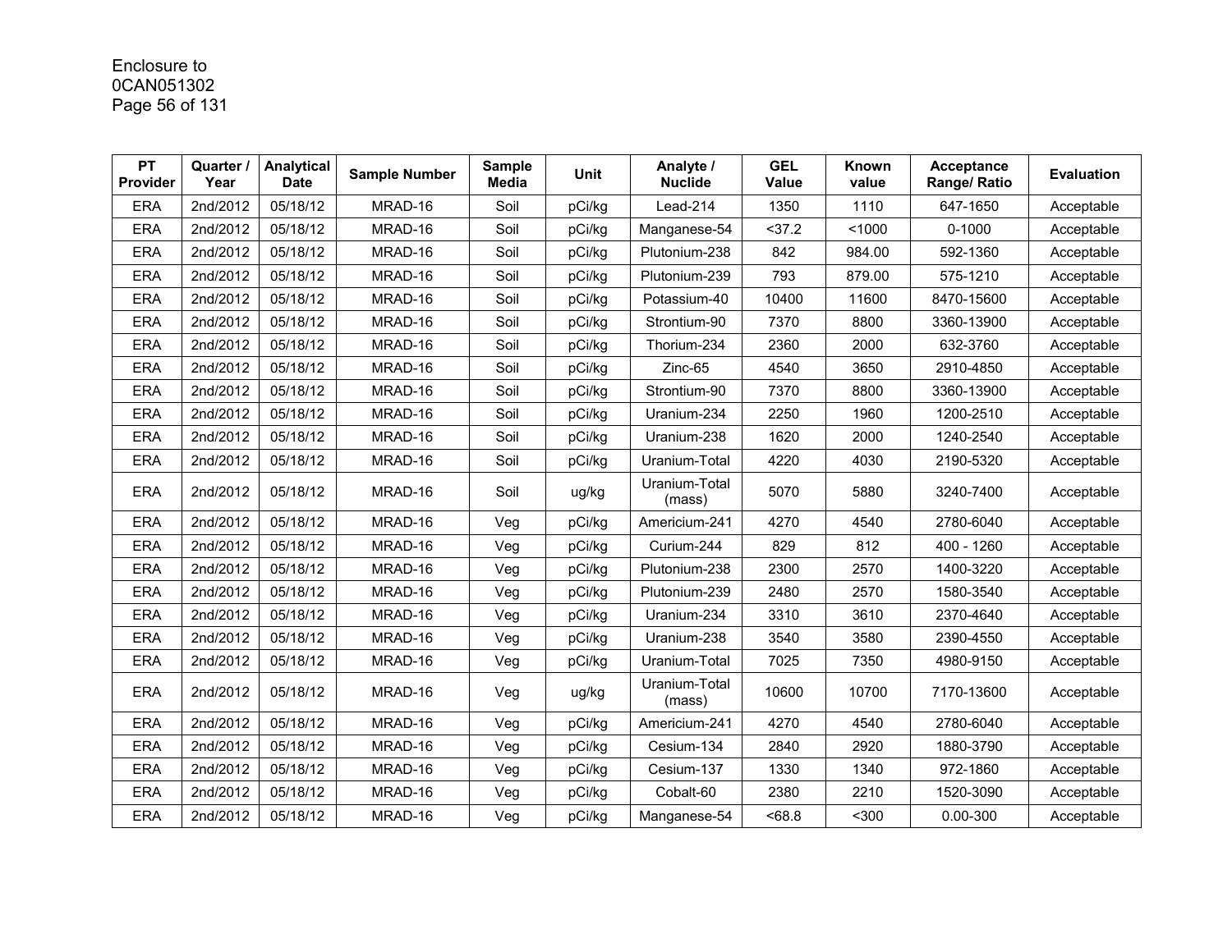Enclosure to
0CAN051302

| PT Provider | Quarter / Year | Analytical Date | Sample Number | Sample Media | Unit | Analyte / Nuclide | GEL Value | Known value | Acceptance Range/ Ratio | Evaluation |
|---|---|---|---|---|---|---|---|---|---|---|
| ERA | 2nd/2012 | 05/18/12 | MRAD-16 | Soil | pCi/kg | Lead-214 | 1350 | 1110 | 647-1650 | Acceptable |
| ERA | 2nd/2012 | 05/18/12 | MRAD-16 | Soil | pCi/kg | Manganese-54 | <37.2 | <1000 | 0-1000 | Acceptable |
| ERA | 2nd/2012 | 05/18/12 | MRAD-16 | Soil | pCi/kg | Plutonium-238 | 842 | 984.00 | 592-1360 | Acceptable |
| ERA | 2nd/2012 | 05/18/12 | MRAD-16 | Soil | pCi/kg | Plutonium-239 | 793 | 879.00 | 575-1210 | Acceptable |
| ERA | 2nd/2012 | 05/18/12 | MRAD-16 | Soil | pCi/kg | Potassium-40 | 10400 | 11600 | 8470-15600 | Acceptable |
| ERA | 2nd/2012 | 05/18/12 | MRAD-16 | Soil | pCi/kg | Strontium-90 | 7370 | 8800 | 3360-13900 | Acceptable |
| ERA | 2nd/2012 | 05/18/12 | MRAD-16 | Soil | pCi/kg | Thorium-234 | 2360 | 2000 | 632-3760 | Acceptable |
| ERA | 2nd/2012 | 05/18/12 | MRAD-16 | Soil | pCi/kg | Zinc-65 | 4540 | 3650 | 2910-4850 | Acceptable |
| ERA | 2nd/2012 | 05/18/12 | MRAD-16 | Soil | pCi/kg | Strontium-90 | 7370 | 8800 | 3360-13900 | Acceptable |
| ERA | 2nd/2012 | 05/18/12 | MRAD-16 | Soil | pCi/kg | Uranium-234 | 2250 | 1960 | 1200-2510 | Acceptable |
| ERA | 2nd/2012 | 05/18/12 | MRAD-16 | Soil | pCi/kg | Uranium-238 | 1620 | 2000 | 1240-2540 | Acceptable |
| ERA | 2nd/2012 | 05/18/12 | MRAD-16 | Soil | pCi/kg | Uranium-Total | 4220 | 4030 | 2190-5320 | Acceptable |
| ERA | 2nd/2012 | 05/18/12 | MRAD-16 | Soil | ug/kg | Uranium-Total (mass) | 5070 | 5880 | 3240-7400 | Acceptable |
| ERA | 2nd/2012 | 05/18/12 | MRAD-16 | Veg | pCi/kg | Americium-241 | 4270 | 4540 | 2780-6040 | Acceptable |
| ERA | 2nd/2012 | 05/18/12 | MRAD-16 | Veg | pCi/kg | Curium-244 | 829 | 812 | 400 - 1260 | Acceptable |
| ERA | 2nd/2012 | 05/18/12 | MRAD-16 | Veg | pCi/kg | Plutonium-238 | 2300 | 2570 | 1400-3220 | Acceptable |
| ERA | 2nd/2012 | 05/18/12 | MRAD-16 | Veg | pCi/kg | Plutonium-239 | 2480 | 2570 | 1580-3540 | Acceptable |
| ERA | 2nd/2012 | 05/18/12 | MRAD-16 | Veg | pCi/kg | Uranium-234 | 3310 | 3610 | 2370-4640 | Acceptable |
| ERA | 2nd/2012 | 05/18/12 | MRAD-16 | Veg | pCi/kg | Uranium-238 | 3540 | 3580 | 2390-4550 | Acceptable |
| ERA | 2nd/2012 | 05/18/12 | MRAD-16 | Veg | pCi/kg | Uranium-Total | 7025 | 7350 | 4980-9150 | Acceptable |
| ERA | 2nd/2012 | 05/18/12 | MRAD-16 | Veg | ug/kg | Uranium-Total (mass) | 10600 | 10700 | 7170-13600 | Acceptable |
| ERA | 2nd/2012 | 05/18/12 | MRAD-16 | Veg | pCi/kg | Americium-241 | 4270 | 4540 | 2780-6040 | Acceptable |
| ERA | 2nd/2012 | 05/18/12 | MRAD-16 | Veg | pCi/kg | Cesium-134 | 2840 | 2920 | 1880-3790 | Acceptable |
| ERA | 2nd/2012 | 05/18/12 | MRAD-16 | Veg | pCi/kg | Cesium-137 | 1330 | 1340 | 972-1860 | Acceptable |
| ERA | 2nd/2012 | 05/18/12 | MRAD-16 | Veg | pCi/kg | Cobalt-60 | 2380 | 2210 | 1520-3090 | Acceptable |
| ERA | 2nd/2012 | 05/18/12 | MRAD-16 | Veg | pCi/kg | Manganese-54 | <68.8 | <300 | 0.00-300 | Acceptable |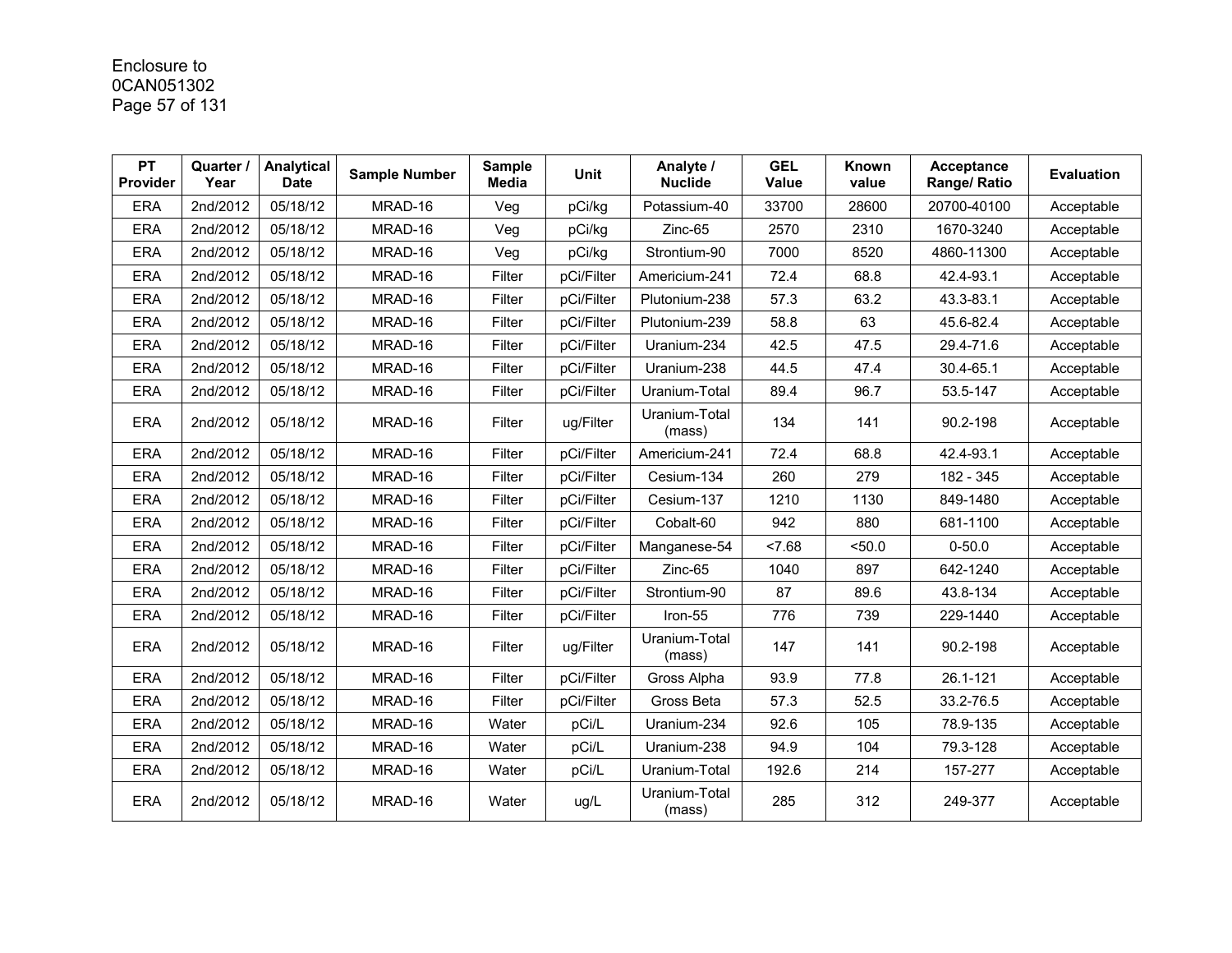| PT Provider | Quarter / Year | Analytical Date | Sample Number | Sample Media | Unit | Analyte / Nuclide | GEL Value | Known value | Acceptance Range/ Ratio | Evaluation |
|---|---|---|---|---|---|---|---|---|---|---|
| ERA | 2nd/2012 | 05/18/12 | MRAD-16 | Veg | pCi/kg | Potassium-40 | 33700 | 28600 | 20700-40100 | Acceptable |
| ERA | 2nd/2012 | 05/18/12 | MRAD-16 | Veg | pCi/kg | Zinc-65 | 2570 | 2310 | 1670-3240 | Acceptable |
| ERA | 2nd/2012 | 05/18/12 | MRAD-16 | Veg | pCi/kg | Strontium-90 | 7000 | 8520 | 4860-11300 | Acceptable |
| ERA | 2nd/2012 | 05/18/12 | MRAD-16 | Filter | pCi/Filter | Americium-241 | 72.4 | 68.8 | 42.4-93.1 | Acceptable |
| ERA | 2nd/2012 | 05/18/12 | MRAD-16 | Filter | pCi/Filter | Plutonium-238 | 57.3 | 63.2 | 43.3-83.1 | Acceptable |
| ERA | 2nd/2012 | 05/18/12 | MRAD-16 | Filter | pCi/Filter | Plutonium-239 | 58.8 | 63 | 45.6-82.4 | Acceptable |
| ERA | 2nd/2012 | 05/18/12 | MRAD-16 | Filter | pCi/Filter | Uranium-234 | 42.5 | 47.5 | 29.4-71.6 | Acceptable |
| ERA | 2nd/2012 | 05/18/12 | MRAD-16 | Filter | pCi/Filter | Uranium-238 | 44.5 | 47.4 | 30.4-65.1 | Acceptable |
| ERA | 2nd/2012 | 05/18/12 | MRAD-16 | Filter | pCi/Filter | Uranium-Total | 89.4 | 96.7 | 53.5-147 | Acceptable |
| ERA | 2nd/2012 | 05/18/12 | MRAD-16 | Filter | ug/Filter | Uranium-Total (mass) | 134 | 141 | 90.2-198 | Acceptable |
| ERA | 2nd/2012 | 05/18/12 | MRAD-16 | Filter | pCi/Filter | Americium-241 | 72.4 | 68.8 | 42.4-93.1 | Acceptable |
| ERA | 2nd/2012 | 05/18/12 | MRAD-16 | Filter | pCi/Filter | Cesium-134 | 260 | 279 | 182 - 345 | Acceptable |
| ERA | 2nd/2012 | 05/18/12 | MRAD-16 | Filter | pCi/Filter | Cesium-137 | 1210 | 1130 | 849-1480 | Acceptable |
| ERA | 2nd/2012 | 05/18/12 | MRAD-16 | Filter | pCi/Filter | Cobalt-60 | 942 | 880 | 681-1100 | Acceptable |
| ERA | 2nd/2012 | 05/18/12 | MRAD-16 | Filter | pCi/Filter | Manganese-54 | <7.68 | <50.0 | 0-50.0 | Acceptable |
| ERA | 2nd/2012 | 05/18/12 | MRAD-16 | Filter | pCi/Filter | Zinc-65 | 1040 | 897 | 642-1240 | Acceptable |
| ERA | 2nd/2012 | 05/18/12 | MRAD-16 | Filter | pCi/Filter | Strontium-90 | 87 | 89.6 | 43.8-134 | Acceptable |
| ERA | 2nd/2012 | 05/18/12 | MRAD-16 | Filter | pCi/Filter | Iron-55 | 776 | 739 | 229-1440 | Acceptable |
| ERA | 2nd/2012 | 05/18/12 | MRAD-16 | Filter | ug/Filter | Uranium-Total (mass) | 147 | 141 | 90.2-198 | Acceptable |
| ERA | 2nd/2012 | 05/18/12 | MRAD-16 | Filter | pCi/Filter | Gross Alpha | 93.9 | 77.8 | 26.1-121 | Acceptable |
| ERA | 2nd/2012 | 05/18/12 | MRAD-16 | Filter | pCi/Filter | Gross Beta | 57.3 | 52.5 | 33.2-76.5 | Acceptable |
| ERA | 2nd/2012 | 05/18/12 | MRAD-16 | Water | pCi/L | Uranium-234 | 92.6 | 105 | 78.9-135 | Acceptable |
| ERA | 2nd/2012 | 05/18/12 | MRAD-16 | Water | pCi/L | Uranium-238 | 94.9 | 104 | 79.3-128 | Acceptable |
| ERA | 2nd/2012 | 05/18/12 | MRAD-16 | Water | pCi/L | Uranium-Total | 192.6 | 214 | 157-277 | Acceptable |
| ERA | 2nd/2012 | 05/18/12 | MRAD-16 | Water | ug/L | Uranium-Total (mass) | 285 | 312 | 249-377 | Acceptable |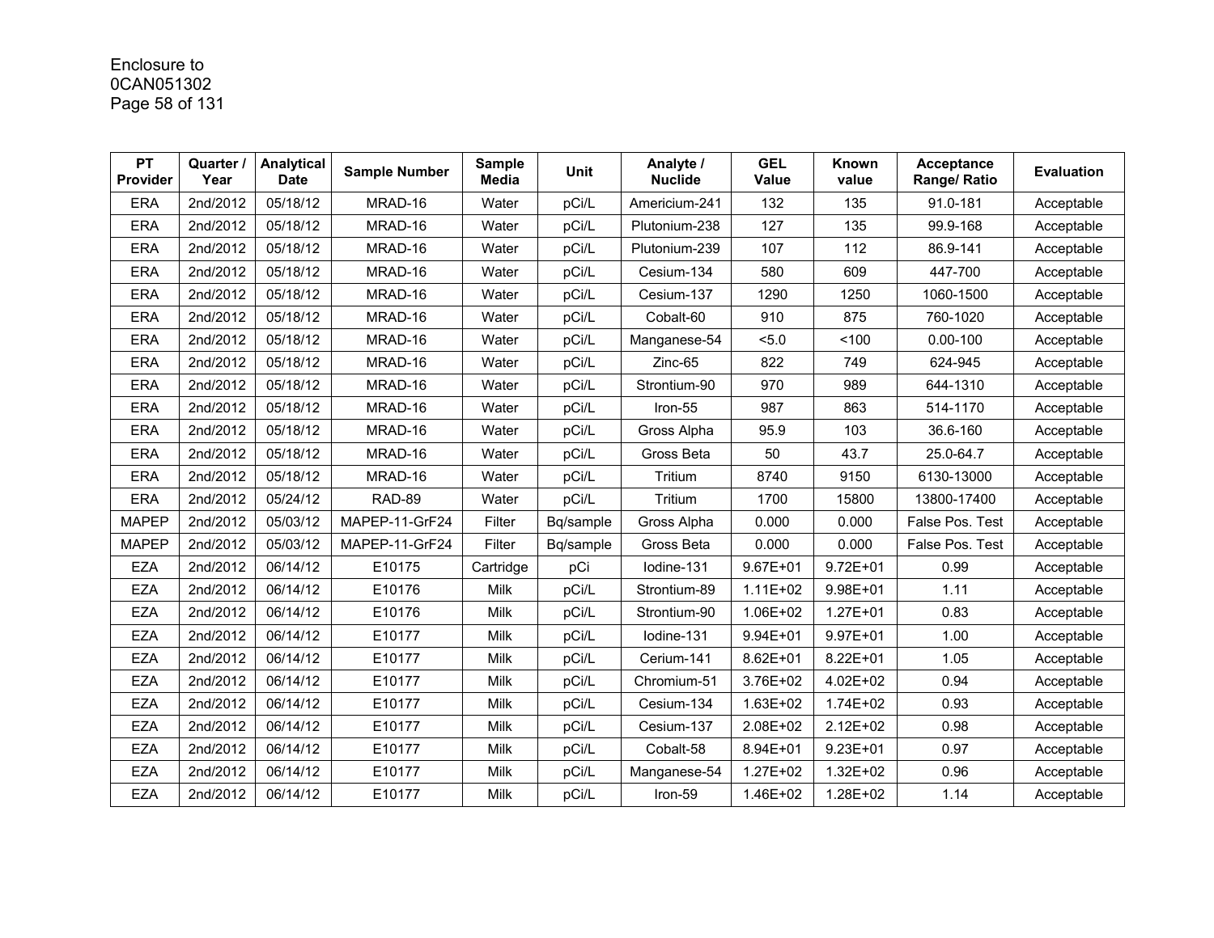| PT Provider | Quarter / Year | Analytical Date | Sample Number | Sample Media | Unit | Analyte / Nuclide | GEL Value | Known value | Acceptance Range/ Ratio | Evaluation |
|---|---|---|---|---|---|---|---|---|---|---|
| ERA | 2nd/2012 | 05/18/12 | MRAD-16 | Water | pCi/L | Americium-241 | 132 | 135 | 91.0-181 | Acceptable |
| ERA | 2nd/2012 | 05/18/12 | MRAD-16 | Water | pCi/L | Plutonium-238 | 127 | 135 | 99.9-168 | Acceptable |
| ERA | 2nd/2012 | 05/18/12 | MRAD-16 | Water | pCi/L | Plutonium-239 | 107 | 112 | 86.9-141 | Acceptable |
| ERA | 2nd/2012 | 05/18/12 | MRAD-16 | Water | pCi/L | Cesium-134 | 580 | 609 | 447-700 | Acceptable |
| ERA | 2nd/2012 | 05/18/12 | MRAD-16 | Water | pCi/L | Cesium-137 | 1290 | 1250 | 1060-1500 | Acceptable |
| ERA | 2nd/2012 | 05/18/12 | MRAD-16 | Water | pCi/L | Cobalt-60 | 910 | 875 | 760-1020 | Acceptable |
| ERA | 2nd/2012 | 05/18/12 | MRAD-16 | Water | pCi/L | Manganese-54 | <5.0 | <100 | 0.00-100 | Acceptable |
| ERA | 2nd/2012 | 05/18/12 | MRAD-16 | Water | pCi/L | Zinc-65 | 822 | 749 | 624-945 | Acceptable |
| ERA | 2nd/2012 | 05/18/12 | MRAD-16 | Water | pCi/L | Strontium-90 | 970 | 989 | 644-1310 | Acceptable |
| ERA | 2nd/2012 | 05/18/12 | MRAD-16 | Water | pCi/L | Iron-55 | 987 | 863 | 514-1170 | Acceptable |
| ERA | 2nd/2012 | 05/18/12 | MRAD-16 | Water | pCi/L | Gross Alpha | 95.9 | 103 | 36.6-160 | Acceptable |
| ERA | 2nd/2012 | 05/18/12 | MRAD-16 | Water | pCi/L | Gross Beta | 50 | 43.7 | 25.0-64.7 | Acceptable |
| ERA | 2nd/2012 | 05/18/12 | MRAD-16 | Water | pCi/L | Tritium | 8740 | 9150 | 6130-13000 | Acceptable |
| ERA | 2nd/2012 | 05/24/12 | RAD-89 | Water | pCi/L | Tritium | 1700 | 15800 | 13800-17400 | Acceptable |
| MAPEP | 2nd/2012 | 05/03/12 | MAPEP-11-GrF24 | Filter | Bq/sample | Gross Alpha | 0.000 | 0.000 | False Pos. Test | Acceptable |
| MAPEP | 2nd/2012 | 05/03/12 | MAPEP-11-GrF24 | Filter | Bq/sample | Gross Beta | 0.000 | 0.000 | False Pos. Test | Acceptable |
| EZA | 2nd/2012 | 06/14/12 | E10175 | Cartridge | pCi | Iodine-131 | 9.67E+01 | 9.72E+01 | 0.99 | Acceptable |
| EZA | 2nd/2012 | 06/14/12 | E10176 | Milk | pCi/L | Strontium-89 | 1.11E+02 | 9.98E+01 | 1.11 | Acceptable |
| EZA | 2nd/2012 | 06/14/12 | E10176 | Milk | pCi/L | Strontium-90 | 1.06E+02 | 1.27E+01 | 0.83 | Acceptable |
| EZA | 2nd/2012 | 06/14/12 | E10177 | Milk | pCi/L | Iodine-131 | 9.94E+01 | 9.97E+01 | 1.00 | Acceptable |
| EZA | 2nd/2012 | 06/14/12 | E10177 | Milk | pCi/L | Cerium-141 | 8.62E+01 | 8.22E+01 | 1.05 | Acceptable |
| EZA | 2nd/2012 | 06/14/12 | E10177 | Milk | pCi/L | Chromium-51 | 3.76E+02 | 4.02E+02 | 0.94 | Acceptable |
| EZA | 2nd/2012 | 06/14/12 | E10177 | Milk | pCi/L | Cesium-134 | 1.63E+02 | 1.74E+02 | 0.93 | Acceptable |
| EZA | 2nd/2012 | 06/14/12 | E10177 | Milk | pCi/L | Cesium-137 | 2.08E+02 | 2.12E+02 | 0.98 | Acceptable |
| EZA | 2nd/2012 | 06/14/12 | E10177 | Milk | pCi/L | Cobalt-58 | 8.94E+01 | 9.23E+01 | 0.97 | Acceptable |
| EZA | 2nd/2012 | 06/14/12 | E10177 | Milk | pCi/L | Manganese-54 | 1.27E+02 | 1.32E+02 | 0.96 | Acceptable |
| EZA | 2nd/2012 | 06/14/12 | E10177 | Milk | pCi/L | Iron-59 | 1.46E+02 | 1.28E+02 | 1.14 | Acceptable |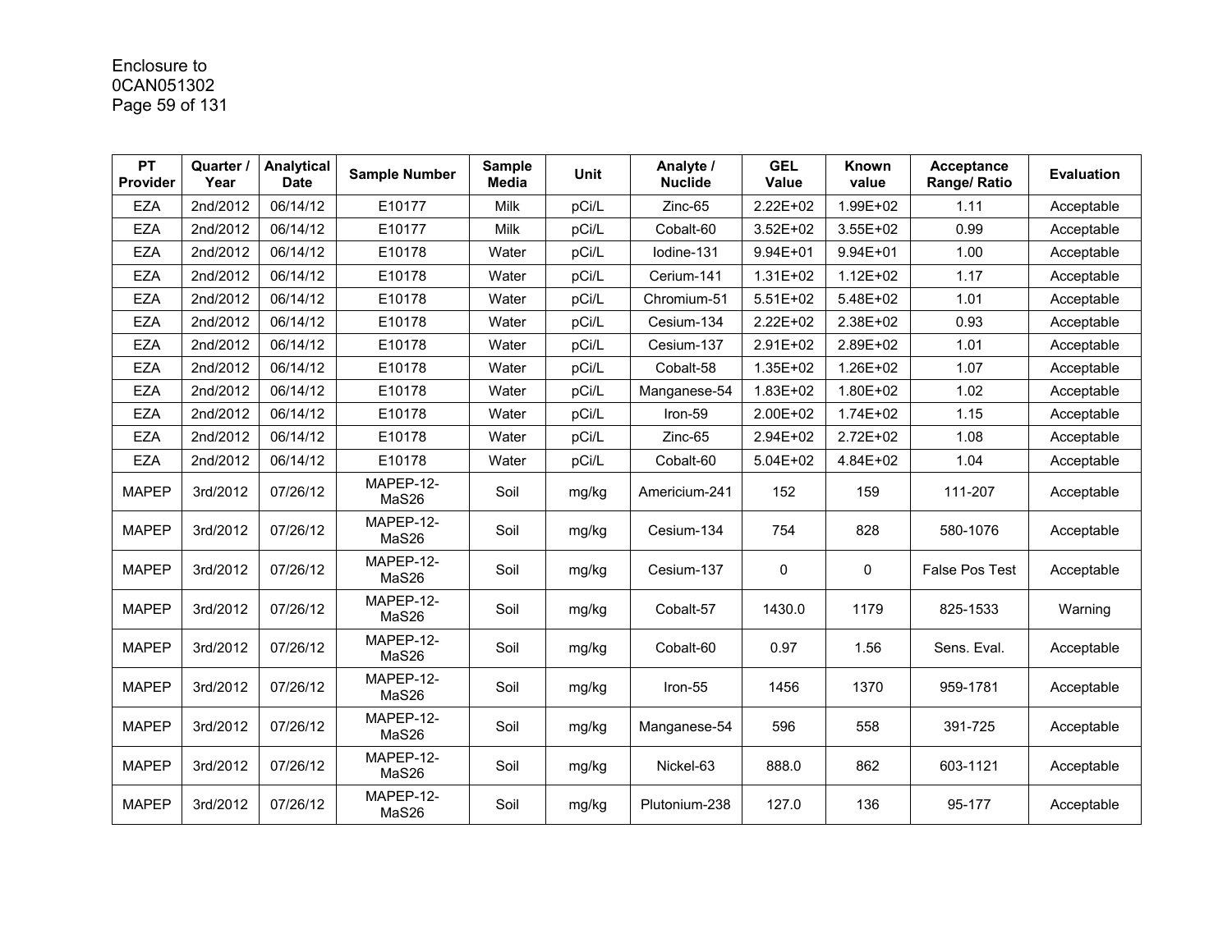| PT Provider | Quarter / Year | Analytical Date | Sample Number | Sample Media | Unit | Analyte / Nuclide | GEL Value | Known value | Acceptance Range/ Ratio | Evaluation |
|---|---|---|---|---|---|---|---|---|---|---|
| EZA | 2nd/2012 | 06/14/12 | E10177 | Milk | pCi/L | Zinc-65 | 2.22E+02 | 1.99E+02 | 1.11 | Acceptable |
| EZA | 2nd/2012 | 06/14/12 | E10177 | Milk | pCi/L | Cobalt-60 | 3.52E+02 | 3.55E+02 | 0.99 | Acceptable |
| EZA | 2nd/2012 | 06/14/12 | E10178 | Water | pCi/L | Iodine-131 | 9.94E+01 | 9.94E+01 | 1.00 | Acceptable |
| EZA | 2nd/2012 | 06/14/12 | E10178 | Water | pCi/L | Cerium-141 | 1.31E+02 | 1.12E+02 | 1.17 | Acceptable |
| EZA | 2nd/2012 | 06/14/12 | E10178 | Water | pCi/L | Chromium-51 | 5.51E+02 | 5.48E+02 | 1.01 | Acceptable |
| EZA | 2nd/2012 | 06/14/12 | E10178 | Water | pCi/L | Cesium-134 | 2.22E+02 | 2.38E+02 | 0.93 | Acceptable |
| EZA | 2nd/2012 | 06/14/12 | E10178 | Water | pCi/L | Cesium-137 | 2.91E+02 | 2.89E+02 | 1.01 | Acceptable |
| EZA | 2nd/2012 | 06/14/12 | E10178 | Water | pCi/L | Cobalt-58 | 1.35E+02 | 1.26E+02 | 1.07 | Acceptable |
| EZA | 2nd/2012 | 06/14/12 | E10178 | Water | pCi/L | Manganese-54 | 1.83E+02 | 1.80E+02 | 1.02 | Acceptable |
| EZA | 2nd/2012 | 06/14/12 | E10178 | Water | pCi/L | Iron-59 | 2.00E+02 | 1.74E+02 | 1.15 | Acceptable |
| EZA | 2nd/2012 | 06/14/12 | E10178 | Water | pCi/L | Zinc-65 | 2.94E+02 | 2.72E+02 | 1.08 | Acceptable |
| EZA | 2nd/2012 | 06/14/12 | E10178 | Water | pCi/L | Cobalt-60 | 5.04E+02 | 4.84E+02 | 1.04 | Acceptable |
| MAPEP | 3rd/2012 | 07/26/12 | MAPEP-12-MaS26 | Soil | mg/kg | Americium-241 | 152 | 159 | 111-207 | Acceptable |
| MAPEP | 3rd/2012 | 07/26/12 | MAPEP-12-MaS26 | Soil | mg/kg | Cesium-134 | 754 | 828 | 580-1076 | Acceptable |
| MAPEP | 3rd/2012 | 07/26/12 | MAPEP-12-MaS26 | Soil | mg/kg | Cesium-137 | 0 | 0 | False Pos Test | Acceptable |
| MAPEP | 3rd/2012 | 07/26/12 | MAPEP-12-MaS26 | Soil | mg/kg | Cobalt-57 | 1430.0 | 1179 | 825-1533 | Warning |
| MAPEP | 3rd/2012 | 07/26/12 | MAPEP-12-MaS26 | Soil | mg/kg | Cobalt-60 | 0.97 | 1.56 | Sens. Eval. | Acceptable |
| MAPEP | 3rd/2012 | 07/26/12 | MAPEP-12-MaS26 | Soil | mg/kg | Iron-55 | 1456 | 1370 | 959-1781 | Acceptable |
| MAPEP | 3rd/2012 | 07/26/12 | MAPEP-12-MaS26 | Soil | mg/kg | Manganese-54 | 596 | 558 | 391-725 | Acceptable |
| MAPEP | 3rd/2012 | 07/26/12 | MAPEP-12-MaS26 | Soil | mg/kg | Nickel-63 | 888.0 | 862 | 603-1121 | Acceptable |
| MAPEP | 3rd/2012 | 07/26/12 | MAPEP-12-MaS26 | Soil | mg/kg | Plutonium-238 | 127.0 | 136 | 95-177 | Acceptable |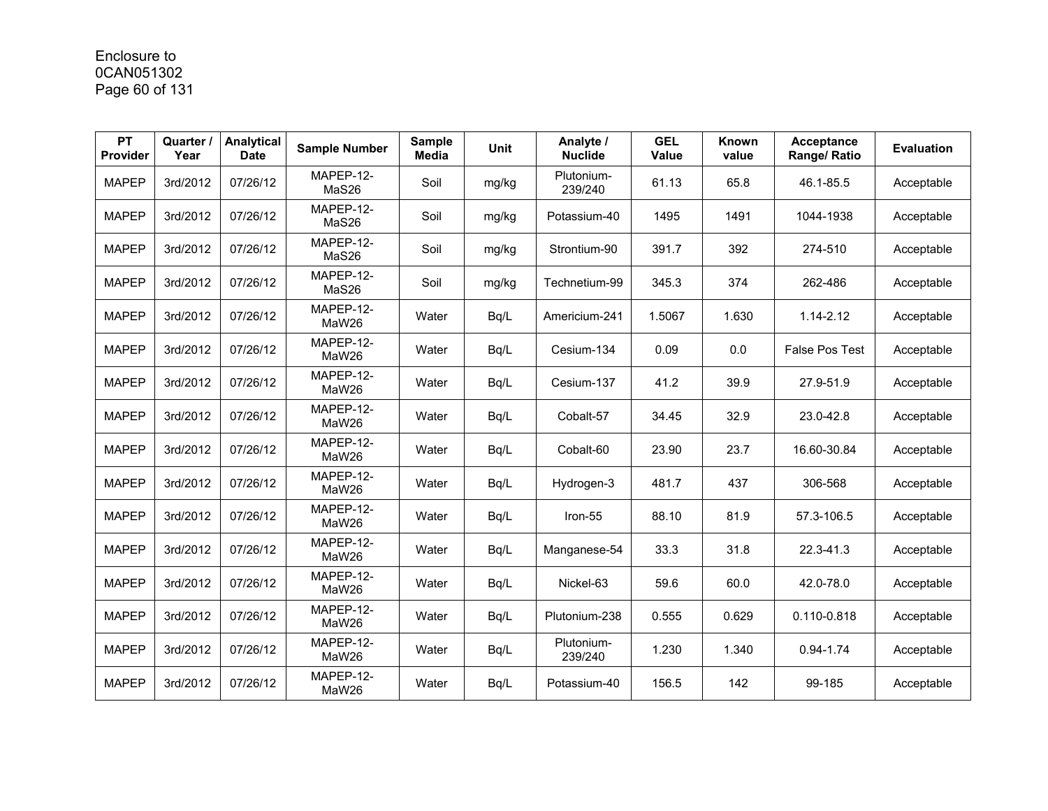Enclosure to
0CAN051302

| PT Provider | Quarter / Year | Analytical Date | Sample Number | Sample Media | Unit | Analyte / Nuclide | GEL Value | Known value | Acceptance Range/ Ratio | Evaluation |
|---|---|---|---|---|---|---|---|---|---|---|
| MAPEP | 3rd/2012 | 07/26/12 | MAPEP-12-MaS26 | Soil | mg/kg | Plutonium-239/240 | 61.13 | 65.8 | 46.1-85.5 | Acceptable |
| MAPEP | 3rd/2012 | 07/26/12 | MAPEP-12-MaS26 | Soil | mg/kg | Potassium-40 | 1495 | 1491 | 1044-1938 | Acceptable |
| MAPEP | 3rd/2012 | 07/26/12 | MAPEP-12-MaS26 | Soil | mg/kg | Strontium-90 | 391.7 | 392 | 274-510 | Acceptable |
| MAPEP | 3rd/2012 | 07/26/12 | MAPEP-12-MaS26 | Soil | mg/kg | Technetium-99 | 345.3 | 374 | 262-486 | Acceptable |
| MAPEP | 3rd/2012 | 07/26/12 | MAPEP-12-MaW26 | Water | Bq/L | Americium-241 | 1.5067 | 1.630 | 1.14-2.12 | Acceptable |
| MAPEP | 3rd/2012 | 07/26/12 | MAPEP-12-MaW26 | Water | Bq/L | Cesium-134 | 0.09 | 0.0 | False Pos Test | Acceptable |
| MAPEP | 3rd/2012 | 07/26/12 | MAPEP-12-MaW26 | Water | Bq/L | Cesium-137 | 41.2 | 39.9 | 27.9-51.9 | Acceptable |
| MAPEP | 3rd/2012 | 07/26/12 | MAPEP-12-MaW26 | Water | Bq/L | Cobalt-57 | 34.45 | 32.9 | 23.0-42.8 | Acceptable |
| MAPEP | 3rd/2012 | 07/26/12 | MAPEP-12-MaW26 | Water | Bq/L | Cobalt-60 | 23.90 | 23.7 | 16.60-30.84 | Acceptable |
| MAPEP | 3rd/2012 | 07/26/12 | MAPEP-12-MaW26 | Water | Bq/L | Hydrogen-3 | 481.7 | 437 | 306-568 | Acceptable |
| MAPEP | 3rd/2012 | 07/26/12 | MAPEP-12-MaW26 | Water | Bq/L | Iron-55 | 88.10 | 81.9 | 57.3-106.5 | Acceptable |
| MAPEP | 3rd/2012 | 07/26/12 | MAPEP-12-MaW26 | Water | Bq/L | Manganese-54 | 33.3 | 31.8 | 22.3-41.3 | Acceptable |
| MAPEP | 3rd/2012 | 07/26/12 | MAPEP-12-MaW26 | Water | Bq/L | Nickel-63 | 59.6 | 60.0 | 42.0-78.0 | Acceptable |
| MAPEP | 3rd/2012 | 07/26/12 | MAPEP-12-MaW26 | Water | Bq/L | Plutonium-238 | 0.555 | 0.629 | 0.110-0.818 | Acceptable |
| MAPEP | 3rd/2012 | 07/26/12 | MAPEP-12-MaW26 | Water | Bq/L | Plutonium-239/240 | 1.230 | 1.340 | 0.94-1.74 | Acceptable |
| MAPEP | 3rd/2012 | 07/26/12 | MAPEP-12-MaW26 | Water | Bq/L | Potassium-40 | 156.5 | 142 | 99-185 | Acceptable |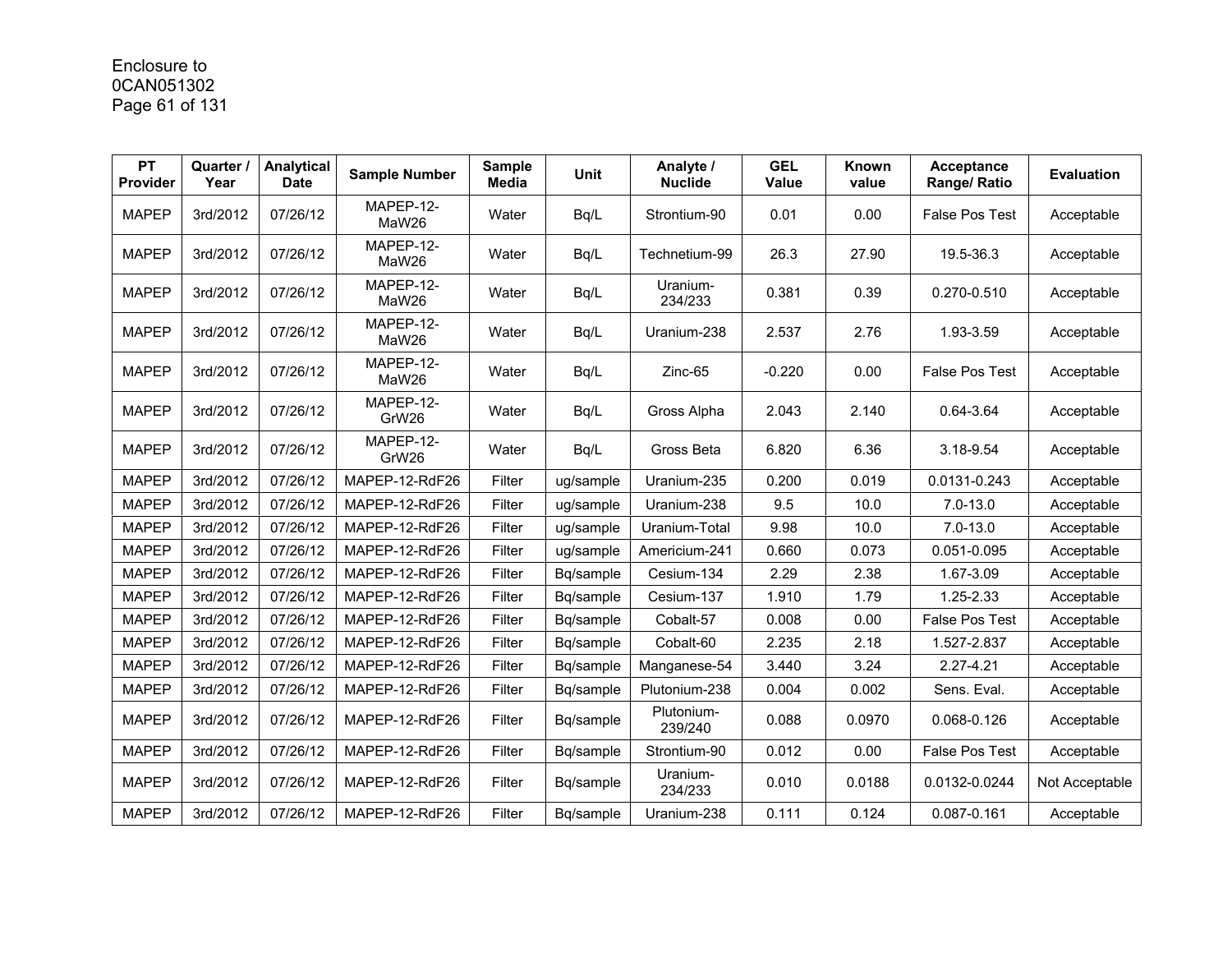| PT Provider | Quarter / Year | Analytical Date | Sample Number | Sample Media | Unit | Analyte / Nuclide | GEL Value | Known value | Acceptance Range/ Ratio | Evaluation |
|---|---|---|---|---|---|---|---|---|---|---|
| MAPEP | 3rd/2012 | 07/26/12 | MAPEP-12-MaW26 | Water | Bq/L | Strontium-90 | 0.01 | 0.00 | False Pos Test | Acceptable |
| MAPEP | 3rd/2012 | 07/26/12 | MAPEP-12-MaW26 | Water | Bq/L | Technetium-99 | 26.3 | 27.90 | 19.5-36.3 | Acceptable |
| MAPEP | 3rd/2012 | 07/26/12 | MAPEP-12-MaW26 | Water | Bq/L | Uranium-234/233 | 0.381 | 0.39 | 0.270-0.510 | Acceptable |
| MAPEP | 3rd/2012 | 07/26/12 | MAPEP-12-MaW26 | Water | Bq/L | Uranium-238 | 2.537 | 2.76 | 1.93-3.59 | Acceptable |
| MAPEP | 3rd/2012 | 07/26/12 | MAPEP-12-MaW26 | Water | Bq/L | Zinc-65 | -0.220 | 0.00 | False Pos Test | Acceptable |
| MAPEP | 3rd/2012 | 07/26/12 | MAPEP-12-GrW26 | Water | Bq/L | Gross Alpha | 2.043 | 2.140 | 0.64-3.64 | Acceptable |
| MAPEP | 3rd/2012 | 07/26/12 | MAPEP-12-GrW26 | Water | Bq/L | Gross Beta | 6.820 | 6.36 | 3.18-9.54 | Acceptable |
| MAPEP | 3rd/2012 | 07/26/12 | MAPEP-12-RdF26 | Filter | ug/sample | Uranium-235 | 0.200 | 0.019 | 0.0131-0.243 | Acceptable |
| MAPEP | 3rd/2012 | 07/26/12 | MAPEP-12-RdF26 | Filter | ug/sample | Uranium-238 | 9.5 | 10.0 | 7.0-13.0 | Acceptable |
| MAPEP | 3rd/2012 | 07/26/12 | MAPEP-12-RdF26 | Filter | ug/sample | Uranium-Total | 9.98 | 10.0 | 7.0-13.0 | Acceptable |
| MAPEP | 3rd/2012 | 07/26/12 | MAPEP-12-RdF26 | Filter | ug/sample | Americium-241 | 0.660 | 0.073 | 0.051-0.095 | Acceptable |
| MAPEP | 3rd/2012 | 07/26/12 | MAPEP-12-RdF26 | Filter | Bq/sample | Cesium-134 | 2.29 | 2.38 | 1.67-3.09 | Acceptable |
| MAPEP | 3rd/2012 | 07/26/12 | MAPEP-12-RdF26 | Filter | Bq/sample | Cesium-137 | 1.910 | 1.79 | 1.25-2.33 | Acceptable |
| MAPEP | 3rd/2012 | 07/26/12 | MAPEP-12-RdF26 | Filter | Bq/sample | Cobalt-57 | 0.008 | 0.00 | False Pos Test | Acceptable |
| MAPEP | 3rd/2012 | 07/26/12 | MAPEP-12-RdF26 | Filter | Bq/sample | Cobalt-60 | 2.235 | 2.18 | 1.527-2.837 | Acceptable |
| MAPEP | 3rd/2012 | 07/26/12 | MAPEP-12-RdF26 | Filter | Bq/sample | Manganese-54 | 3.440 | 3.24 | 2.27-4.21 | Acceptable |
| MAPEP | 3rd/2012 | 07/26/12 | MAPEP-12-RdF26 | Filter | Bq/sample | Plutonium-238 | 0.004 | 0.002 | Sens. Eval. | Acceptable |
| MAPEP | 3rd/2012 | 07/26/12 | MAPEP-12-RdF26 | Filter | Bq/sample | Plutonium-239/240 | 0.088 | 0.0970 | 0.068-0.126 | Acceptable |
| MAPEP | 3rd/2012 | 07/26/12 | MAPEP-12-RdF26 | Filter | Bq/sample | Strontium-90 | 0.012 | 0.00 | False Pos Test | Acceptable |
| MAPEP | 3rd/2012 | 07/26/12 | MAPEP-12-RdF26 | Filter | Bq/sample | Uranium-234/233 | 0.010 | 0.0188 | 0.0132-0.0244 | Not Acceptable |
| MAPEP | 3rd/2012 | 07/26/12 | MAPEP-12-RdF26 | Filter | Bq/sample | Uranium-238 | 0.111 | 0.124 | 0.087-0.161 | Acceptable |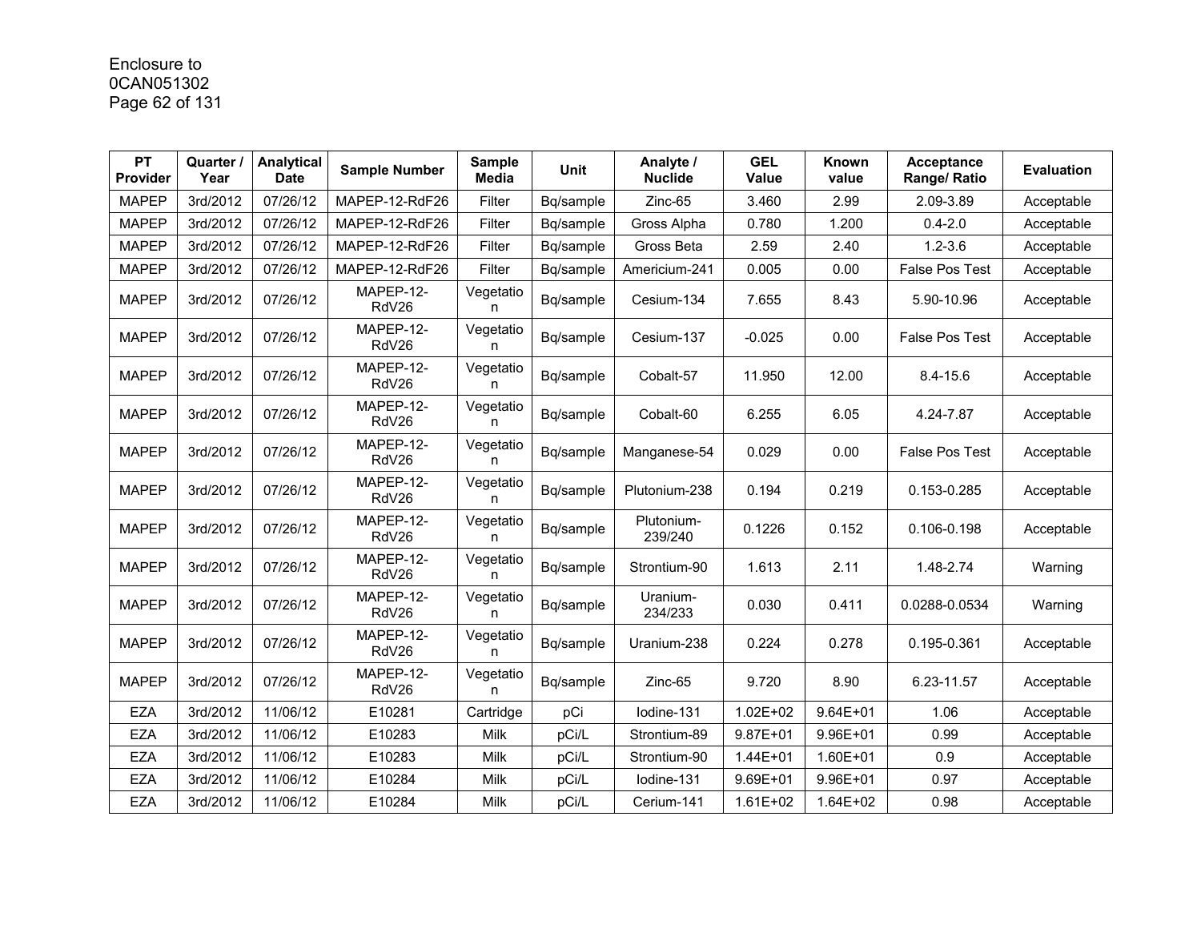Enclosure to
0CAN051302

| PT Provider | Quarter / Year | Analytical Date | Sample Number | Sample Media | Unit | Analyte / Nuclide | GEL Value | Known value | Acceptance Range/ Ratio | Evaluation |
|---|---|---|---|---|---|---|---|---|---|---|
| MAPEP | 3rd/2012 | 07/26/12 | MAPEP-12-RdF26 | Filter | Bq/sample | Zinc-65 | 3.460 | 2.99 | 2.09-3.89 | Acceptable |
| MAPEP | 3rd/2012 | 07/26/12 | MAPEP-12-RdF26 | Filter | Bq/sample | Gross Alpha | 0.780 | 1.200 | 0.4-2.0 | Acceptable |
| MAPEP | 3rd/2012 | 07/26/12 | MAPEP-12-RdF26 | Filter | Bq/sample | Gross Beta | 2.59 | 2.40 | 1.2-3.6 | Acceptable |
| MAPEP | 3rd/2012 | 07/26/12 | MAPEP-12-RdF26 | Filter | Bq/sample | Americium-241 | 0.005 | 0.00 | False Pos Test | Acceptable |
| MAPEP | 3rd/2012 | 07/26/12 | MAPEP-12-RdV26 | Vegetation | Bq/sample | Cesium-134 | 7.655 | 8.43 | 5.90-10.96 | Acceptable |
| MAPEP | 3rd/2012 | 07/26/12 | MAPEP-12-RdV26 | Vegetation | Bq/sample | Cesium-137 | -0.025 | 0.00 | False Pos Test | Acceptable |
| MAPEP | 3rd/2012 | 07/26/12 | MAPEP-12-RdV26 | Vegetation | Bq/sample | Cobalt-57 | 11.950 | 12.00 | 8.4-15.6 | Acceptable |
| MAPEP | 3rd/2012 | 07/26/12 | MAPEP-12-RdV26 | Vegetation | Bq/sample | Cobalt-60 | 6.255 | 6.05 | 4.24-7.87 | Acceptable |
| MAPEP | 3rd/2012 | 07/26/12 | MAPEP-12-RdV26 | Vegetation | Bq/sample | Manganese-54 | 0.029 | 0.00 | False Pos Test | Acceptable |
| MAPEP | 3rd/2012 | 07/26/12 | MAPEP-12-RdV26 | Vegetation | Bq/sample | Plutonium-238 | 0.194 | 0.219 | 0.153-0.285 | Acceptable |
| MAPEP | 3rd/2012 | 07/26/12 | MAPEP-12-RdV26 | Vegetation | Bq/sample | Plutonium-239/240 | 0.1226 | 0.152 | 0.106-0.198 | Acceptable |
| MAPEP | 3rd/2012 | 07/26/12 | MAPEP-12-RdV26 | Vegetation | Bq/sample | Strontium-90 | 1.613 | 2.11 | 1.48-2.74 | Warning |
| MAPEP | 3rd/2012 | 07/26/12 | MAPEP-12-RdV26 | Vegetation | Bq/sample | Uranium-234/233 | 0.030 | 0.411 | 0.0288-0.0534 | Warning |
| MAPEP | 3rd/2012 | 07/26/12 | MAPEP-12-RdV26 | Vegetation | Bq/sample | Uranium-238 | 0.224 | 0.278 | 0.195-0.361 | Acceptable |
| MAPEP | 3rd/2012 | 07/26/12 | MAPEP-12-RdV26 | Vegetation | Bq/sample | Zinc-65 | 9.720 | 8.90 | 6.23-11.57 | Acceptable |
| EZA | 3rd/2012 | 11/06/12 | E10281 | Cartridge | pCi | Iodine-131 | 1.02E+02 | 9.64E+01 | 1.06 | Acceptable |
| EZA | 3rd/2012 | 11/06/12 | E10283 | Milk | pCi/L | Strontium-89 | 9.87E+01 | 9.96E+01 | 0.99 | Acceptable |
| EZA | 3rd/2012 | 11/06/12 | E10283 | Milk | pCi/L | Strontium-90 | 1.44E+01 | 1.60E+01 | 0.9 | Acceptable |
| EZA | 3rd/2012 | 11/06/12 | E10284 | Milk | pCi/L | Iodine-131 | 9.69E+01 | 9.96E+01 | 0.97 | Acceptable |
| EZA | 3rd/2012 | 11/06/12 | E10284 | Milk | pCi/L | Cerium-141 | 1.61E+02 | 1.64E+02 | 0.98 | Acceptable |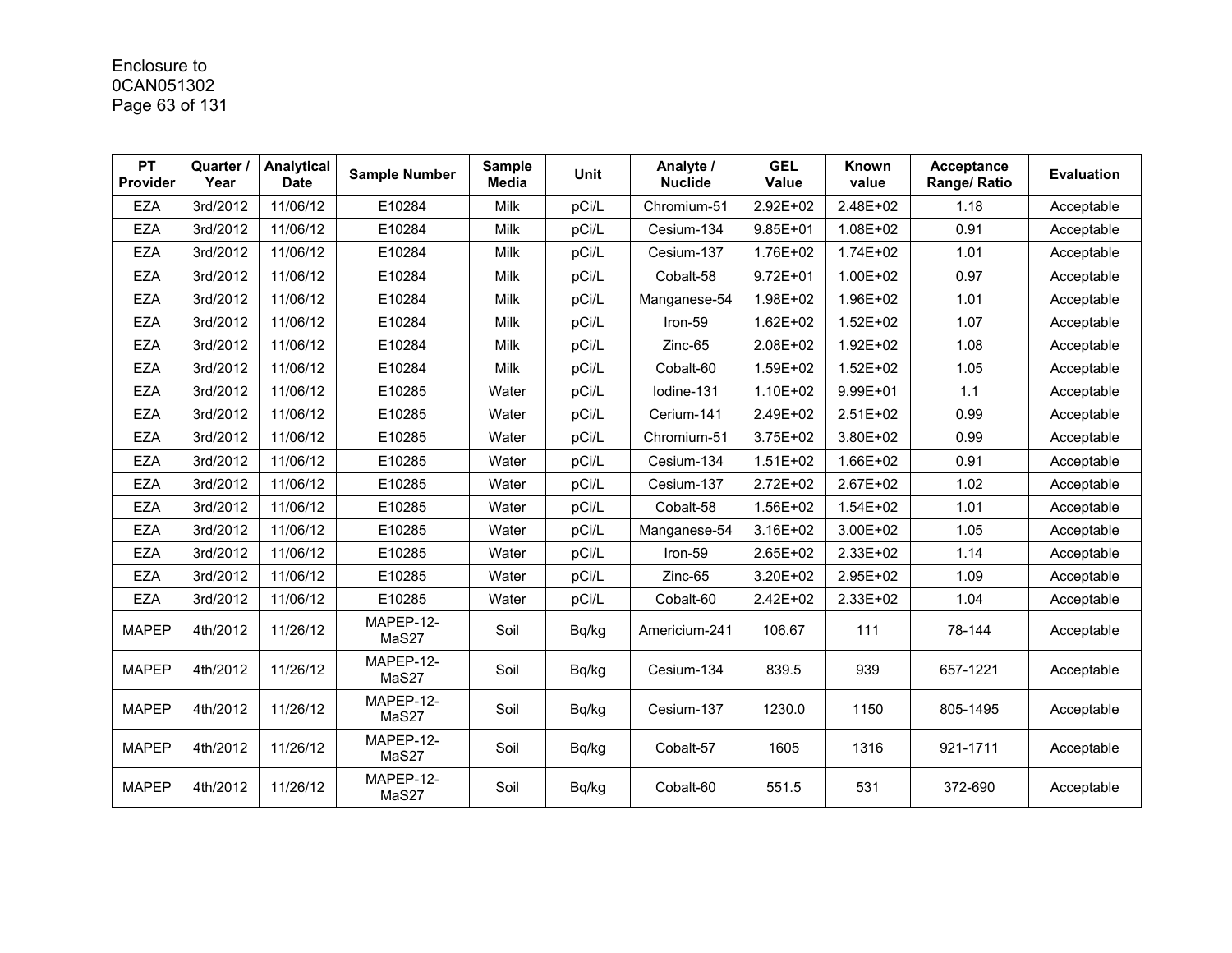| PT Provider | Quarter / Year | Analytical Date | Sample Number | Sample Media | Unit | Analyte / Nuclide | GEL Value | Known value | Acceptance Range/ Ratio | Evaluation |
|---|---|---|---|---|---|---|---|---|---|---|
| EZA | 3rd/2012 | 11/06/12 | E10284 | Milk | pCi/L | Chromium-51 | 2.92E+02 | 2.48E+02 | 1.18 | Acceptable |
| EZA | 3rd/2012 | 11/06/12 | E10284 | Milk | pCi/L | Cesium-134 | 9.85E+01 | 1.08E+02 | 0.91 | Acceptable |
| EZA | 3rd/2012 | 11/06/12 | E10284 | Milk | pCi/L | Cesium-137 | 1.76E+02 | 1.74E+02 | 1.01 | Acceptable |
| EZA | 3rd/2012 | 11/06/12 | E10284 | Milk | pCi/L | Cobalt-58 | 9.72E+01 | 1.00E+02 | 0.97 | Acceptable |
| EZA | 3rd/2012 | 11/06/12 | E10284 | Milk | pCi/L | Manganese-54 | 1.98E+02 | 1.96E+02 | 1.01 | Acceptable |
| EZA | 3rd/2012 | 11/06/12 | E10284 | Milk | pCi/L | Iron-59 | 1.62E+02 | 1.52E+02 | 1.07 | Acceptable |
| EZA | 3rd/2012 | 11/06/12 | E10284 | Milk | pCi/L | Zinc-65 | 2.08E+02 | 1.92E+02 | 1.08 | Acceptable |
| EZA | 3rd/2012 | 11/06/12 | E10284 | Milk | pCi/L | Cobalt-60 | 1.59E+02 | 1.52E+02 | 1.05 | Acceptable |
| EZA | 3rd/2012 | 11/06/12 | E10285 | Water | pCi/L | Iodine-131 | 1.10E+02 | 9.99E+01 | 1.1 | Acceptable |
| EZA | 3rd/2012 | 11/06/12 | E10285 | Water | pCi/L | Cerium-141 | 2.49E+02 | 2.51E+02 | 0.99 | Acceptable |
| EZA | 3rd/2012 | 11/06/12 | E10285 | Water | pCi/L | Chromium-51 | 3.75E+02 | 3.80E+02 | 0.99 | Acceptable |
| EZA | 3rd/2012 | 11/06/12 | E10285 | Water | pCi/L | Cesium-134 | 1.51E+02 | 1.66E+02 | 0.91 | Acceptable |
| EZA | 3rd/2012 | 11/06/12 | E10285 | Water | pCi/L | Cesium-137 | 2.72E+02 | 2.67E+02 | 1.02 | Acceptable |
| EZA | 3rd/2012 | 11/06/12 | E10285 | Water | pCi/L | Cobalt-58 | 1.56E+02 | 1.54E+02 | 1.01 | Acceptable |
| EZA | 3rd/2012 | 11/06/12 | E10285 | Water | pCi/L | Manganese-54 | 3.16E+02 | 3.00E+02 | 1.05 | Acceptable |
| EZA | 3rd/2012 | 11/06/12 | E10285 | Water | pCi/L | Iron-59 | 2.65E+02 | 2.33E+02 | 1.14 | Acceptable |
| EZA | 3rd/2012 | 11/06/12 | E10285 | Water | pCi/L | Zinc-65 | 3.20E+02 | 2.95E+02 | 1.09 | Acceptable |
| EZA | 3rd/2012 | 11/06/12 | E10285 | Water | pCi/L | Cobalt-60 | 2.42E+02 | 2.33E+02 | 1.04 | Acceptable |
| MAPEP | 4th/2012 | 11/26/12 | MAPEP-12-MaS27 | Soil | Bq/kg | Americium-241 | 106.67 | 111 | 78-144 | Acceptable |
| MAPEP | 4th/2012 | 11/26/12 | MAPEP-12-MaS27 | Soil | Bq/kg | Cesium-134 | 839.5 | 939 | 657-1221 | Acceptable |
| MAPEP | 4th/2012 | 11/26/12 | MAPEP-12-MaS27 | Soil | Bq/kg | Cesium-137 | 1230.0 | 1150 | 805-1495 | Acceptable |
| MAPEP | 4th/2012 | 11/26/12 | MAPEP-12-MaS27 | Soil | Bq/kg | Cobalt-57 | 1605 | 1316 | 921-1711 | Acceptable |
| MAPEP | 4th/2012 | 11/26/12 | MAPEP-12-MaS27 | Soil | Bq/kg | Cobalt-60 | 551.5 | 531 | 372-690 | Acceptable |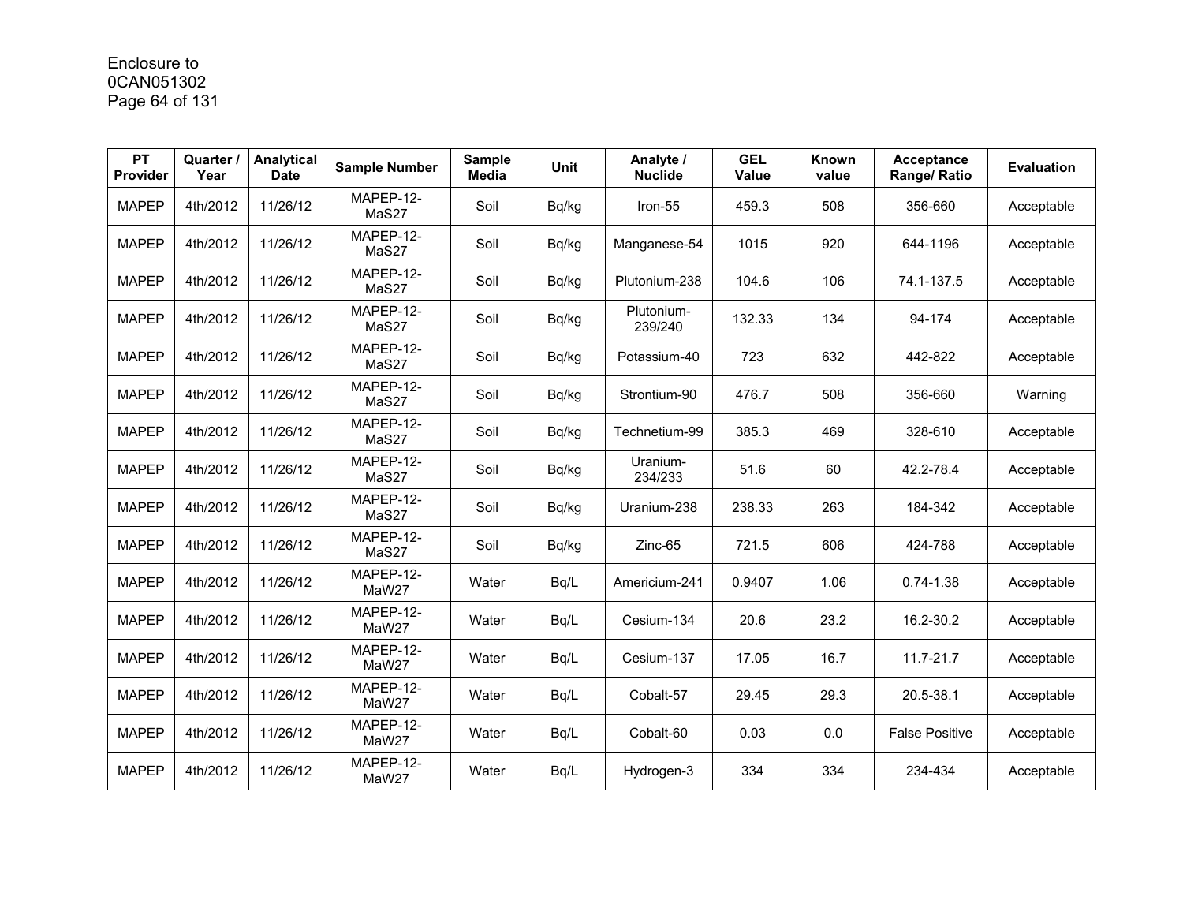| PT Provider | Quarter / Year | Analytical Date | Sample Number | Sample Media | Unit | Analyte / Nuclide | GEL Value | Known value | Acceptance Range/ Ratio | Evaluation |
|---|---|---|---|---|---|---|---|---|---|---|
| MAPEP | 4th/2012 | 11/26/12 | MAPEP-12-MaS27 | Soil | Bq/kg | Iron-55 | 459.3 | 508 | 356-660 | Acceptable |
| MAPEP | 4th/2012 | 11/26/12 | MAPEP-12-MaS27 | Soil | Bq/kg | Manganese-54 | 1015 | 920 | 644-1196 | Acceptable |
| MAPEP | 4th/2012 | 11/26/12 | MAPEP-12-MaS27 | Soil | Bq/kg | Plutonium-238 | 104.6 | 106 | 74.1-137.5 | Acceptable |
| MAPEP | 4th/2012 | 11/26/12 | MAPEP-12-MaS27 | Soil | Bq/kg | Plutonium-239/240 | 132.33 | 134 | 94-174 | Acceptable |
| MAPEP | 4th/2012 | 11/26/12 | MAPEP-12-MaS27 | Soil | Bq/kg | Potassium-40 | 723 | 632 | 442-822 | Acceptable |
| MAPEP | 4th/2012 | 11/26/12 | MAPEP-12-MaS27 | Soil | Bq/kg | Strontium-90 | 476.7 | 508 | 356-660 | Warning |
| MAPEP | 4th/2012 | 11/26/12 | MAPEP-12-MaS27 | Soil | Bq/kg | Technetium-99 | 385.3 | 469 | 328-610 | Acceptable |
| MAPEP | 4th/2012 | 11/26/12 | MAPEP-12-MaS27 | Soil | Bq/kg | Uranium-234/233 | 51.6 | 60 | 42.2-78.4 | Acceptable |
| MAPEP | 4th/2012 | 11/26/12 | MAPEP-12-MaS27 | Soil | Bq/kg | Uranium-238 | 238.33 | 263 | 184-342 | Acceptable |
| MAPEP | 4th/2012 | 11/26/12 | MAPEP-12-MaS27 | Soil | Bq/kg | Zinc-65 | 721.5 | 606 | 424-788 | Acceptable |
| MAPEP | 4th/2012 | 11/26/12 | MAPEP-12-MaW27 | Water | Bq/L | Americium-241 | 0.9407 | 1.06 | 0.74-1.38 | Acceptable |
| MAPEP | 4th/2012 | 11/26/12 | MAPEP-12-MaW27 | Water | Bq/L | Cesium-134 | 20.6 | 23.2 | 16.2-30.2 | Acceptable |
| MAPEP | 4th/2012 | 11/26/12 | MAPEP-12-MaW27 | Water | Bq/L | Cesium-137 | 17.05 | 16.7 | 11.7-21.7 | Acceptable |
| MAPEP | 4th/2012 | 11/26/12 | MAPEP-12-MaW27 | Water | Bq/L | Cobalt-57 | 29.45 | 29.3 | 20.5-38.1 | Acceptable |
| MAPEP | 4th/2012 | 11/26/12 | MAPEP-12-MaW27 | Water | Bq/L | Cobalt-60 | 0.03 | 0.0 | False Positive | Acceptable |
| MAPEP | 4th/2012 | 11/26/12 | MAPEP-12-MaW27 | Water | Bq/L | Hydrogen-3 | 334 | 334 | 234-434 | Acceptable |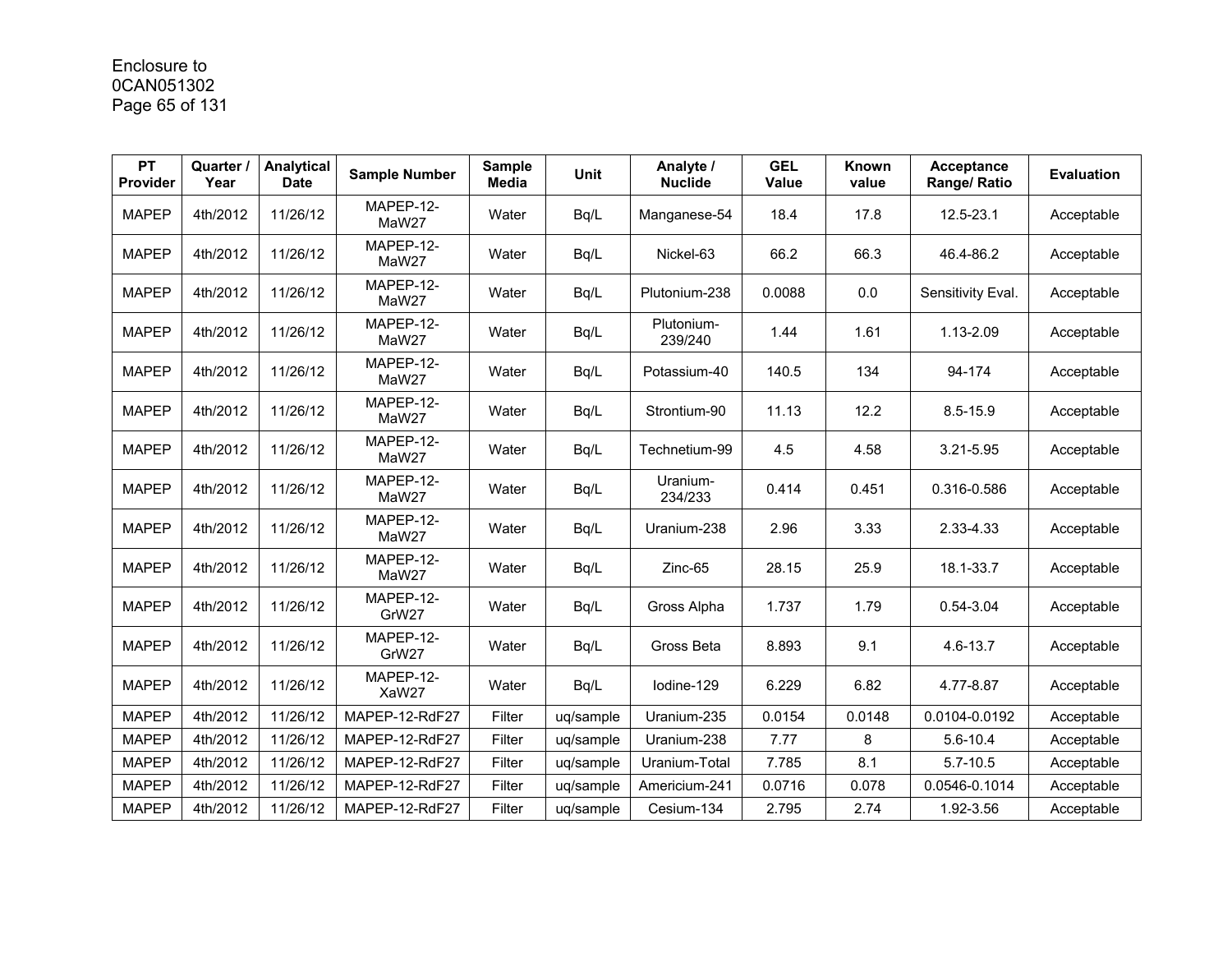Enclosure to
0CAN051302

| PT Provider | Quarter / Year | Analytical Date | Sample Number | Sample Media | Unit | Analyte / Nuclide | GEL Value | Known value | Acceptance Range/ Ratio | Evaluation |
|---|---|---|---|---|---|---|---|---|---|---|
| MAPEP | 4th/2012 | 11/26/12 | MAPEP-12-MaW27 | Water | Bq/L | Manganese-54 | 18.4 | 17.8 | 12.5-23.1 | Acceptable |
| MAPEP | 4th/2012 | 11/26/12 | MAPEP-12-MaW27 | Water | Bq/L | Nickel-63 | 66.2 | 66.3 | 46.4-86.2 | Acceptable |
| MAPEP | 4th/2012 | 11/26/12 | MAPEP-12-MaW27 | Water | Bq/L | Plutonium-238 | 0.0088 | 0.0 | Sensitivity Eval. | Acceptable |
| MAPEP | 4th/2012 | 11/26/12 | MAPEP-12-MaW27 | Water | Bq/L | Plutonium-239/240 | 1.44 | 1.61 | 1.13-2.09 | Acceptable |
| MAPEP | 4th/2012 | 11/26/12 | MAPEP-12-MaW27 | Water | Bq/L | Potassium-40 | 140.5 | 134 | 94-174 | Acceptable |
| MAPEP | 4th/2012 | 11/26/12 | MAPEP-12-MaW27 | Water | Bq/L | Strontium-90 | 11.13 | 12.2 | 8.5-15.9 | Acceptable |
| MAPEP | 4th/2012 | 11/26/12 | MAPEP-12-MaW27 | Water | Bq/L | Technetium-99 | 4.5 | 4.58 | 3.21-5.95 | Acceptable |
| MAPEP | 4th/2012 | 11/26/12 | MAPEP-12-MaW27 | Water | Bq/L | Uranium-234/233 | 0.414 | 0.451 | 0.316-0.586 | Acceptable |
| MAPEP | 4th/2012 | 11/26/12 | MAPEP-12-MaW27 | Water | Bq/L | Uranium-238 | 2.96 | 3.33 | 2.33-4.33 | Acceptable |
| MAPEP | 4th/2012 | 11/26/12 | MAPEP-12-MaW27 | Water | Bq/L | Zinc-65 | 28.15 | 25.9 | 18.1-33.7 | Acceptable |
| MAPEP | 4th/2012 | 11/26/12 | MAPEP-12-GrW27 | Water | Bq/L | Gross Alpha | 1.737 | 1.79 | 0.54-3.04 | Acceptable |
| MAPEP | 4th/2012 | 11/26/12 | MAPEP-12-GrW27 | Water | Bq/L | Gross Beta | 8.893 | 9.1 | 4.6-13.7 | Acceptable |
| MAPEP | 4th/2012 | 11/26/12 | MAPEP-12-XaW27 | Water | Bq/L | Iodine-129 | 6.229 | 6.82 | 4.77-8.87 | Acceptable |
| MAPEP | 4th/2012 | 11/26/12 | MAPEP-12-RdF27 | Filter | uq/sample | Uranium-235 | 0.0154 | 0.0148 | 0.0104-0.0192 | Acceptable |
| MAPEP | 4th/2012 | 11/26/12 | MAPEP-12-RdF27 | Filter | uq/sample | Uranium-238 | 7.77 | 8 | 5.6-10.4 | Acceptable |
| MAPEP | 4th/2012 | 11/26/12 | MAPEP-12-RdF27 | Filter | uq/sample | Uranium-Total | 7.785 | 8.1 | 5.7-10.5 | Acceptable |
| MAPEP | 4th/2012 | 11/26/12 | MAPEP-12-RdF27 | Filter | uq/sample | Americium-241 | 0.0716 | 0.078 | 0.0546-0.1014 | Acceptable |
| MAPEP | 4th/2012 | 11/26/12 | MAPEP-12-RdF27 | Filter | uq/sample | Cesium-134 | 2.795 | 2.74 | 1.92-3.56 | Acceptable |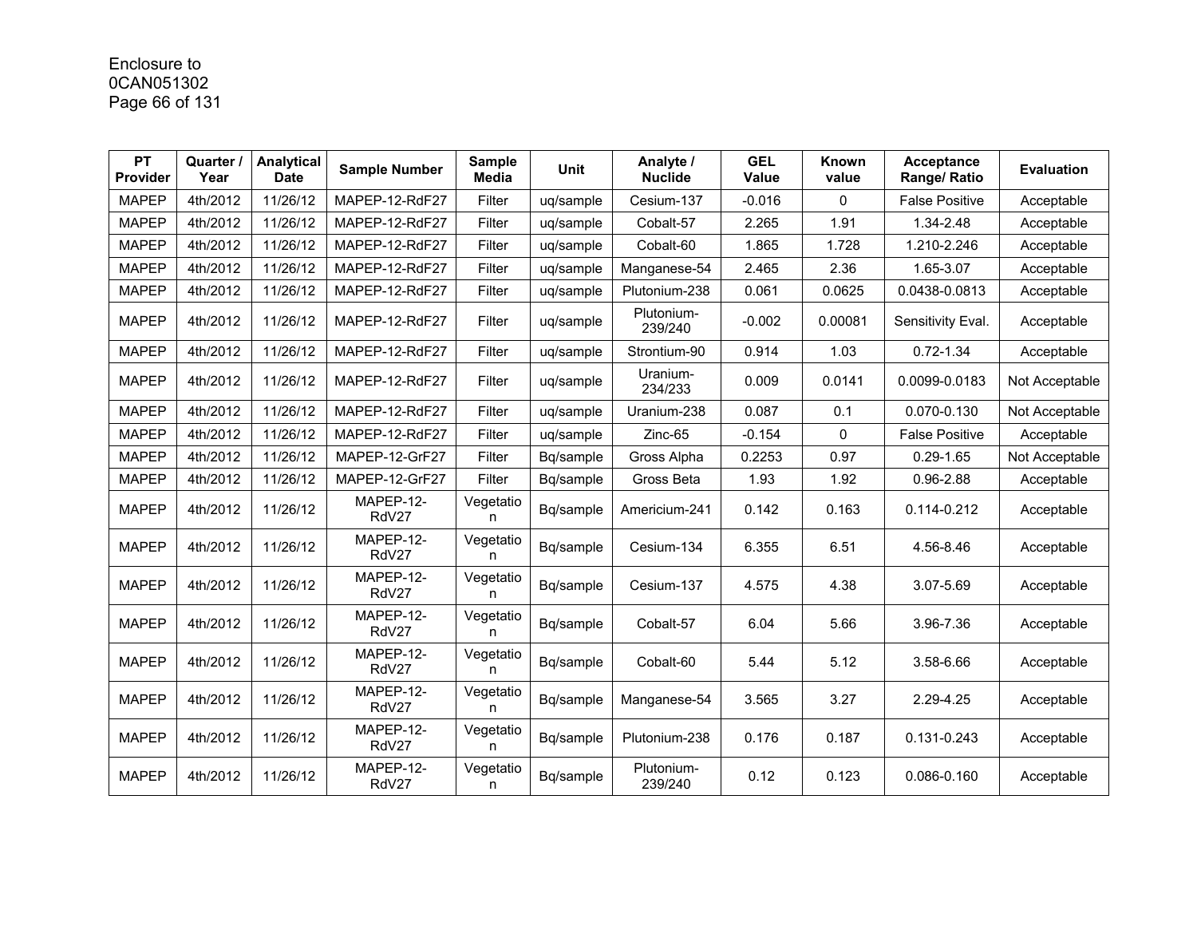Enclosure to
0CAN051302

| PT Provider | Quarter / Year | Analytical Date | Sample Number | Sample Media | Unit | Analyte / Nuclide | GEL Value | Known value | Acceptance Range/ Ratio | Evaluation |
|---|---|---|---|---|---|---|---|---|---|---|
| MAPEP | 4th/2012 | 11/26/12 | MAPEP-12-RdF27 | Filter | uq/sample | Cesium-137 | -0.016 | 0 | False Positive | Acceptable |
| MAPEP | 4th/2012 | 11/26/12 | MAPEP-12-RdF27 | Filter | uq/sample | Cobalt-57 | 2.265 | 1.91 | 1.34-2.48 | Acceptable |
| MAPEP | 4th/2012 | 11/26/12 | MAPEP-12-RdF27 | Filter | uq/sample | Cobalt-60 | 1.865 | 1.728 | 1.210-2.246 | Acceptable |
| MAPEP | 4th/2012 | 11/26/12 | MAPEP-12-RdF27 | Filter | uq/sample | Manganese-54 | 2.465 | 2.36 | 1.65-3.07 | Acceptable |
| MAPEP | 4th/2012 | 11/26/12 | MAPEP-12-RdF27 | Filter | uq/sample | Plutonium-238 | 0.061 | 0.0625 | 0.0438-0.0813 | Acceptable |
| MAPEP | 4th/2012 | 11/26/12 | MAPEP-12-RdF27 | Filter | uq/sample | Plutonium-239/240 | -0.002 | 0.00081 | Sensitivity Eval. | Acceptable |
| MAPEP | 4th/2012 | 11/26/12 | MAPEP-12-RdF27 | Filter | uq/sample | Strontium-90 | 0.914 | 1.03 | 0.72-1.34 | Acceptable |
| MAPEP | 4th/2012 | 11/26/12 | MAPEP-12-RdF27 | Filter | uq/sample | Uranium-234/233 | 0.009 | 0.0141 | 0.0099-0.0183 | Not Acceptable |
| MAPEP | 4th/2012 | 11/26/12 | MAPEP-12-RdF27 | Filter | uq/sample | Uranium-238 | 0.087 | 0.1 | 0.070-0.130 | Not Acceptable |
| MAPEP | 4th/2012 | 11/26/12 | MAPEP-12-RdF27 | Filter | uq/sample | Zinc-65 | -0.154 | 0 | False Positive | Acceptable |
| MAPEP | 4th/2012 | 11/26/12 | MAPEP-12-GrF27 | Filter | Bq/sample | Gross Alpha | 0.2253 | 0.97 | 0.29-1.65 | Not Acceptable |
| MAPEP | 4th/2012 | 11/26/12 | MAPEP-12-GrF27 | Filter | Bq/sample | Gross Beta | 1.93 | 1.92 | 0.96-2.88 | Acceptable |
| MAPEP | 4th/2012 | 11/26/12 | MAPEP-12-RdV27 | Vegetation | Bq/sample | Americium-241 | 0.142 | 0.163 | 0.114-0.212 | Acceptable |
| MAPEP | 4th/2012 | 11/26/12 | MAPEP-12-RdV27 | Vegetation | Bq/sample | Cesium-134 | 6.355 | 6.51 | 4.56-8.46 | Acceptable |
| MAPEP | 4th/2012 | 11/26/12 | MAPEP-12-RdV27 | Vegetation | Bq/sample | Cesium-137 | 4.575 | 4.38 | 3.07-5.69 | Acceptable |
| MAPEP | 4th/2012 | 11/26/12 | MAPEP-12-RdV27 | Vegetation | Bq/sample | Cobalt-57 | 6.04 | 5.66 | 3.96-7.36 | Acceptable |
| MAPEP | 4th/2012 | 11/26/12 | MAPEP-12-RdV27 | Vegetation | Bq/sample | Cobalt-60 | 5.44 | 5.12 | 3.58-6.66 | Acceptable |
| MAPEP | 4th/2012 | 11/26/12 | MAPEP-12-RdV27 | Vegetation | Bq/sample | Manganese-54 | 3.565 | 3.27 | 2.29-4.25 | Acceptable |
| MAPEP | 4th/2012 | 11/26/12 | MAPEP-12-RdV27 | Vegetation | Bq/sample | Plutonium-238 | 0.176 | 0.187 | 0.131-0.243 | Acceptable |
| MAPEP | 4th/2012 | 11/26/12 | MAPEP-12-RdV27 | Vegetation | Bq/sample | Plutonium-239/240 | 0.12 | 0.123 | 0.086-0.160 | Acceptable |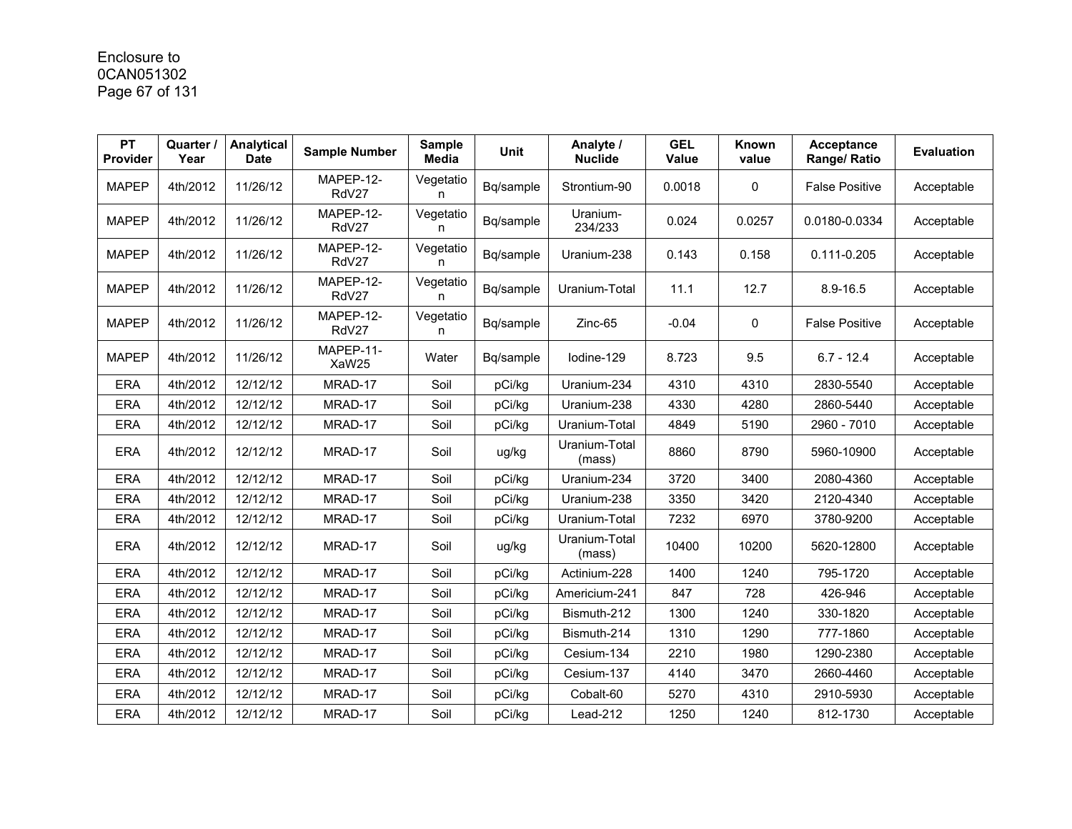| PT Provider | Quarter / Year | Analytical Date | Sample Number | Sample Media | Unit | Analyte / Nuclide | GEL Value | Known value | Acceptance Range/ Ratio | Evaluation |
|---|---|---|---|---|---|---|---|---|---|---|
| MAPEP | 4th/2012 | 11/26/12 | MAPEP-12-RdV27 | Vegetation | Bq/sample | Strontium-90 | 0.0018 | 0 | False Positive | Acceptable |
| MAPEP | 4th/2012 | 11/26/12 | MAPEP-12-RdV27 | Vegetation | Bq/sample | Uranium-234/233 | 0.024 | 0.0257 | 0.0180-0.0334 | Acceptable |
| MAPEP | 4th/2012 | 11/26/12 | MAPEP-12-RdV27 | Vegetation | Bq/sample | Uranium-238 | 0.143 | 0.158 | 0.111-0.205 | Acceptable |
| MAPEP | 4th/2012 | 11/26/12 | MAPEP-12-RdV27 | Vegetation | Bq/sample | Uranium-Total | 11.1 | 12.7 | 8.9-16.5 | Acceptable |
| MAPEP | 4th/2012 | 11/26/12 | MAPEP-12-RdV27 | Vegetation | Bq/sample | Zinc-65 | -0.04 | 0 | False Positive | Acceptable |
| MAPEP | 4th/2012 | 11/26/12 | MAPEP-11-XaW25 | Water | Bq/sample | Iodine-129 | 8.723 | 9.5 | 6.7 - 12.4 | Acceptable |
| ERA | 4th/2012 | 12/12/12 | MRAD-17 | Soil | pCi/kg | Uranium-234 | 4310 | 4310 | 2830-5540 | Acceptable |
| ERA | 4th/2012 | 12/12/12 | MRAD-17 | Soil | pCi/kg | Uranium-238 | 4330 | 4280 | 2860-5440 | Acceptable |
| ERA | 4th/2012 | 12/12/12 | MRAD-17 | Soil | pCi/kg | Uranium-Total | 4849 | 5190 | 2960 - 7010 | Acceptable |
| ERA | 4th/2012 | 12/12/12 | MRAD-17 | Soil | ug/kg | Uranium-Total (mass) | 8860 | 8790 | 5960-10900 | Acceptable |
| ERA | 4th/2012 | 12/12/12 | MRAD-17 | Soil | pCi/kg | Uranium-234 | 3720 | 3400 | 2080-4360 | Acceptable |
| ERA | 4th/2012 | 12/12/12 | MRAD-17 | Soil | pCi/kg | Uranium-238 | 3350 | 3420 | 2120-4340 | Acceptable |
| ERA | 4th/2012 | 12/12/12 | MRAD-17 | Soil | pCi/kg | Uranium-Total | 7232 | 6970 | 3780-9200 | Acceptable |
| ERA | 4th/2012 | 12/12/12 | MRAD-17 | Soil | ug/kg | Uranium-Total (mass) | 10400 | 10200 | 5620-12800 | Acceptable |
| ERA | 4th/2012 | 12/12/12 | MRAD-17 | Soil | pCi/kg | Actinium-228 | 1400 | 1240 | 795-1720 | Acceptable |
| ERA | 4th/2012 | 12/12/12 | MRAD-17 | Soil | pCi/kg | Americium-241 | 847 | 728 | 426-946 | Acceptable |
| ERA | 4th/2012 | 12/12/12 | MRAD-17 | Soil | pCi/kg | Bismuth-212 | 1300 | 1240 | 330-1820 | Acceptable |
| ERA | 4th/2012 | 12/12/12 | MRAD-17 | Soil | pCi/kg | Bismuth-214 | 1310 | 1290 | 777-1860 | Acceptable |
| ERA | 4th/2012 | 12/12/12 | MRAD-17 | Soil | pCi/kg | Cesium-134 | 2210 | 1980 | 1290-2380 | Acceptable |
| ERA | 4th/2012 | 12/12/12 | MRAD-17 | Soil | pCi/kg | Cesium-137 | 4140 | 3470 | 2660-4460 | Acceptable |
| ERA | 4th/2012 | 12/12/12 | MRAD-17 | Soil | pCi/kg | Cobalt-60 | 5270 | 4310 | 2910-5930 | Acceptable |
| ERA | 4th/2012 | 12/12/12 | MRAD-17 | Soil | pCi/kg | Lead-212 | 1250 | 1240 | 812-1730 | Acceptable |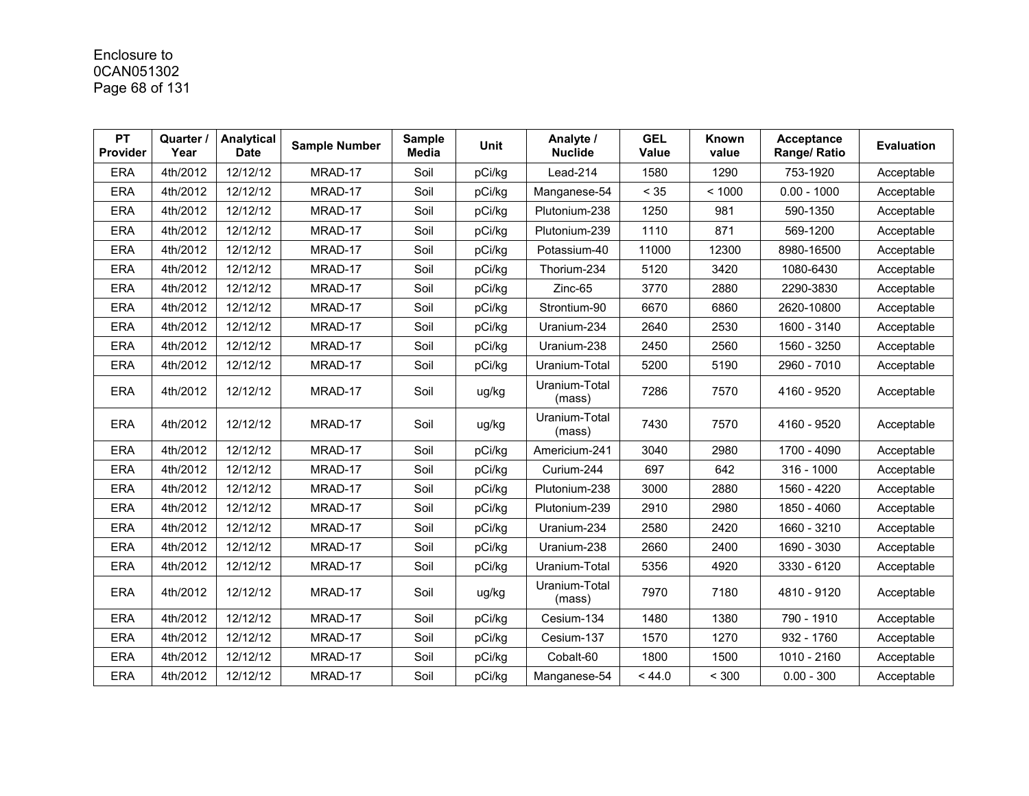Enclosure to
0CAN051302

| PT Provider | Quarter / Year | Analytical Date | Sample Number | Sample Media | Unit | Analyte / Nuclide | GEL Value | Known value | Acceptance Range/ Ratio | Evaluation |
|---|---|---|---|---|---|---|---|---|---|---|
| ERA | 4th/2012 | 12/12/12 | MRAD-17 | Soil | pCi/kg | Lead-214 | 1580 | 1290 | 753-1920 | Acceptable |
| ERA | 4th/2012 | 12/12/12 | MRAD-17 | Soil | pCi/kg | Manganese-54 | < 35 | < 1000 | 0.00 - 1000 | Acceptable |
| ERA | 4th/2012 | 12/12/12 | MRAD-17 | Soil | pCi/kg | Plutonium-238 | 1250 | 981 | 590-1350 | Acceptable |
| ERA | 4th/2012 | 12/12/12 | MRAD-17 | Soil | pCi/kg | Plutonium-239 | 1110 | 871 | 569-1200 | Acceptable |
| ERA | 4th/2012 | 12/12/12 | MRAD-17 | Soil | pCi/kg | Potassium-40 | 11000 | 12300 | 8980-16500 | Acceptable |
| ERA | 4th/2012 | 12/12/12 | MRAD-17 | Soil | pCi/kg | Thorium-234 | 5120 | 3420 | 1080-6430 | Acceptable |
| ERA | 4th/2012 | 12/12/12 | MRAD-17 | Soil | pCi/kg | Zinc-65 | 3770 | 2880 | 2290-3830 | Acceptable |
| ERA | 4th/2012 | 12/12/12 | MRAD-17 | Soil | pCi/kg | Strontium-90 | 6670 | 6860 | 2620-10800 | Acceptable |
| ERA | 4th/2012 | 12/12/12 | MRAD-17 | Soil | pCi/kg | Uranium-234 | 2640 | 2530 | 1600 - 3140 | Acceptable |
| ERA | 4th/2012 | 12/12/12 | MRAD-17 | Soil | pCi/kg | Uranium-238 | 2450 | 2560 | 1560 - 3250 | Acceptable |
| ERA | 4th/2012 | 12/12/12 | MRAD-17 | Soil | pCi/kg | Uranium-Total | 5200 | 5190 | 2960 - 7010 | Acceptable |
| ERA | 4th/2012 | 12/12/12 | MRAD-17 | Soil | ug/kg | Uranium-Total (mass) | 7286 | 7570 | 4160 - 9520 | Acceptable |
| ERA | 4th/2012 | 12/12/12 | MRAD-17 | Soil | ug/kg | Uranium-Total (mass) | 7430 | 7570 | 4160 - 9520 | Acceptable |
| ERA | 4th/2012 | 12/12/12 | MRAD-17 | Soil | pCi/kg | Americium-241 | 3040 | 2980 | 1700 - 4090 | Acceptable |
| ERA | 4th/2012 | 12/12/12 | MRAD-17 | Soil | pCi/kg | Curium-244 | 697 | 642 | 316 - 1000 | Acceptable |
| ERA | 4th/2012 | 12/12/12 | MRAD-17 | Soil | pCi/kg | Plutonium-238 | 3000 | 2880 | 1560 - 4220 | Acceptable |
| ERA | 4th/2012 | 12/12/12 | MRAD-17 | Soil | pCi/kg | Plutonium-239 | 2910 | 2980 | 1850 - 4060 | Acceptable |
| ERA | 4th/2012 | 12/12/12 | MRAD-17 | Soil | pCi/kg | Uranium-234 | 2580 | 2420 | 1660 - 3210 | Acceptable |
| ERA | 4th/2012 | 12/12/12 | MRAD-17 | Soil | pCi/kg | Uranium-238 | 2660 | 2400 | 1690 - 3030 | Acceptable |
| ERA | 4th/2012 | 12/12/12 | MRAD-17 | Soil | pCi/kg | Uranium-Total | 5356 | 4920 | 3330 - 6120 | Acceptable |
| ERA | 4th/2012 | 12/12/12 | MRAD-17 | Soil | ug/kg | Uranium-Total (mass) | 7970 | 7180 | 4810 - 9120 | Acceptable |
| ERA | 4th/2012 | 12/12/12 | MRAD-17 | Soil | pCi/kg | Cesium-134 | 1480 | 1380 | 790 - 1910 | Acceptable |
| ERA | 4th/2012 | 12/12/12 | MRAD-17 | Soil | pCi/kg | Cesium-137 | 1570 | 1270 | 932 - 1760 | Acceptable |
| ERA | 4th/2012 | 12/12/12 | MRAD-17 | Soil | pCi/kg | Cobalt-60 | 1800 | 1500 | 1010 - 2160 | Acceptable |
| ERA | 4th/2012 | 12/12/12 | MRAD-17 | Soil | pCi/kg | Manganese-54 | < 44.0 | < 300 | 0.00 - 300 | Acceptable |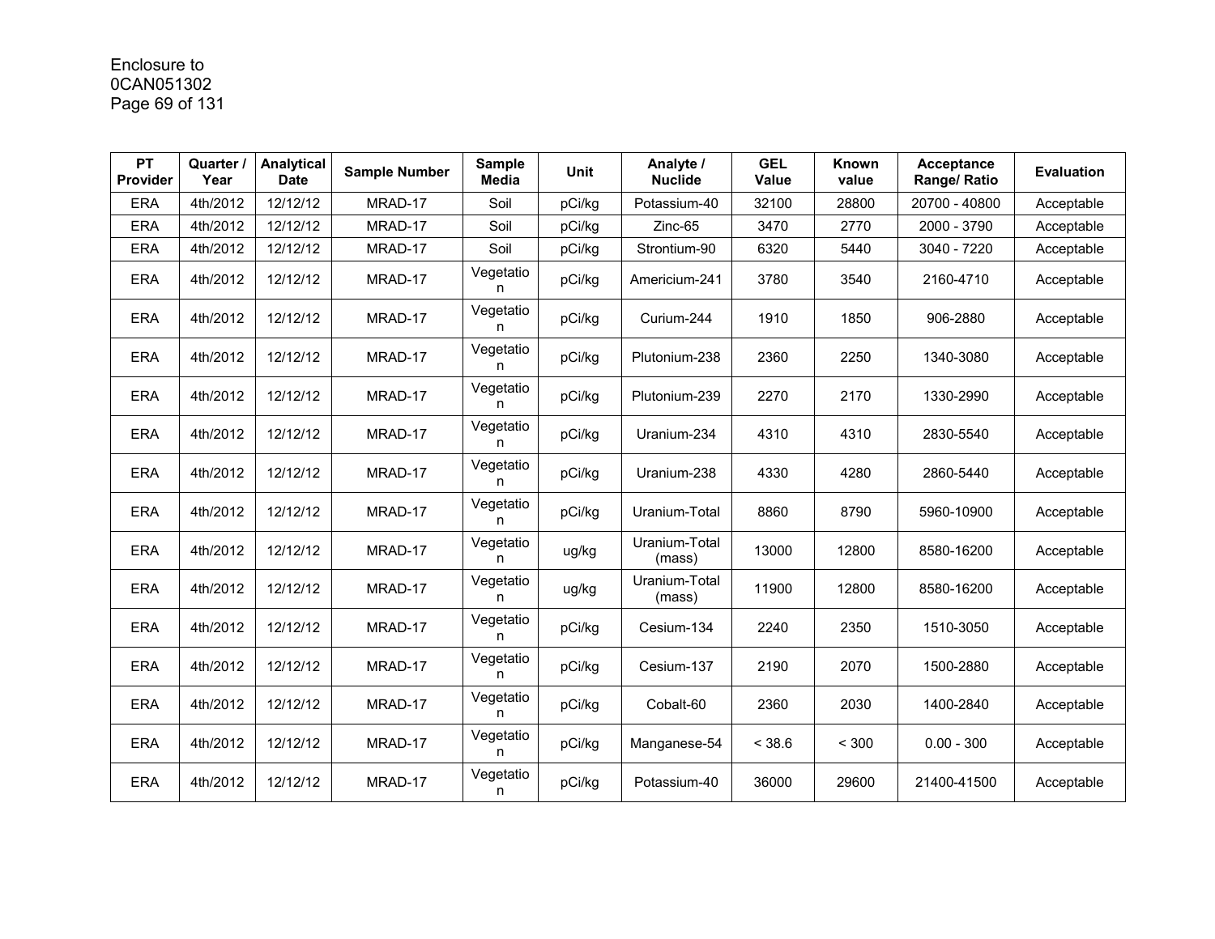Enclosure to
0CAN051302

| PT Provider | Quarter / Year | Analytical Date | Sample Number | Sample Media | Unit | Analyte / Nuclide | GEL Value | Known value | Acceptance Range/ Ratio | Evaluation |
|---|---|---|---|---|---|---|---|---|---|---|
| ERA | 4th/2012 | 12/12/12 | MRAD-17 | Soil | pCi/kg | Potassium-40 | 32100 | 28800 | 20700 - 40800 | Acceptable |
| ERA | 4th/2012 | 12/12/12 | MRAD-17 | Soil | pCi/kg | Zinc-65 | 3470 | 2770 | 2000 - 3790 | Acceptable |
| ERA | 4th/2012 | 12/12/12 | MRAD-17 | Soil | pCi/kg | Strontium-90 | 6320 | 5440 | 3040 - 7220 | Acceptable |
| ERA | 4th/2012 | 12/12/12 | MRAD-17 | Vegetation | pCi/kg | Americium-241 | 3780 | 3540 | 2160-4710 | Acceptable |
| ERA | 4th/2012 | 12/12/12 | MRAD-17 | Vegetation | pCi/kg | Curium-244 | 1910 | 1850 | 906-2880 | Acceptable |
| ERA | 4th/2012 | 12/12/12 | MRAD-17 | Vegetation | pCi/kg | Plutonium-238 | 2360 | 2250 | 1340-3080 | Acceptable |
| ERA | 4th/2012 | 12/12/12 | MRAD-17 | Vegetation | pCi/kg | Plutonium-239 | 2270 | 2170 | 1330-2990 | Acceptable |
| ERA | 4th/2012 | 12/12/12 | MRAD-17 | Vegetation | pCi/kg | Uranium-234 | 4310 | 4310 | 2830-5540 | Acceptable |
| ERA | 4th/2012 | 12/12/12 | MRAD-17 | Vegetation | pCi/kg | Uranium-238 | 4330 | 4280 | 2860-5440 | Acceptable |
| ERA | 4th/2012 | 12/12/12 | MRAD-17 | Vegetation | pCi/kg | Uranium-Total | 8860 | 8790 | 5960-10900 | Acceptable |
| ERA | 4th/2012 | 12/12/12 | MRAD-17 | Vegetation | ug/kg | Uranium-Total (mass) | 13000 | 12800 | 8580-16200 | Acceptable |
| ERA | 4th/2012 | 12/12/12 | MRAD-17 | Vegetation | ug/kg | Uranium-Total (mass) | 11900 | 12800 | 8580-16200 | Acceptable |
| ERA | 4th/2012 | 12/12/12 | MRAD-17 | Vegetation | pCi/kg | Cesium-134 | 2240 | 2350 | 1510-3050 | Acceptable |
| ERA | 4th/2012 | 12/12/12 | MRAD-17 | Vegetation | pCi/kg | Cesium-137 | 2190 | 2070 | 1500-2880 | Acceptable |
| ERA | 4th/2012 | 12/12/12 | MRAD-17 | Vegetation | pCi/kg | Cobalt-60 | 2360 | 2030 | 1400-2840 | Acceptable |
| ERA | 4th/2012 | 12/12/12 | MRAD-17 | Vegetation | pCi/kg | Manganese-54 | < 38.6 | < 300 | 0.00 - 300 | Acceptable |
| ERA | 4th/2012 | 12/12/12 | MRAD-17 | Vegetation | pCi/kg | Potassium-40 | 36000 | 29600 | 21400-41500 | Acceptable |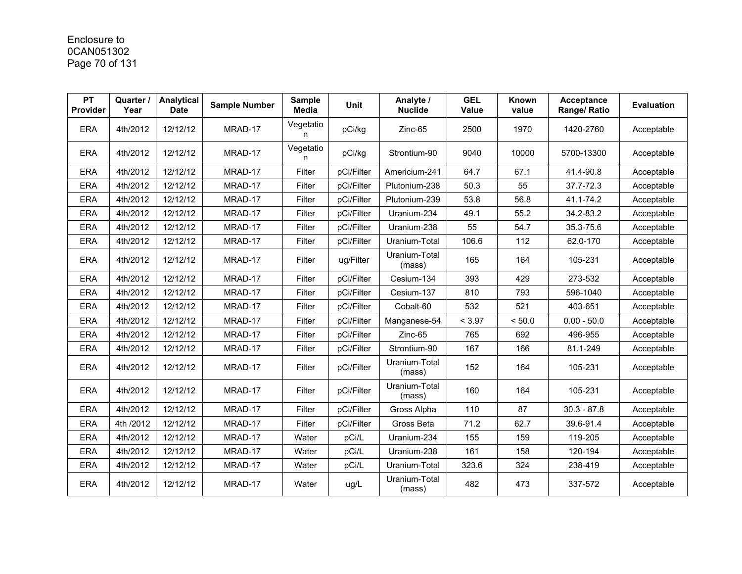Enclosure to
0CAN051302

| PT Provider | Quarter / Year | Analytical Date | Sample Number | Sample Media | Unit | Analyte / Nuclide | GEL Value | Known value | Acceptance Range/ Ratio | Evaluation |
|---|---|---|---|---|---|---|---|---|---|---|
| ERA | 4th/2012 | 12/12/12 | MRAD-17 | Vegetation | pCi/kg | Zinc-65 | 2500 | 1970 | 1420-2760 | Acceptable |
| ERA | 4th/2012 | 12/12/12 | MRAD-17 | Vegetation | pCi/kg | Strontium-90 | 9040 | 10000 | 5700-13300 | Acceptable |
| ERA | 4th/2012 | 12/12/12 | MRAD-17 | Filter | pCi/Filter | Americium-241 | 64.7 | 67.1 | 41.4-90.8 | Acceptable |
| ERA | 4th/2012 | 12/12/12 | MRAD-17 | Filter | pCi/Filter | Plutonium-238 | 50.3 | 55 | 37.7-72.3 | Acceptable |
| ERA | 4th/2012 | 12/12/12 | MRAD-17 | Filter | pCi/Filter | Plutonium-239 | 53.8 | 56.8 | 41.1-74.2 | Acceptable |
| ERA | 4th/2012 | 12/12/12 | MRAD-17 | Filter | pCi/Filter | Uranium-234 | 49.1 | 55.2 | 34.2-83.2 | Acceptable |
| ERA | 4th/2012 | 12/12/12 | MRAD-17 | Filter | pCi/Filter | Uranium-238 | 55 | 54.7 | 35.3-75.6 | Acceptable |
| ERA | 4th/2012 | 12/12/12 | MRAD-17 | Filter | pCi/Filter | Uranium-Total | 106.6 | 112 | 62.0-170 | Acceptable |
| ERA | 4th/2012 | 12/12/12 | MRAD-17 | Filter | ug/Filter | Uranium-Total (mass) | 165 | 164 | 105-231 | Acceptable |
| ERA | 4th/2012 | 12/12/12 | MRAD-17 | Filter | pCi/Filter | Cesium-134 | 393 | 429 | 273-532 | Acceptable |
| ERA | 4th/2012 | 12/12/12 | MRAD-17 | Filter | pCi/Filter | Cesium-137 | 810 | 793 | 596-1040 | Acceptable |
| ERA | 4th/2012 | 12/12/12 | MRAD-17 | Filter | pCi/Filter | Cobalt-60 | 532 | 521 | 403-651 | Acceptable |
| ERA | 4th/2012 | 12/12/12 | MRAD-17 | Filter | pCi/Filter | Manganese-54 | < 3.97 | < 50.0 | 0.00 - 50.0 | Acceptable |
| ERA | 4th/2012 | 12/12/12 | MRAD-17 | Filter | pCi/Filter | Zinc-65 | 765 | 692 | 496-955 | Acceptable |
| ERA | 4th/2012 | 12/12/12 | MRAD-17 | Filter | pCi/Filter | Strontium-90 | 167 | 166 | 81.1-249 | Acceptable |
| ERA | 4th/2012 | 12/12/12 | MRAD-17 | Filter | pCi/Filter | Uranium-Total (mass) | 152 | 164 | 105-231 | Acceptable |
| ERA | 4th/2012 | 12/12/12 | MRAD-17 | Filter | pCi/Filter | Uranium-Total (mass) | 160 | 164 | 105-231 | Acceptable |
| ERA | 4th/2012 | 12/12/12 | MRAD-17 | Filter | pCi/Filter | Gross Alpha | 110 | 87 | 30.3 - 87.8 | Acceptable |
| ERA | 4th /2012 | 12/12/12 | MRAD-17 | Filter | pCi/Filter | Gross Beta | 71.2 | 62.7 | 39.6-91.4 | Acceptable |
| ERA | 4th/2012 | 12/12/12 | MRAD-17 | Water | pCi/L | Uranium-234 | 155 | 159 | 119-205 | Acceptable |
| ERA | 4th/2012 | 12/12/12 | MRAD-17 | Water | pCi/L | Uranium-238 | 161 | 158 | 120-194 | Acceptable |
| ERA | 4th/2012 | 12/12/12 | MRAD-17 | Water | pCi/L | Uranium-Total | 323.6 | 324 | 238-419 | Acceptable |
| ERA | 4th/2012 | 12/12/12 | MRAD-17 | Water | ug/L | Uranium-Total (mass) | 482 | 473 | 337-572 | Acceptable |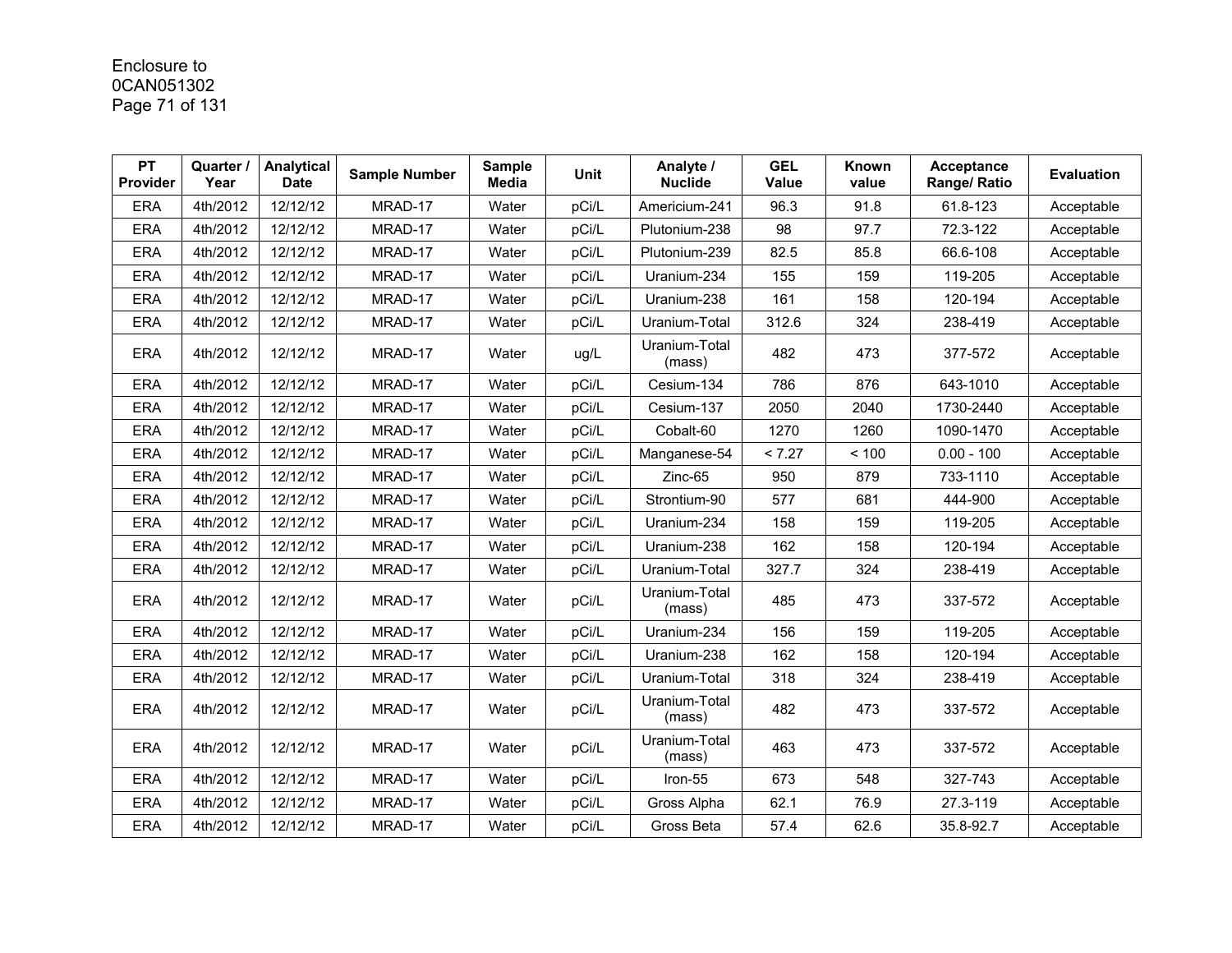Enclosure to
0CAN051302

| PT Provider | Quarter / Year | Analytical Date | Sample Number | Sample Media | Unit | Analyte / Nuclide | GEL Value | Known value | Acceptance Range/ Ratio | Evaluation |
|---|---|---|---|---|---|---|---|---|---|---|
| ERA | 4th/2012 | 12/12/12 | MRAD-17 | Water | pCi/L | Americium-241 | 96.3 | 91.8 | 61.8-123 | Acceptable |
| ERA | 4th/2012 | 12/12/12 | MRAD-17 | Water | pCi/L | Plutonium-238 | 98 | 97.7 | 72.3-122 | Acceptable |
| ERA | 4th/2012 | 12/12/12 | MRAD-17 | Water | pCi/L | Plutonium-239 | 82.5 | 85.8 | 66.6-108 | Acceptable |
| ERA | 4th/2012 | 12/12/12 | MRAD-17 | Water | pCi/L | Uranium-234 | 155 | 159 | 119-205 | Acceptable |
| ERA | 4th/2012 | 12/12/12 | MRAD-17 | Water | pCi/L | Uranium-238 | 161 | 158 | 120-194 | Acceptable |
| ERA | 4th/2012 | 12/12/12 | MRAD-17 | Water | pCi/L | Uranium-Total | 312.6 | 324 | 238-419 | Acceptable |
| ERA | 4th/2012 | 12/12/12 | MRAD-17 | Water | ug/L | Uranium-Total (mass) | 482 | 473 | 377-572 | Acceptable |
| ERA | 4th/2012 | 12/12/12 | MRAD-17 | Water | pCi/L | Cesium-134 | 786 | 876 | 643-1010 | Acceptable |
| ERA | 4th/2012 | 12/12/12 | MRAD-17 | Water | pCi/L | Cesium-137 | 2050 | 2040 | 1730-2440 | Acceptable |
| ERA | 4th/2012 | 12/12/12 | MRAD-17 | Water | pCi/L | Cobalt-60 | 1270 | 1260 | 1090-1470 | Acceptable |
| ERA | 4th/2012 | 12/12/12 | MRAD-17 | Water | pCi/L | Manganese-54 | < 7.27 | < 100 | 0.00 - 100 | Acceptable |
| ERA | 4th/2012 | 12/12/12 | MRAD-17 | Water | pCi/L | Zinc-65 | 950 | 879 | 733-1110 | Acceptable |
| ERA | 4th/2012 | 12/12/12 | MRAD-17 | Water | pCi/L | Strontium-90 | 577 | 681 | 444-900 | Acceptable |
| ERA | 4th/2012 | 12/12/12 | MRAD-17 | Water | pCi/L | Uranium-234 | 158 | 159 | 119-205 | Acceptable |
| ERA | 4th/2012 | 12/12/12 | MRAD-17 | Water | pCi/L | Uranium-238 | 162 | 158 | 120-194 | Acceptable |
| ERA | 4th/2012 | 12/12/12 | MRAD-17 | Water | pCi/L | Uranium-Total | 327.7 | 324 | 238-419 | Acceptable |
| ERA | 4th/2012 | 12/12/12 | MRAD-17 | Water | pCi/L | Uranium-Total (mass) | 485 | 473 | 337-572 | Acceptable |
| ERA | 4th/2012 | 12/12/12 | MRAD-17 | Water | pCi/L | Uranium-234 | 156 | 159 | 119-205 | Acceptable |
| ERA | 4th/2012 | 12/12/12 | MRAD-17 | Water | pCi/L | Uranium-238 | 162 | 158 | 120-194 | Acceptable |
| ERA | 4th/2012 | 12/12/12 | MRAD-17 | Water | pCi/L | Uranium-Total | 318 | 324 | 238-419 | Acceptable |
| ERA | 4th/2012 | 12/12/12 | MRAD-17 | Water | pCi/L | Uranium-Total (mass) | 482 | 473 | 337-572 | Acceptable |
| ERA | 4th/2012 | 12/12/12 | MRAD-17 | Water | pCi/L | Uranium-Total (mass) | 463 | 473 | 337-572 | Acceptable |
| ERA | 4th/2012 | 12/12/12 | MRAD-17 | Water | pCi/L | Iron-55 | 673 | 548 | 327-743 | Acceptable |
| ERA | 4th/2012 | 12/12/12 | MRAD-17 | Water | pCi/L | Gross Alpha | 62.1 | 76.9 | 27.3-119 | Acceptable |
| ERA | 4th/2012 | 12/12/12 | MRAD-17 | Water | pCi/L | Gross Beta | 57.4 | 62.6 | 35.8-92.7 | Acceptable |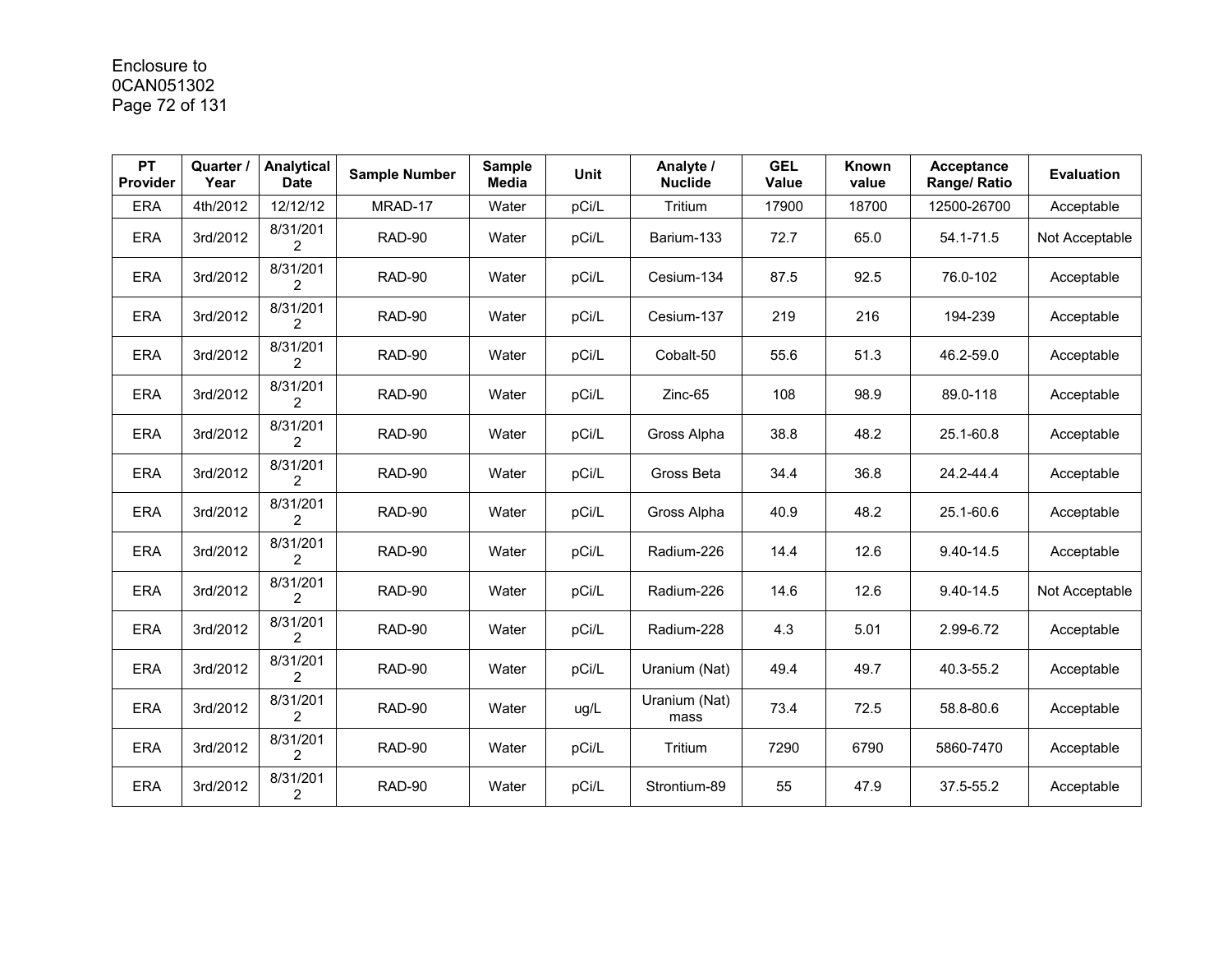Enclosure to
0CAN051302

| PT Provider | Quarter / Year | Analytical Date | Sample Number | Sample Media | Unit | Analyte / Nuclide | GEL Value | Known value | Acceptance Range/ Ratio | Evaluation |
|---|---|---|---|---|---|---|---|---|---|---|
| ERA | 4th/2012 | 12/12/12 | MRAD-17 | Water | pCi/L | Tritium | 17900 | 18700 | 12500-26700 | Acceptable |
| ERA | 3rd/2012 | 8/31/2012 | RAD-90 | Water | pCi/L | Barium-133 | 72.7 | 65.0 | 54.1-71.5 | Not Acceptable |
| ERA | 3rd/2012 | 8/31/2012 | RAD-90 | Water | pCi/L | Cesium-134 | 87.5 | 92.5 | 76.0-102 | Acceptable |
| ERA | 3rd/2012 | 8/31/2012 | RAD-90 | Water | pCi/L | Cesium-137 | 219 | 216 | 194-239 | Acceptable |
| ERA | 3rd/2012 | 8/31/2012 | RAD-90 | Water | pCi/L | Cobalt-50 | 55.6 | 51.3 | 46.2-59.0 | Acceptable |
| ERA | 3rd/2012 | 8/31/2012 | RAD-90 | Water | pCi/L | Zinc-65 | 108 | 98.9 | 89.0-118 | Acceptable |
| ERA | 3rd/2012 | 8/31/2012 | RAD-90 | Water | pCi/L | Gross Alpha | 38.8 | 48.2 | 25.1-60.8 | Acceptable |
| ERA | 3rd/2012 | 8/31/2012 | RAD-90 | Water | pCi/L | Gross Beta | 34.4 | 36.8 | 24.2-44.4 | Acceptable |
| ERA | 3rd/2012 | 8/31/2012 | RAD-90 | Water | pCi/L | Gross Alpha | 40.9 | 48.2 | 25.1-60.6 | Acceptable |
| ERA | 3rd/2012 | 8/31/2012 | RAD-90 | Water | pCi/L | Radium-226 | 14.4 | 12.6 | 9.40-14.5 | Acceptable |
| ERA | 3rd/2012 | 8/31/2012 | RAD-90 | Water | pCi/L | Radium-226 | 14.6 | 12.6 | 9.40-14.5 | Not Acceptable |
| ERA | 3rd/2012 | 8/31/2012 | RAD-90 | Water | pCi/L | Radium-228 | 4.3 | 5.01 | 2.99-6.72 | Acceptable |
| ERA | 3rd/2012 | 8/31/2012 | RAD-90 | Water | pCi/L | Uranium (Nat) | 49.4 | 49.7 | 40.3-55.2 | Acceptable |
| ERA | 3rd/2012 | 8/31/2012 | RAD-90 | Water | ug/L | Uranium (Nat) mass | 73.4 | 72.5 | 58.8-80.6 | Acceptable |
| ERA | 3rd/2012 | 8/31/2012 | RAD-90 | Water | pCi/L | Tritium | 7290 | 6790 | 5860-7470 | Acceptable |
| ERA | 3rd/2012 | 8/31/2012 | RAD-90 | Water | pCi/L | Strontium-89 | 55 | 47.9 | 37.5-55.2 | Acceptable |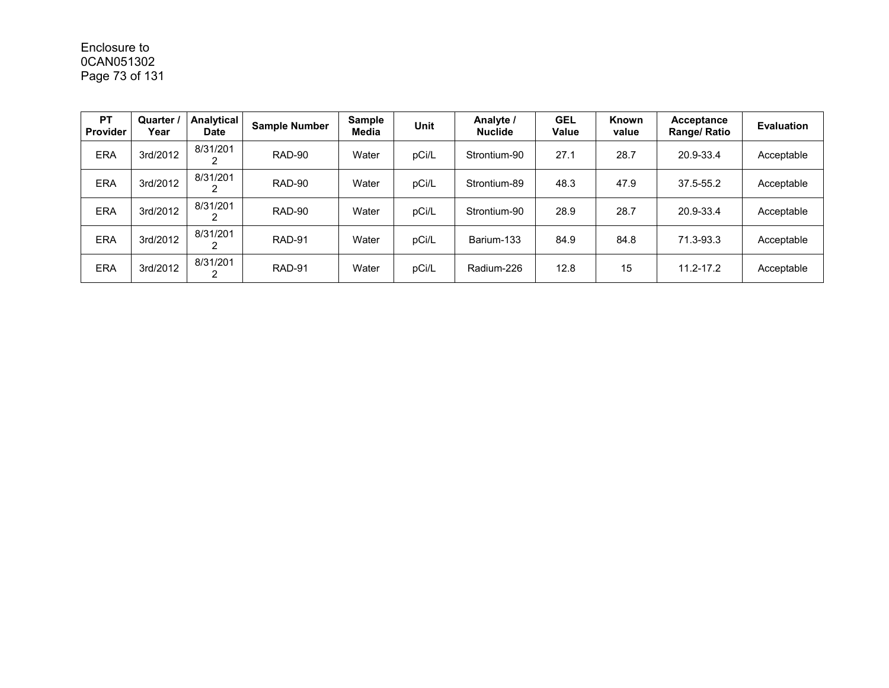| PT Provider | Quarter / Year | Analytical Date | Sample Number | Sample Media | Unit | Analyte / Nuclide | GEL Value | Known value | Acceptance Range/ Ratio | Evaluation |
|---|---|---|---|---|---|---|---|---|---|---|
| ERA | 3rd/2012 | 8/31/2012 | RAD-90 | Water | pCi/L | Strontium-90 | 27.1 | 28.7 | 20.9-33.4 | Acceptable |
| ERA | 3rd/2012 | 8/31/2012 | RAD-90 | Water | pCi/L | Strontium-89 | 48.3 | 47.9 | 37.5-55.2 | Acceptable |
| ERA | 3rd/2012 | 8/31/2012 | RAD-90 | Water | pCi/L | Strontium-90 | 28.9 | 28.7 | 20.9-33.4 | Acceptable |
| ERA | 3rd/2012 | 8/31/2012 | RAD-91 | Water | pCi/L | Barium-133 | 84.9 | 84.8 | 71.3-93.3 | Acceptable |
| ERA | 3rd/2012 | 8/31/2012 | RAD-91 | Water | pCi/L | Radium-226 | 12.8 | 15 | 11.2-17.2 | Acceptable |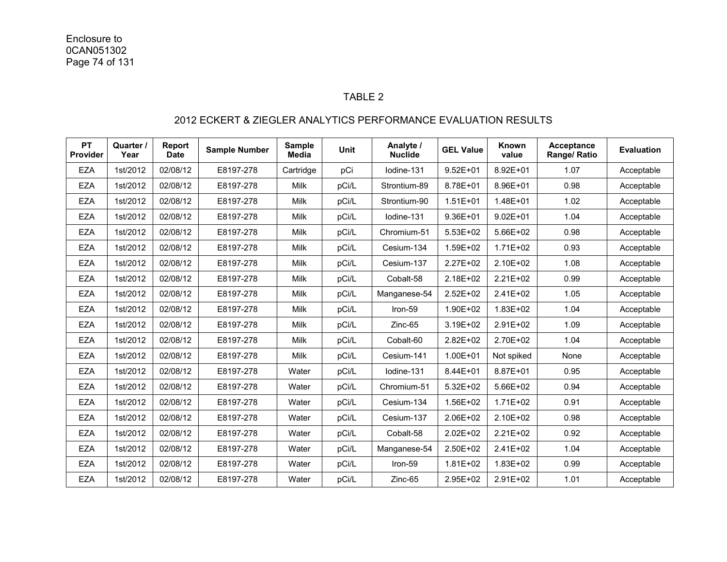Enclosure to
0CAN051302
Page 74 of 131

TABLE 2

2012 ECKERT & ZIEGLER ANALYTICS PERFORMANCE EVALUATION RESULTS

| PT Provider | Quarter / Year | Report Date | Sample Number | Sample Media | Unit | Analyte / Nuclide | GEL Value | Known value | Acceptance Range/ Ratio | Evaluation |
|---|---|---|---|---|---|---|---|---|---|---|
| EZA | 1st/2012 | 02/08/12 | E8197-278 | Cartridge | pCi | Iodine-131 | 9.52E+01 | 8.92E+01 | 1.07 | Acceptable |
| EZA | 1st/2012 | 02/08/12 | E8197-278 | Milk | pCi/L | Strontium-89 | 8.78E+01 | 8.96E+01 | 0.98 | Acceptable |
| EZA | 1st/2012 | 02/08/12 | E8197-278 | Milk | pCi/L | Strontium-90 | 1.51E+01 | 1.48E+01 | 1.02 | Acceptable |
| EZA | 1st/2012 | 02/08/12 | E8197-278 | Milk | pCi/L | Iodine-131 | 9.36E+01 | 9.02E+01 | 1.04 | Acceptable |
| EZA | 1st/2012 | 02/08/12 | E8197-278 | Milk | pCi/L | Chromium-51 | 5.53E+02 | 5.66E+02 | 0.98 | Acceptable |
| EZA | 1st/2012 | 02/08/12 | E8197-278 | Milk | pCi/L | Cesium-134 | 1.59E+02 | 1.71E+02 | 0.93 | Acceptable |
| EZA | 1st/2012 | 02/08/12 | E8197-278 | Milk | pCi/L | Cesium-137 | 2.27E+02 | 2.10E+02 | 1.08 | Acceptable |
| EZA | 1st/2012 | 02/08/12 | E8197-278 | Milk | pCi/L | Cobalt-58 | 2.18E+02 | 2.21E+02 | 0.99 | Acceptable |
| EZA | 1st/2012 | 02/08/12 | E8197-278 | Milk | pCi/L | Manganese-54 | 2.52E+02 | 2.41E+02 | 1.05 | Acceptable |
| EZA | 1st/2012 | 02/08/12 | E8197-278 | Milk | pCi/L | Iron-59 | 1.90E+02 | 1.83E+02 | 1.04 | Acceptable |
| EZA | 1st/2012 | 02/08/12 | E8197-278 | Milk | pCi/L | Zinc-65 | 3.19E+02 | 2.91E+02 | 1.09 | Acceptable |
| EZA | 1st/2012 | 02/08/12 | E8197-278 | Milk | pCi/L | Cobalt-60 | 2.82E+02 | 2.70E+02 | 1.04 | Acceptable |
| EZA | 1st/2012 | 02/08/12 | E8197-278 | Milk | pCi/L | Cesium-141 | 1.00E+01 | Not spiked | None | Acceptable |
| EZA | 1st/2012 | 02/08/12 | E8197-278 | Water | pCi/L | Iodine-131 | 8.44E+01 | 8.87E+01 | 0.95 | Acceptable |
| EZA | 1st/2012 | 02/08/12 | E8197-278 | Water | pCi/L | Chromium-51 | 5.32E+02 | 5.66E+02 | 0.94 | Acceptable |
| EZA | 1st/2012 | 02/08/12 | E8197-278 | Water | pCi/L | Cesium-134 | 1.56E+02 | 1.71E+02 | 0.91 | Acceptable |
| EZA | 1st/2012 | 02/08/12 | E8197-278 | Water | pCi/L | Cesium-137 | 2.06E+02 | 2.10E+02 | 0.98 | Acceptable |
| EZA | 1st/2012 | 02/08/12 | E8197-278 | Water | pCi/L | Cobalt-58 | 2.02E+02 | 2.21E+02 | 0.92 | Acceptable |
| EZA | 1st/2012 | 02/08/12 | E8197-278 | Water | pCi/L | Manganese-54 | 2.50E+02 | 2.41E+02 | 1.04 | Acceptable |
| EZA | 1st/2012 | 02/08/12 | E8197-278 | Water | pCi/L | Iron-59 | 1.81E+02 | 1.83E+02 | 0.99 | Acceptable |
| EZA | 1st/2012 | 02/08/12 | E8197-278 | Water | pCi/L | Zinc-65 | 2.95E+02 | 2.91E+02 | 1.01 | Acceptable |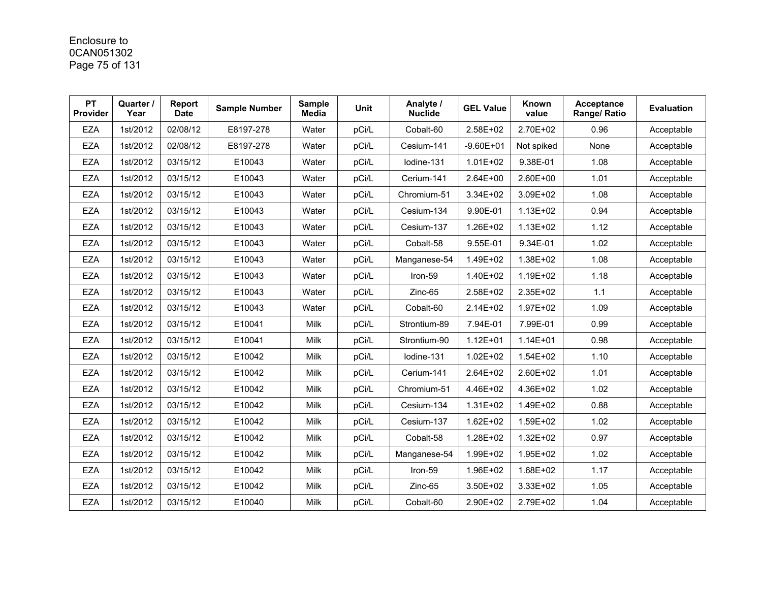Enclosure to
0CAN051302

| PT Provider | Quarter / Year | Report Date | Sample Number | Sample Media | Unit | Analyte / Nuclide | GEL Value | Known value | Acceptance Range/ Ratio | Evaluation |
|---|---|---|---|---|---|---|---|---|---|---|
| EZA | 1st/2012 | 02/08/12 | E8197-278 | Water | pCi/L | Cobalt-60 | 2.58E+02 | 2.70E+02 | 0.96 | Acceptable |
| EZA | 1st/2012 | 02/08/12 | E8197-278 | Water | pCi/L | Cesium-141 | -9.60E+01 | Not spiked | None | Acceptable |
| EZA | 1st/2012 | 03/15/12 | E10043 | Water | pCi/L | Iodine-131 | 1.01E+02 | 9.38E-01 | 1.08 | Acceptable |
| EZA | 1st/2012 | 03/15/12 | E10043 | Water | pCi/L | Cerium-141 | 2.64E+00 | 2.60E+00 | 1.01 | Acceptable |
| EZA | 1st/2012 | 03/15/12 | E10043 | Water | pCi/L | Chromium-51 | 3.34E+02 | 3.09E+02 | 1.08 | Acceptable |
| EZA | 1st/2012 | 03/15/12 | E10043 | Water | pCi/L | Cesium-134 | 9.90E-01 | 1.13E+02 | 0.94 | Acceptable |
| EZA | 1st/2012 | 03/15/12 | E10043 | Water | pCi/L | Cesium-137 | 1.26E+02 | 1.13E+02 | 1.12 | Acceptable |
| EZA | 1st/2012 | 03/15/12 | E10043 | Water | pCi/L | Cobalt-58 | 9.55E-01 | 9.34E-01 | 1.02 | Acceptable |
| EZA | 1st/2012 | 03/15/12 | E10043 | Water | pCi/L | Manganese-54 | 1.49E+02 | 1.38E+02 | 1.08 | Acceptable |
| EZA | 1st/2012 | 03/15/12 | E10043 | Water | pCi/L | Iron-59 | 1.40E+02 | 1.19E+02 | 1.18 | Acceptable |
| EZA | 1st/2012 | 03/15/12 | E10043 | Water | pCi/L | Zinc-65 | 2.58E+02 | 2.35E+02 | 1.1 | Acceptable |
| EZA | 1st/2012 | 03/15/12 | E10043 | Water | pCi/L | Cobalt-60 | 2.14E+02 | 1.97E+02 | 1.09 | Acceptable |
| EZA | 1st/2012 | 03/15/12 | E10041 | Milk | pCi/L | Strontium-89 | 7.94E-01 | 7.99E-01 | 0.99 | Acceptable |
| EZA | 1st/2012 | 03/15/12 | E10041 | Milk | pCi/L | Strontium-90 | 1.12E+01 | 1.14E+01 | 0.98 | Acceptable |
| EZA | 1st/2012 | 03/15/12 | E10042 | Milk | pCi/L | Iodine-131 | 1.02E+02 | 1.54E+02 | 1.10 | Acceptable |
| EZA | 1st/2012 | 03/15/12 | E10042 | Milk | pCi/L | Cerium-141 | 2.64E+02 | 2.60E+02 | 1.01 | Acceptable |
| EZA | 1st/2012 | 03/15/12 | E10042 | Milk | pCi/L | Chromium-51 | 4.46E+02 | 4.36E+02 | 1.02 | Acceptable |
| EZA | 1st/2012 | 03/15/12 | E10042 | Milk | pCi/L | Cesium-134 | 1.31E+02 | 1.49E+02 | 0.88 | Acceptable |
| EZA | 1st/2012 | 03/15/12 | E10042 | Milk | pCi/L | Cesium-137 | 1.62E+02 | 1.59E+02 | 1.02 | Acceptable |
| EZA | 1st/2012 | 03/15/12 | E10042 | Milk | pCi/L | Cobalt-58 | 1.28E+02 | 1.32E+02 | 0.97 | Acceptable |
| EZA | 1st/2012 | 03/15/12 | E10042 | Milk | pCi/L | Manganese-54 | 1.99E+02 | 1.95E+02 | 1.02 | Acceptable |
| EZA | 1st/2012 | 03/15/12 | E10042 | Milk | pCi/L | Iron-59 | 1.96E+02 | 1.68E+02 | 1.17 | Acceptable |
| EZA | 1st/2012 | 03/15/12 | E10042 | Milk | pCi/L | Zinc-65 | 3.50E+02 | 3.33E+02 | 1.05 | Acceptable |
| EZA | 1st/2012 | 03/15/12 | E10040 | Milk | pCi/L | Cobalt-60 | 2.90E+02 | 2.79E+02 | 1.04 | Acceptable |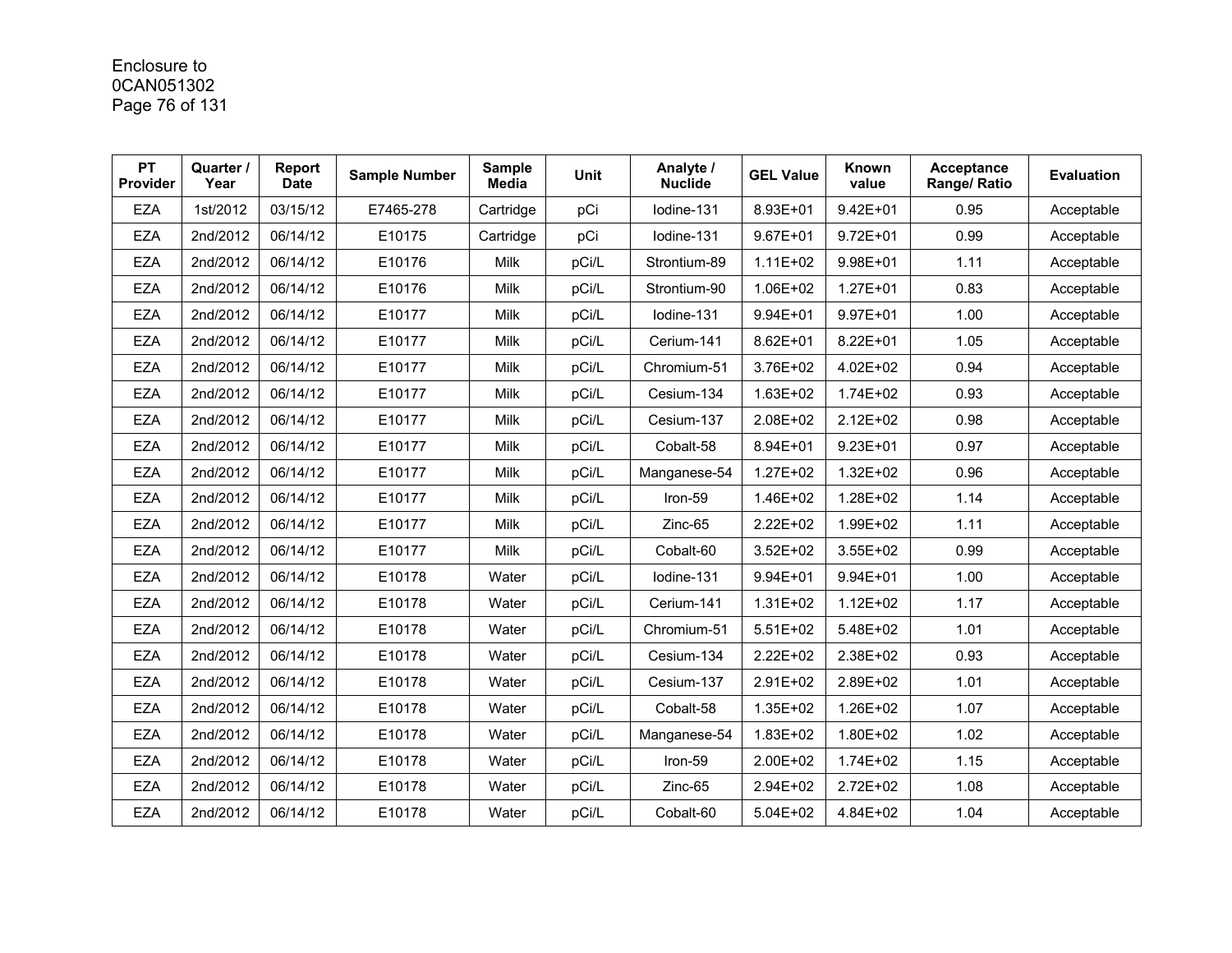Enclosure to
0CAN051302

| PT Provider | Quarter / Year | Report Date | Sample Number | Sample Media | Unit | Analyte / Nuclide | GEL Value | Known value | Acceptance Range/ Ratio | Evaluation |
|---|---|---|---|---|---|---|---|---|---|---|
| EZA | 1st/2012 | 03/15/12 | E7465-278 | Cartridge | pCi | Iodine-131 | 8.93E+01 | 9.42E+01 | 0.95 | Acceptable |
| EZA | 2nd/2012 | 06/14/12 | E10175 | Cartridge | pCi | Iodine-131 | 9.67E+01 | 9.72E+01 | 0.99 | Acceptable |
| EZA | 2nd/2012 | 06/14/12 | E10176 | Milk | pCi/L | Strontium-89 | 1.11E+02 | 9.98E+01 | 1.11 | Acceptable |
| EZA | 2nd/2012 | 06/14/12 | E10176 | Milk | pCi/L | Strontium-90 | 1.06E+02 | 1.27E+01 | 0.83 | Acceptable |
| EZA | 2nd/2012 | 06/14/12 | E10177 | Milk | pCi/L | Iodine-131 | 9.94E+01 | 9.97E+01 | 1.00 | Acceptable |
| EZA | 2nd/2012 | 06/14/12 | E10177 | Milk | pCi/L | Cerium-141 | 8.62E+01 | 8.22E+01 | 1.05 | Acceptable |
| EZA | 2nd/2012 | 06/14/12 | E10177 | Milk | pCi/L | Chromium-51 | 3.76E+02 | 4.02E+02 | 0.94 | Acceptable |
| EZA | 2nd/2012 | 06/14/12 | E10177 | Milk | pCi/L | Cesium-134 | 1.63E+02 | 1.74E+02 | 0.93 | Acceptable |
| EZA | 2nd/2012 | 06/14/12 | E10177 | Milk | pCi/L | Cesium-137 | 2.08E+02 | 2.12E+02 | 0.98 | Acceptable |
| EZA | 2nd/2012 | 06/14/12 | E10177 | Milk | pCi/L | Cobalt-58 | 8.94E+01 | 9.23E+01 | 0.97 | Acceptable |
| EZA | 2nd/2012 | 06/14/12 | E10177 | Milk | pCi/L | Manganese-54 | 1.27E+02 | 1.32E+02 | 0.96 | Acceptable |
| EZA | 2nd/2012 | 06/14/12 | E10177 | Milk | pCi/L | Iron-59 | 1.46E+02 | 1.28E+02 | 1.14 | Acceptable |
| EZA | 2nd/2012 | 06/14/12 | E10177 | Milk | pCi/L | Zinc-65 | 2.22E+02 | 1.99E+02 | 1.11 | Acceptable |
| EZA | 2nd/2012 | 06/14/12 | E10177 | Milk | pCi/L | Cobalt-60 | 3.52E+02 | 3.55E+02 | 0.99 | Acceptable |
| EZA | 2nd/2012 | 06/14/12 | E10178 | Water | pCi/L | Iodine-131 | 9.94E+01 | 9.94E+01 | 1.00 | Acceptable |
| EZA | 2nd/2012 | 06/14/12 | E10178 | Water | pCi/L | Cerium-141 | 1.31E+02 | 1.12E+02 | 1.17 | Acceptable |
| EZA | 2nd/2012 | 06/14/12 | E10178 | Water | pCi/L | Chromium-51 | 5.51E+02 | 5.48E+02 | 1.01 | Acceptable |
| EZA | 2nd/2012 | 06/14/12 | E10178 | Water | pCi/L | Cesium-134 | 2.22E+02 | 2.38E+02 | 0.93 | Acceptable |
| EZA | 2nd/2012 | 06/14/12 | E10178 | Water | pCi/L | Cesium-137 | 2.91E+02 | 2.89E+02 | 1.01 | Acceptable |
| EZA | 2nd/2012 | 06/14/12 | E10178 | Water | pCi/L | Cobalt-58 | 1.35E+02 | 1.26E+02 | 1.07 | Acceptable |
| EZA | 2nd/2012 | 06/14/12 | E10178 | Water | pCi/L | Manganese-54 | 1.83E+02 | 1.80E+02 | 1.02 | Acceptable |
| EZA | 2nd/2012 | 06/14/12 | E10178 | Water | pCi/L | Iron-59 | 2.00E+02 | 1.74E+02 | 1.15 | Acceptable |
| EZA | 2nd/2012 | 06/14/12 | E10178 | Water | pCi/L | Zinc-65 | 2.94E+02 | 2.72E+02 | 1.08 | Acceptable |
| EZA | 2nd/2012 | 06/14/12 | E10178 | Water | pCi/L | Cobalt-60 | 5.04E+02 | 4.84E+02 | 1.04 | Acceptable |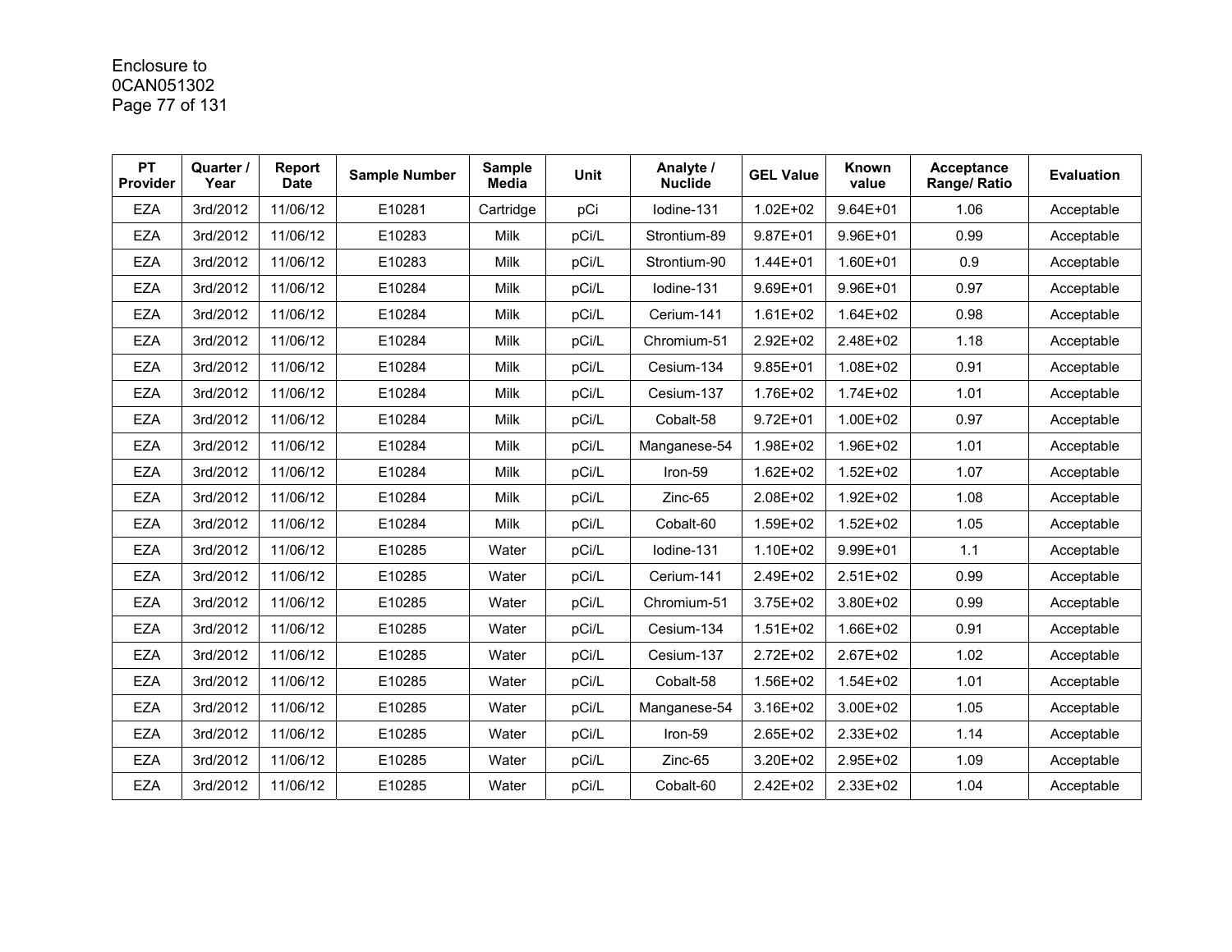| PT Provider | Quarter / Year | Report Date | Sample Number | Sample Media | Unit | Analyte / Nuclide | GEL Value | Known value | Acceptance Range/ Ratio | Evaluation |
|---|---|---|---|---|---|---|---|---|---|---|
| EZA | 3rd/2012 | 11/06/12 | E10281 | Cartridge | pCi | Iodine-131 | 1.02E+02 | 9.64E+01 | 1.06 | Acceptable |
| EZA | 3rd/2012 | 11/06/12 | E10283 | Milk | pCi/L | Strontium-89 | 9.87E+01 | 9.96E+01 | 0.99 | Acceptable |
| EZA | 3rd/2012 | 11/06/12 | E10283 | Milk | pCi/L | Strontium-90 | 1.44E+01 | 1.60E+01 | 0.9 | Acceptable |
| EZA | 3rd/2012 | 11/06/12 | E10284 | Milk | pCi/L | Iodine-131 | 9.69E+01 | 9.96E+01 | 0.97 | Acceptable |
| EZA | 3rd/2012 | 11/06/12 | E10284 | Milk | pCi/L | Cerium-141 | 1.61E+02 | 1.64E+02 | 0.98 | Acceptable |
| EZA | 3rd/2012 | 11/06/12 | E10284 | Milk | pCi/L | Chromium-51 | 2.92E+02 | 2.48E+02 | 1.18 | Acceptable |
| EZA | 3rd/2012 | 11/06/12 | E10284 | Milk | pCi/L | Cesium-134 | 9.85E+01 | 1.08E+02 | 0.91 | Acceptable |
| EZA | 3rd/2012 | 11/06/12 | E10284 | Milk | pCi/L | Cesium-137 | 1.76E+02 | 1.74E+02 | 1.01 | Acceptable |
| EZA | 3rd/2012 | 11/06/12 | E10284 | Milk | pCi/L | Cobalt-58 | 9.72E+01 | 1.00E+02 | 0.97 | Acceptable |
| EZA | 3rd/2012 | 11/06/12 | E10284 | Milk | pCi/L | Manganese-54 | 1.98E+02 | 1.96E+02 | 1.01 | Acceptable |
| EZA | 3rd/2012 | 11/06/12 | E10284 | Milk | pCi/L | Iron-59 | 1.62E+02 | 1.52E+02 | 1.07 | Acceptable |
| EZA | 3rd/2012 | 11/06/12 | E10284 | Milk | pCi/L | Zinc-65 | 2.08E+02 | 1.92E+02 | 1.08 | Acceptable |
| EZA | 3rd/2012 | 11/06/12 | E10284 | Milk | pCi/L | Cobalt-60 | 1.59E+02 | 1.52E+02 | 1.05 | Acceptable |
| EZA | 3rd/2012 | 11/06/12 | E10285 | Water | pCi/L | Iodine-131 | 1.10E+02 | 9.99E+01 | 1.1 | Acceptable |
| EZA | 3rd/2012 | 11/06/12 | E10285 | Water | pCi/L | Cerium-141 | 2.49E+02 | 2.51E+02 | 0.99 | Acceptable |
| EZA | 3rd/2012 | 11/06/12 | E10285 | Water | pCi/L | Chromium-51 | 3.75E+02 | 3.80E+02 | 0.99 | Acceptable |
| EZA | 3rd/2012 | 11/06/12 | E10285 | Water | pCi/L | Cesium-134 | 1.51E+02 | 1.66E+02 | 0.91 | Acceptable |
| EZA | 3rd/2012 | 11/06/12 | E10285 | Water | pCi/L | Cesium-137 | 2.72E+02 | 2.67E+02 | 1.02 | Acceptable |
| EZA | 3rd/2012 | 11/06/12 | E10285 | Water | pCi/L | Cobalt-58 | 1.56E+02 | 1.54E+02 | 1.01 | Acceptable |
| EZA | 3rd/2012 | 11/06/12 | E10285 | Water | pCi/L | Manganese-54 | 3.16E+02 | 3.00E+02 | 1.05 | Acceptable |
| EZA | 3rd/2012 | 11/06/12 | E10285 | Water | pCi/L | Iron-59 | 2.65E+02 | 2.33E+02 | 1.14 | Acceptable |
| EZA | 3rd/2012 | 11/06/12 | E10285 | Water | pCi/L | Zinc-65 | 3.20E+02 | 2.95E+02 | 1.09 | Acceptable |
| EZA | 3rd/2012 | 11/06/12 | E10285 | Water | pCi/L | Cobalt-60 | 2.42E+02 | 2.33E+02 | 1.04 | Acceptable |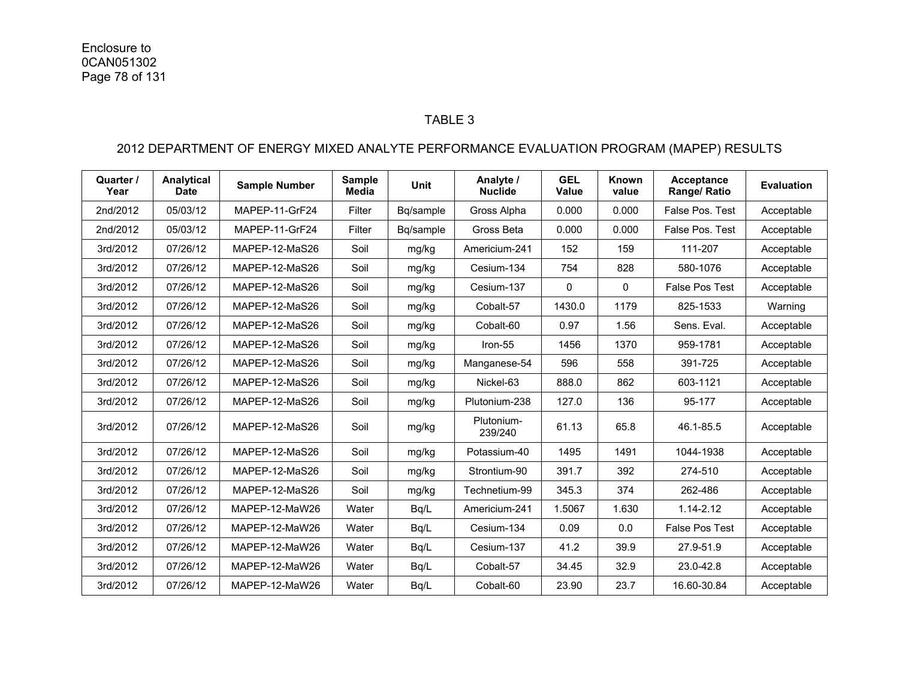Enclosure to
0CAN051302

## TABLE 3

## 2012 DEPARTMENT OF ENERGY MIXED ANALYTE PERFORMANCE EVALUATION PROGRAM (MAPEP) RESULTS

| Quarter / Year | Analytical Date | Sample Number | Sample Media | Unit | Analyte / Nuclide | GEL Value | Known value | Acceptance Range/ Ratio | Evaluation |
|---|---|---|---|---|---|---|---|---|---|
| 2nd/2012 | 05/03/12 | MAPEP-11-GrF24 | Filter | Bq/sample | Gross Alpha | 0.000 | 0.000 | False Pos. Test | Acceptable |
| 2nd/2012 | 05/03/12 | MAPEP-11-GrF24 | Filter | Bq/sample | Gross Beta | 0.000 | 0.000 | False Pos. Test | Acceptable |
| 3rd/2012 | 07/26/12 | MAPEP-12-MaS26 | Soil | mg/kg | Americium-241 | 152 | 159 | 111-207 | Acceptable |
| 3rd/2012 | 07/26/12 | MAPEP-12-MaS26 | Soil | mg/kg | Cesium-134 | 754 | 828 | 580-1076 | Acceptable |
| 3rd/2012 | 07/26/12 | MAPEP-12-MaS26 | Soil | mg/kg | Cesium-137 | 0 | 0 | False Pos Test | Acceptable |
| 3rd/2012 | 07/26/12 | MAPEP-12-MaS26 | Soil | mg/kg | Cobalt-57 | 1430.0 | 1179 | 825-1533 | Warning |
| 3rd/2012 | 07/26/12 | MAPEP-12-MaS26 | Soil | mg/kg | Cobalt-60 | 0.97 | 1.56 | Sens. Eval. | Acceptable |
| 3rd/2012 | 07/26/12 | MAPEP-12-MaS26 | Soil | mg/kg | Iron-55 | 1456 | 1370 | 959-1781 | Acceptable |
| 3rd/2012 | 07/26/12 | MAPEP-12-MaS26 | Soil | mg/kg | Manganese-54 | 596 | 558 | 391-725 | Acceptable |
| 3rd/2012 | 07/26/12 | MAPEP-12-MaS26 | Soil | mg/kg | Nickel-63 | 888.0 | 862 | 603-1121 | Acceptable |
| 3rd/2012 | 07/26/12 | MAPEP-12-MaS26 | Soil | mg/kg | Plutonium-238 | 127.0 | 136 | 95-177 | Acceptable |
| 3rd/2012 | 07/26/12 | MAPEP-12-MaS26 | Soil | mg/kg | Plutonium-239/240 | 61.13 | 65.8 | 46.1-85.5 | Acceptable |
| 3rd/2012 | 07/26/12 | MAPEP-12-MaS26 | Soil | mg/kg | Potassium-40 | 1495 | 1491 | 1044-1938 | Acceptable |
| 3rd/2012 | 07/26/12 | MAPEP-12-MaS26 | Soil | mg/kg | Strontium-90 | 391.7 | 392 | 274-510 | Acceptable |
| 3rd/2012 | 07/26/12 | MAPEP-12-MaS26 | Soil | mg/kg | Technetium-99 | 345.3 | 374 | 262-486 | Acceptable |
| 3rd/2012 | 07/26/12 | MAPEP-12-MaW26 | Water | Bq/L | Americium-241 | 1.5067 | 1.630 | 1.14-2.12 | Acceptable |
| 3rd/2012 | 07/26/12 | MAPEP-12-MaW26 | Water | Bq/L | Cesium-134 | 0.09 | 0.0 | False Pos Test | Acceptable |
| 3rd/2012 | 07/26/12 | MAPEP-12-MaW26 | Water | Bq/L | Cesium-137 | 41.2 | 39.9 | 27.9-51.9 | Acceptable |
| 3rd/2012 | 07/26/12 | MAPEP-12-MaW26 | Water | Bq/L | Cobalt-57 | 34.45 | 32.9 | 23.0-42.8 | Acceptable |
| 3rd/2012 | 07/26/12 | MAPEP-12-MaW26 | Water | Bq/L | Cobalt-60 | 23.90 | 23.7 | 16.60-30.84 | Acceptable |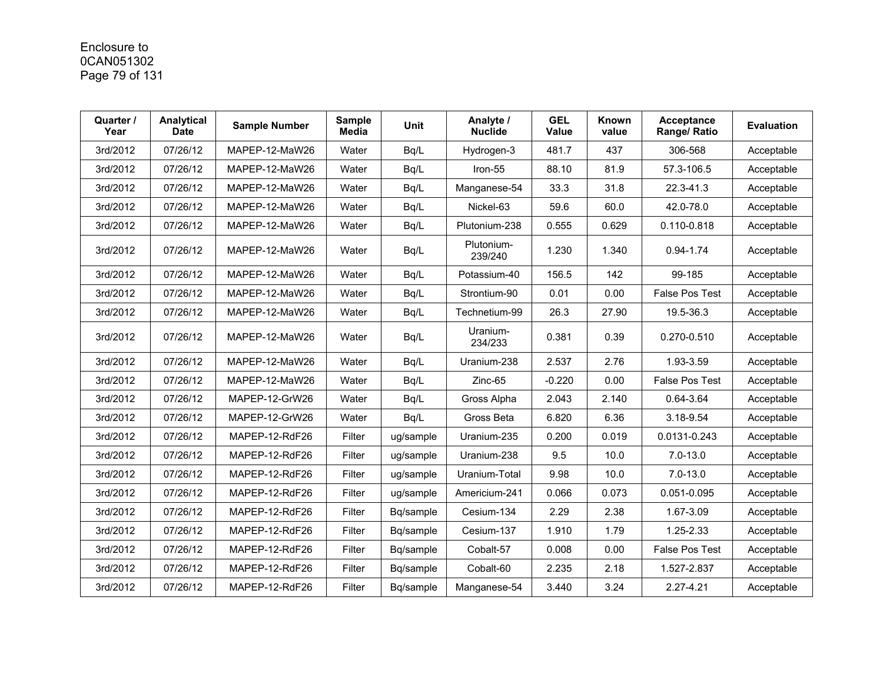| Quarter / Year | Analytical Date | Sample Number | Sample Media | Unit | Analyte / Nuclide | GEL Value | Known value | Acceptance Range/ Ratio | Evaluation |
|---|---|---|---|---|---|---|---|---|---|
| 3rd/2012 | 07/26/12 | MAPEP-12-MaW26 | Water | Bq/L | Hydrogen-3 | 481.7 | 437 | 306-568 | Acceptable |
| 3rd/2012 | 07/26/12 | MAPEP-12-MaW26 | Water | Bq/L | Iron-55 | 88.10 | 81.9 | 57.3-106.5 | Acceptable |
| 3rd/2012 | 07/26/12 | MAPEP-12-MaW26 | Water | Bq/L | Manganese-54 | 33.3 | 31.8 | 22.3-41.3 | Acceptable |
| 3rd/2012 | 07/26/12 | MAPEP-12-MaW26 | Water | Bq/L | Nickel-63 | 59.6 | 60.0 | 42.0-78.0 | Acceptable |
| 3rd/2012 | 07/26/12 | MAPEP-12-MaW26 | Water | Bq/L | Plutonium-238 | 0.555 | 0.629 | 0.110-0.818 | Acceptable |
| 3rd/2012 | 07/26/12 | MAPEP-12-MaW26 | Water | Bq/L | Plutonium-239/240 | 1.230 | 1.340 | 0.94-1.74 | Acceptable |
| 3rd/2012 | 07/26/12 | MAPEP-12-MaW26 | Water | Bq/L | Potassium-40 | 156.5 | 142 | 99-185 | Acceptable |
| 3rd/2012 | 07/26/12 | MAPEP-12-MaW26 | Water | Bq/L | Strontium-90 | 0.01 | 0.00 | False Pos Test | Acceptable |
| 3rd/2012 | 07/26/12 | MAPEP-12-MaW26 | Water | Bq/L | Technetium-99 | 26.3 | 27.90 | 19.5-36.3 | Acceptable |
| 3rd/2012 | 07/26/12 | MAPEP-12-MaW26 | Water | Bq/L | Uranium-234/233 | 0.381 | 0.39 | 0.270-0.510 | Acceptable |
| 3rd/2012 | 07/26/12 | MAPEP-12-MaW26 | Water | Bq/L | Uranium-238 | 2.537 | 2.76 | 1.93-3.59 | Acceptable |
| 3rd/2012 | 07/26/12 | MAPEP-12-MaW26 | Water | Bq/L | Zinc-65 | -0.220 | 0.00 | False Pos Test | Acceptable |
| 3rd/2012 | 07/26/12 | MAPEP-12-GrW26 | Water | Bq/L | Gross Alpha | 2.043 | 2.140 | 0.64-3.64 | Acceptable |
| 3rd/2012 | 07/26/12 | MAPEP-12-GrW26 | Water | Bq/L | Gross Beta | 6.820 | 6.36 | 3.18-9.54 | Acceptable |
| 3rd/2012 | 07/26/12 | MAPEP-12-RdF26 | Filter | ug/sample | Uranium-235 | 0.200 | 0.019 | 0.0131-0.243 | Acceptable |
| 3rd/2012 | 07/26/12 | MAPEP-12-RdF26 | Filter | ug/sample | Uranium-238 | 9.5 | 10.0 | 7.0-13.0 | Acceptable |
| 3rd/2012 | 07/26/12 | MAPEP-12-RdF26 | Filter | ug/sample | Uranium-Total | 9.98 | 10.0 | 7.0-13.0 | Acceptable |
| 3rd/2012 | 07/26/12 | MAPEP-12-RdF26 | Filter | ug/sample | Americium-241 | 0.066 | 0.073 | 0.051-0.095 | Acceptable |
| 3rd/2012 | 07/26/12 | MAPEP-12-RdF26 | Filter | Bq/sample | Cesium-134 | 2.29 | 2.38 | 1.67-3.09 | Acceptable |
| 3rd/2012 | 07/26/12 | MAPEP-12-RdF26 | Filter | Bq/sample | Cesium-137 | 1.910 | 1.79 | 1.25-2.33 | Acceptable |
| 3rd/2012 | 07/26/12 | MAPEP-12-RdF26 | Filter | Bq/sample | Cobalt-57 | 0.008 | 0.00 | False Pos Test | Acceptable |
| 3rd/2012 | 07/26/12 | MAPEP-12-RdF26 | Filter | Bq/sample | Cobalt-60 | 2.235 | 2.18 | 1.527-2.837 | Acceptable |
| 3rd/2012 | 07/26/12 | MAPEP-12-RdF26 | Filter | Bq/sample | Manganese-54 | 3.440 | 3.24 | 2.27-4.21 | Acceptable |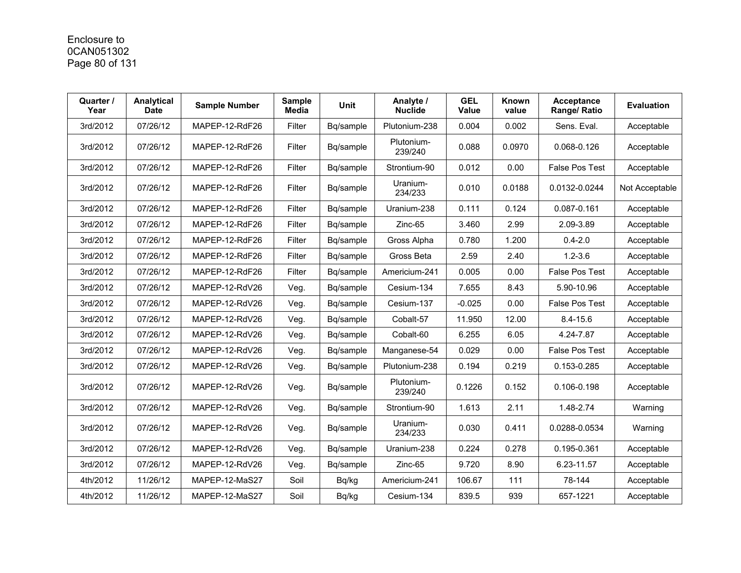| Quarter / Year | Analytical Date | Sample Number | Sample Media | Unit | Analyte / Nuclide | GEL Value | Known value | Acceptance Range/ Ratio | Evaluation |
|---|---|---|---|---|---|---|---|---|---|
| 3rd/2012 | 07/26/12 | MAPEP-12-RdF26 | Filter | Bq/sample | Plutonium-238 | 0.004 | 0.002 | Sens. Eval. | Acceptable |
| 3rd/2012 | 07/26/12 | MAPEP-12-RdF26 | Filter | Bq/sample | Plutonium-239/240 | 0.088 | 0.0970 | 0.068-0.126 | Acceptable |
| 3rd/2012 | 07/26/12 | MAPEP-12-RdF26 | Filter | Bq/sample | Strontium-90 | 0.012 | 0.00 | False Pos Test | Acceptable |
| 3rd/2012 | 07/26/12 | MAPEP-12-RdF26 | Filter | Bq/sample | Uranium-234/233 | 0.010 | 0.0188 | 0.0132-0.0244 | Not Acceptable |
| 3rd/2012 | 07/26/12 | MAPEP-12-RdF26 | Filter | Bq/sample | Uranium-238 | 0.111 | 0.124 | 0.087-0.161 | Acceptable |
| 3rd/2012 | 07/26/12 | MAPEP-12-RdF26 | Filter | Bq/sample | Zinc-65 | 3.460 | 2.99 | 2.09-3.89 | Acceptable |
| 3rd/2012 | 07/26/12 | MAPEP-12-RdF26 | Filter | Bq/sample | Gross Alpha | 0.780 | 1.200 | 0.4-2.0 | Acceptable |
| 3rd/2012 | 07/26/12 | MAPEP-12-RdF26 | Filter | Bq/sample | Gross Beta | 2.59 | 2.40 | 1.2-3.6 | Acceptable |
| 3rd/2012 | 07/26/12 | MAPEP-12-RdF26 | Filter | Bq/sample | Americium-241 | 0.005 | 0.00 | False Pos Test | Acceptable |
| 3rd/2012 | 07/26/12 | MAPEP-12-RdV26 | Veg. | Bq/sample | Cesium-134 | 7.655 | 8.43 | 5.90-10.96 | Acceptable |
| 3rd/2012 | 07/26/12 | MAPEP-12-RdV26 | Veg. | Bq/sample | Cesium-137 | -0.025 | 0.00 | False Pos Test | Acceptable |
| 3rd/2012 | 07/26/12 | MAPEP-12-RdV26 | Veg. | Bq/sample | Cobalt-57 | 11.950 | 12.00 | 8.4-15.6 | Acceptable |
| 3rd/2012 | 07/26/12 | MAPEP-12-RdV26 | Veg. | Bq/sample | Cobalt-60 | 6.255 | 6.05 | 4.24-7.87 | Acceptable |
| 3rd/2012 | 07/26/12 | MAPEP-12-RdV26 | Veg. | Bq/sample | Manganese-54 | 0.029 | 0.00 | False Pos Test | Acceptable |
| 3rd/2012 | 07/26/12 | MAPEP-12-RdV26 | Veg. | Bq/sample | Plutonium-238 | 0.194 | 0.219 | 0.153-0.285 | Acceptable |
| 3rd/2012 | 07/26/12 | MAPEP-12-RdV26 | Veg. | Bq/sample | Plutonium-239/240 | 0.1226 | 0.152 | 0.106-0.198 | Acceptable |
| 3rd/2012 | 07/26/12 | MAPEP-12-RdV26 | Veg. | Bq/sample | Strontium-90 | 1.613 | 2.11 | 1.48-2.74 | Warning |
| 3rd/2012 | 07/26/12 | MAPEP-12-RdV26 | Veg. | Bq/sample | Uranium-234/233 | 0.030 | 0.411 | 0.0288-0.0534 | Warning |
| 3rd/2012 | 07/26/12 | MAPEP-12-RdV26 | Veg. | Bq/sample | Uranium-238 | 0.224 | 0.278 | 0.195-0.361 | Acceptable |
| 3rd/2012 | 07/26/12 | MAPEP-12-RdV26 | Veg. | Bq/sample | Zinc-65 | 9.720 | 8.90 | 6.23-11.57 | Acceptable |
| 4th/2012 | 11/26/12 | MAPEP-12-MaS27 | Soil | Bq/kg | Americium-241 | 106.67 | 111 | 78-144 | Acceptable |
| 4th/2012 | 11/26/12 | MAPEP-12-MaS27 | Soil | Bq/kg | Cesium-134 | 839.5 | 939 | 657-1221 | Acceptable |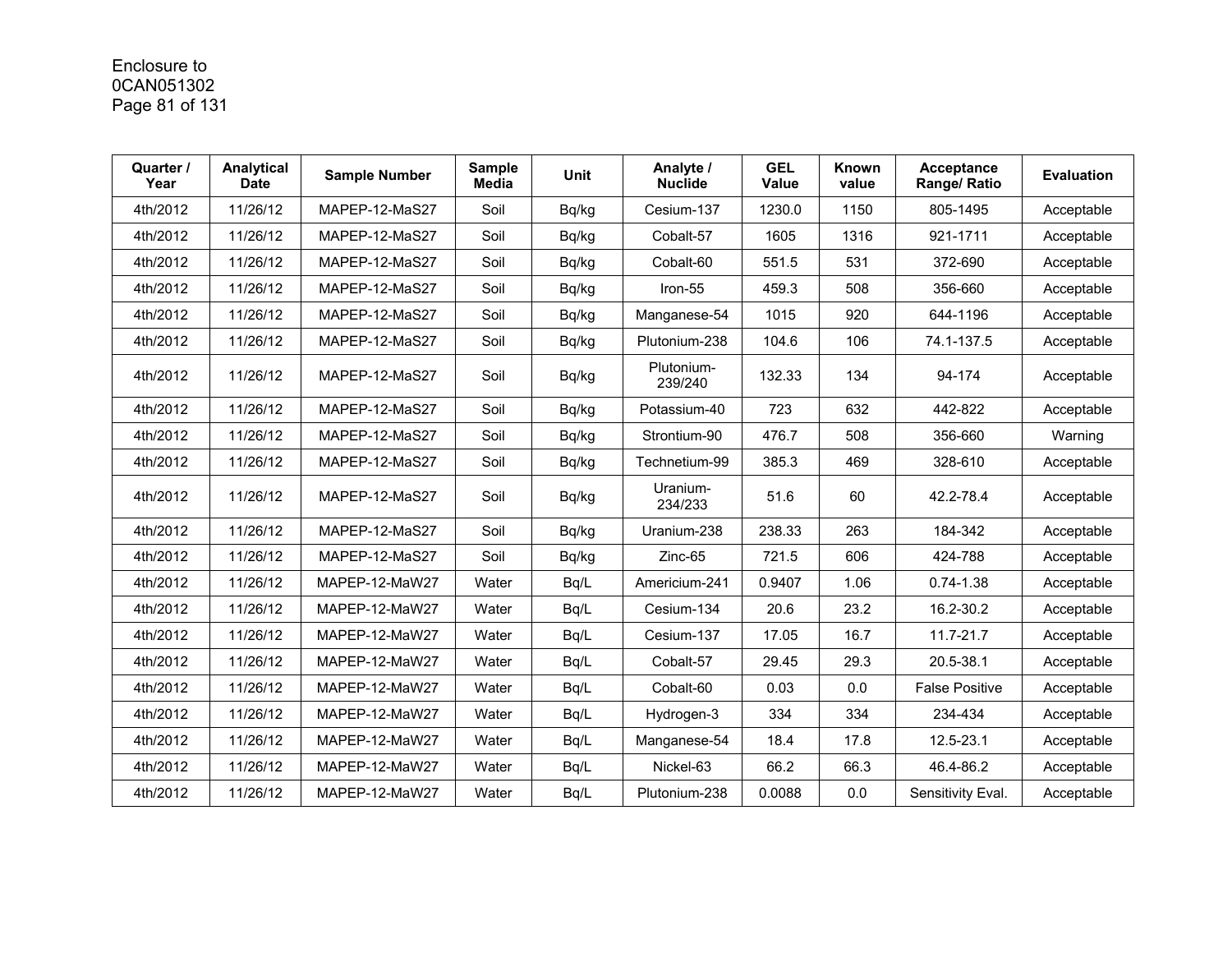| Quarter / Year | Analytical Date | Sample Number | Sample Media | Unit | Analyte / Nuclide | GEL Value | Known value | Acceptance Range/ Ratio | Evaluation |
|---|---|---|---|---|---|---|---|---|---|
| 4th/2012 | 11/26/12 | MAPEP-12-MaS27 | Soil | Bq/kg | Cesium-137 | 1230.0 | 1150 | 805-1495 | Acceptable |
| 4th/2012 | 11/26/12 | MAPEP-12-MaS27 | Soil | Bq/kg | Cobalt-57 | 1605 | 1316 | 921-1711 | Acceptable |
| 4th/2012 | 11/26/12 | MAPEP-12-MaS27 | Soil | Bq/kg | Cobalt-60 | 551.5 | 531 | 372-690 | Acceptable |
| 4th/2012 | 11/26/12 | MAPEP-12-MaS27 | Soil | Bq/kg | Iron-55 | 459.3 | 508 | 356-660 | Acceptable |
| 4th/2012 | 11/26/12 | MAPEP-12-MaS27 | Soil | Bq/kg | Manganese-54 | 1015 | 920 | 644-1196 | Acceptable |
| 4th/2012 | 11/26/12 | MAPEP-12-MaS27 | Soil | Bq/kg | Plutonium-238 | 104.6 | 106 | 74.1-137.5 | Acceptable |
| 4th/2012 | 11/26/12 | MAPEP-12-MaS27 | Soil | Bq/kg | Plutonium-239/240 | 132.33 | 134 | 94-174 | Acceptable |
| 4th/2012 | 11/26/12 | MAPEP-12-MaS27 | Soil | Bq/kg | Potassium-40 | 723 | 632 | 442-822 | Acceptable |
| 4th/2012 | 11/26/12 | MAPEP-12-MaS27 | Soil | Bq/kg | Strontium-90 | 476.7 | 508 | 356-660 | Warning |
| 4th/2012 | 11/26/12 | MAPEP-12-MaS27 | Soil | Bq/kg | Technetium-99 | 385.3 | 469 | 328-610 | Acceptable |
| 4th/2012 | 11/26/12 | MAPEP-12-MaS27 | Soil | Bq/kg | Uranium-234/233 | 51.6 | 60 | 42.2-78.4 | Acceptable |
| 4th/2012 | 11/26/12 | MAPEP-12-MaS27 | Soil | Bq/kg | Uranium-238 | 238.33 | 263 | 184-342 | Acceptable |
| 4th/2012 | 11/26/12 | MAPEP-12-MaS27 | Soil | Bq/kg | Zinc-65 | 721.5 | 606 | 424-788 | Acceptable |
| 4th/2012 | 11/26/12 | MAPEP-12-MaW27 | Water | Bq/L | Americium-241 | 0.9407 | 1.06 | 0.74-1.38 | Acceptable |
| 4th/2012 | 11/26/12 | MAPEP-12-MaW27 | Water | Bq/L | Cesium-134 | 20.6 | 23.2 | 16.2-30.2 | Acceptable |
| 4th/2012 | 11/26/12 | MAPEP-12-MaW27 | Water | Bq/L | Cesium-137 | 17.05 | 16.7 | 11.7-21.7 | Acceptable |
| 4th/2012 | 11/26/12 | MAPEP-12-MaW27 | Water | Bq/L | Cobalt-57 | 29.45 | 29.3 | 20.5-38.1 | Acceptable |
| 4th/2012 | 11/26/12 | MAPEP-12-MaW27 | Water | Bq/L | Cobalt-60 | 0.03 | 0.0 | False Positive | Acceptable |
| 4th/2012 | 11/26/12 | MAPEP-12-MaW27 | Water | Bq/L | Hydrogen-3 | 334 | 334 | 234-434 | Acceptable |
| 4th/2012 | 11/26/12 | MAPEP-12-MaW27 | Water | Bq/L | Manganese-54 | 18.4 | 17.8 | 12.5-23.1 | Acceptable |
| 4th/2012 | 11/26/12 | MAPEP-12-MaW27 | Water | Bq/L | Nickel-63 | 66.2 | 66.3 | 46.4-86.2 | Acceptable |
| 4th/2012 | 11/26/12 | MAPEP-12-MaW27 | Water | Bq/L | Plutonium-238 | 0.0088 | 0.0 | Sensitivity Eval. | Acceptable |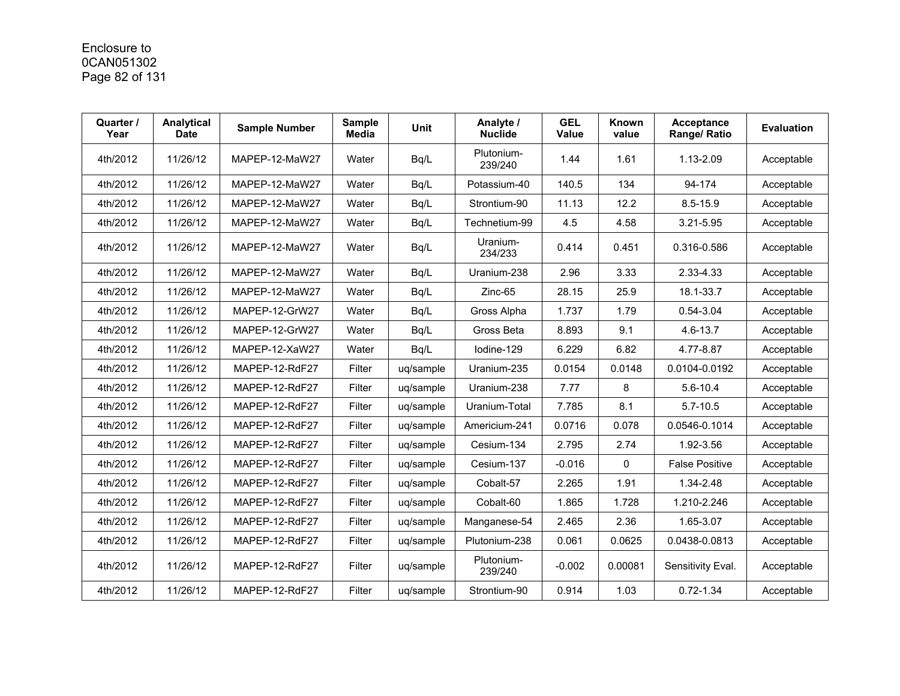| Quarter / Year | Analytical Date | Sample Number | Sample Media | Unit | Analyte / Nuclide | GEL Value | Known value | Acceptance Range/ Ratio | Evaluation |
|---|---|---|---|---|---|---|---|---|---|
| 4th/2012 | 11/26/12 | MAPEP-12-MaW27 | Water | Bq/L | Plutonium-239/240 | 1.44 | 1.61 | 1.13-2.09 | Acceptable |
| 4th/2012 | 11/26/12 | MAPEP-12-MaW27 | Water | Bq/L | Potassium-40 | 140.5 | 134 | 94-174 | Acceptable |
| 4th/2012 | 11/26/12 | MAPEP-12-MaW27 | Water | Bq/L | Strontium-90 | 11.13 | 12.2 | 8.5-15.9 | Acceptable |
| 4th/2012 | 11/26/12 | MAPEP-12-MaW27 | Water | Bq/L | Technetium-99 | 4.5 | 4.58 | 3.21-5.95 | Acceptable |
| 4th/2012 | 11/26/12 | MAPEP-12-MaW27 | Water | Bq/L | Uranium-234/233 | 0.414 | 0.451 | 0.316-0.586 | Acceptable |
| 4th/2012 | 11/26/12 | MAPEP-12-MaW27 | Water | Bq/L | Uranium-238 | 2.96 | 3.33 | 2.33-4.33 | Acceptable |
| 4th/2012 | 11/26/12 | MAPEP-12-MaW27 | Water | Bq/L | Zinc-65 | 28.15 | 25.9 | 18.1-33.7 | Acceptable |
| 4th/2012 | 11/26/12 | MAPEP-12-GrW27 | Water | Bq/L | Gross Alpha | 1.737 | 1.79 | 0.54-3.04 | Acceptable |
| 4th/2012 | 11/26/12 | MAPEP-12-GrW27 | Water | Bq/L | Gross Beta | 8.893 | 9.1 | 4.6-13.7 | Acceptable |
| 4th/2012 | 11/26/12 | MAPEP-12-XaW27 | Water | Bq/L | Iodine-129 | 6.229 | 6.82 | 4.77-8.87 | Acceptable |
| 4th/2012 | 11/26/12 | MAPEP-12-RdF27 | Filter | uq/sample | Uranium-235 | 0.0154 | 0.0148 | 0.0104-0.0192 | Acceptable |
| 4th/2012 | 11/26/12 | MAPEP-12-RdF27 | Filter | uq/sample | Uranium-238 | 7.77 | 8 | 5.6-10.4 | Acceptable |
| 4th/2012 | 11/26/12 | MAPEP-12-RdF27 | Filter | uq/sample | Uranium-Total | 7.785 | 8.1 | 5.7-10.5 | Acceptable |
| 4th/2012 | 11/26/12 | MAPEP-12-RdF27 | Filter | uq/sample | Americium-241 | 0.0716 | 0.078 | 0.0546-0.1014 | Acceptable |
| 4th/2012 | 11/26/12 | MAPEP-12-RdF27 | Filter | uq/sample | Cesium-134 | 2.795 | 2.74 | 1.92-3.56 | Acceptable |
| 4th/2012 | 11/26/12 | MAPEP-12-RdF27 | Filter | uq/sample | Cesium-137 | -0.016 | 0 | False Positive | Acceptable |
| 4th/2012 | 11/26/12 | MAPEP-12-RdF27 | Filter | uq/sample | Cobalt-57 | 2.265 | 1.91 | 1.34-2.48 | Acceptable |
| 4th/2012 | 11/26/12 | MAPEP-12-RdF27 | Filter | uq/sample | Cobalt-60 | 1.865 | 1.728 | 1.210-2.246 | Acceptable |
| 4th/2012 | 11/26/12 | MAPEP-12-RdF27 | Filter | uq/sample | Manganese-54 | 2.465 | 2.36 | 1.65-3.07 | Acceptable |
| 4th/2012 | 11/26/12 | MAPEP-12-RdF27 | Filter | uq/sample | Plutonium-238 | 0.061 | 0.0625 | 0.0438-0.0813 | Acceptable |
| 4th/2012 | 11/26/12 | MAPEP-12-RdF27 | Filter | uq/sample | Plutonium-239/240 | -0.002 | 0.00081 | Sensitivity Eval. | Acceptable |
| 4th/2012 | 11/26/12 | MAPEP-12-RdF27 | Filter | uq/sample | Strontium-90 | 0.914 | 1.03 | 0.72-1.34 | Acceptable |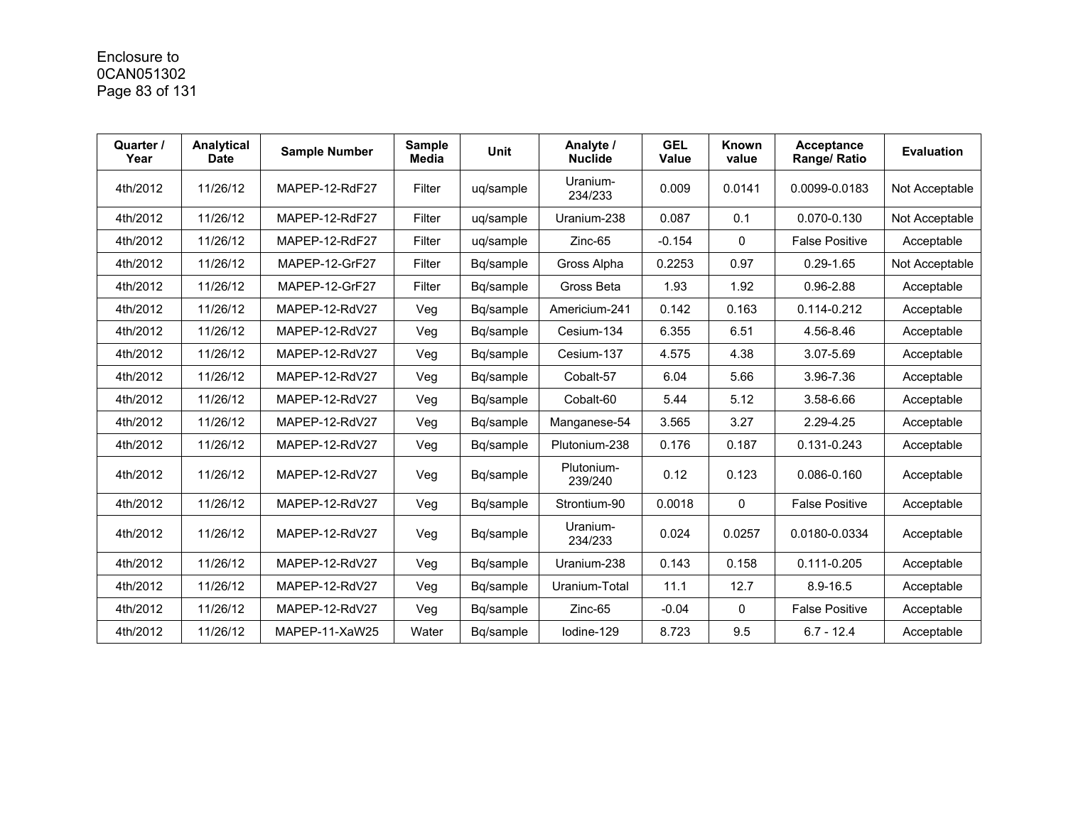| Quarter / Year | Analytical Date | Sample Number | Sample Media | Unit | Analyte / Nuclide | GEL Value | Known value | Acceptance Range/ Ratio | Evaluation |
|---|---|---|---|---|---|---|---|---|---|
| 4th/2012 | 11/26/12 | MAPEP-12-RdF27 | Filter | uq/sample | Uranium-234/233 | 0.009 | 0.0141 | 0.0099-0.0183 | Not Acceptable |
| 4th/2012 | 11/26/12 | MAPEP-12-RdF27 | Filter | uq/sample | Uranium-238 | 0.087 | 0.1 | 0.070-0.130 | Not Acceptable |
| 4th/2012 | 11/26/12 | MAPEP-12-RdF27 | Filter | uq/sample | Zinc-65 | -0.154 | 0 | False Positive | Acceptable |
| 4th/2012 | 11/26/12 | MAPEP-12-GrF27 | Filter | Bq/sample | Gross Alpha | 0.2253 | 0.97 | 0.29-1.65 | Not Acceptable |
| 4th/2012 | 11/26/12 | MAPEP-12-GrF27 | Filter | Bq/sample | Gross Beta | 1.93 | 1.92 | 0.96-2.88 | Acceptable |
| 4th/2012 | 11/26/12 | MAPEP-12-RdV27 | Veg | Bq/sample | Americium-241 | 0.142 | 0.163 | 0.114-0.212 | Acceptable |
| 4th/2012 | 11/26/12 | MAPEP-12-RdV27 | Veg | Bq/sample | Cesium-134 | 6.355 | 6.51 | 4.56-8.46 | Acceptable |
| 4th/2012 | 11/26/12 | MAPEP-12-RdV27 | Veg | Bq/sample | Cesium-137 | 4.575 | 4.38 | 3.07-5.69 | Acceptable |
| 4th/2012 | 11/26/12 | MAPEP-12-RdV27 | Veg | Bq/sample | Cobalt-57 | 6.04 | 5.66 | 3.96-7.36 | Acceptable |
| 4th/2012 | 11/26/12 | MAPEP-12-RdV27 | Veg | Bq/sample | Cobalt-60 | 5.44 | 5.12 | 3.58-6.66 | Acceptable |
| 4th/2012 | 11/26/12 | MAPEP-12-RdV27 | Veg | Bq/sample | Manganese-54 | 3.565 | 3.27 | 2.29-4.25 | Acceptable |
| 4th/2012 | 11/26/12 | MAPEP-12-RdV27 | Veg | Bq/sample | Plutonium-238 | 0.176 | 0.187 | 0.131-0.243 | Acceptable |
| 4th/2012 | 11/26/12 | MAPEP-12-RdV27 | Veg | Bq/sample | Plutonium-239/240 | 0.12 | 0.123 | 0.086-0.160 | Acceptable |
| 4th/2012 | 11/26/12 | MAPEP-12-RdV27 | Veg | Bq/sample | Strontium-90 | 0.0018 | 0 | False Positive | Acceptable |
| 4th/2012 | 11/26/12 | MAPEP-12-RdV27 | Veg | Bq/sample | Uranium-234/233 | 0.024 | 0.0257 | 0.0180-0.0334 | Acceptable |
| 4th/2012 | 11/26/12 | MAPEP-12-RdV27 | Veg | Bq/sample | Uranium-238 | 0.143 | 0.158 | 0.111-0.205 | Acceptable |
| 4th/2012 | 11/26/12 | MAPEP-12-RdV27 | Veg | Bq/sample | Uranium-Total | 11.1 | 12.7 | 8.9-16.5 | Acceptable |
| 4th/2012 | 11/26/12 | MAPEP-12-RdV27 | Veg | Bq/sample | Zinc-65 | -0.04 | 0 | False Positive | Acceptable |
| 4th/2012 | 11/26/12 | MAPEP-11-XaW25 | Water | Bq/sample | Iodine-129 | 8.723 | 9.5 | 6.7 - 12.4 | Acceptable |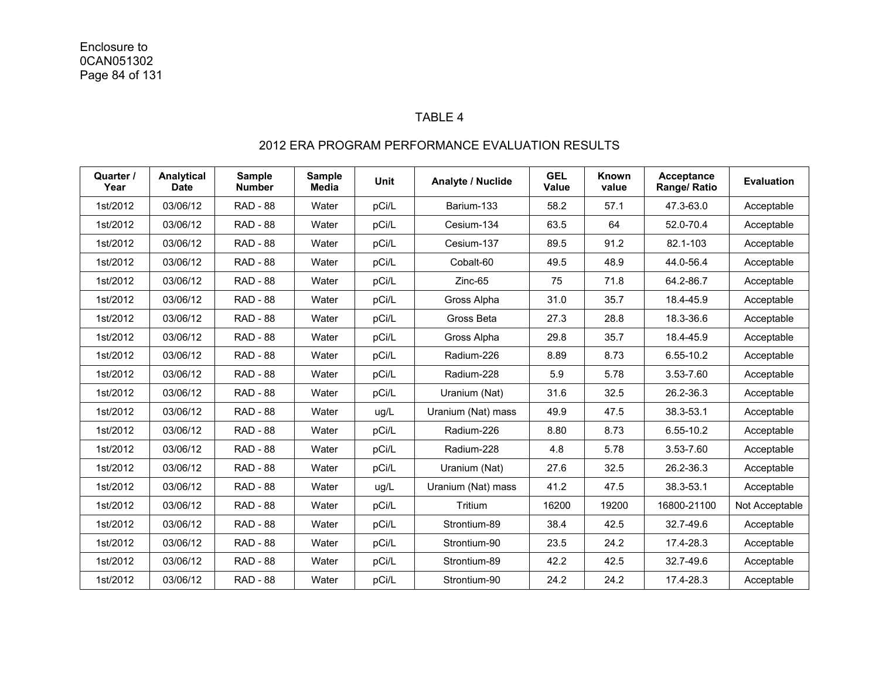Enclosure to
0CAN051302

TABLE 4

2012 ERA PROGRAM PERFORMANCE EVALUATION RESULTS

| Quarter / Year | Analytical Date | Sample Number | Sample Media | Unit | Analyte / Nuclide | GEL Value | Known value | Acceptance Range/ Ratio | Evaluation |
|---|---|---|---|---|---|---|---|---|---|
| 1st/2012 | 03/06/12 | RAD - 88 | Water | pCi/L | Barium-133 | 58.2 | 57.1 | 47.3-63.0 | Acceptable |
| 1st/2012 | 03/06/12 | RAD - 88 | Water | pCi/L | Cesium-134 | 63.5 | 64 | 52.0-70.4 | Acceptable |
| 1st/2012 | 03/06/12 | RAD - 88 | Water | pCi/L | Cesium-137 | 89.5 | 91.2 | 82.1-103 | Acceptable |
| 1st/2012 | 03/06/12 | RAD - 88 | Water | pCi/L | Cobalt-60 | 49.5 | 48.9 | 44.0-56.4 | Acceptable |
| 1st/2012 | 03/06/12 | RAD - 88 | Water | pCi/L | Zinc-65 | 75 | 71.8 | 64.2-86.7 | Acceptable |
| 1st/2012 | 03/06/12 | RAD - 88 | Water | pCi/L | Gross Alpha | 31.0 | 35.7 | 18.4-45.9 | Acceptable |
| 1st/2012 | 03/06/12 | RAD - 88 | Water | pCi/L | Gross Beta | 27.3 | 28.8 | 18.3-36.6 | Acceptable |
| 1st/2012 | 03/06/12 | RAD - 88 | Water | pCi/L | Gross Alpha | 29.8 | 35.7 | 18.4-45.9 | Acceptable |
| 1st/2012 | 03/06/12 | RAD - 88 | Water | pCi/L | Radium-226 | 8.89 | 8.73 | 6.55-10.2 | Acceptable |
| 1st/2012 | 03/06/12 | RAD - 88 | Water | pCi/L | Radium-228 | 5.9 | 5.78 | 3.53-7.60 | Acceptable |
| 1st/2012 | 03/06/12 | RAD - 88 | Water | pCi/L | Uranium (Nat) | 31.6 | 32.5 | 26.2-36.3 | Acceptable |
| 1st/2012 | 03/06/12 | RAD - 88 | Water | ug/L | Uranium (Nat) mass | 49.9 | 47.5 | 38.3-53.1 | Acceptable |
| 1st/2012 | 03/06/12 | RAD - 88 | Water | pCi/L | Radium-226 | 8.80 | 8.73 | 6.55-10.2 | Acceptable |
| 1st/2012 | 03/06/12 | RAD - 88 | Water | pCi/L | Radium-228 | 4.8 | 5.78 | 3.53-7.60 | Acceptable |
| 1st/2012 | 03/06/12 | RAD - 88 | Water | pCi/L | Uranium (Nat) | 27.6 | 32.5 | 26.2-36.3 | Acceptable |
| 1st/2012 | 03/06/12 | RAD - 88 | Water | ug/L | Uranium (Nat) mass | 41.2 | 47.5 | 38.3-53.1 | Acceptable |
| 1st/2012 | 03/06/12 | RAD - 88 | Water | pCi/L | Tritium | 16200 | 19200 | 16800-21100 | Not Acceptable |
| 1st/2012 | 03/06/12 | RAD - 88 | Water | pCi/L | Strontium-89 | 38.4 | 42.5 | 32.7-49.6 | Acceptable |
| 1st/2012 | 03/06/12 | RAD - 88 | Water | pCi/L | Strontium-90 | 23.5 | 24.2 | 17.4-28.3 | Acceptable |
| 1st/2012 | 03/06/12 | RAD - 88 | Water | pCi/L | Strontium-89 | 42.2 | 42.5 | 32.7-49.6 | Acceptable |
| 1st/2012 | 03/06/12 | RAD - 88 | Water | pCi/L | Strontium-90 | 24.2 | 24.2 | 17.4-28.3 | Acceptable |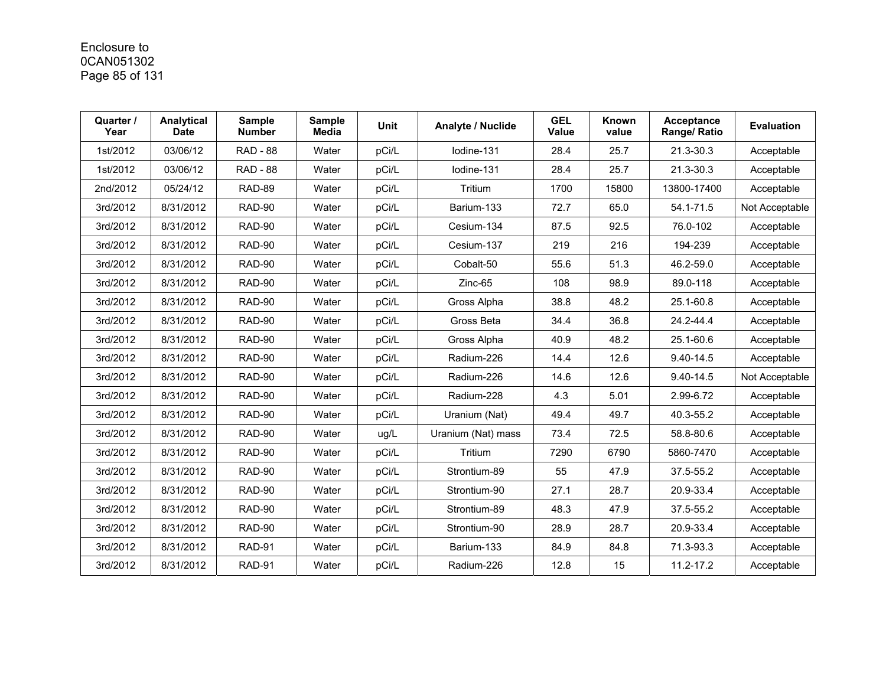| Quarter / Year | Analytical Date | Sample Number | Sample Media | Unit | Analyte / Nuclide | GEL Value | Known value | Acceptance Range/ Ratio | Evaluation |
|---|---|---|---|---|---|---|---|---|---|
| 1st/2012 | 03/06/12 | RAD - 88 | Water | pCi/L | Iodine-131 | 28.4 | 25.7 | 21.3-30.3 | Acceptable |
| 1st/2012 | 03/06/12 | RAD - 88 | Water | pCi/L | Iodine-131 | 28.4 | 25.7 | 21.3-30.3 | Acceptable |
| 2nd/2012 | 05/24/12 | RAD-89 | Water | pCi/L | Tritium | 1700 | 15800 | 13800-17400 | Acceptable |
| 3rd/2012 | 8/31/2012 | RAD-90 | Water | pCi/L | Barium-133 | 72.7 | 65.0 | 54.1-71.5 | Not Acceptable |
| 3rd/2012 | 8/31/2012 | RAD-90 | Water | pCi/L | Cesium-134 | 87.5 | 92.5 | 76.0-102 | Acceptable |
| 3rd/2012 | 8/31/2012 | RAD-90 | Water | pCi/L | Cesium-137 | 219 | 216 | 194-239 | Acceptable |
| 3rd/2012 | 8/31/2012 | RAD-90 | Water | pCi/L | Cobalt-50 | 55.6 | 51.3 | 46.2-59.0 | Acceptable |
| 3rd/2012 | 8/31/2012 | RAD-90 | Water | pCi/L | Zinc-65 | 108 | 98.9 | 89.0-118 | Acceptable |
| 3rd/2012 | 8/31/2012 | RAD-90 | Water | pCi/L | Gross Alpha | 38.8 | 48.2 | 25.1-60.8 | Acceptable |
| 3rd/2012 | 8/31/2012 | RAD-90 | Water | pCi/L | Gross Beta | 34.4 | 36.8 | 24.2-44.4 | Acceptable |
| 3rd/2012 | 8/31/2012 | RAD-90 | Water | pCi/L | Gross Alpha | 40.9 | 48.2 | 25.1-60.6 | Acceptable |
| 3rd/2012 | 8/31/2012 | RAD-90 | Water | pCi/L | Radium-226 | 14.4 | 12.6 | 9.40-14.5 | Acceptable |
| 3rd/2012 | 8/31/2012 | RAD-90 | Water | pCi/L | Radium-226 | 14.6 | 12.6 | 9.40-14.5 | Not Acceptable |
| 3rd/2012 | 8/31/2012 | RAD-90 | Water | pCi/L | Radium-228 | 4.3 | 5.01 | 2.99-6.72 | Acceptable |
| 3rd/2012 | 8/31/2012 | RAD-90 | Water | pCi/L | Uranium (Nat) | 49.4 | 49.7 | 40.3-55.2 | Acceptable |
| 3rd/2012 | 8/31/2012 | RAD-90 | Water | ug/L | Uranium (Nat) mass | 73.4 | 72.5 | 58.8-80.6 | Acceptable |
| 3rd/2012 | 8/31/2012 | RAD-90 | Water | pCi/L | Tritium | 7290 | 6790 | 5860-7470 | Acceptable |
| 3rd/2012 | 8/31/2012 | RAD-90 | Water | pCi/L | Strontium-89 | 55 | 47.9 | 37.5-55.2 | Acceptable |
| 3rd/2012 | 8/31/2012 | RAD-90 | Water | pCi/L | Strontium-90 | 27.1 | 28.7 | 20.9-33.4 | Acceptable |
| 3rd/2012 | 8/31/2012 | RAD-90 | Water | pCi/L | Strontium-89 | 48.3 | 47.9 | 37.5-55.2 | Acceptable |
| 3rd/2012 | 8/31/2012 | RAD-90 | Water | pCi/L | Strontium-90 | 28.9 | 28.7 | 20.9-33.4 | Acceptable |
| 3rd/2012 | 8/31/2012 | RAD-91 | Water | pCi/L | Barium-133 | 84.9 | 84.8 | 71.3-93.3 | Acceptable |
| 3rd/2012 | 8/31/2012 | RAD-91 | Water | pCi/L | Radium-226 | 12.8 | 15 | 11.2-17.2 | Acceptable |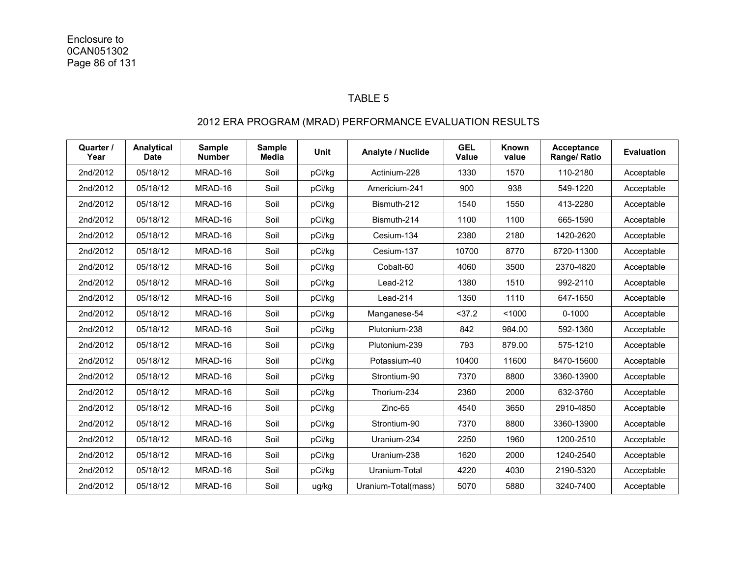Enclosure to
0CAN051302

TABLE 5

2012 ERA PROGRAM (MRAD) PERFORMANCE EVALUATION RESULTS

| Quarter / Year | Analytical Date | Sample Number | Sample Media | Unit | Analyte / Nuclide | GEL Value | Known value | Acceptance Range/ Ratio | Evaluation |
|---|---|---|---|---|---|---|---|---|---|
| 2nd/2012 | 05/18/12 | MRAD-16 | Soil | pCi/kg | Actinium-228 | 1330 | 1570 | 110-2180 | Acceptable |
| 2nd/2012 | 05/18/12 | MRAD-16 | Soil | pCi/kg | Americium-241 | 900 | 938 | 549-1220 | Acceptable |
| 2nd/2012 | 05/18/12 | MRAD-16 | Soil | pCi/kg | Bismuth-212 | 1540 | 1550 | 413-2280 | Acceptable |
| 2nd/2012 | 05/18/12 | MRAD-16 | Soil | pCi/kg | Bismuth-214 | 1100 | 1100 | 665-1590 | Acceptable |
| 2nd/2012 | 05/18/12 | MRAD-16 | Soil | pCi/kg | Cesium-134 | 2380 | 2180 | 1420-2620 | Acceptable |
| 2nd/2012 | 05/18/12 | MRAD-16 | Soil | pCi/kg | Cesium-137 | 10700 | 8770 | 6720-11300 | Acceptable |
| 2nd/2012 | 05/18/12 | MRAD-16 | Soil | pCi/kg | Cobalt-60 | 4060 | 3500 | 2370-4820 | Acceptable |
| 2nd/2012 | 05/18/12 | MRAD-16 | Soil | pCi/kg | Lead-212 | 1380 | 1510 | 992-2110 | Acceptable |
| 2nd/2012 | 05/18/12 | MRAD-16 | Soil | pCi/kg | Lead-214 | 1350 | 1110 | 647-1650 | Acceptable |
| 2nd/2012 | 05/18/12 | MRAD-16 | Soil | pCi/kg | Manganese-54 | <37.2 | <1000 | 0-1000 | Acceptable |
| 2nd/2012 | 05/18/12 | MRAD-16 | Soil | pCi/kg | Plutonium-238 | 842 | 984.00 | 592-1360 | Acceptable |
| 2nd/2012 | 05/18/12 | MRAD-16 | Soil | pCi/kg | Plutonium-239 | 793 | 879.00 | 575-1210 | Acceptable |
| 2nd/2012 | 05/18/12 | MRAD-16 | Soil | pCi/kg | Potassium-40 | 10400 | 11600 | 8470-15600 | Acceptable |
| 2nd/2012 | 05/18/12 | MRAD-16 | Soil | pCi/kg | Strontium-90 | 7370 | 8800 | 3360-13900 | Acceptable |
| 2nd/2012 | 05/18/12 | MRAD-16 | Soil | pCi/kg | Thorium-234 | 2360 | 2000 | 632-3760 | Acceptable |
| 2nd/2012 | 05/18/12 | MRAD-16 | Soil | pCi/kg | Zinc-65 | 4540 | 3650 | 2910-4850 | Acceptable |
| 2nd/2012 | 05/18/12 | MRAD-16 | Soil | pCi/kg | Strontium-90 | 7370 | 8800 | 3360-13900 | Acceptable |
| 2nd/2012 | 05/18/12 | MRAD-16 | Soil | pCi/kg | Uranium-234 | 2250 | 1960 | 1200-2510 | Acceptable |
| 2nd/2012 | 05/18/12 | MRAD-16 | Soil | pCi/kg | Uranium-238 | 1620 | 2000 | 1240-2540 | Acceptable |
| 2nd/2012 | 05/18/12 | MRAD-16 | Soil | pCi/kg | Uranium-Total | 4220 | 4030 | 2190-5320 | Acceptable |
| 2nd/2012 | 05/18/12 | MRAD-16 | Soil | ug/kg | Uranium-Total(mass) | 5070 | 5880 | 3240-7400 | Acceptable |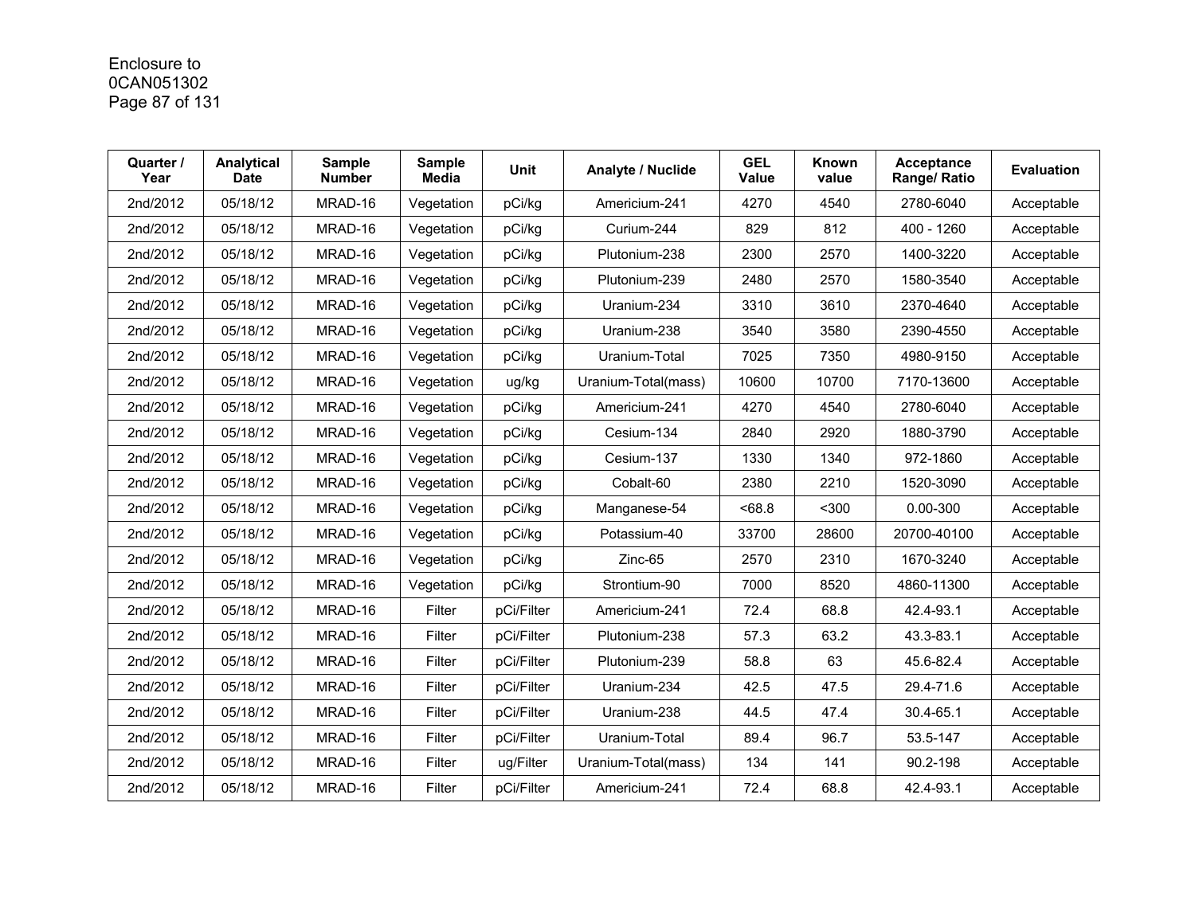Enclosure to
0CAN051302

| Quarter / Year | Analytical Date | Sample Number | Sample Media | Unit | Analyte / Nuclide | GEL Value | Known value | Acceptance Range/ Ratio | Evaluation |
|---|---|---|---|---|---|---|---|---|---|
| 2nd/2012 | 05/18/12 | MRAD-16 | Vegetation | pCi/kg | Americium-241 | 4270 | 4540 | 2780-6040 | Acceptable |
| 2nd/2012 | 05/18/12 | MRAD-16 | Vegetation | pCi/kg | Curium-244 | 829 | 812 | 400 - 1260 | Acceptable |
| 2nd/2012 | 05/18/12 | MRAD-16 | Vegetation | pCi/kg | Plutonium-238 | 2300 | 2570 | 1400-3220 | Acceptable |
| 2nd/2012 | 05/18/12 | MRAD-16 | Vegetation | pCi/kg | Plutonium-239 | 2480 | 2570 | 1580-3540 | Acceptable |
| 2nd/2012 | 05/18/12 | MRAD-16 | Vegetation | pCi/kg | Uranium-234 | 3310 | 3610 | 2370-4640 | Acceptable |
| 2nd/2012 | 05/18/12 | MRAD-16 | Vegetation | pCi/kg | Uranium-238 | 3540 | 3580 | 2390-4550 | Acceptable |
| 2nd/2012 | 05/18/12 | MRAD-16 | Vegetation | pCi/kg | Uranium-Total | 7025 | 7350 | 4980-9150 | Acceptable |
| 2nd/2012 | 05/18/12 | MRAD-16 | Vegetation | ug/kg | Uranium-Total(mass) | 10600 | 10700 | 7170-13600 | Acceptable |
| 2nd/2012 | 05/18/12 | MRAD-16 | Vegetation | pCi/kg | Americium-241 | 4270 | 4540 | 2780-6040 | Acceptable |
| 2nd/2012 | 05/18/12 | MRAD-16 | Vegetation | pCi/kg | Cesium-134 | 2840 | 2920 | 1880-3790 | Acceptable |
| 2nd/2012 | 05/18/12 | MRAD-16 | Vegetation | pCi/kg | Cesium-137 | 1330 | 1340 | 972-1860 | Acceptable |
| 2nd/2012 | 05/18/12 | MRAD-16 | Vegetation | pCi/kg | Cobalt-60 | 2380 | 2210 | 1520-3090 | Acceptable |
| 2nd/2012 | 05/18/12 | MRAD-16 | Vegetation | pCi/kg | Manganese-54 | <68.8 | <300 | 0.00-300 | Acceptable |
| 2nd/2012 | 05/18/12 | MRAD-16 | Vegetation | pCi/kg | Potassium-40 | 33700 | 28600 | 20700-40100 | Acceptable |
| 2nd/2012 | 05/18/12 | MRAD-16 | Vegetation | pCi/kg | Zinc-65 | 2570 | 2310 | 1670-3240 | Acceptable |
| 2nd/2012 | 05/18/12 | MRAD-16 | Vegetation | pCi/kg | Strontium-90 | 7000 | 8520 | 4860-11300 | Acceptable |
| 2nd/2012 | 05/18/12 | MRAD-16 | Filter | pCi/Filter | Americium-241 | 72.4 | 68.8 | 42.4-93.1 | Acceptable |
| 2nd/2012 | 05/18/12 | MRAD-16 | Filter | pCi/Filter | Plutonium-238 | 57.3 | 63.2 | 43.3-83.1 | Acceptable |
| 2nd/2012 | 05/18/12 | MRAD-16 | Filter | pCi/Filter | Plutonium-239 | 58.8 | 63 | 45.6-82.4 | Acceptable |
| 2nd/2012 | 05/18/12 | MRAD-16 | Filter | pCi/Filter | Uranium-234 | 42.5 | 47.5 | 29.4-71.6 | Acceptable |
| 2nd/2012 | 05/18/12 | MRAD-16 | Filter | pCi/Filter | Uranium-238 | 44.5 | 47.4 | 30.4-65.1 | Acceptable |
| 2nd/2012 | 05/18/12 | MRAD-16 | Filter | pCi/Filter | Uranium-Total | 89.4 | 96.7 | 53.5-147 | Acceptable |
| 2nd/2012 | 05/18/12 | MRAD-16 | Filter | ug/Filter | Uranium-Total(mass) | 134 | 141 | 90.2-198 | Acceptable |
| 2nd/2012 | 05/18/12 | MRAD-16 | Filter | pCi/Filter | Americium-241 | 72.4 | 68.8 | 42.4-93.1 | Acceptable |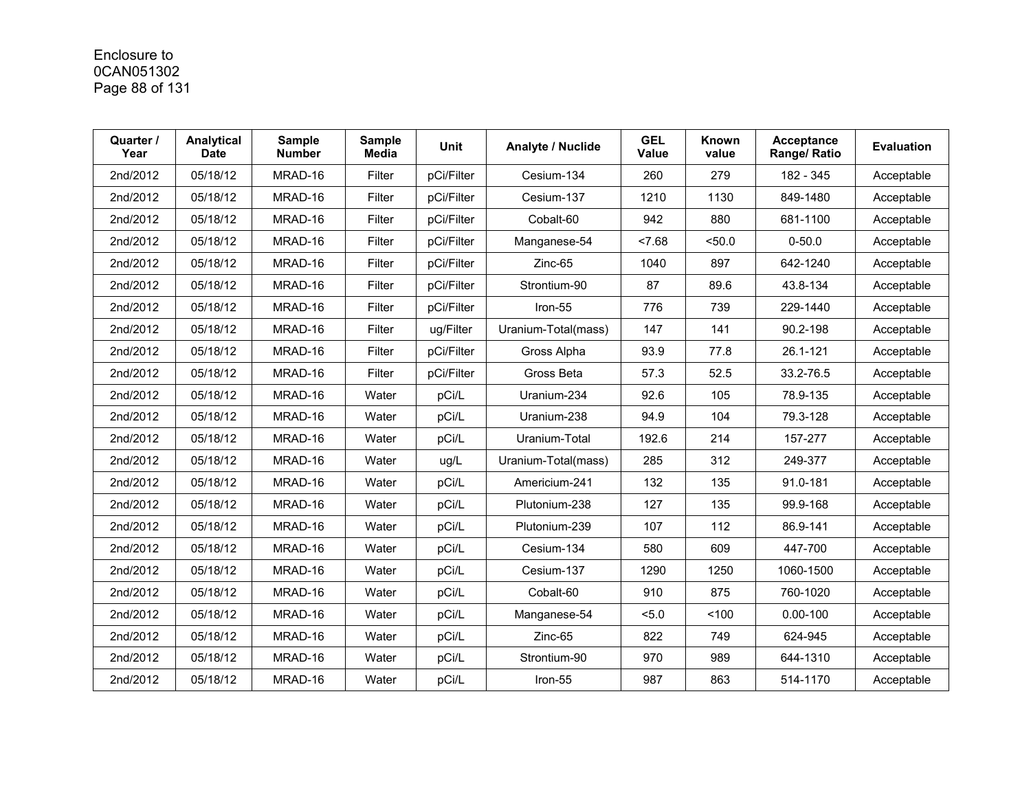Enclosure to
0CAN051302
Page 88 of 131

| Quarter / Year | Analytical Date | Sample Number | Sample Media | Unit | Analyte / Nuclide | GEL Value | Known value | Acceptance Range/ Ratio | Evaluation |
|---|---|---|---|---|---|---|---|---|---|
| 2nd/2012 | 05/18/12 | MRAD-16 | Filter | pCi/Filter | Cesium-134 | 260 | 279 | 182 - 345 | Acceptable |
| 2nd/2012 | 05/18/12 | MRAD-16 | Filter | pCi/Filter | Cesium-137 | 1210 | 1130 | 849-1480 | Acceptable |
| 2nd/2012 | 05/18/12 | MRAD-16 | Filter | pCi/Filter | Cobalt-60 | 942 | 880 | 681-1100 | Acceptable |
| 2nd/2012 | 05/18/12 | MRAD-16 | Filter | pCi/Filter | Manganese-54 | <7.68 | <50.0 | 0-50.0 | Acceptable |
| 2nd/2012 | 05/18/12 | MRAD-16 | Filter | pCi/Filter | Zinc-65 | 1040 | 897 | 642-1240 | Acceptable |
| 2nd/2012 | 05/18/12 | MRAD-16 | Filter | pCi/Filter | Strontium-90 | 87 | 89.6 | 43.8-134 | Acceptable |
| 2nd/2012 | 05/18/12 | MRAD-16 | Filter | pCi/Filter | Iron-55 | 776 | 739 | 229-1440 | Acceptable |
| 2nd/2012 | 05/18/12 | MRAD-16 | Filter | ug/Filter | Uranium-Total(mass) | 147 | 141 | 90.2-198 | Acceptable |
| 2nd/2012 | 05/18/12 | MRAD-16 | Filter | pCi/Filter | Gross Alpha | 93.9 | 77.8 | 26.1-121 | Acceptable |
| 2nd/2012 | 05/18/12 | MRAD-16 | Filter | pCi/Filter | Gross Beta | 57.3 | 52.5 | 33.2-76.5 | Acceptable |
| 2nd/2012 | 05/18/12 | MRAD-16 | Water | pCi/L | Uranium-234 | 92.6 | 105 | 78.9-135 | Acceptable |
| 2nd/2012 | 05/18/12 | MRAD-16 | Water | pCi/L | Uranium-238 | 94.9 | 104 | 79.3-128 | Acceptable |
| 2nd/2012 | 05/18/12 | MRAD-16 | Water | pCi/L | Uranium-Total | 192.6 | 214 | 157-277 | Acceptable |
| 2nd/2012 | 05/18/12 | MRAD-16 | Water | ug/L | Uranium-Total(mass) | 285 | 312 | 249-377 | Acceptable |
| 2nd/2012 | 05/18/12 | MRAD-16 | Water | pCi/L | Americium-241 | 132 | 135 | 91.0-181 | Acceptable |
| 2nd/2012 | 05/18/12 | MRAD-16 | Water | pCi/L | Plutonium-238 | 127 | 135 | 99.9-168 | Acceptable |
| 2nd/2012 | 05/18/12 | MRAD-16 | Water | pCi/L | Plutonium-239 | 107 | 112 | 86.9-141 | Acceptable |
| 2nd/2012 | 05/18/12 | MRAD-16 | Water | pCi/L | Cesium-134 | 580 | 609 | 447-700 | Acceptable |
| 2nd/2012 | 05/18/12 | MRAD-16 | Water | pCi/L | Cesium-137 | 1290 | 1250 | 1060-1500 | Acceptable |
| 2nd/2012 | 05/18/12 | MRAD-16 | Water | pCi/L | Cobalt-60 | 910 | 875 | 760-1020 | Acceptable |
| 2nd/2012 | 05/18/12 | MRAD-16 | Water | pCi/L | Manganese-54 | <5.0 | <100 | 0.00-100 | Acceptable |
| 2nd/2012 | 05/18/12 | MRAD-16 | Water | pCi/L | Zinc-65 | 822 | 749 | 624-945 | Acceptable |
| 2nd/2012 | 05/18/12 | MRAD-16 | Water | pCi/L | Strontium-90 | 970 | 989 | 644-1310 | Acceptable |
| 2nd/2012 | 05/18/12 | MRAD-16 | Water | pCi/L | Iron-55 | 987 | 863 | 514-1170 | Acceptable |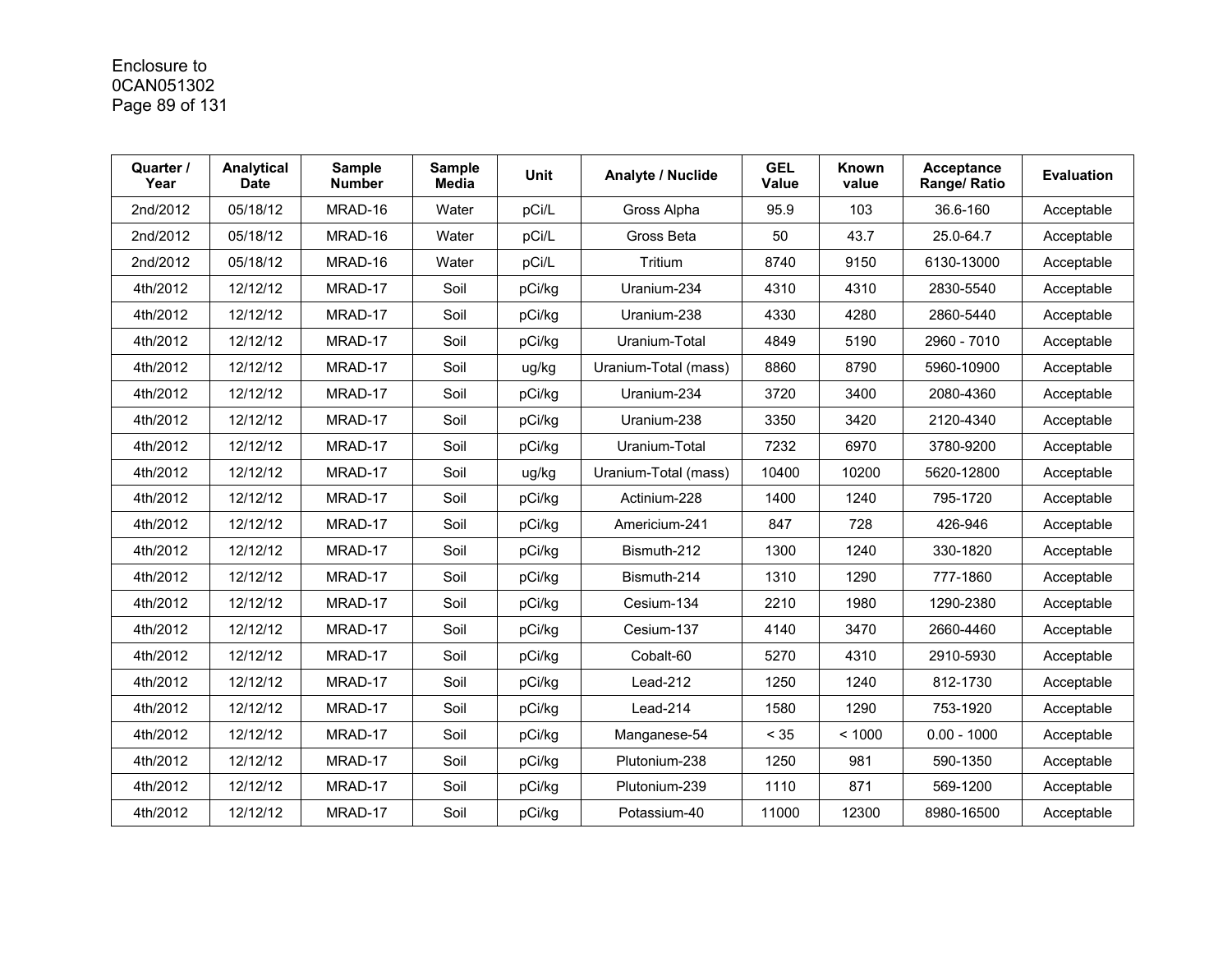| Quarter / Year | Analytical Date | Sample Number | Sample Media | Unit | Analyte / Nuclide | GEL Value | Known value | Acceptance Range/ Ratio | Evaluation |
|---|---|---|---|---|---|---|---|---|---|
| 2nd/2012 | 05/18/12 | MRAD-16 | Water | pCi/L | Gross Alpha | 95.9 | 103 | 36.6-160 | Acceptable |
| 2nd/2012 | 05/18/12 | MRAD-16 | Water | pCi/L | Gross Beta | 50 | 43.7 | 25.0-64.7 | Acceptable |
| 2nd/2012 | 05/18/12 | MRAD-16 | Water | pCi/L | Tritium | 8740 | 9150 | 6130-13000 | Acceptable |
| 4th/2012 | 12/12/12 | MRAD-17 | Soil | pCi/kg | Uranium-234 | 4310 | 4310 | 2830-5540 | Acceptable |
| 4th/2012 | 12/12/12 | MRAD-17 | Soil | pCi/kg | Uranium-238 | 4330 | 4280 | 2860-5440 | Acceptable |
| 4th/2012 | 12/12/12 | MRAD-17 | Soil | pCi/kg | Uranium-Total | 4849 | 5190 | 2960 - 7010 | Acceptable |
| 4th/2012 | 12/12/12 | MRAD-17 | Soil | ug/kg | Uranium-Total (mass) | 8860 | 8790 | 5960-10900 | Acceptable |
| 4th/2012 | 12/12/12 | MRAD-17 | Soil | pCi/kg | Uranium-234 | 3720 | 3400 | 2080-4360 | Acceptable |
| 4th/2012 | 12/12/12 | MRAD-17 | Soil | pCi/kg | Uranium-238 | 3350 | 3420 | 2120-4340 | Acceptable |
| 4th/2012 | 12/12/12 | MRAD-17 | Soil | pCi/kg | Uranium-Total | 7232 | 6970 | 3780-9200 | Acceptable |
| 4th/2012 | 12/12/12 | MRAD-17 | Soil | ug/kg | Uranium-Total (mass) | 10400 | 10200 | 5620-12800 | Acceptable |
| 4th/2012 | 12/12/12 | MRAD-17 | Soil | pCi/kg | Actinium-228 | 1400 | 1240 | 795-1720 | Acceptable |
| 4th/2012 | 12/12/12 | MRAD-17 | Soil | pCi/kg | Americium-241 | 847 | 728 | 426-946 | Acceptable |
| 4th/2012 | 12/12/12 | MRAD-17 | Soil | pCi/kg | Bismuth-212 | 1300 | 1240 | 330-1820 | Acceptable |
| 4th/2012 | 12/12/12 | MRAD-17 | Soil | pCi/kg | Bismuth-214 | 1310 | 1290 | 777-1860 | Acceptable |
| 4th/2012 | 12/12/12 | MRAD-17 | Soil | pCi/kg | Cesium-134 | 2210 | 1980 | 1290-2380 | Acceptable |
| 4th/2012 | 12/12/12 | MRAD-17 | Soil | pCi/kg | Cesium-137 | 4140 | 3470 | 2660-4460 | Acceptable |
| 4th/2012 | 12/12/12 | MRAD-17 | Soil | pCi/kg | Cobalt-60 | 5270 | 4310 | 2910-5930 | Acceptable |
| 4th/2012 | 12/12/12 | MRAD-17 | Soil | pCi/kg | Lead-212 | 1250 | 1240 | 812-1730 | Acceptable |
| 4th/2012 | 12/12/12 | MRAD-17 | Soil | pCi/kg | Lead-214 | 1580 | 1290 | 753-1920 | Acceptable |
| 4th/2012 | 12/12/12 | MRAD-17 | Soil | pCi/kg | Manganese-54 | < 35 | < 1000 | 0.00 - 1000 | Acceptable |
| 4th/2012 | 12/12/12 | MRAD-17 | Soil | pCi/kg | Plutonium-238 | 1250 | 981 | 590-1350 | Acceptable |
| 4th/2012 | 12/12/12 | MRAD-17 | Soil | pCi/kg | Plutonium-239 | 1110 | 871 | 569-1200 | Acceptable |
| 4th/2012 | 12/12/12 | MRAD-17 | Soil | pCi/kg | Potassium-40 | 11000 | 12300 | 8980-16500 | Acceptable |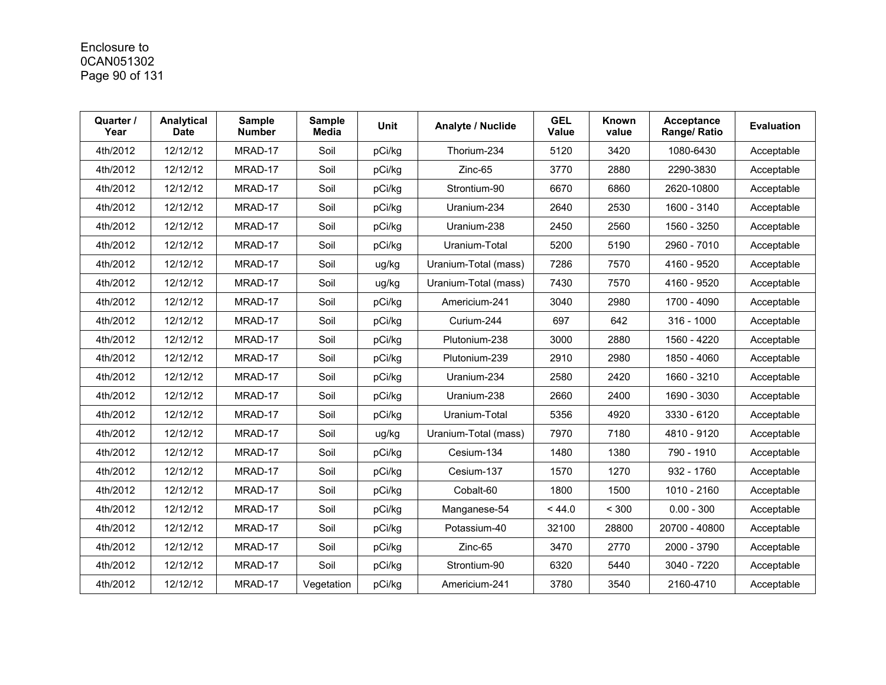Enclosure to
0CAN051302

| Quarter / Year | Analytical Date | Sample Number | Sample Media | Unit | Analyte / Nuclide | GEL Value | Known value | Acceptance Range/ Ratio | Evaluation |
|---|---|---|---|---|---|---|---|---|---|
| 4th/2012 | 12/12/12 | MRAD-17 | Soil | pCi/kg | Thorium-234 | 5120 | 3420 | 1080-6430 | Acceptable |
| 4th/2012 | 12/12/12 | MRAD-17 | Soil | pCi/kg | Zinc-65 | 3770 | 2880 | 2290-3830 | Acceptable |
| 4th/2012 | 12/12/12 | MRAD-17 | Soil | pCi/kg | Strontium-90 | 6670 | 6860 | 2620-10800 | Acceptable |
| 4th/2012 | 12/12/12 | MRAD-17 | Soil | pCi/kg | Uranium-234 | 2640 | 2530 | 1600 - 3140 | Acceptable |
| 4th/2012 | 12/12/12 | MRAD-17 | Soil | pCi/kg | Uranium-238 | 2450 | 2560 | 1560 - 3250 | Acceptable |
| 4th/2012 | 12/12/12 | MRAD-17 | Soil | pCi/kg | Uranium-Total | 5200 | 5190 | 2960 - 7010 | Acceptable |
| 4th/2012 | 12/12/12 | MRAD-17 | Soil | ug/kg | Uranium-Total (mass) | 7286 | 7570 | 4160 - 9520 | Acceptable |
| 4th/2012 | 12/12/12 | MRAD-17 | Soil | ug/kg | Uranium-Total (mass) | 7430 | 7570 | 4160 - 9520 | Acceptable |
| 4th/2012 | 12/12/12 | MRAD-17 | Soil | pCi/kg | Americium-241 | 3040 | 2980 | 1700 - 4090 | Acceptable |
| 4th/2012 | 12/12/12 | MRAD-17 | Soil | pCi/kg | Curium-244 | 697 | 642 | 316 - 1000 | Acceptable |
| 4th/2012 | 12/12/12 | MRAD-17 | Soil | pCi/kg | Plutonium-238 | 3000 | 2880 | 1560 - 4220 | Acceptable |
| 4th/2012 | 12/12/12 | MRAD-17 | Soil | pCi/kg | Plutonium-239 | 2910 | 2980 | 1850 - 4060 | Acceptable |
| 4th/2012 | 12/12/12 | MRAD-17 | Soil | pCi/kg | Uranium-234 | 2580 | 2420 | 1660 - 3210 | Acceptable |
| 4th/2012 | 12/12/12 | MRAD-17 | Soil | pCi/kg | Uranium-238 | 2660 | 2400 | 1690 - 3030 | Acceptable |
| 4th/2012 | 12/12/12 | MRAD-17 | Soil | pCi/kg | Uranium-Total | 5356 | 4920 | 3330 - 6120 | Acceptable |
| 4th/2012 | 12/12/12 | MRAD-17 | Soil | ug/kg | Uranium-Total (mass) | 7970 | 7180 | 4810 - 9120 | Acceptable |
| 4th/2012 | 12/12/12 | MRAD-17 | Soil | pCi/kg | Cesium-134 | 1480 | 1380 | 790 - 1910 | Acceptable |
| 4th/2012 | 12/12/12 | MRAD-17 | Soil | pCi/kg | Cesium-137 | 1570 | 1270 | 932 - 1760 | Acceptable |
| 4th/2012 | 12/12/12 | MRAD-17 | Soil | pCi/kg | Cobalt-60 | 1800 | 1500 | 1010 - 2160 | Acceptable |
| 4th/2012 | 12/12/12 | MRAD-17 | Soil | pCi/kg | Manganese-54 | < 44.0 | < 300 | 0.00 - 300 | Acceptable |
| 4th/2012 | 12/12/12 | MRAD-17 | Soil | pCi/kg | Potassium-40 | 32100 | 28800 | 20700 - 40800 | Acceptable |
| 4th/2012 | 12/12/12 | MRAD-17 | Soil | pCi/kg | Zinc-65 | 3470 | 2770 | 2000 - 3790 | Acceptable |
| 4th/2012 | 12/12/12 | MRAD-17 | Soil | pCi/kg | Strontium-90 | 6320 | 5440 | 3040 - 7220 | Acceptable |
| 4th/2012 | 12/12/12 | MRAD-17 | Vegetation | pCi/kg | Americium-241 | 3780 | 3540 | 2160-4710 | Acceptable |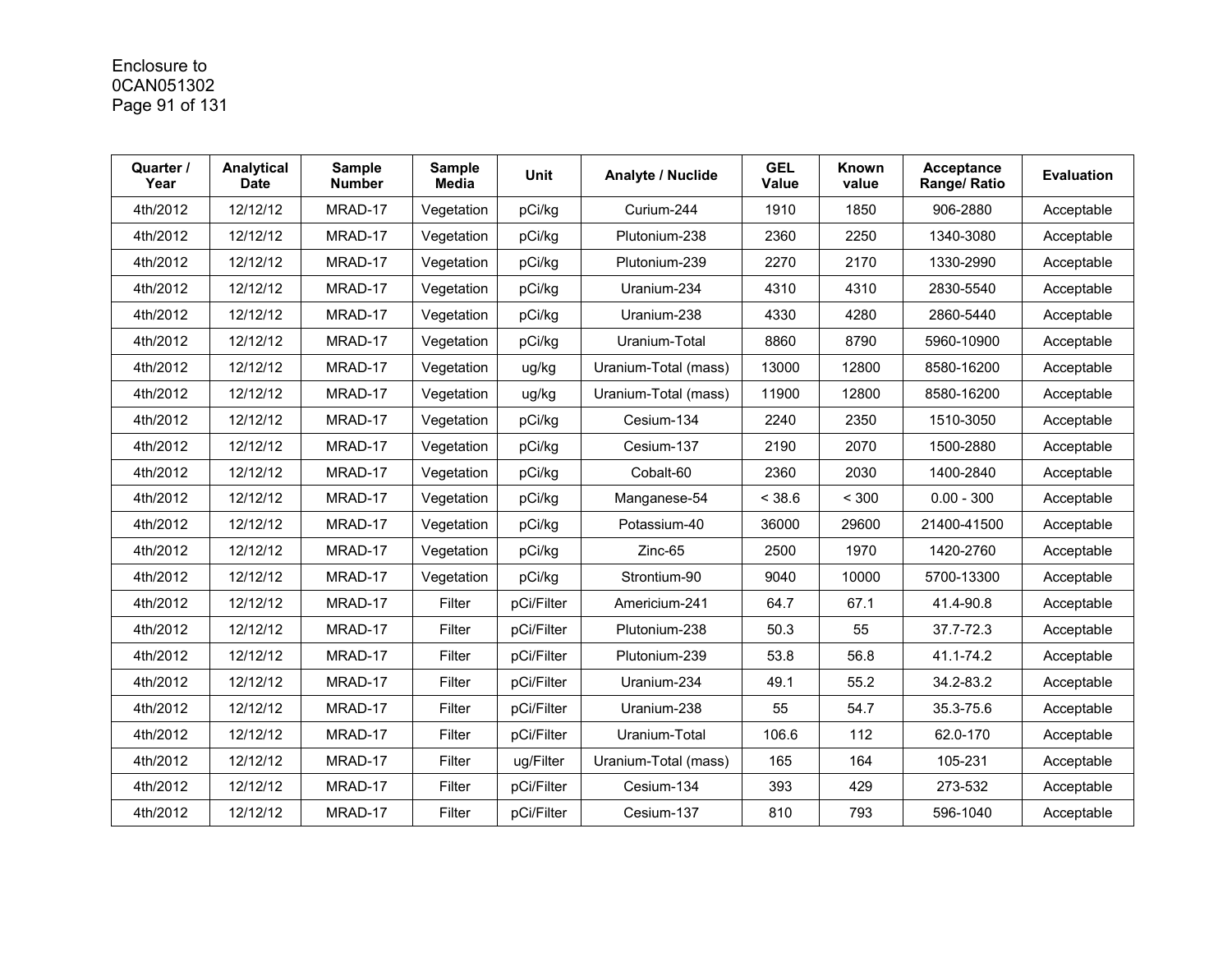| Quarter / Year | Analytical Date | Sample Number | Sample Media | Unit | Analyte / Nuclide | GEL Value | Known value | Acceptance Range/ Ratio | Evaluation |
|---|---|---|---|---|---|---|---|---|---|
| 4th/2012 | 12/12/12 | MRAD-17 | Vegetation | pCi/kg | Curium-244 | 1910 | 1850 | 906-2880 | Acceptable |
| 4th/2012 | 12/12/12 | MRAD-17 | Vegetation | pCi/kg | Plutonium-238 | 2360 | 2250 | 1340-3080 | Acceptable |
| 4th/2012 | 12/12/12 | MRAD-17 | Vegetation | pCi/kg | Plutonium-239 | 2270 | 2170 | 1330-2990 | Acceptable |
| 4th/2012 | 12/12/12 | MRAD-17 | Vegetation | pCi/kg | Uranium-234 | 4310 | 4310 | 2830-5540 | Acceptable |
| 4th/2012 | 12/12/12 | MRAD-17 | Vegetation | pCi/kg | Uranium-238 | 4330 | 4280 | 2860-5440 | Acceptable |
| 4th/2012 | 12/12/12 | MRAD-17 | Vegetation | pCi/kg | Uranium-Total | 8860 | 8790 | 5960-10900 | Acceptable |
| 4th/2012 | 12/12/12 | MRAD-17 | Vegetation | ug/kg | Uranium-Total (mass) | 13000 | 12800 | 8580-16200 | Acceptable |
| 4th/2012 | 12/12/12 | MRAD-17 | Vegetation | ug/kg | Uranium-Total (mass) | 11900 | 12800 | 8580-16200 | Acceptable |
| 4th/2012 | 12/12/12 | MRAD-17 | Vegetation | pCi/kg | Cesium-134 | 2240 | 2350 | 1510-3050 | Acceptable |
| 4th/2012 | 12/12/12 | MRAD-17 | Vegetation | pCi/kg | Cesium-137 | 2190 | 2070 | 1500-2880 | Acceptable |
| 4th/2012 | 12/12/12 | MRAD-17 | Vegetation | pCi/kg | Cobalt-60 | 2360 | 2030 | 1400-2840 | Acceptable |
| 4th/2012 | 12/12/12 | MRAD-17 | Vegetation | pCi/kg | Manganese-54 | < 38.6 | < 300 | 0.00 - 300 | Acceptable |
| 4th/2012 | 12/12/12 | MRAD-17 | Vegetation | pCi/kg | Potassium-40 | 36000 | 29600 | 21400-41500 | Acceptable |
| 4th/2012 | 12/12/12 | MRAD-17 | Vegetation | pCi/kg | Zinc-65 | 2500 | 1970 | 1420-2760 | Acceptable |
| 4th/2012 | 12/12/12 | MRAD-17 | Vegetation | pCi/kg | Strontium-90 | 9040 | 10000 | 5700-13300 | Acceptable |
| 4th/2012 | 12/12/12 | MRAD-17 | Filter | pCi/Filter | Americium-241 | 64.7 | 67.1 | 41.4-90.8 | Acceptable |
| 4th/2012 | 12/12/12 | MRAD-17 | Filter | pCi/Filter | Plutonium-238 | 50.3 | 55 | 37.7-72.3 | Acceptable |
| 4th/2012 | 12/12/12 | MRAD-17 | Filter | pCi/Filter | Plutonium-239 | 53.8 | 56.8 | 41.1-74.2 | Acceptable |
| 4th/2012 | 12/12/12 | MRAD-17 | Filter | pCi/Filter | Uranium-234 | 49.1 | 55.2 | 34.2-83.2 | Acceptable |
| 4th/2012 | 12/12/12 | MRAD-17 | Filter | pCi/Filter | Uranium-238 | 55 | 54.7 | 35.3-75.6 | Acceptable |
| 4th/2012 | 12/12/12 | MRAD-17 | Filter | pCi/Filter | Uranium-Total | 106.6 | 112 | 62.0-170 | Acceptable |
| 4th/2012 | 12/12/12 | MRAD-17 | Filter | ug/Filter | Uranium-Total (mass) | 165 | 164 | 105-231 | Acceptable |
| 4th/2012 | 12/12/12 | MRAD-17 | Filter | pCi/Filter | Cesium-134 | 393 | 429 | 273-532 | Acceptable |
| 4th/2012 | 12/12/12 | MRAD-17 | Filter | pCi/Filter | Cesium-137 | 810 | 793 | 596-1040 | Acceptable |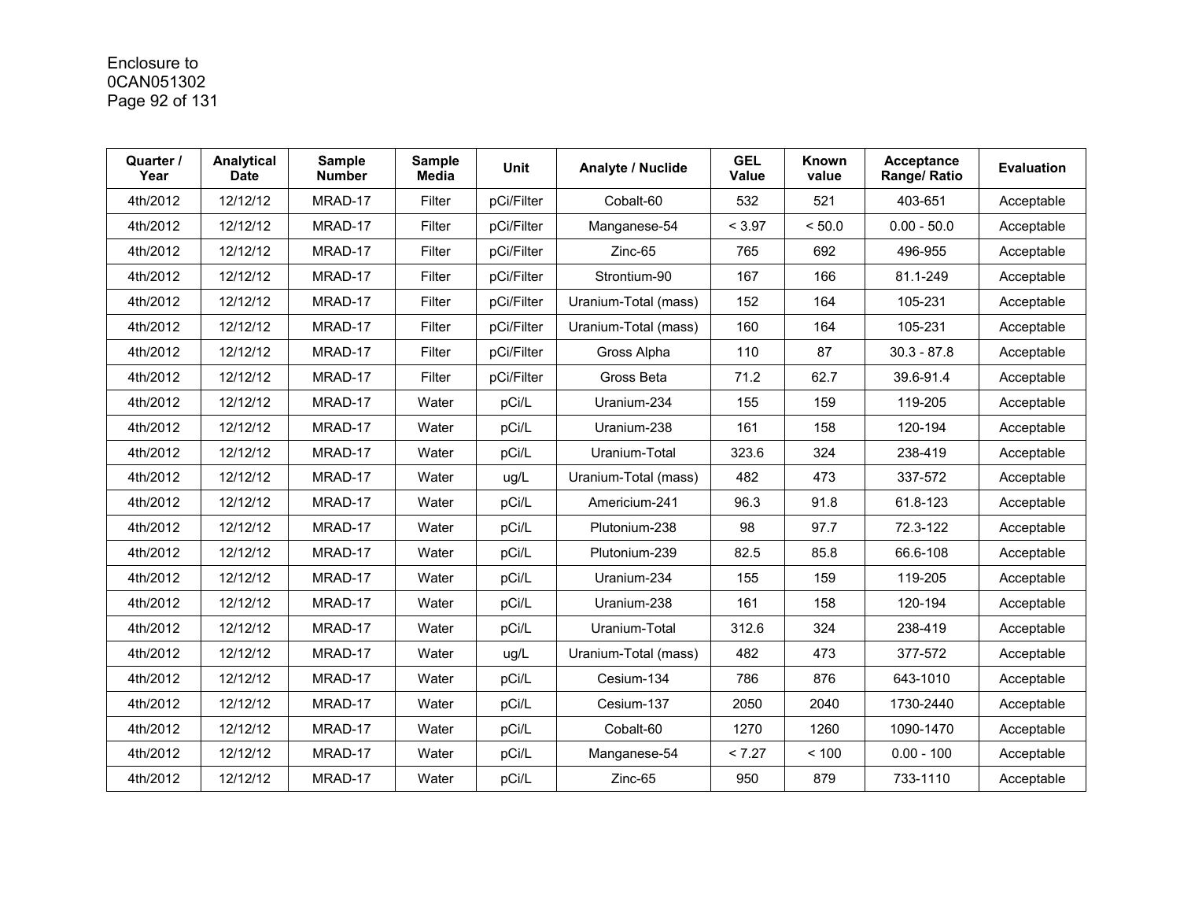| Quarter / Year | Analytical Date | Sample Number | Sample Media | Unit | Analyte / Nuclide | GEL Value | Known value | Acceptance Range/ Ratio | Evaluation |
|---|---|---|---|---|---|---|---|---|---|
| 4th/2012 | 12/12/12 | MRAD-17 | Filter | pCi/Filter | Cobalt-60 | 532 | 521 | 403-651 | Acceptable |
| 4th/2012 | 12/12/12 | MRAD-17 | Filter | pCi/Filter | Manganese-54 | < 3.97 | < 50.0 | 0.00 - 50.0 | Acceptable |
| 4th/2012 | 12/12/12 | MRAD-17 | Filter | pCi/Filter | Zinc-65 | 765 | 692 | 496-955 | Acceptable |
| 4th/2012 | 12/12/12 | MRAD-17 | Filter | pCi/Filter | Strontium-90 | 167 | 166 | 81.1-249 | Acceptable |
| 4th/2012 | 12/12/12 | MRAD-17 | Filter | pCi/Filter | Uranium-Total (mass) | 152 | 164 | 105-231 | Acceptable |
| 4th/2012 | 12/12/12 | MRAD-17 | Filter | pCi/Filter | Uranium-Total (mass) | 160 | 164 | 105-231 | Acceptable |
| 4th/2012 | 12/12/12 | MRAD-17 | Filter | pCi/Filter | Gross Alpha | 110 | 87 | 30.3 - 87.8 | Acceptable |
| 4th/2012 | 12/12/12 | MRAD-17 | Filter | pCi/Filter | Gross Beta | 71.2 | 62.7 | 39.6-91.4 | Acceptable |
| 4th/2012 | 12/12/12 | MRAD-17 | Water | pCi/L | Uranium-234 | 155 | 159 | 119-205 | Acceptable |
| 4th/2012 | 12/12/12 | MRAD-17 | Water | pCi/L | Uranium-238 | 161 | 158 | 120-194 | Acceptable |
| 4th/2012 | 12/12/12 | MRAD-17 | Water | pCi/L | Uranium-Total | 323.6 | 324 | 238-419 | Acceptable |
| 4th/2012 | 12/12/12 | MRAD-17 | Water | ug/L | Uranium-Total (mass) | 482 | 473 | 337-572 | Acceptable |
| 4th/2012 | 12/12/12 | MRAD-17 | Water | pCi/L | Americium-241 | 96.3 | 91.8 | 61.8-123 | Acceptable |
| 4th/2012 | 12/12/12 | MRAD-17 | Water | pCi/L | Plutonium-238 | 98 | 97.7 | 72.3-122 | Acceptable |
| 4th/2012 | 12/12/12 | MRAD-17 | Water | pCi/L | Plutonium-239 | 82.5 | 85.8 | 66.6-108 | Acceptable |
| 4th/2012 | 12/12/12 | MRAD-17 | Water | pCi/L | Uranium-234 | 155 | 159 | 119-205 | Acceptable |
| 4th/2012 | 12/12/12 | MRAD-17 | Water | pCi/L | Uranium-238 | 161 | 158 | 120-194 | Acceptable |
| 4th/2012 | 12/12/12 | MRAD-17 | Water | pCi/L | Uranium-Total | 312.6 | 324 | 238-419 | Acceptable |
| 4th/2012 | 12/12/12 | MRAD-17 | Water | ug/L | Uranium-Total (mass) | 482 | 473 | 377-572 | Acceptable |
| 4th/2012 | 12/12/12 | MRAD-17 | Water | pCi/L | Cesium-134 | 786 | 876 | 643-1010 | Acceptable |
| 4th/2012 | 12/12/12 | MRAD-17 | Water | pCi/L | Cesium-137 | 2050 | 2040 | 1730-2440 | Acceptable |
| 4th/2012 | 12/12/12 | MRAD-17 | Water | pCi/L | Cobalt-60 | 1270 | 1260 | 1090-1470 | Acceptable |
| 4th/2012 | 12/12/12 | MRAD-17 | Water | pCi/L | Manganese-54 | < 7.27 | < 100 | 0.00 - 100 | Acceptable |
| 4th/2012 | 12/12/12 | MRAD-17 | Water | pCi/L | Zinc-65 | 950 | 879 | 733-1110 | Acceptable |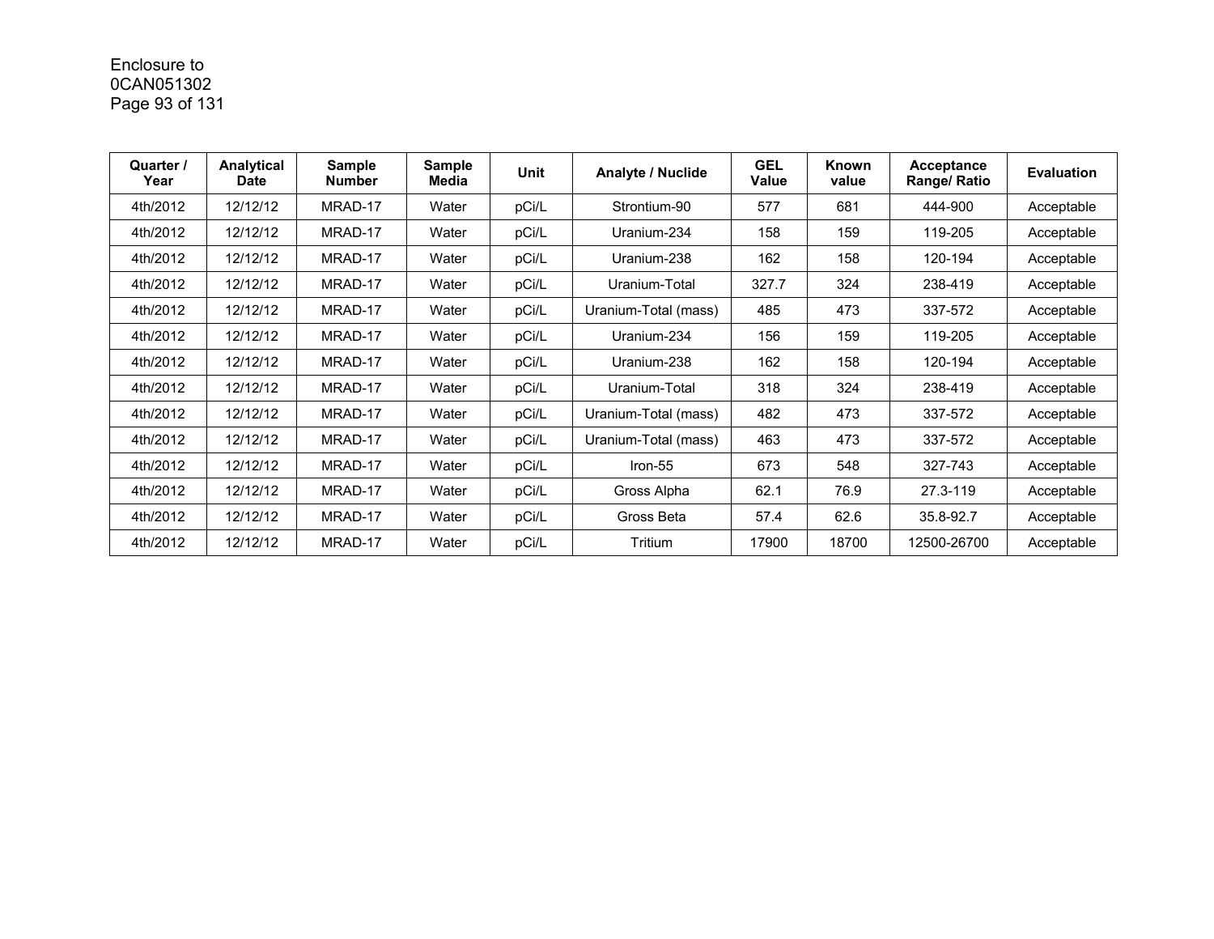| Quarter / Year | Analytical Date | Sample Number | Sample Media | Unit | Analyte / Nuclide | GEL Value | Known value | Acceptance Range/ Ratio | Evaluation |
|---|---|---|---|---|---|---|---|---|---|
| 4th/2012 | 12/12/12 | MRAD-17 | Water | pCi/L | Strontium-90 | 577 | 681 | 444-900 | Acceptable |
| 4th/2012 | 12/12/12 | MRAD-17 | Water | pCi/L | Uranium-234 | 158 | 159 | 119-205 | Acceptable |
| 4th/2012 | 12/12/12 | MRAD-17 | Water | pCi/L | Uranium-238 | 162 | 158 | 120-194 | Acceptable |
| 4th/2012 | 12/12/12 | MRAD-17 | Water | pCi/L | Uranium-Total | 327.7 | 324 | 238-419 | Acceptable |
| 4th/2012 | 12/12/12 | MRAD-17 | Water | pCi/L | Uranium-Total (mass) | 485 | 473 | 337-572 | Acceptable |
| 4th/2012 | 12/12/12 | MRAD-17 | Water | pCi/L | Uranium-234 | 156 | 159 | 119-205 | Acceptable |
| 4th/2012 | 12/12/12 | MRAD-17 | Water | pCi/L | Uranium-238 | 162 | 158 | 120-194 | Acceptable |
| 4th/2012 | 12/12/12 | MRAD-17 | Water | pCi/L | Uranium-Total | 318 | 324 | 238-419 | Acceptable |
| 4th/2012 | 12/12/12 | MRAD-17 | Water | pCi/L | Uranium-Total (mass) | 482 | 473 | 337-572 | Acceptable |
| 4th/2012 | 12/12/12 | MRAD-17 | Water | pCi/L | Uranium-Total (mass) | 463 | 473 | 337-572 | Acceptable |
| 4th/2012 | 12/12/12 | MRAD-17 | Water | pCi/L | Iron-55 | 673 | 548 | 327-743 | Acceptable |
| 4th/2012 | 12/12/12 | MRAD-17 | Water | pCi/L | Gross Alpha | 62.1 | 76.9 | 27.3-119 | Acceptable |
| 4th/2012 | 12/12/12 | MRAD-17 | Water | pCi/L | Gross Beta | 57.4 | 62.6 | 35.8-92.7 | Acceptable |
| 4th/2012 | 12/12/12 | MRAD-17 | Water | pCi/L | Tritium | 17900 | 18700 | 12500-26700 | Acceptable |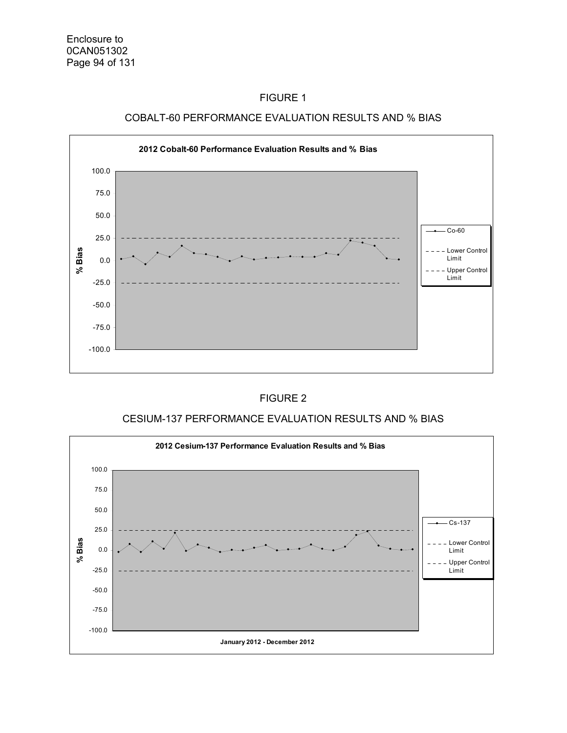FIGURE 1

COBALT-60 PERFORMANCE EVALUATION RESULTS AND % BIAS

**2012 Cobalt-60 Performance Evaluation Results and % Bias**

% Bias

100.0
75.0
50.0
25.0
0.0
-25.0
-50.0
-75.0
-100.0

Co-60
Lower Control Limit
Upper Control Limit

FIGURE 2

CESIUM-137 PERFORMANCE EVALUATION RESULTS AND % BIAS

**2012 Cesium-137 Performance Evaluation Results and % Bias**

% Bias

100.0
75.0
50.0
25.0
0.0
-25.0
-50.0
-75.0
-100.0

Cs-137
Lower Control Limit
Upper Control Limit

**January 2012 - December 2012**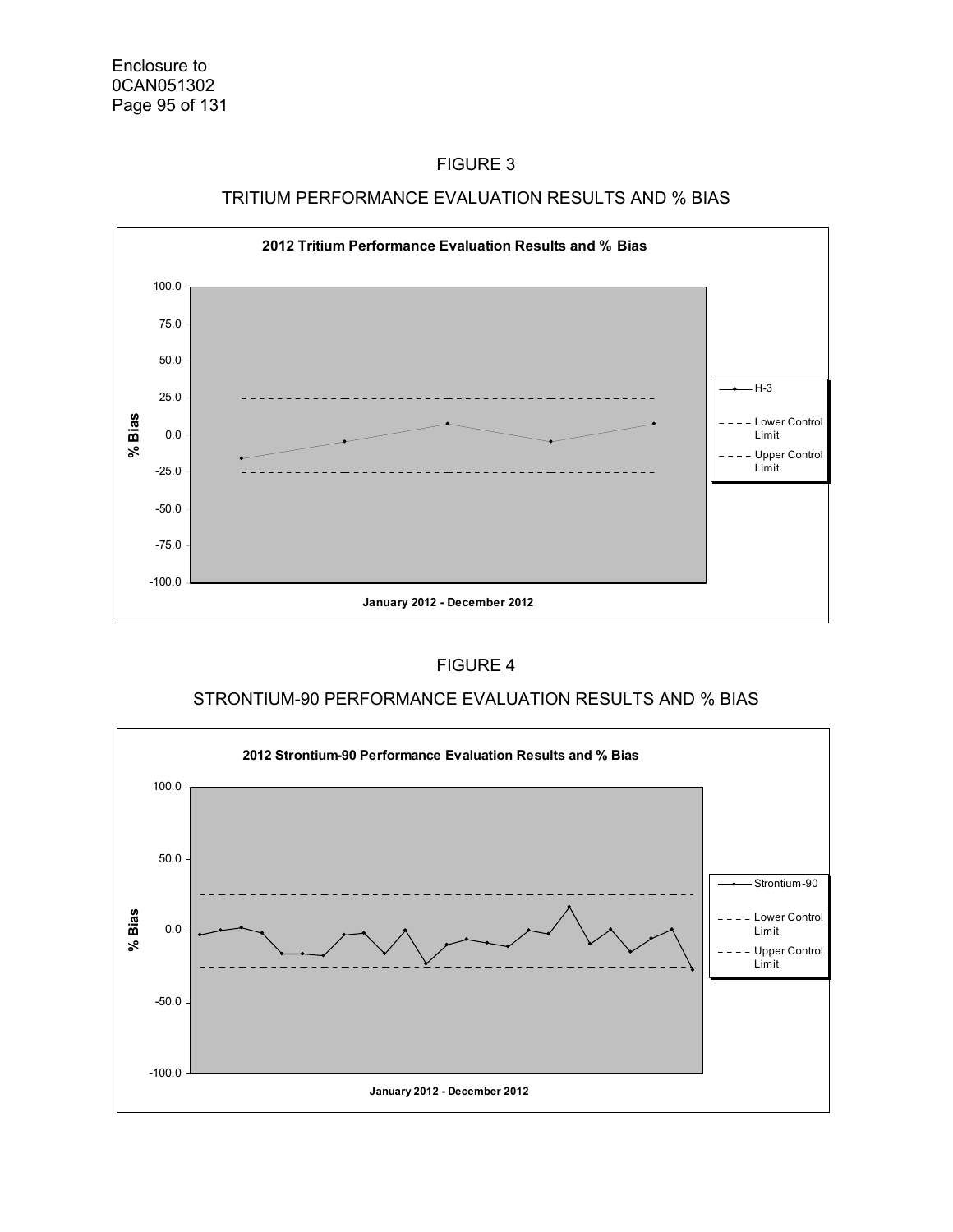FIGURE 3

TRITIUM PERFORMANCE EVALUATION RESULTS AND % BIAS

**2012 Tritium Performance Evaluation Results and % Bias**

% Bias

100.0
75.0
50.0
25.0
0.0
-25.0
-50.0
-75.0
-100.0

January 2012 - December 2012

H-3
Lower Control Limit
Upper Control Limit

FIGURE 4

STRONTIUM-90 PERFORMANCE EVALUATION RESULTS AND % BIAS

**2012 Strontium-90 Performance Evaluation Results and % Bias**

% Bias

100.0
50.0
0.0
-50.0
-100.0

January 2012 - December 2012

Strontium-90
Lower Control Limit
Upper Control Limit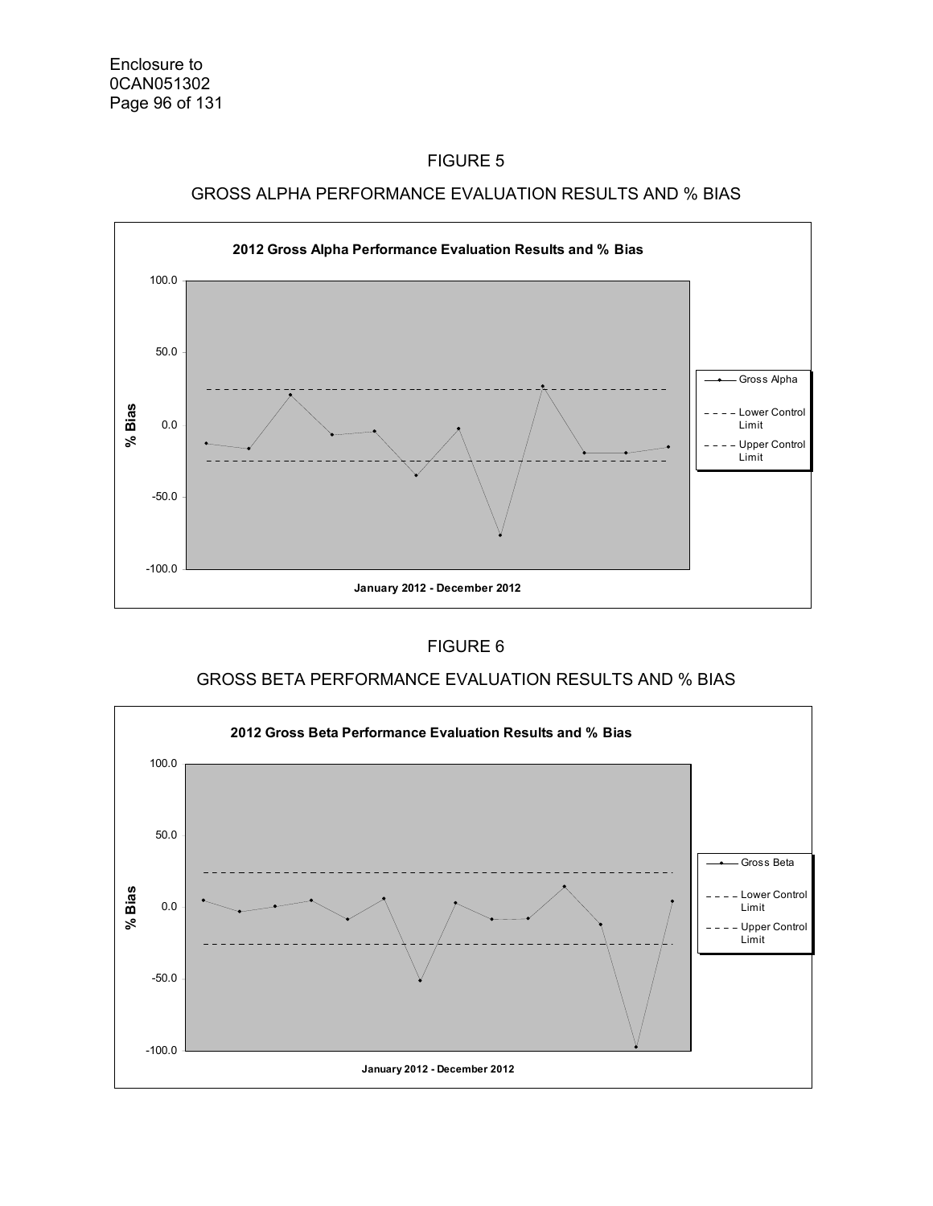FIGURE 5

GROSS ALPHA PERFORMANCE EVALUATION RESULTS AND % BIAS

**2012 Gross Alpha Performance Evaluation Results and % Bias**

% Bias

100.0
50.0
0.0
-50.0
-100.0

January 2012 - December 2012

Gross Alpha
Lower Control Limit
Upper Control Limit

FIGURE 6

GROSS BETA PERFORMANCE EVALUATION RESULTS AND % BIAS

**2012 Gross Beta Performance Evaluation Results and % Bias**

% Bias

100.0
50.0
0.0
-50.0
-100.0

January 2012 - December 2012

Gross Beta
Lower Control Limit
Upper Control Limit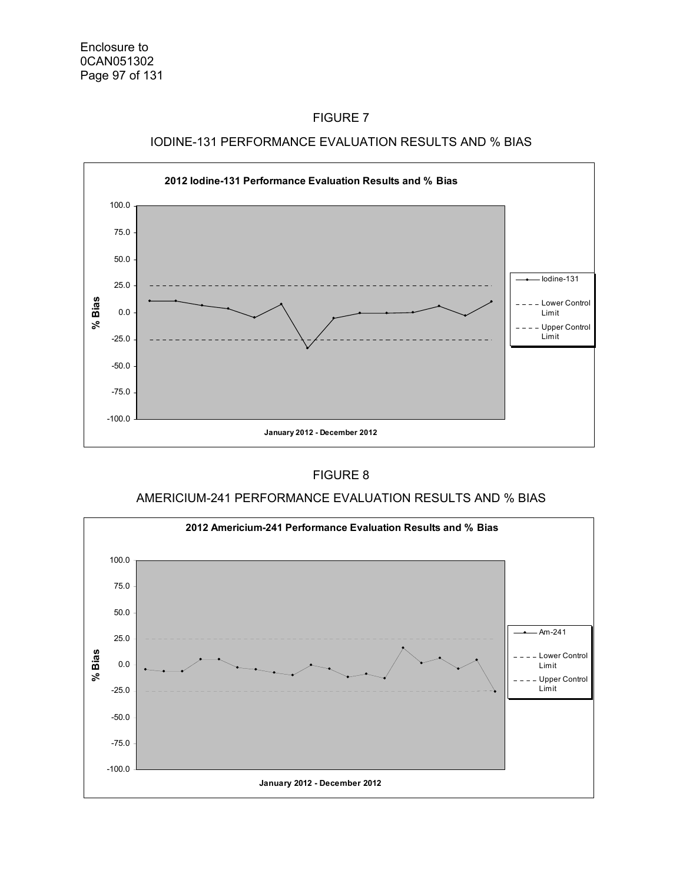FIGURE 7

IODINE-131 PERFORMANCE EVALUATION RESULTS AND % BIAS

**2012 Iodine-131 Performance Evaluation Results and % Bias**

% Bias

100.0
75.0
50.0
25.0
0.0
-25.0
-50.0
-75.0
-100.0

January 2012 - December 2012

Iodine-131
Lower Control Limit
Upper Control Limit

FIGURE 8

AMERICIUM-241 PERFORMANCE EVALUATION RESULTS AND % BIAS

**2012 Americium-241 Performance Evaluation Results and % Bias**

% Bias

100.0
75.0
50.0
25.0
0.0
-25.0
-50.0
-75.0
-100.0

January 2012 - December 2012

Am-241
Lower Control Limit
Upper Control Limit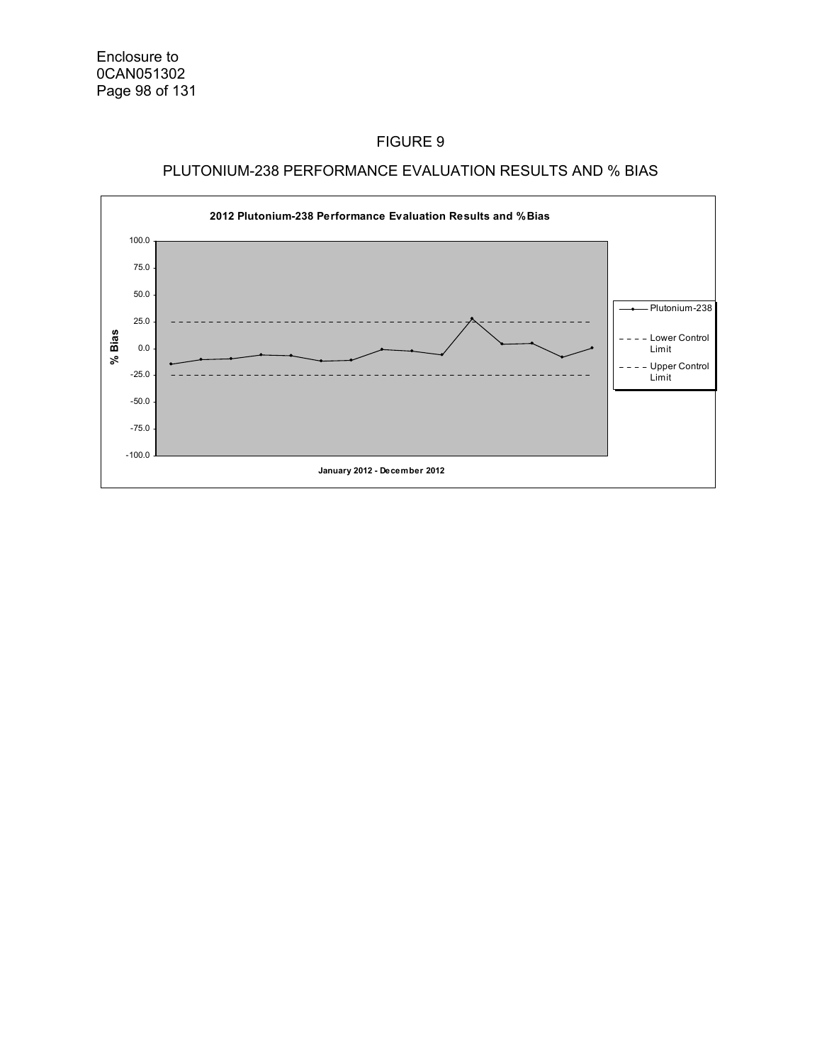# FIGURE 9

## PLUTONIUM-238 PERFORMANCE EVALUATION RESULTS AND % BIAS

**2012 Plutonium-238 Performance Evaluation Results and %Bias**

% Bias: 100.0, 75.0, 50.0, 25.0, 0.0, -25.0, -50.0, -75.0, -100.0

**January 2012 - December 2012**

Legend: Plutonium-238; Lower Control Limit; Upper Control Limit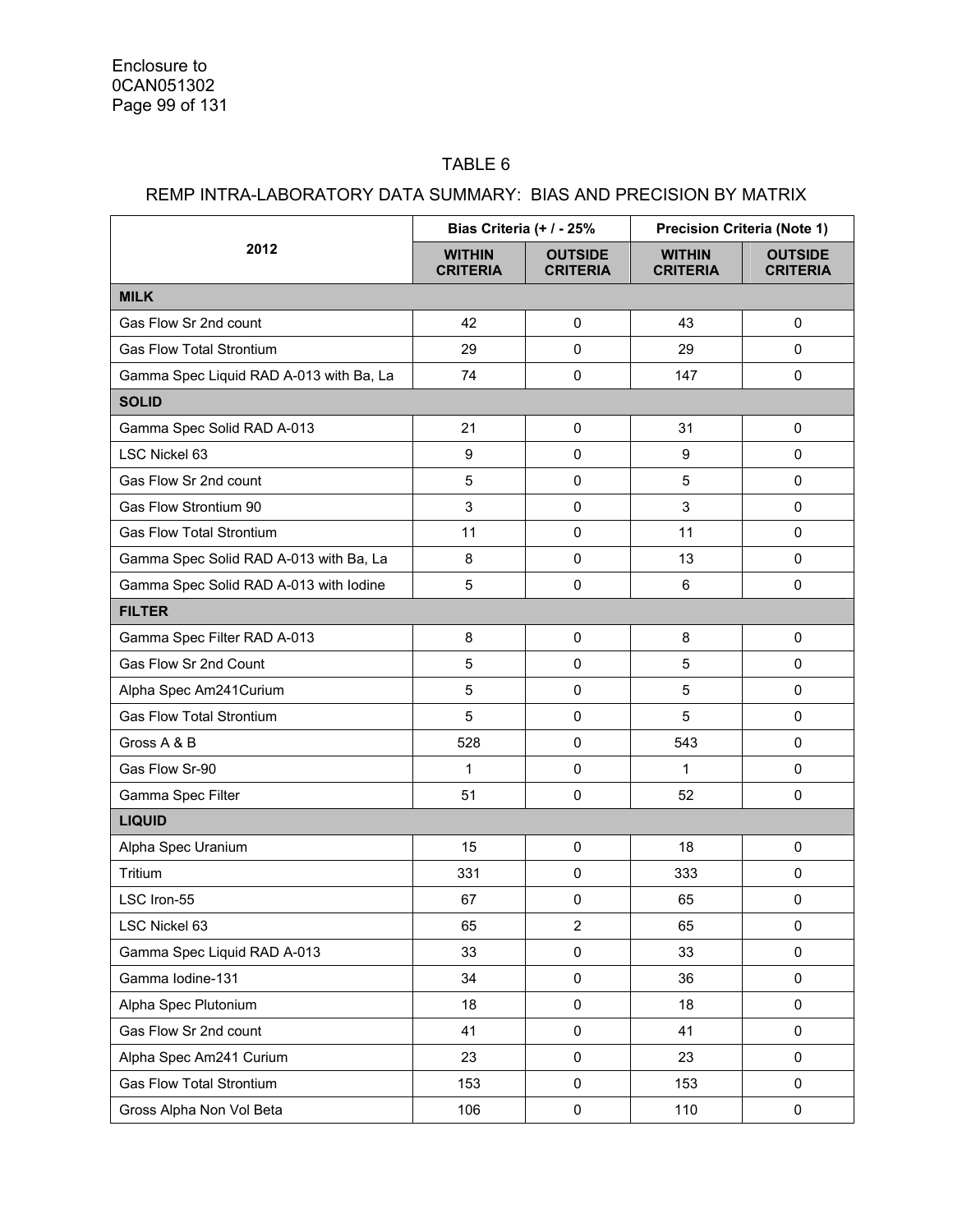TABLE 6

REMP INTRA-LABORATORY DATA SUMMARY: BIAS AND PRECISION BY MATRIX

| 2012 | Bias Criteria (+ / - 25% | | Precision Criteria (Note 1) | |
|---|---|---|---|---|
| | **WITHIN CRITERIA** | **OUTSIDE CRITERIA** | **WITHIN CRITERIA** | **OUTSIDE CRITERIA** |
| **MILK** | | | | |
| Gas Flow Sr 2nd count | 42 | 0 | 43 | 0 |
| Gas Flow Total Strontium | 29 | 0 | 29 | 0 |
| Gamma Spec Liquid RAD A-013 with Ba, La | 74 | 0 | 147 | 0 |
| **SOLID** | | | | |
| Gamma Spec Solid RAD A-013 | 21 | 0 | 31 | 0 |
| LSC Nickel 63 | 9 | 0 | 9 | 0 |
| Gas Flow Sr 2nd count | 5 | 0 | 5 | 0 |
| Gas Flow Strontium 90 | 3 | 0 | 3 | 0 |
| Gas Flow Total Strontium | 11 | 0 | 11 | 0 |
| Gamma Spec Solid RAD A-013 with Ba, La | 8 | 0 | 13 | 0 |
| Gamma Spec Solid RAD A-013 with Iodine | 5 | 0 | 6 | 0 |
| **FILTER** | | | | |
| Gamma Spec Filter RAD A-013 | 8 | 0 | 8 | 0 |
| Gas Flow Sr 2nd Count | 5 | 0 | 5 | 0 |
| Alpha Spec Am241Curium | 5 | 0 | 5 | 0 |
| Gas Flow Total Strontium | 5 | 0 | 5 | 0 |
| Gross A & B | 528 | 0 | 543 | 0 |
| Gas Flow Sr-90 | 1 | 0 | 1 | 0 |
| Gamma Spec Filter | 51 | 0 | 52 | 0 |
| **LIQUID** | | | | |
| Alpha Spec Uranium | 15 | 0 | 18 | 0 |
| Tritium | 331 | 0 | 333 | 0 |
| LSC Iron-55 | 67 | 0 | 65 | 0 |
| LSC Nickel 63 | 65 | 2 | 65 | 0 |
| Gamma Spec Liquid RAD A-013 | 33 | 0 | 33 | 0 |
| Gamma Iodine-131 | 34 | 0 | 36 | 0 |
| Alpha Spec Plutonium | 18 | 0 | 18 | 0 |
| Gas Flow Sr 2nd count | 41 | 0 | 41 | 0 |
| Alpha Spec Am241 Curium | 23 | 0 | 23 | 0 |
| Gas Flow Total Strontium | 153 | 0 | 153 | 0 |
| Gross Alpha Non Vol Beta | 106 | 0 | 110 | 0 |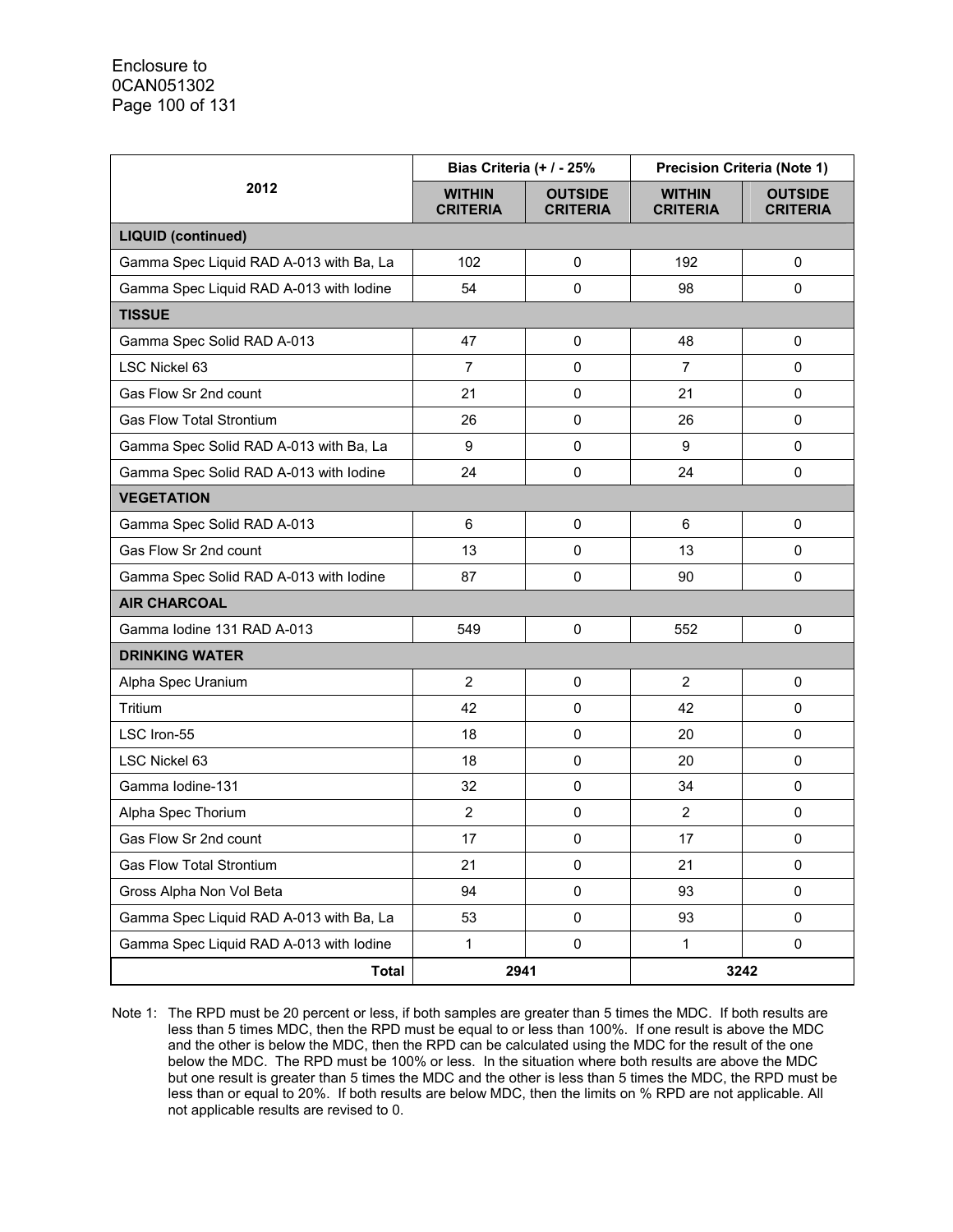| 2012 | Bias Criteria (+ / - 25% | | Precision Criteria (Note 1) | |
|---|---|---|---|---|
| | **WITHIN CRITERIA** | **OUTSIDE CRITERIA** | **WITHIN CRITERIA** | **OUTSIDE CRITERIA** |
| **LIQUID (continued)** | | | | |
| Gamma Spec Liquid RAD A-013 with Ba, La | 102 | 0 | 192 | 0 |
| Gamma Spec Liquid RAD A-013 with Iodine | 54 | 0 | 98 | 0 |
| **TISSUE** | | | | |
| Gamma Spec Solid RAD A-013 | 47 | 0 | 48 | 0 |
| LSC Nickel 63 | 7 | 0 | 7 | 0 |
| Gas Flow Sr 2nd count | 21 | 0 | 21 | 0 |
| Gas Flow Total Strontium | 26 | 0 | 26 | 0 |
| Gamma Spec Solid RAD A-013 with Ba, La | 9 | 0 | 9 | 0 |
| Gamma Spec Solid RAD A-013 with Iodine | 24 | 0 | 24 | 0 |
| **VEGETATION** | | | | |
| Gamma Spec Solid RAD A-013 | 6 | 0 | 6 | 0 |
| Gas Flow Sr 2nd count | 13 | 0 | 13 | 0 |
| Gamma Spec Solid RAD A-013 with Iodine | 87 | 0 | 90 | 0 |
| **AIR CHARCOAL** | | | | |
| Gamma Iodine 131 RAD A-013 | 549 | 0 | 552 | 0 |
| **DRINKING WATER** | | | | |
| Alpha Spec Uranium | 2 | 0 | 2 | 0 |
| Tritium | 42 | 0 | 42 | 0 |
| LSC Iron-55 | 18 | 0 | 20 | 0 |
| LSC Nickel 63 | 18 | 0 | 20 | 0 |
| Gamma Iodine-131 | 32 | 0 | 34 | 0 |
| Alpha Spec Thorium | 2 | 0 | 2 | 0 |
| Gas Flow Sr 2nd count | 17 | 0 | 17 | 0 |
| Gas Flow Total Strontium | 21 | 0 | 21 | 0 |
| Gross Alpha Non Vol Beta | 94 | 0 | 93 | 0 |
| Gamma Spec Liquid RAD A-013 with Ba, La | 53 | 0 | 93 | 0 |
| Gamma Spec Liquid RAD A-013 with Iodine | 1 | 0 | 1 | 0 |
| **Total** | 2941 | | 3242 | |

Note 1: The RPD must be 20 percent or less, if both samples are greater than 5 times the MDC. If both results are less than 5 times MDC, then the RPD must be equal to or less than 100%. If one result is above the MDC and the other is below the MDC, then the RPD can be calculated using the MDC for the result of the one below the MDC. The RPD must be 100% or less. In the situation where both results are above the MDC but one result is greater than 5 times the MDC and the other is less than 5 times the MDC, the RPD must be less than or equal to 20%. If both results are below MDC, then the limits on % RPD are not applicable. All not applicable results are revised to 0.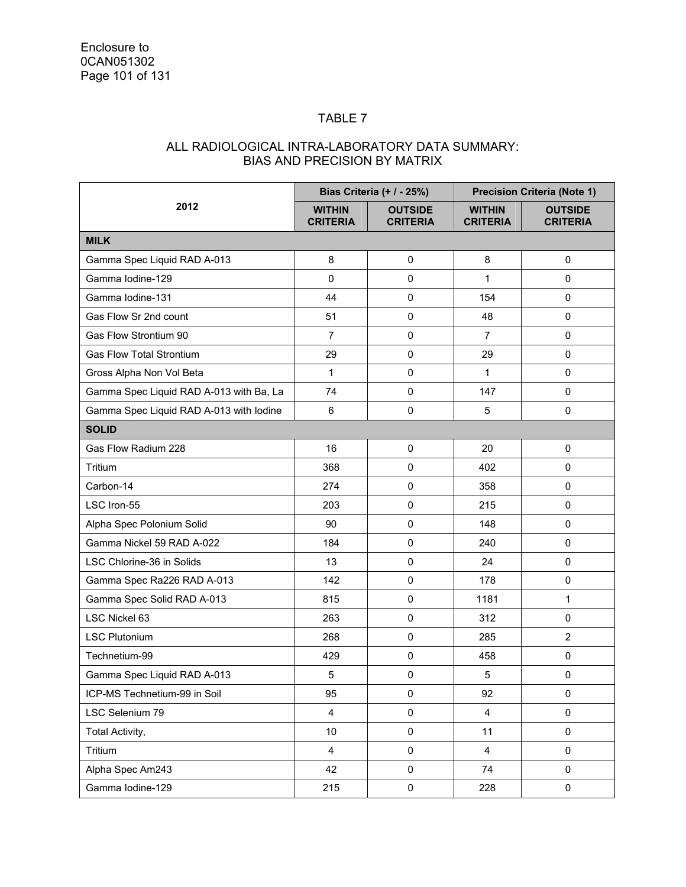Enclosure to
0CAN051302

# TABLE 7

## ALL RADIOLOGICAL INTRA-LABORATORY DATA SUMMARY: BIAS AND PRECISION BY MATRIX

| 2012 | Bias Criteria (+ / - 25%) | | Precision Criteria (Note 1) | |
|---|---|---|---|---|
| | **WITHIN CRITERIA** | **OUTSIDE CRITERIA** | **WITHIN CRITERIA** | **OUTSIDE CRITERIA** |
| **MILK** | | | | |
| Gamma Spec Liquid RAD A-013 | 8 | 0 | 8 | 0 |
| Gamma Iodine-129 | 0 | 0 | 1 | 0 |
| Gamma Iodine-131 | 44 | 0 | 154 | 0 |
| Gas Flow Sr 2nd count | 51 | 0 | 48 | 0 |
| Gas Flow Strontium 90 | 7 | 0 | 7 | 0 |
| Gas Flow Total Strontium | 29 | 0 | 29 | 0 |
| Gross Alpha Non Vol Beta | 1 | 0 | 1 | 0 |
| Gamma Spec Liquid RAD A-013 with Ba, La | 74 | 0 | 147 | 0 |
| Gamma Spec Liquid RAD A-013 with Iodine | 6 | 0 | 5 | 0 |
| **SOLID** | | | | |
| Gas Flow Radium 228 | 16 | 0 | 20 | 0 |
| Tritium | 368 | 0 | 402 | 0 |
| Carbon-14 | 274 | 0 | 358 | 0 |
| LSC Iron-55 | 203 | 0 | 215 | 0 |
| Alpha Spec Polonium Solid | 90 | 0 | 148 | 0 |
| Gamma Nickel 59 RAD A-022 | 184 | 0 | 240 | 0 |
| LSC Chlorine-36 in Solids | 13 | 0 | 24 | 0 |
| Gamma Spec Ra226 RAD A-013 | 142 | 0 | 178 | 0 |
| Gamma Spec Solid RAD A-013 | 815 | 0 | 1181 | 1 |
| LSC Nickel 63 | 263 | 0 | 312 | 0 |
| LSC Plutonium | 268 | 0 | 285 | 2 |
| Technetium-99 | 429 | 0 | 458 | 0 |
| Gamma Spec Liquid RAD A-013 | 5 | 0 | 5 | 0 |
| ICP-MS Technetium-99 in Soil | 95 | 0 | 92 | 0 |
| LSC Selenium 79 | 4 | 0 | 4 | 0 |
| Total Activity, | 10 | 0 | 11 | 0 |
| Tritium | 4 | 0 | 4 | 0 |
| Alpha Spec Am243 | 42 | 0 | 74 | 0 |
| Gamma Iodine-129 | 215 | 0 | 228 | 0 |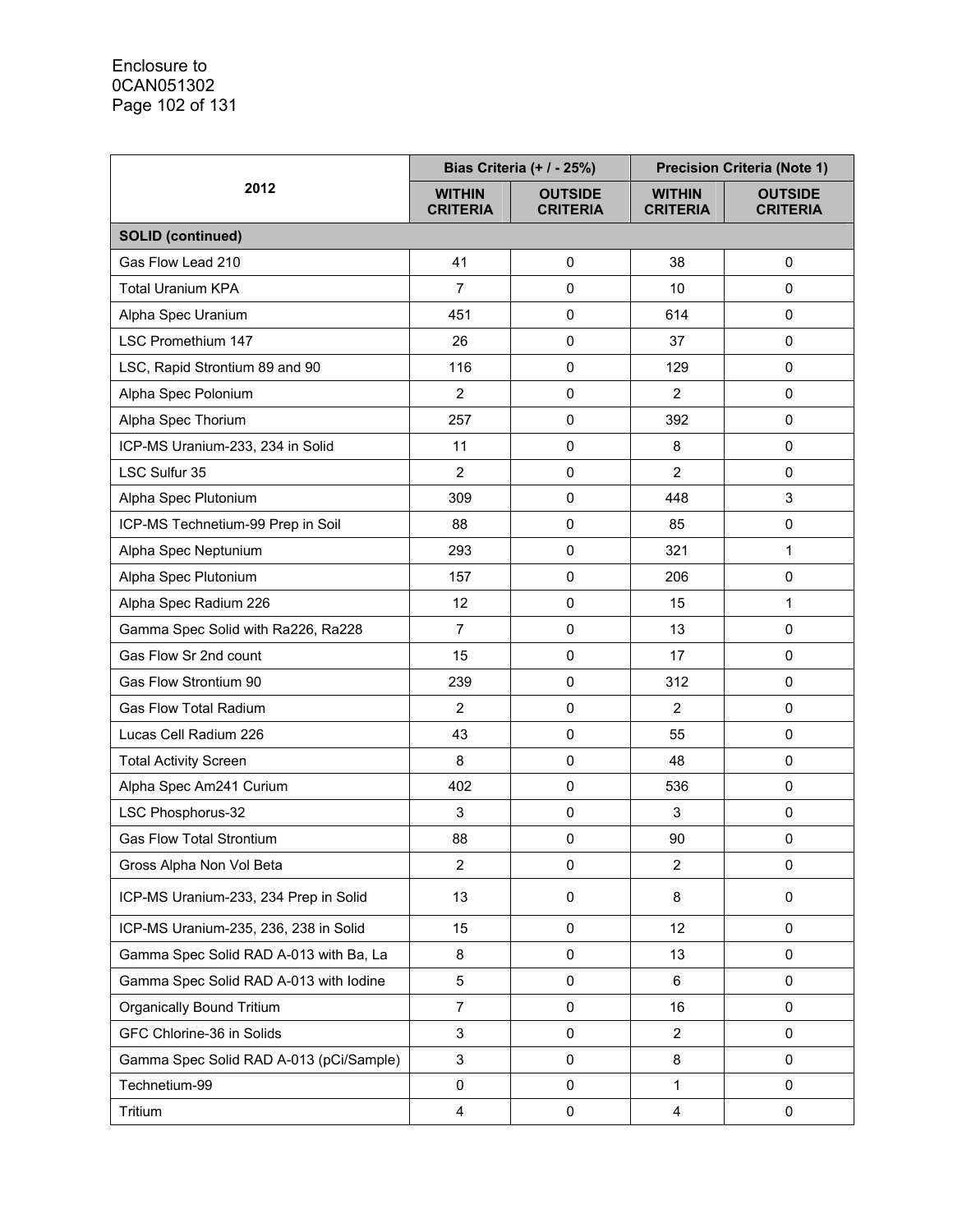| 2012 | Bias Criteria (+ / - 25%) | | Precision Criteria (Note 1) | |
|---|---|---|---|---|
| | WITHIN CRITERIA | OUTSIDE CRITERIA | WITHIN CRITERIA | OUTSIDE CRITERIA |
| **SOLID (continued)** | | | | |
| Gas Flow Lead 210 | 41 | 0 | 38 | 0 |
| Total Uranium KPA | 7 | 0 | 10 | 0 |
| Alpha Spec Uranium | 451 | 0 | 614 | 0 |
| LSC Promethium 147 | 26 | 0 | 37 | 0 |
| LSC, Rapid Strontium 89 and 90 | 116 | 0 | 129 | 0 |
| Alpha Spec Polonium | 2 | 0 | 2 | 0 |
| Alpha Spec Thorium | 257 | 0 | 392 | 0 |
| ICP-MS Uranium-233, 234 in Solid | 11 | 0 | 8 | 0 |
| LSC Sulfur 35 | 2 | 0 | 2 | 0 |
| Alpha Spec Plutonium | 309 | 0 | 448 | 3 |
| ICP-MS Technetium-99 Prep in Soil | 88 | 0 | 85 | 0 |
| Alpha Spec Neptunium | 293 | 0 | 321 | 1 |
| Alpha Spec Plutonium | 157 | 0 | 206 | 0 |
| Alpha Spec Radium 226 | 12 | 0 | 15 | 1 |
| Gamma Spec Solid with Ra226, Ra228 | 7 | 0 | 13 | 0 |
| Gas Flow Sr 2nd count | 15 | 0 | 17 | 0 |
| Gas Flow Strontium 90 | 239 | 0 | 312 | 0 |
| Gas Flow Total Radium | 2 | 0 | 2 | 0 |
| Lucas Cell Radium 226 | 43 | 0 | 55 | 0 |
| Total Activity Screen | 8 | 0 | 48 | 0 |
| Alpha Spec Am241 Curium | 402 | 0 | 536 | 0 |
| LSC Phosphorus-32 | 3 | 0 | 3 | 0 |
| Gas Flow Total Strontium | 88 | 0 | 90 | 0 |
| Gross Alpha Non Vol Beta | 2 | 0 | 2 | 0 |
| ICP-MS Uranium-233, 234 Prep in Solid | 13 | 0 | 8 | 0 |
| ICP-MS Uranium-235, 236, 238 in Solid | 15 | 0 | 12 | 0 |
| Gamma Spec Solid RAD A-013 with Ba, La | 8 | 0 | 13 | 0 |
| Gamma Spec Solid RAD A-013 with Iodine | 5 | 0 | 6 | 0 |
| Organically Bound Tritium | 7 | 0 | 16 | 0 |
| GFC Chlorine-36 in Solids | 3 | 0 | 2 | 0 |
| Gamma Spec Solid RAD A-013 (pCi/Sample) | 3 | 0 | 8 | 0 |
| Technetium-99 | 0 | 0 | 1 | 0 |
| Tritium | 4 | 0 | 4 | 0 |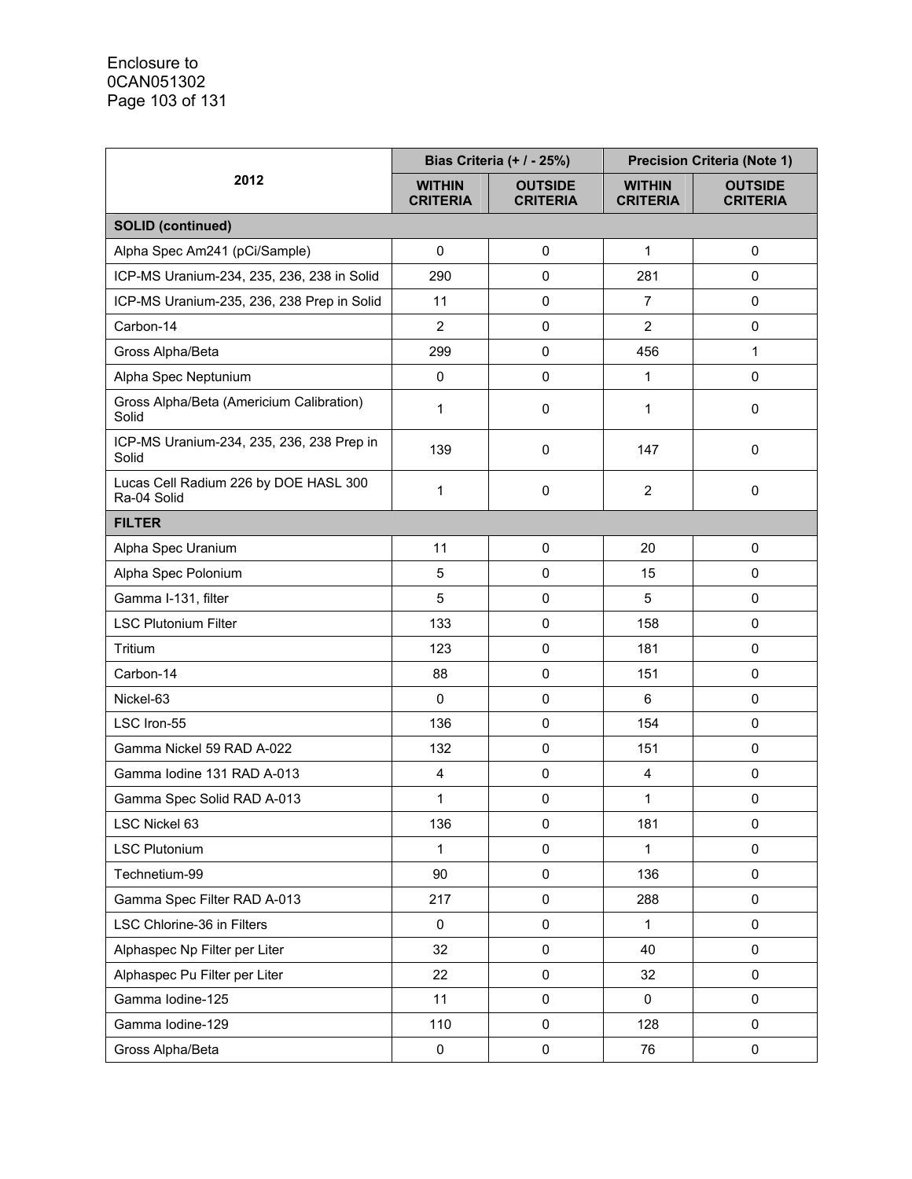| 2012 | Bias Criteria (+ / - 25%) | | Precision Criteria (Note 1) | |
|---|---|---|---|---|
| | **WITHIN CRITERIA** | **OUTSIDE CRITERIA** | **WITHIN CRITERIA** | **OUTSIDE CRITERIA** |
| **SOLID (continued)** | | | | |
| Alpha Spec Am241 (pCi/Sample) | 0 | 0 | 1 | 0 |
| ICP-MS Uranium-234, 235, 236, 238 in Solid | 290 | 0 | 281 | 0 |
| ICP-MS Uranium-235, 236, 238 Prep in Solid | 11 | 0 | 7 | 0 |
| Carbon-14 | 2 | 0 | 2 | 0 |
| Gross Alpha/Beta | 299 | 0 | 456 | 1 |
| Alpha Spec Neptunium | 0 | 0 | 1 | 0 |
| Gross Alpha/Beta (Americium Calibration) Solid | 1 | 0 | 1 | 0 |
| ICP-MS Uranium-234, 235, 236, 238 Prep in Solid | 139 | 0 | 147 | 0 |
| Lucas Cell Radium 226 by DOE HASL 300 Ra-04 Solid | 1 | 0 | 2 | 0 |
| **FILTER** | | | | |
| Alpha Spec Uranium | 11 | 0 | 20 | 0 |
| Alpha Spec Polonium | 5 | 0 | 15 | 0 |
| Gamma I-131, filter | 5 | 0 | 5 | 0 |
| LSC Plutonium Filter | 133 | 0 | 158 | 0 |
| Tritium | 123 | 0 | 181 | 0 |
| Carbon-14 | 88 | 0 | 151 | 0 |
| Nickel-63 | 0 | 0 | 6 | 0 |
| LSC Iron-55 | 136 | 0 | 154 | 0 |
| Gamma Nickel 59 RAD A-022 | 132 | 0 | 151 | 0 |
| Gamma Iodine 131 RAD A-013 | 4 | 0 | 4 | 0 |
| Gamma Spec Solid RAD A-013 | 1 | 0 | 1 | 0 |
| LSC Nickel 63 | 136 | 0 | 181 | 0 |
| LSC Plutonium | 1 | 0 | 1 | 0 |
| Technetium-99 | 90 | 0 | 136 | 0 |
| Gamma Spec Filter RAD A-013 | 217 | 0 | 288 | 0 |
| LSC Chlorine-36 in Filters | 0 | 0 | 1 | 0 |
| Alphaspec Np Filter per Liter | 32 | 0 | 40 | 0 |
| Alphaspec Pu Filter per Liter | 22 | 0 | 32 | 0 |
| Gamma Iodine-125 | 11 | 0 | 0 | 0 |
| Gamma Iodine-129 | 110 | 0 | 128 | 0 |
| Gross Alpha/Beta | 0 | 0 | 76 | 0 |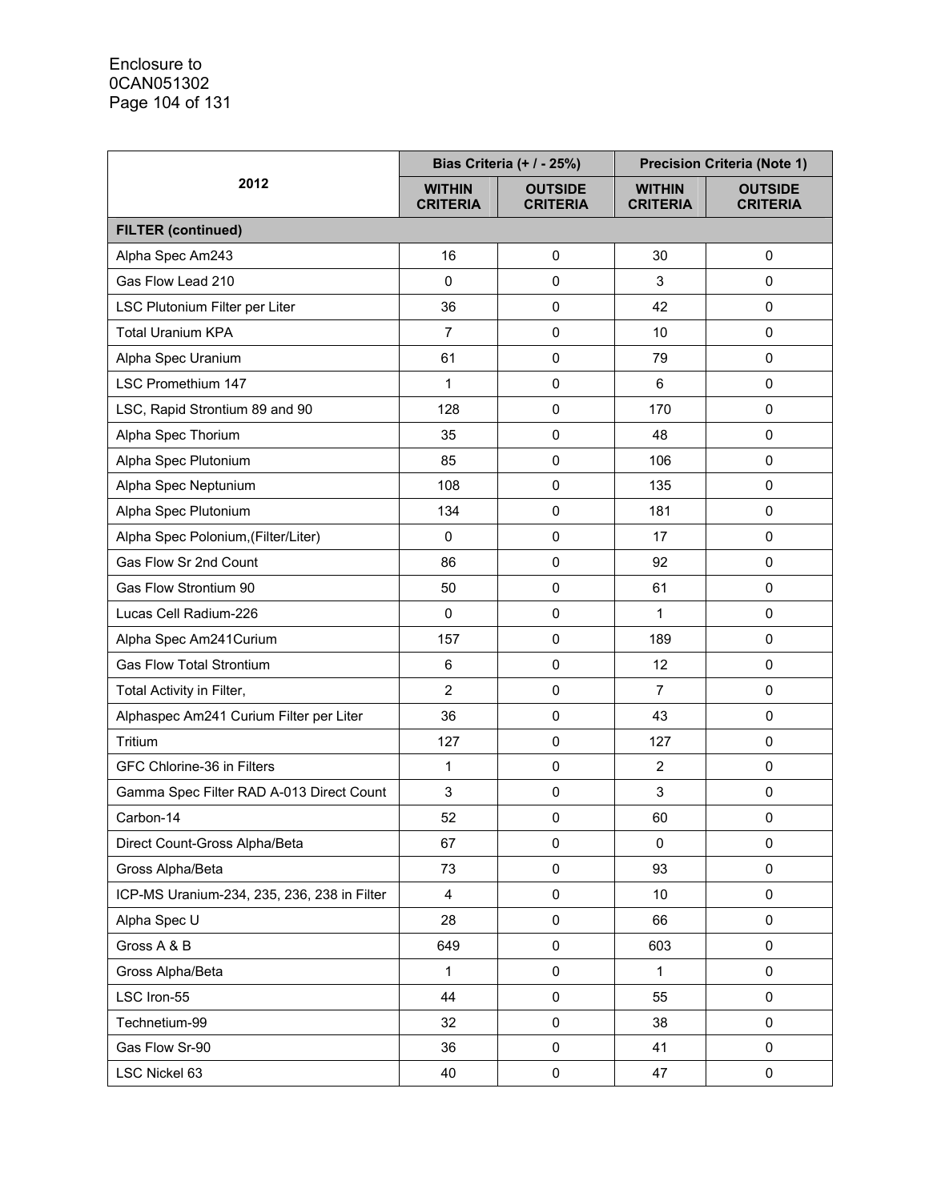| 2012 | Bias Criteria (+ / - 25%) | | Precision Criteria (Note 1) | |
|---|---|---|---|---|
| | **WITHIN CRITERIA** | **OUTSIDE CRITERIA** | **WITHIN CRITERIA** | **OUTSIDE CRITERIA** |
| **FILTER (continued)** | | | | |
| Alpha Spec Am243 | 16 | 0 | 30 | 0 |
| Gas Flow Lead 210 | 0 | 0 | 3 | 0 |
| LSC Plutonium Filter per Liter | 36 | 0 | 42 | 0 |
| Total Uranium KPA | 7 | 0 | 10 | 0 |
| Alpha Spec Uranium | 61 | 0 | 79 | 0 |
| LSC Promethium 147 | 1 | 0 | 6 | 0 |
| LSC, Rapid Strontium 89 and 90 | 128 | 0 | 170 | 0 |
| Alpha Spec Thorium | 35 | 0 | 48 | 0 |
| Alpha Spec Plutonium | 85 | 0 | 106 | 0 |
| Alpha Spec Neptunium | 108 | 0 | 135 | 0 |
| Alpha Spec Plutonium | 134 | 0 | 181 | 0 |
| Alpha Spec Polonium,(Filter/Liter) | 0 | 0 | 17 | 0 |
| Gas Flow Sr 2nd Count | 86 | 0 | 92 | 0 |
| Gas Flow Strontium 90 | 50 | 0 | 61 | 0 |
| Lucas Cell Radium-226 | 0 | 0 | 1 | 0 |
| Alpha Spec Am241Curium | 157 | 0 | 189 | 0 |
| Gas Flow Total Strontium | 6 | 0 | 12 | 0 |
| Total Activity in Filter, | 2 | 0 | 7 | 0 |
| Alphaspec Am241 Curium Filter per Liter | 36 | 0 | 43 | 0 |
| Tritium | 127 | 0 | 127 | 0 |
| GFC Chlorine-36 in Filters | 1 | 0 | 2 | 0 |
| Gamma Spec Filter RAD A-013 Direct Count | 3 | 0 | 3 | 0 |
| Carbon-14 | 52 | 0 | 60 | 0 |
| Direct Count-Gross Alpha/Beta | 67 | 0 | 0 | 0 |
| Gross Alpha/Beta | 73 | 0 | 93 | 0 |
| ICP-MS Uranium-234, 235, 236, 238 in Filter | 4 | 0 | 10 | 0 |
| Alpha Spec U | 28 | 0 | 66 | 0 |
| Gross A & B | 649 | 0 | 603 | 0 |
| Gross Alpha/Beta | 1 | 0 | 1 | 0 |
| LSC Iron-55 | 44 | 0 | 55 | 0 |
| Technetium-99 | 32 | 0 | 38 | 0 |
| Gas Flow Sr-90 | 36 | 0 | 41 | 0 |
| LSC Nickel 63 | 40 | 0 | 47 | 0 |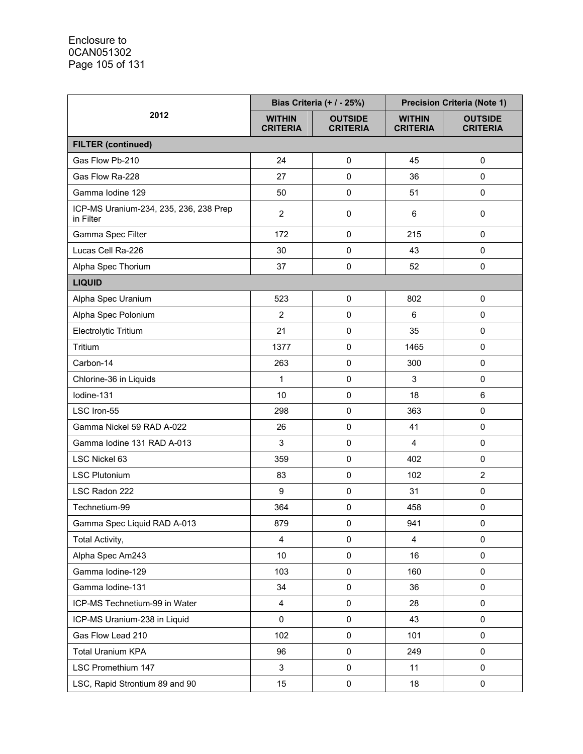| 2012 | Bias Criteria (+ / - 25%) | | Precision Criteria (Note 1) | |
|---|---|---|---|---|
| | WITHIN CRITERIA | OUTSIDE CRITERIA | WITHIN CRITERIA | OUTSIDE CRITERIA |
| **FILTER (continued)** | | | | |
| Gas Flow Pb-210 | 24 | 0 | 45 | 0 |
| Gas Flow Ra-228 | 27 | 0 | 36 | 0 |
| Gamma Iodine 129 | 50 | 0 | 51 | 0 |
| ICP-MS Uranium-234, 235, 236, 238 Prep in Filter | 2 | 0 | 6 | 0 |
| Gamma Spec Filter | 172 | 0 | 215 | 0 |
| Lucas Cell Ra-226 | 30 | 0 | 43 | 0 |
| Alpha Spec Thorium | 37 | 0 | 52 | 0 |
| **LIQUID** | | | | |
| Alpha Spec Uranium | 523 | 0 | 802 | 0 |
| Alpha Spec Polonium | 2 | 0 | 6 | 0 |
| Electrolytic Tritium | 21 | 0 | 35 | 0 |
| Tritium | 1377 | 0 | 1465 | 0 |
| Carbon-14 | 263 | 0 | 300 | 0 |
| Chlorine-36 in Liquids | 1 | 0 | 3 | 0 |
| Iodine-131 | 10 | 0 | 18 | 6 |
| LSC Iron-55 | 298 | 0 | 363 | 0 |
| Gamma Nickel 59 RAD A-022 | 26 | 0 | 41 | 0 |
| Gamma Iodine 131 RAD A-013 | 3 | 0 | 4 | 0 |
| LSC Nickel 63 | 359 | 0 | 402 | 0 |
| LSC Plutonium | 83 | 0 | 102 | 2 |
| LSC Radon 222 | 9 | 0 | 31 | 0 |
| Technetium-99 | 364 | 0 | 458 | 0 |
| Gamma Spec Liquid RAD A-013 | 879 | 0 | 941 | 0 |
| Total Activity, | 4 | 0 | 4 | 0 |
| Alpha Spec Am243 | 10 | 0 | 16 | 0 |
| Gamma Iodine-129 | 103 | 0 | 160 | 0 |
| Gamma Iodine-131 | 34 | 0 | 36 | 0 |
| ICP-MS Technetium-99 in Water | 4 | 0 | 28 | 0 |
| ICP-MS Uranium-238 in Liquid | 0 | 0 | 43 | 0 |
| Gas Flow Lead 210 | 102 | 0 | 101 | 0 |
| Total Uranium KPA | 96 | 0 | 249 | 0 |
| LSC Promethium 147 | 3 | 0 | 11 | 0 |
| LSC, Rapid Strontium 89 and 90 | 15 | 0 | 18 | 0 |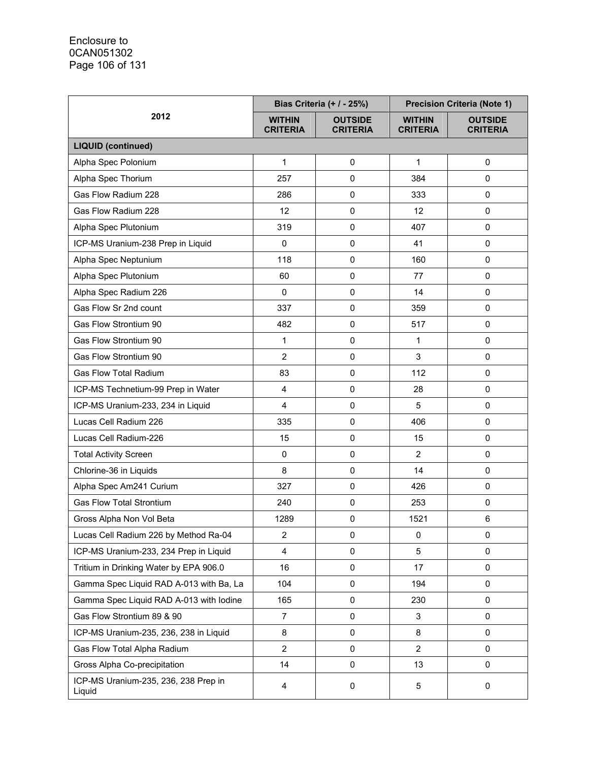| 2012 | Bias Criteria (+ / - 25%) | | Precision Criteria (Note 1) | |
|---|---|---|---|---|
| | WITHIN CRITERIA | OUTSIDE CRITERIA | WITHIN CRITERIA | OUTSIDE CRITERIA |
| **LIQUID (continued)** | | | | |
| Alpha Spec Polonium | 1 | 0 | 1 | 0 |
| Alpha Spec Thorium | 257 | 0 | 384 | 0 |
| Gas Flow Radium 228 | 286 | 0 | 333 | 0 |
| Gas Flow Radium 228 | 12 | 0 | 12 | 0 |
| Alpha Spec Plutonium | 319 | 0 | 407 | 0 |
| ICP-MS Uranium-238 Prep in Liquid | 0 | 0 | 41 | 0 |
| Alpha Spec Neptunium | 118 | 0 | 160 | 0 |
| Alpha Spec Plutonium | 60 | 0 | 77 | 0 |
| Alpha Spec Radium 226 | 0 | 0 | 14 | 0 |
| Gas Flow Sr 2nd count | 337 | 0 | 359 | 0 |
| Gas Flow Strontium 90 | 482 | 0 | 517 | 0 |
| Gas Flow Strontium 90 | 1 | 0 | 1 | 0 |
| Gas Flow Strontium 90 | 2 | 0 | 3 | 0 |
| Gas Flow Total Radium | 83 | 0 | 112 | 0 |
| ICP-MS Technetium-99 Prep in Water | 4 | 0 | 28 | 0 |
| ICP-MS Uranium-233, 234 in Liquid | 4 | 0 | 5 | 0 |
| Lucas Cell Radium 226 | 335 | 0 | 406 | 0 |
| Lucas Cell Radium-226 | 15 | 0 | 15 | 0 |
| Total Activity Screen | 0 | 0 | 2 | 0 |
| Chlorine-36 in Liquids | 8 | 0 | 14 | 0 |
| Alpha Spec Am241 Curium | 327 | 0 | 426 | 0 |
| Gas Flow Total Strontium | 240 | 0 | 253 | 0 |
| Gross Alpha Non Vol Beta | 1289 | 0 | 1521 | 6 |
| Lucas Cell Radium 226 by Method Ra-04 | 2 | 0 | 0 | 0 |
| ICP-MS Uranium-233, 234 Prep in Liquid | 4 | 0 | 5 | 0 |
| Tritium in Drinking Water by EPA 906.0 | 16 | 0 | 17 | 0 |
| Gamma Spec Liquid RAD A-013 with Ba, La | 104 | 0 | 194 | 0 |
| Gamma Spec Liquid RAD A-013 with Iodine | 165 | 0 | 230 | 0 |
| Gas Flow Strontium 89 & 90 | 7 | 0 | 3 | 0 |
| ICP-MS Uranium-235, 236, 238 in Liquid | 8 | 0 | 8 | 0 |
| Gas Flow Total Alpha Radium | 2 | 0 | 2 | 0 |
| Gross Alpha Co-precipitation | 14 | 0 | 13 | 0 |
| ICP-MS Uranium-235, 236, 238 Prep in Liquid | 4 | 0 | 5 | 0 |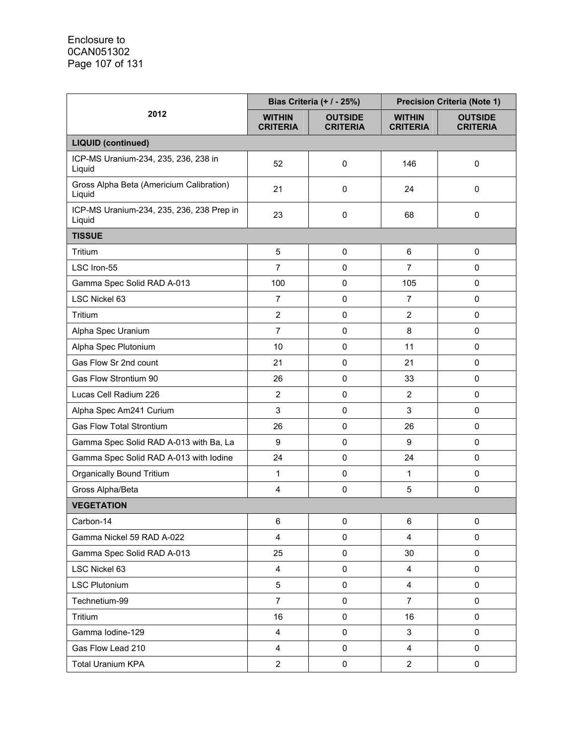| 2012 | Bias Criteria (+ / - 25%) | | Precision Criteria (Note 1) | |
|---|---|---|---|---|
| | WITHIN CRITERIA | OUTSIDE CRITERIA | WITHIN CRITERIA | OUTSIDE CRITERIA |
| **LIQUID (continued)** | | | | |
| ICP-MS Uranium-234, 235, 236, 238 in Liquid | 52 | 0 | 146 | 0 |
| Gross Alpha Beta (Americium Calibration) Liquid | 21 | 0 | 24 | 0 |
| ICP-MS Uranium-234, 235, 236, 238 Prep in Liquid | 23 | 0 | 68 | 0 |
| **TISSUE** | | | | |
| Tritium | 5 | 0 | 6 | 0 |
| LSC Iron-55 | 7 | 0 | 7 | 0 |
| Gamma Spec Solid RAD A-013 | 100 | 0 | 105 | 0 |
| LSC Nickel 63 | 7 | 0 | 7 | 0 |
| Tritium | 2 | 0 | 2 | 0 |
| Alpha Spec Uranium | 7 | 0 | 8 | 0 |
| Alpha Spec Plutonium | 10 | 0 | 11 | 0 |
| Gas Flow Sr 2nd count | 21 | 0 | 21 | 0 |
| Gas Flow Strontium 90 | 26 | 0 | 33 | 0 |
| Lucas Cell Radium 226 | 2 | 0 | 2 | 0 |
| Alpha Spec Am241 Curium | 3 | 0 | 3 | 0 |
| Gas Flow Total Strontium | 26 | 0 | 26 | 0 |
| Gamma Spec Solid RAD A-013 with Ba, La | 9 | 0 | 9 | 0 |
| Gamma Spec Solid RAD A-013 with Iodine | 24 | 0 | 24 | 0 |
| Organically Bound Tritium | 1 | 0 | 1 | 0 |
| Gross Alpha/Beta | 4 | 0 | 5 | 0 |
| **VEGETATION** | | | | |
| Carbon-14 | 6 | 0 | 6 | 0 |
| Gamma Nickel 59 RAD A-022 | 4 | 0 | 4 | 0 |
| Gamma Spec Solid RAD A-013 | 25 | 0 | 30 | 0 |
| LSC Nickel 63 | 4 | 0 | 4 | 0 |
| LSC Plutonium | 5 | 0 | 4 | 0 |
| Technetium-99 | 7 | 0 | 7 | 0 |
| Tritium | 16 | 0 | 16 | 0 |
| Gamma Iodine-129 | 4 | 0 | 3 | 0 |
| Gas Flow Lead 210 | 4 | 0 | 4 | 0 |
| Total Uranium KPA | 2 | 0 | 2 | 0 |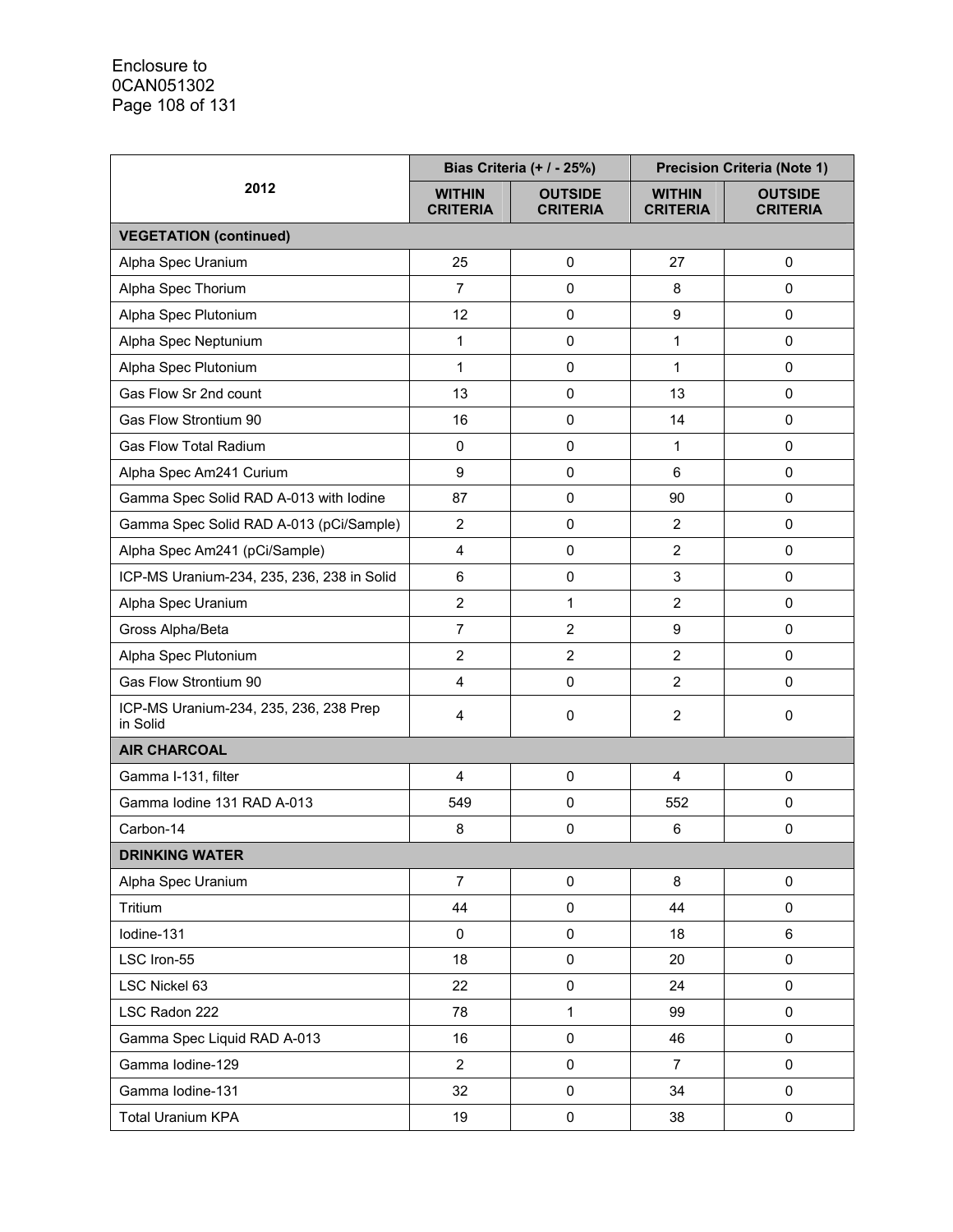| 2012 | Bias Criteria (+ / - 25%) | | Precision Criteria (Note 1) | |
|---|---|---|---|---|
| | WITHIN CRITERIA | OUTSIDE CRITERIA | WITHIN CRITERIA | OUTSIDE CRITERIA |
| **VEGETATION (continued)** | | | | |
| Alpha Spec Uranium | 25 | 0 | 27 | 0 |
| Alpha Spec Thorium | 7 | 0 | 8 | 0 |
| Alpha Spec Plutonium | 12 | 0 | 9 | 0 |
| Alpha Spec Neptunium | 1 | 0 | 1 | 0 |
| Alpha Spec Plutonium | 1 | 0 | 1 | 0 |
| Gas Flow Sr 2nd count | 13 | 0 | 13 | 0 |
| Gas Flow Strontium 90 | 16 | 0 | 14 | 0 |
| Gas Flow Total Radium | 0 | 0 | 1 | 0 |
| Alpha Spec Am241 Curium | 9 | 0 | 6 | 0 |
| Gamma Spec Solid RAD A-013 with Iodine | 87 | 0 | 90 | 0 |
| Gamma Spec Solid RAD A-013 (pCi/Sample) | 2 | 0 | 2 | 0 |
| Alpha Spec Am241 (pCi/Sample) | 4 | 0 | 2 | 0 |
| ICP-MS Uranium-234, 235, 236, 238 in Solid | 6 | 0 | 3 | 0 |
| Alpha Spec Uranium | 2 | 1 | 2 | 0 |
| Gross Alpha/Beta | 7 | 2 | 9 | 0 |
| Alpha Spec Plutonium | 2 | 2 | 2 | 0 |
| Gas Flow Strontium 90 | 4 | 0 | 2 | 0 |
| ICP-MS Uranium-234, 235, 236, 238 Prep in Solid | 4 | 0 | 2 | 0 |
| **AIR CHARCOAL** | | | | |
| Gamma I-131, filter | 4 | 0 | 4 | 0 |
| Gamma Iodine 131 RAD A-013 | 549 | 0 | 552 | 0 |
| Carbon-14 | 8 | 0 | 6 | 0 |
| **DRINKING WATER** | | | | |
| Alpha Spec Uranium | 7 | 0 | 8 | 0 |
| Tritium | 44 | 0 | 44 | 0 |
| Iodine-131 | 0 | 0 | 18 | 6 |
| LSC Iron-55 | 18 | 0 | 20 | 0 |
| LSC Nickel 63 | 22 | 0 | 24 | 0 |
| LSC Radon 222 | 78 | 1 | 99 | 0 |
| Gamma Spec Liquid RAD A-013 | 16 | 0 | 46 | 0 |
| Gamma Iodine-129 | 2 | 0 | 7 | 0 |
| Gamma Iodine-131 | 32 | 0 | 34 | 0 |
| Total Uranium KPA | 19 | 0 | 38 | 0 |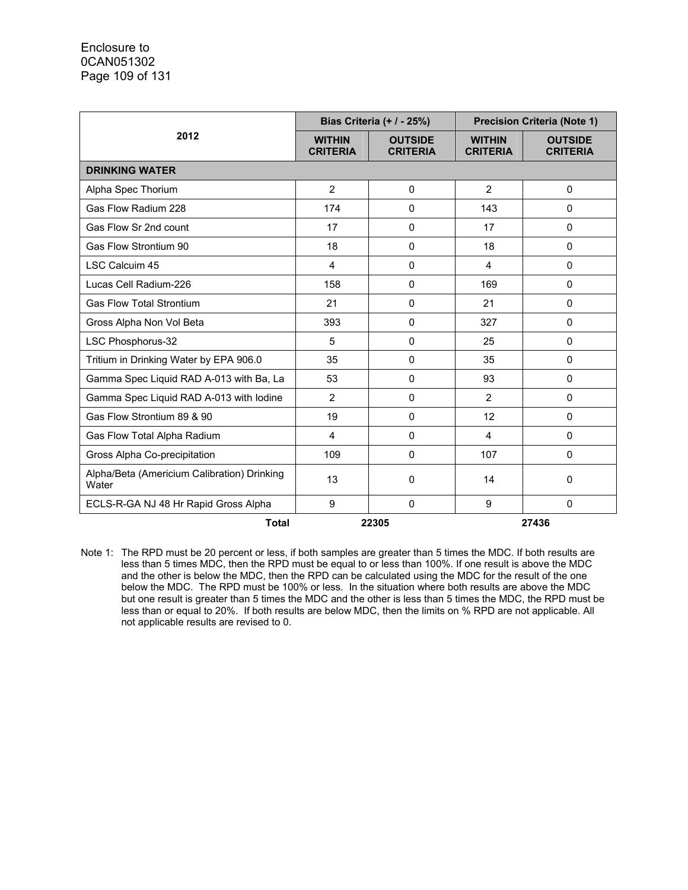| 2012 | Bias Criteria (+ / - 25%) | | Precision Criteria (Note 1) | |
|---|---|---|---|---|
| | **WITHIN CRITERIA** | **OUTSIDE CRITERIA** | **WITHIN CRITERIA** | **OUTSIDE CRITERIA** |
| **DRINKING WATER** | | | | |
| Alpha Spec Thorium | 2 | 0 | 2 | 0 |
| Gas Flow Radium 228 | 174 | 0 | 143 | 0 |
| Gas Flow Sr 2nd count | 17 | 0 | 17 | 0 |
| Gas Flow Strontium 90 | 18 | 0 | 18 | 0 |
| LSC Calcuim 45 | 4 | 0 | 4 | 0 |
| Lucas Cell Radium-226 | 158 | 0 | 169 | 0 |
| Gas Flow Total Strontium | 21 | 0 | 21 | 0 |
| Gross Alpha Non Vol Beta | 393 | 0 | 327 | 0 |
| LSC Phosphorus-32 | 5 | 0 | 25 | 0 |
| Tritium in Drinking Water by EPA 906.0 | 35 | 0 | 35 | 0 |
| Gamma Spec Liquid RAD A-013 with Ba, La | 53 | 0 | 93 | 0 |
| Gamma Spec Liquid RAD A-013 with Iodine | 2 | 0 | 2 | 0 |
| Gas Flow Strontium 89 & 90 | 19 | 0 | 12 | 0 |
| Gas Flow Total Alpha Radium | 4 | 0 | 4 | 0 |
| Gross Alpha Co-precipitation | 109 | 0 | 107 | 0 |
| Alpha/Beta (Americium Calibration) Drinking Water | 13 | 0 | 14 | 0 |
| ECLS-R-GA NJ 48 Hr Rapid Gross Alpha | 9 | 0 | 9 | 0 |
| **Total** | **22305** | | **27436** | |

Note 1: The RPD must be 20 percent or less, if both samples are greater than 5 times the MDC. If both results are less than 5 times MDC, then the RPD must be equal to or less than 100%. If one result is above the MDC and the other is below the MDC, then the RPD can be calculated using the MDC for the result of the one below the MDC. The RPD must be 100% or less. In the situation where both results are above the MDC but one result is greater than 5 times the MDC and the other is less than 5 times the MDC, the RPD must be less than or equal to 20%. If both results are below MDC, then the limits on % RPD are not applicable. All not applicable results are revised to 0.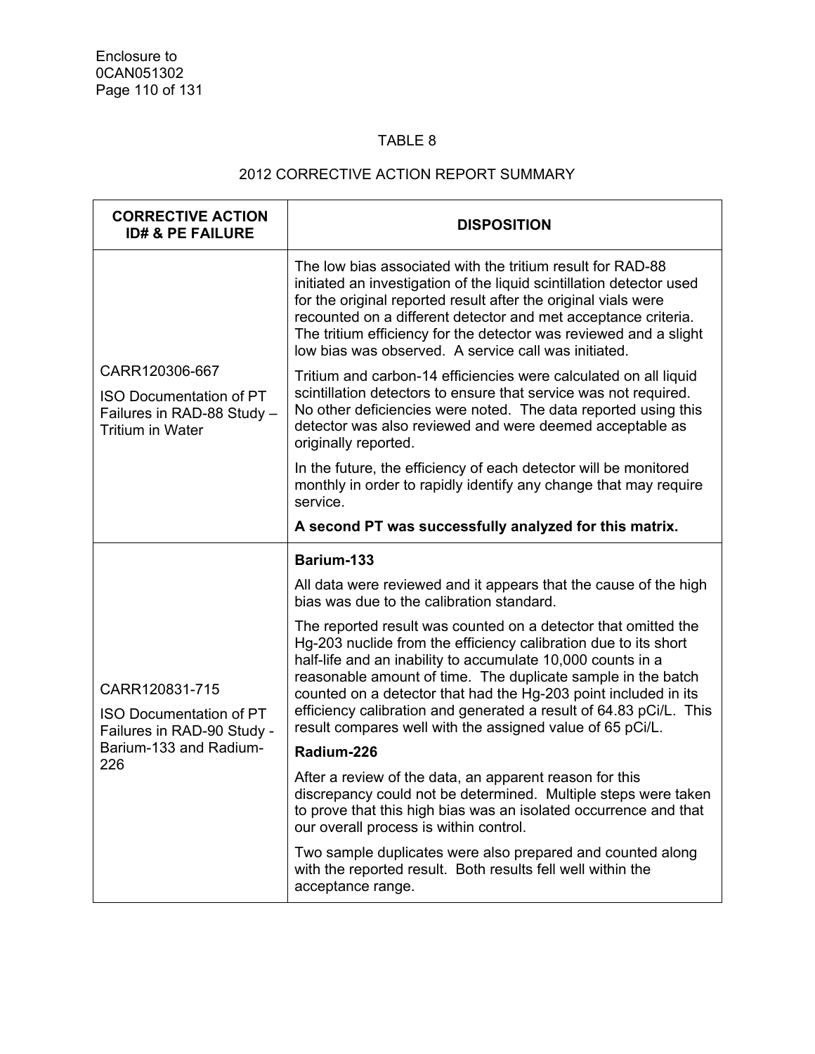TABLE 8

2012 CORRECTIVE ACTION REPORT SUMMARY

| CORRECTIVE ACTION ID# & PE FAILURE | DISPOSITION |
|---|---|
| CARR120306-667<br><br>ISO Documentation of PT Failures in RAD-88 Study – Tritium in Water | The low bias associated with the tritium result for RAD-88 initiated an investigation of the liquid scintillation detector used for the original reported result after the original vials were recounted on a different detector and met acceptance criteria. The tritium efficiency for the detector was reviewed and a slight low bias was observed. A service call was initiated.<br><br>Tritium and carbon-14 efficiencies were calculated on all liquid scintillation detectors to ensure that service was not required. No other deficiencies were noted. The data reported using this detector was also reviewed and were deemed acceptable as originally reported.<br><br>In the future, the efficiency of each detector will be monitored monthly in order to rapidly identify any change that may require service.<br><br>**A second PT was successfully analyzed for this matrix.** |
| CARR120831-715<br><br>ISO Documentation of PT Failures in RAD-90 Study - Barium-133 and Radium-226 | **Barium-133**<br><br>All data were reviewed and it appears that the cause of the high bias was due to the calibration standard.<br><br>The reported result was counted on a detector that omitted the Hg-203 nuclide from the efficiency calibration due to its short half-life and an inability to accumulate 10,000 counts in a reasonable amount of time. The duplicate sample in the batch counted on a detector that had the Hg-203 point included in its efficiency calibration and generated a result of 64.83 pCi/L. This result compares well with the assigned value of 65 pCi/L.<br><br>**Radium-226**<br><br>After a review of the data, an apparent reason for this discrepancy could not be determined. Multiple steps were taken to prove that this high bias was an isolated occurrence and that our overall process is within control.<br><br>Two sample duplicates were also prepared and counted along with the reported result. Both results fell well within the acceptance range. |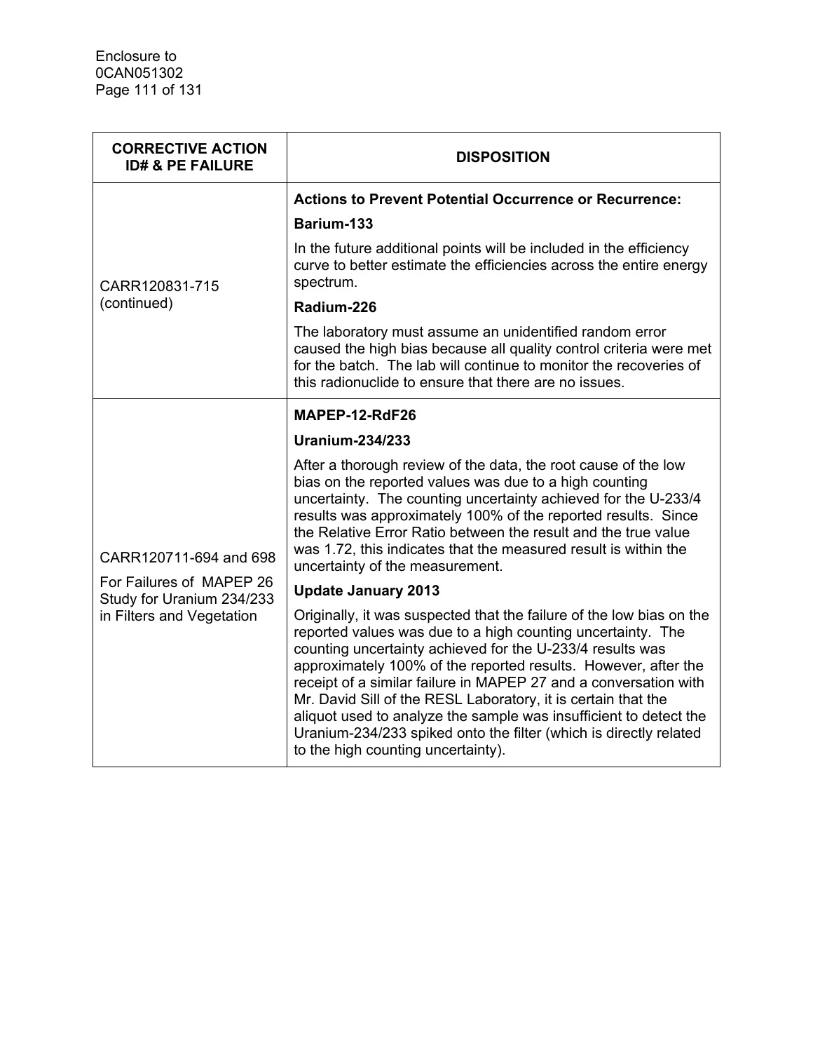| CORRECTIVE ACTION ID# & PE FAILURE | DISPOSITION |
|---|---|
| CARR120831-715 (continued) | **Actions to Prevent Potential Occurrence or Recurrence:**<br>**Barium-133**<br>In the future additional points will be included in the efficiency curve to better estimate the efficiencies across the entire energy spectrum.<br>**Radium-226**<br>The laboratory must assume an unidentified random error caused the high bias because all quality control criteria were met for the batch. The lab will continue to monitor the recoveries of this radionuclide to ensure that there are no issues. |
| CARR120711-694 and 698<br>For Failures of MAPEP 26 Study for Uranium 234/233 in Filters and Vegetation | **MAPEP-12-RdF26**<br>**Uranium-234/233**<br>After a thorough review of the data, the root cause of the low bias on the reported values was due to a high counting uncertainty. The counting uncertainty achieved for the U-233/4 results was approximately 100% of the reported results. Since the Relative Error Ratio between the result and the true value was 1.72, this indicates that the measured result is within the uncertainty of the measurement.<br>**Update January 2013**<br>Originally, it was suspected that the failure of the low bias on the reported values was due to a high counting uncertainty. The counting uncertainty achieved for the U-233/4 results was approximately 100% of the reported results. However, after the receipt of a similar failure in MAPEP 27 and a conversation with Mr. David Sill of the RESL Laboratory, it is certain that the aliquot used to analyze the sample was insufficient to detect the Uranium-234/233 spiked onto the filter (which is directly related to the high counting uncertainty). |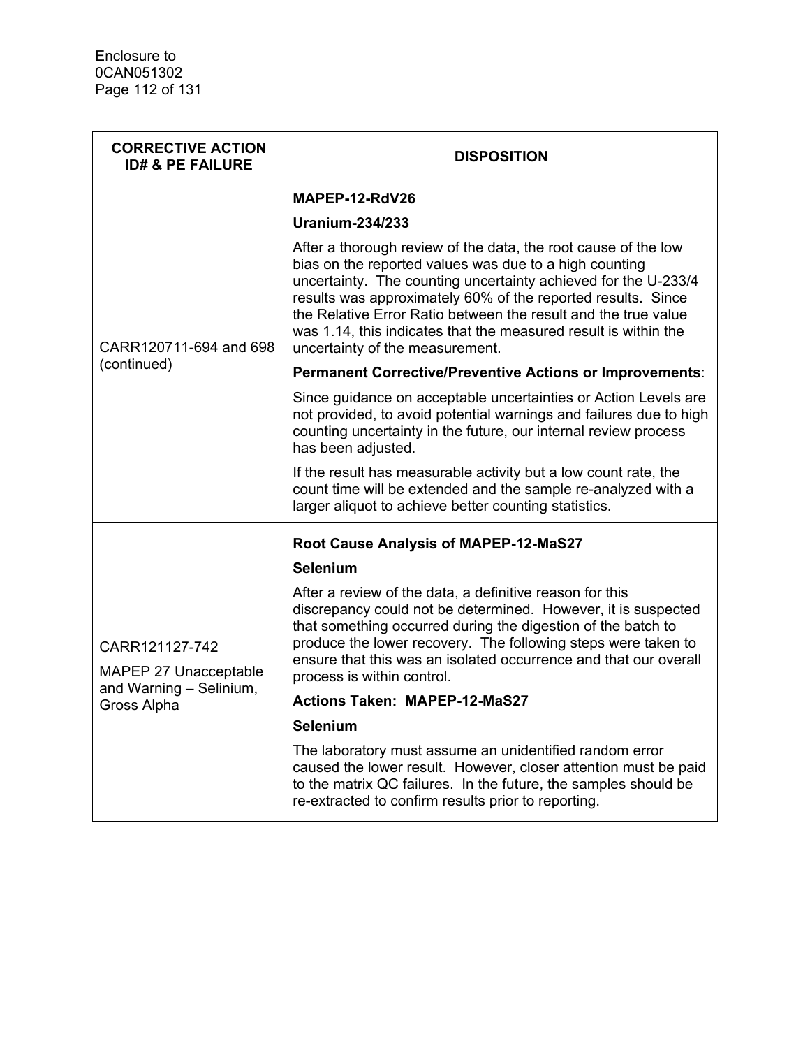| CORRECTIVE ACTION ID# & PE FAILURE | DISPOSITION |
|---|---|
| CARR120711-694 and 698 (continued) | **MAPEP-12-RdV26**<br><br>**Uranium-234/233**<br><br>After a thorough review of the data, the root cause of the low bias on the reported values was due to a high counting uncertainty. The counting uncertainty achieved for the U-233/4 results was approximately 60% of the reported results. Since the Relative Error Ratio between the result and the true value was 1.14, this indicates that the measured result is within the uncertainty of the measurement.<br><br>**Permanent Corrective/Preventive Actions or Improvements**:<br><br>Since guidance on acceptable uncertainties or Action Levels are not provided, to avoid potential warnings and failures due to high counting uncertainty in the future, our internal review process has been adjusted.<br><br>If the result has measurable activity but a low count rate, the count time will be extended and the sample re-analyzed with a larger aliquot to achieve better counting statistics. |
| CARR121127-742<br><br>MAPEP 27 Unacceptable and Warning – Selinium, Gross Alpha | **Root Cause Analysis of MAPEP-12-MaS27**<br><br>**Selenium**<br><br>After a review of the data, a definitive reason for this discrepancy could not be determined. However, it is suspected that something occurred during the digestion of the batch to produce the lower recovery. The following steps were taken to ensure that this was an isolated occurrence and that our overall process is within control.<br><br>**Actions Taken: MAPEP-12-MaS27**<br><br>**Selenium**<br><br>The laboratory must assume an unidentified random error caused the lower result. However, closer attention must be paid to the matrix QC failures. In the future, the samples should be re-extracted to confirm results prior to reporting. |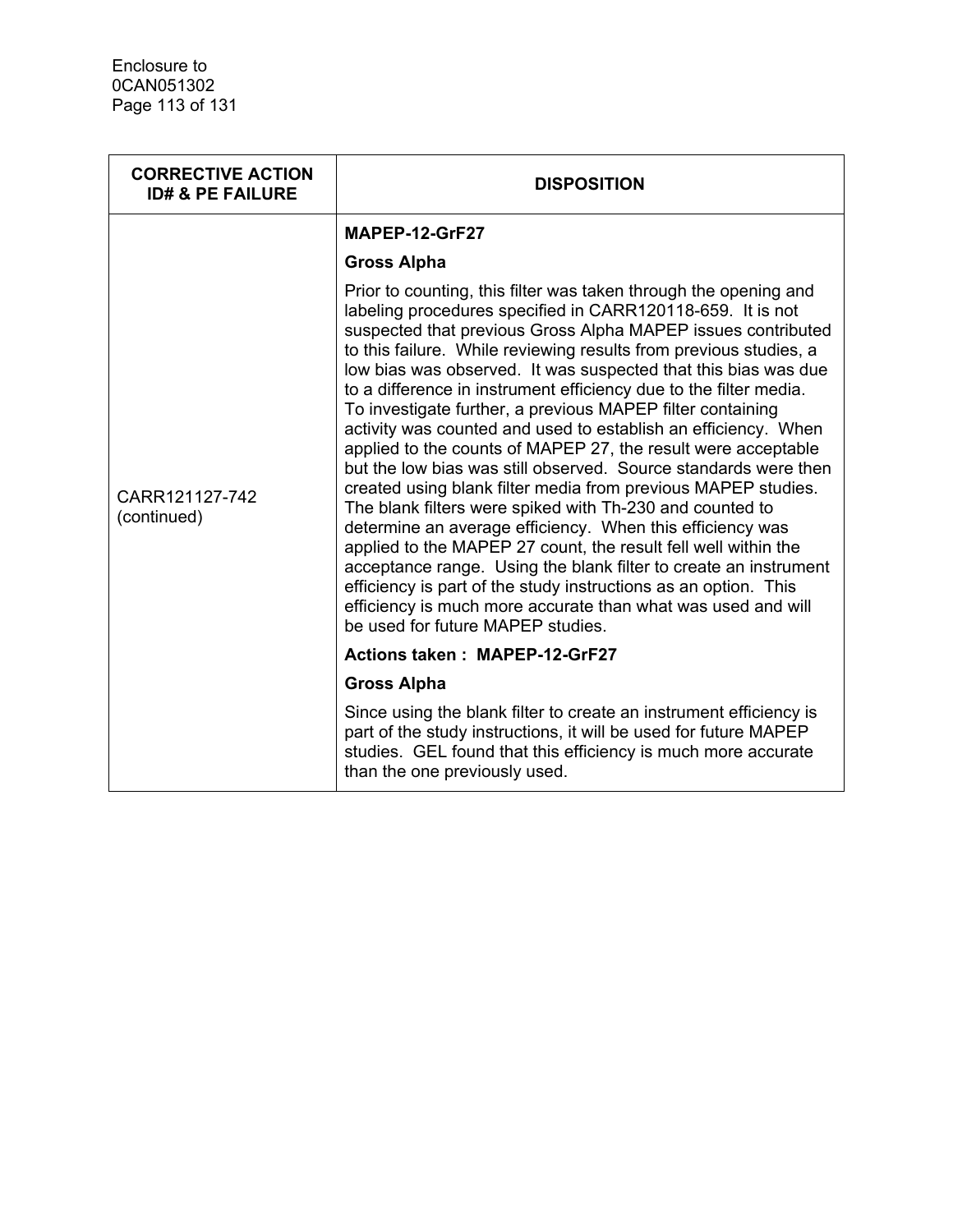| CORRECTIVE ACTION ID# & PE FAILURE | DISPOSITION |
|---|---|
| CARR121127-742 (continued) | **MAPEP-12-GrF27**<br><br>**Gross Alpha**<br><br>Prior to counting, this filter was taken through the opening and labeling procedures specified in CARR120118-659. It is not suspected that previous Gross Alpha MAPEP issues contributed to this failure. While reviewing results from previous studies, a low bias was observed. It was suspected that this bias was due to a difference in instrument efficiency due to the filter media. To investigate further, a previous MAPEP filter containing activity was counted and used to establish an efficiency. When applied to the counts of MAPEP 27, the result were acceptable but the low bias was still observed. Source standards were then created using blank filter media from previous MAPEP studies. The blank filters were spiked with Th-230 and counted to determine an average efficiency. When this efficiency was applied to the MAPEP 27 count, the result fell well within the acceptance range. Using the blank filter to create an instrument efficiency is part of the study instructions as an option. This efficiency is much more accurate than what was used and will be used for future MAPEP studies.<br><br>**Actions taken : MAPEP-12-GrF27**<br><br>**Gross Alpha**<br><br>Since using the blank filter to create an instrument efficiency is part of the study instructions, it will be used for future MAPEP studies. GEL found that this efficiency is much more accurate than the one previously used. |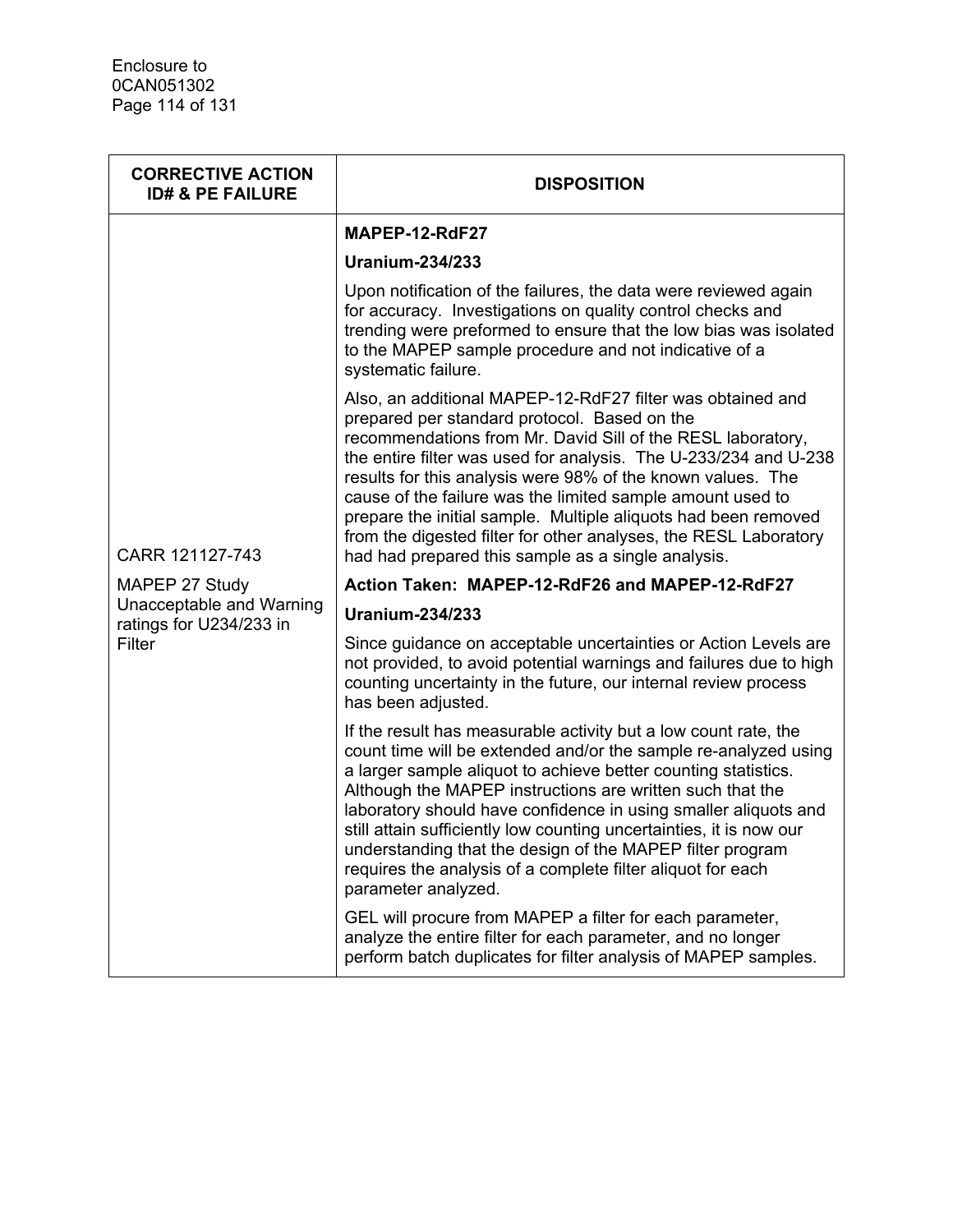| CORRECTIVE ACTION ID# & PE FAILURE | DISPOSITION |
|---|---|
| CARR 121127-743<br><br>MAPEP 27 Study Unacceptable and Warning ratings for U234/233 in Filter | **MAPEP-12-RdF27**<br><br>**Uranium-234/233**<br><br>Upon notification of the failures, the data were reviewed again for accuracy. Investigations on quality control checks and trending were preformed to ensure that the low bias was isolated to the MAPEP sample procedure and not indicative of a systematic failure.<br><br>Also, an additional MAPEP-12-RdF27 filter was obtained and prepared per standard protocol. Based on the recommendations from Mr. David Sill of the RESL laboratory, the entire filter was used for analysis. The U-233/234 and U-238 results for this analysis were 98% of the known values. The cause of the failure was the limited sample amount used to prepare the initial sample. Multiple aliquots had been removed from the digested filter for other analyses, the RESL Laboratory had had prepared this sample as a single analysis.<br><br>**Action Taken: MAPEP-12-RdF26 and MAPEP-12-RdF27**<br><br>**Uranium-234/233**<br><br>Since guidance on acceptable uncertainties or Action Levels are not provided, to avoid potential warnings and failures due to high counting uncertainty in the future, our internal review process has been adjusted.<br><br>If the result has measurable activity but a low count rate, the count time will be extended and/or the sample re-analyzed using a larger sample aliquot to achieve better counting statistics. Although the MAPEP instructions are written such that the laboratory should have confidence in using smaller aliquots and still attain sufficiently low counting uncertainties, it is now our understanding that the design of the MAPEP filter program requires the analysis of a complete filter aliquot for each parameter analyzed.<br><br>GEL will procure from MAPEP a filter for each parameter, analyze the entire filter for each parameter, and no longer perform batch duplicates for filter analysis of MAPEP samples. |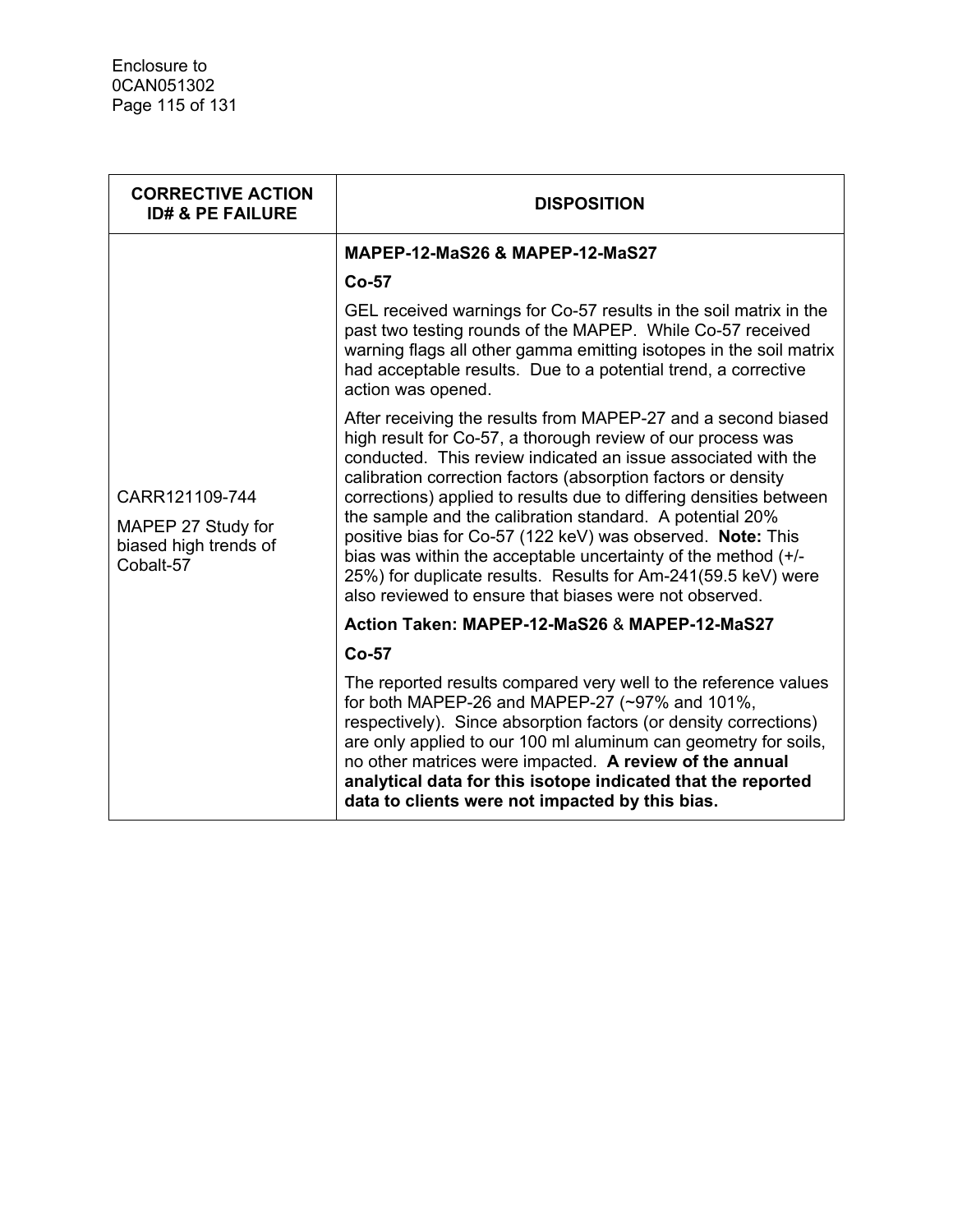| CORRECTIVE ACTION ID# & PE FAILURE | DISPOSITION |
|---|---|
| CARR121109-744<br><br>MAPEP 27 Study for biased high trends of Cobalt-57 | **MAPEP-12-MaS26 & MAPEP-12-MaS27**<br><br>**Co-57**<br><br>GEL received warnings for Co-57 results in the soil matrix in the past two testing rounds of the MAPEP. While Co-57 received warning flags all other gamma emitting isotopes in the soil matrix had acceptable results. Due to a potential trend, a corrective action was opened.<br><br>After receiving the results from MAPEP-27 and a second biased high result for Co-57, a thorough review of our process was conducted. This review indicated an issue associated with the calibration correction factors (absorption factors or density corrections) applied to results due to differing densities between the sample and the calibration standard. A potential 20% positive bias for Co-57 (122 keV) was observed. **Note:** This bias was within the acceptable uncertainty of the method (+/- 25%) for duplicate results. Results for Am-241(59.5 keV) were also reviewed to ensure that biases were not observed.<br><br>**Action Taken: MAPEP-12-MaS26 & MAPEP-12-MaS27**<br><br>**Co-57**<br><br>The reported results compared very well to the reference values for both MAPEP-26 and MAPEP-27 (~97% and 101%, respectively). Since absorption factors (or density corrections) are only applied to our 100 ml aluminum can geometry for soils, no other matrices were impacted. **A review of the annual analytical data for this isotope indicated that the reported data to clients were not impacted by this bias.** |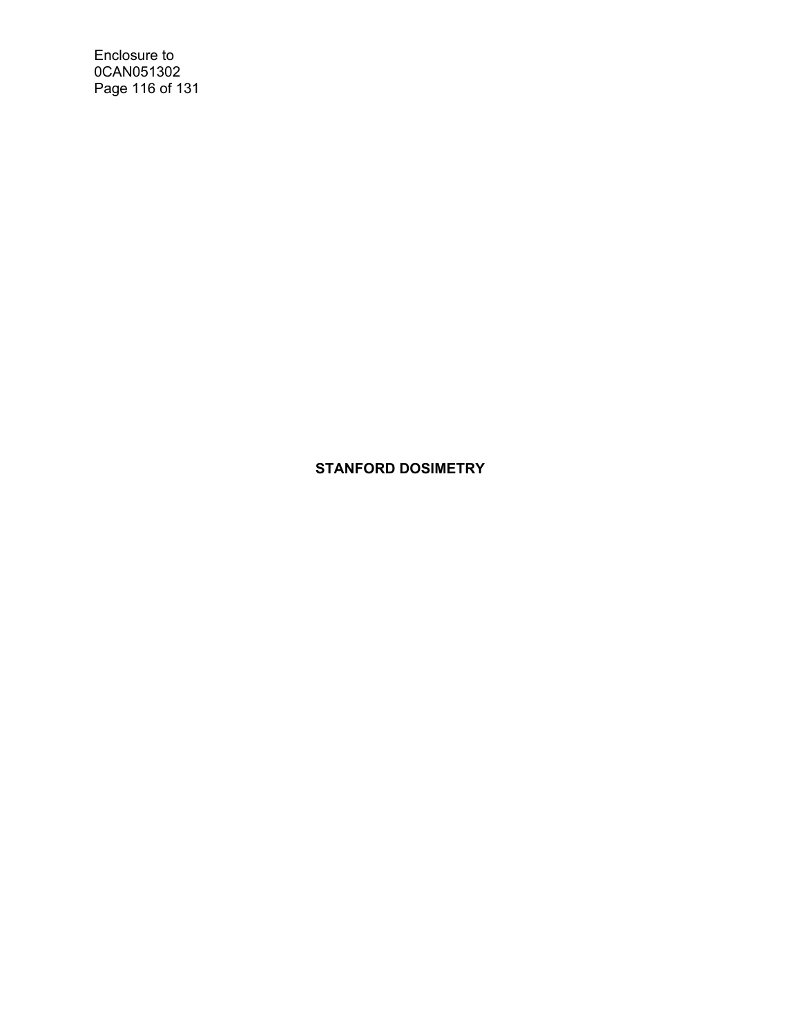**STANFORD DOSIMETRY**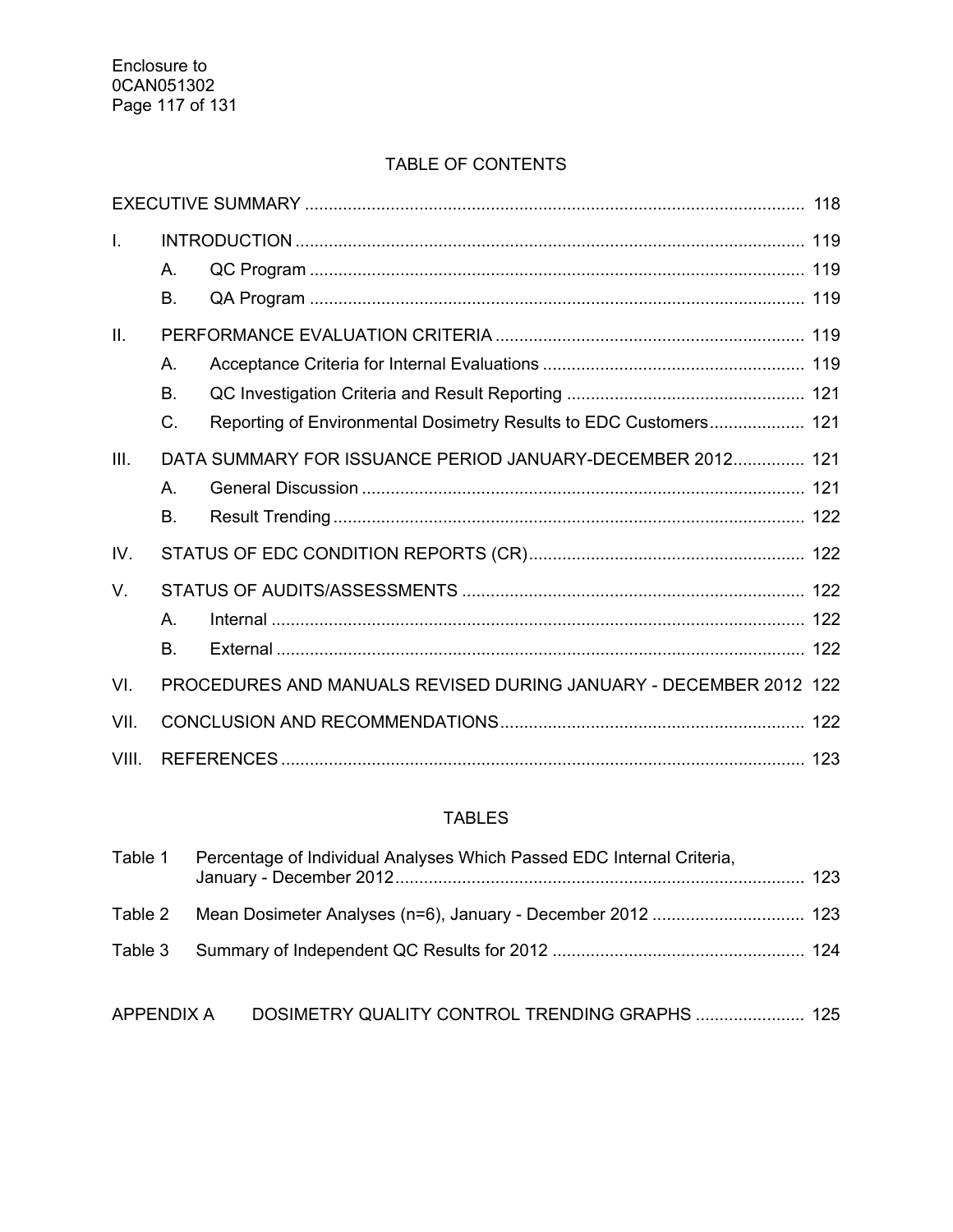## TABLE OF CONTENTS

| | | | |
|---|---|---|---|
| EXECUTIVE SUMMARY | | | 118 |
| I. | INTRODUCTION | | 119 |
| | A. | QC Program | 119 |
| | B. | QA Program | 119 |
| II. | PERFORMANCE EVALUATION CRITERIA | | 119 |
| | A. | Acceptance Criteria for Internal Evaluations | 119 |
| | B. | QC Investigation Criteria and Result Reporting | 121 |
| | C. | Reporting of Environmental Dosimetry Results to EDC Customers | 121 |
| III. | DATA SUMMARY FOR ISSUANCE PERIOD JANUARY-DECEMBER 2012 | | 121 |
| | A. | General Discussion | 121 |
| | B. | Result Trending | 122 |
| IV. | STATUS OF EDC CONDITION REPORTS (CR) | | 122 |
| V. | STATUS OF AUDITS/ASSESSMENTS | | 122 |
| | A. | Internal | 122 |
| | B. | External | 122 |
| VI. | PROCEDURES AND MANUALS REVISED DURING JANUARY - DECEMBER 2012 | | 122 |
| VII. | CONCLUSION AND RECOMMENDATIONS | | 122 |
| VIII. | REFERENCES | | 123 |

## TABLES

| | | |
|---|---|---|
| Table 1 | Percentage of Individual Analyses Which Passed EDC Internal Criteria, January - December 2012 | 123 |
| Table 2 | Mean Dosimeter Analyses (n=6), January - December 2012 | 123 |
| Table 3 | Summary of Independent QC Results for 2012 | 124 |

| | | |
|---|---|---|
| APPENDIX A | DOSIMETRY QUALITY CONTROL TRENDING GRAPHS | 125 |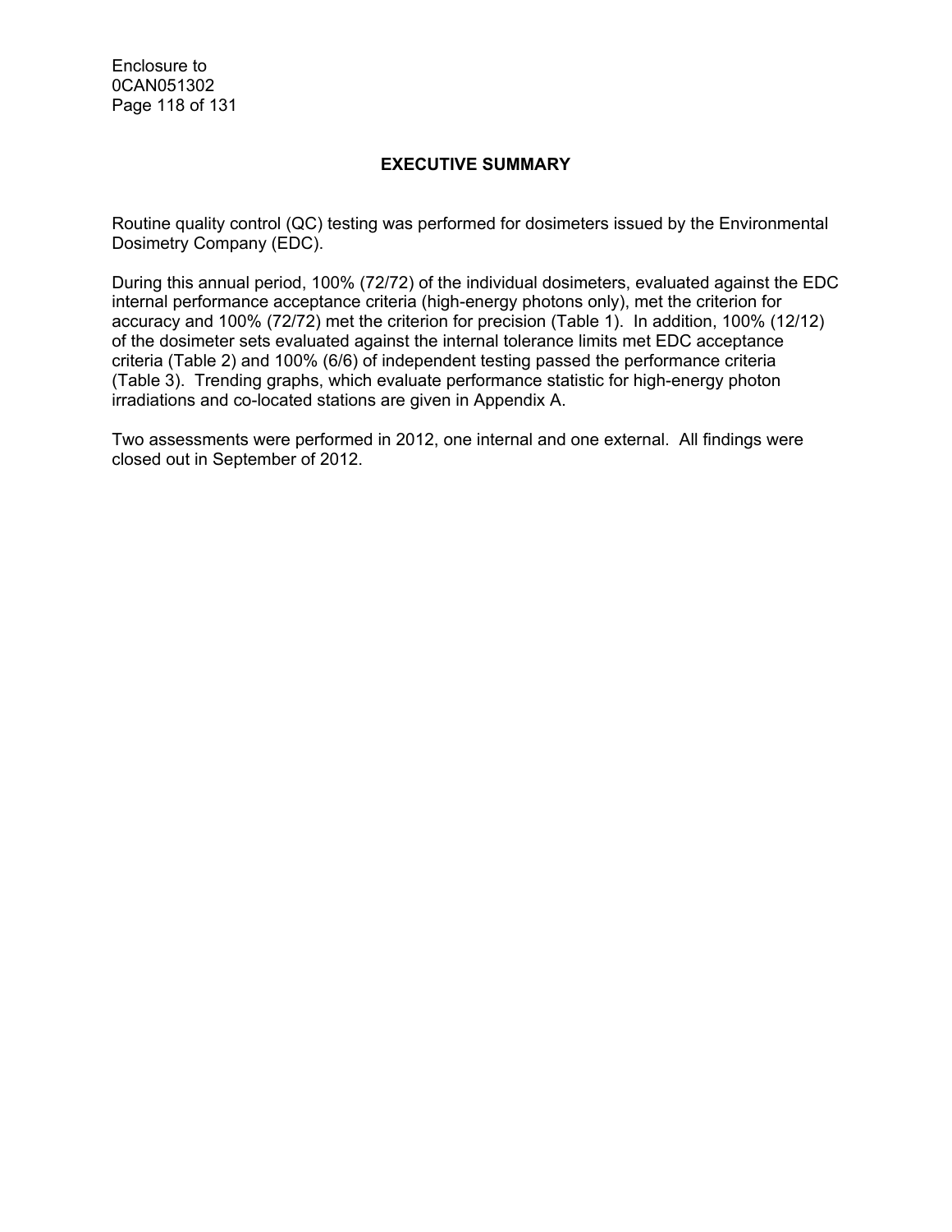## EXECUTIVE SUMMARY

Routine quality control (QC) testing was performed for dosimeters issued by the Environmental Dosimetry Company (EDC).

During this annual period, 100% (72/72) of the individual dosimeters, evaluated against the EDC internal performance acceptance criteria (high-energy photons only), met the criterion for accuracy and 100% (72/72) met the criterion for precision (Table 1). In addition, 100% (12/12) of the dosimeter sets evaluated against the internal tolerance limits met EDC acceptance criteria (Table 2) and 100% (6/6) of independent testing passed the performance criteria (Table 3). Trending graphs, which evaluate performance statistic for high-energy photon irradiations and co-located stations are given in Appendix A.

Two assessments were performed in 2012, one internal and one external. All findings were closed out in September of 2012.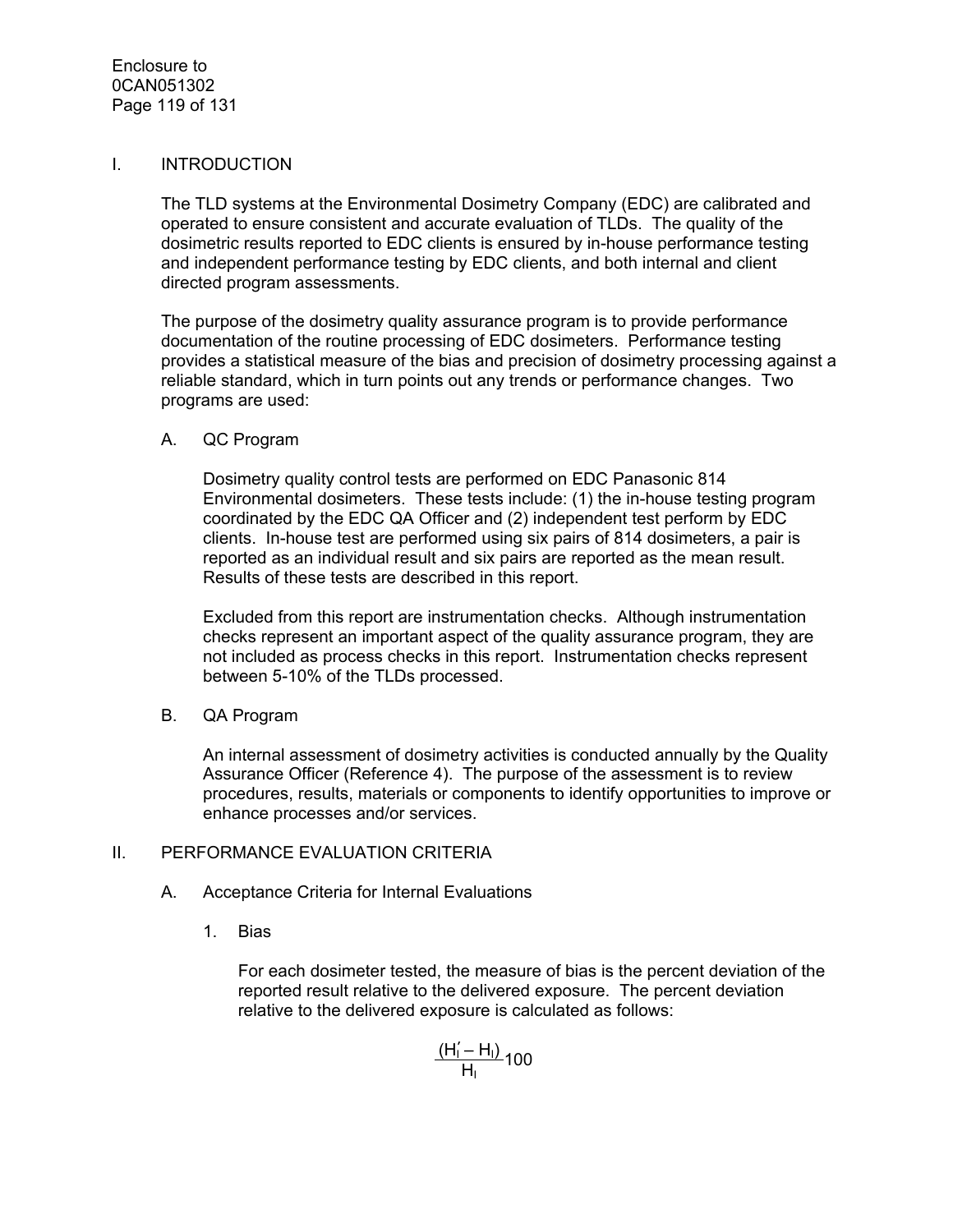## I. INTRODUCTION

The TLD systems at the Environmental Dosimetry Company (EDC) are calibrated and operated to ensure consistent and accurate evaluation of TLDs. The quality of the dosimetric results reported to EDC clients is ensured by in-house performance testing and independent performance testing by EDC clients, and both internal and client directed program assessments.

The purpose of the dosimetry quality assurance program is to provide performance documentation of the routine processing of EDC dosimeters. Performance testing provides a statistical measure of the bias and precision of dosimetry processing against a reliable standard, which in turn points out any trends or performance changes. Two programs are used:

### A. QC Program

Dosimetry quality control tests are performed on EDC Panasonic 814 Environmental dosimeters. These tests include: (1) the in-house testing program coordinated by the EDC QA Officer and (2) independent test perform by EDC clients. In-house test are performed using six pairs of 814 dosimeters, a pair is reported as an individual result and six pairs are reported as the mean result. Results of these tests are described in this report.

Excluded from this report are instrumentation checks. Although instrumentation checks represent an important aspect of the quality assurance program, they are not included as process checks in this report. Instrumentation checks represent between 5-10% of the TLDs processed.

### B. QA Program

An internal assessment of dosimetry activities is conducted annually by the Quality Assurance Officer (Reference 4). The purpose of the assessment is to review procedures, results, materials or components to identify opportunities to improve or enhance processes and/or services.

## II. PERFORMANCE EVALUATION CRITERIA

### A. Acceptance Criteria for Internal Evaluations

#### 1. Bias

For each dosimeter tested, the measure of bias is the percent deviation of the reported result relative to the delivered exposure. The percent deviation relative to the delivered exposure is calculated as follows:

$$\frac{(H_i' - H_i)}{H_i} 100$$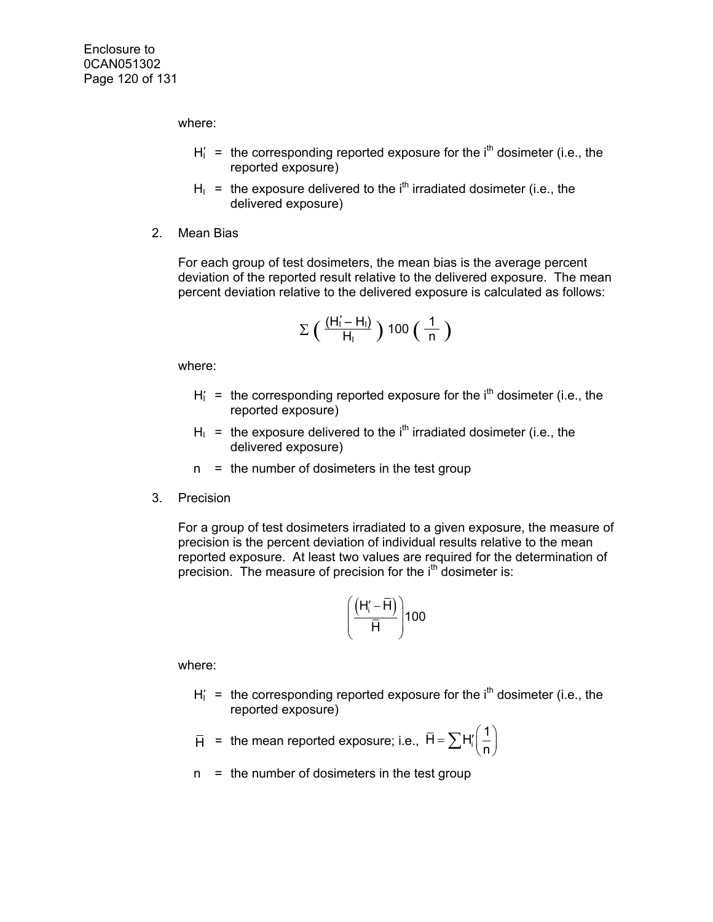where:

- $H_I'$ = the corresponding reported exposure for the i[th] dosimeter (i.e., the reported exposure)
- $H_I$ = the exposure delivered to the i[th] irradiated dosimeter (i.e., the delivered exposure)

2. Mean Bias

   For each group of test dosimeters, the mean bias is the average percent deviation of the reported result relative to the delivered exposure. The mean percent deviation relative to the delivered exposure is calculated as follows:

$$\Sigma \left( \frac{(H_I' - H_I)}{H_I} \right) 100 \left( \frac{1}{n} \right)$$

where:

- $H_I'$ = the corresponding reported exposure for the i[th] dosimeter (i.e., the reported exposure)
- $H_I$ = the exposure delivered to the i[th] irradiated dosimeter (i.e., the delivered exposure)
- n = the number of dosimeters in the test group

3. Precision

   For a group of test dosimeters irradiated to a given exposure, the measure of precision is the percent deviation of individual results relative to the mean reported exposure. At least two values are required for the determination of precision. The measure of precision for the i[th] dosimeter is:

$$\left( \frac{\left( H_i' - \overline{H} \right)}{\overline{H}} \right) 100$$

where:

- $H_I'$ = the corresponding reported exposure for the i[th] dosimeter (i.e., the reported exposure)
- $\overline{H}$ = the mean reported exposure; i.e., $\overline{H} = \sum H_i' \left( \frac{1}{n} \right)$
- n = the number of dosimeters in the test group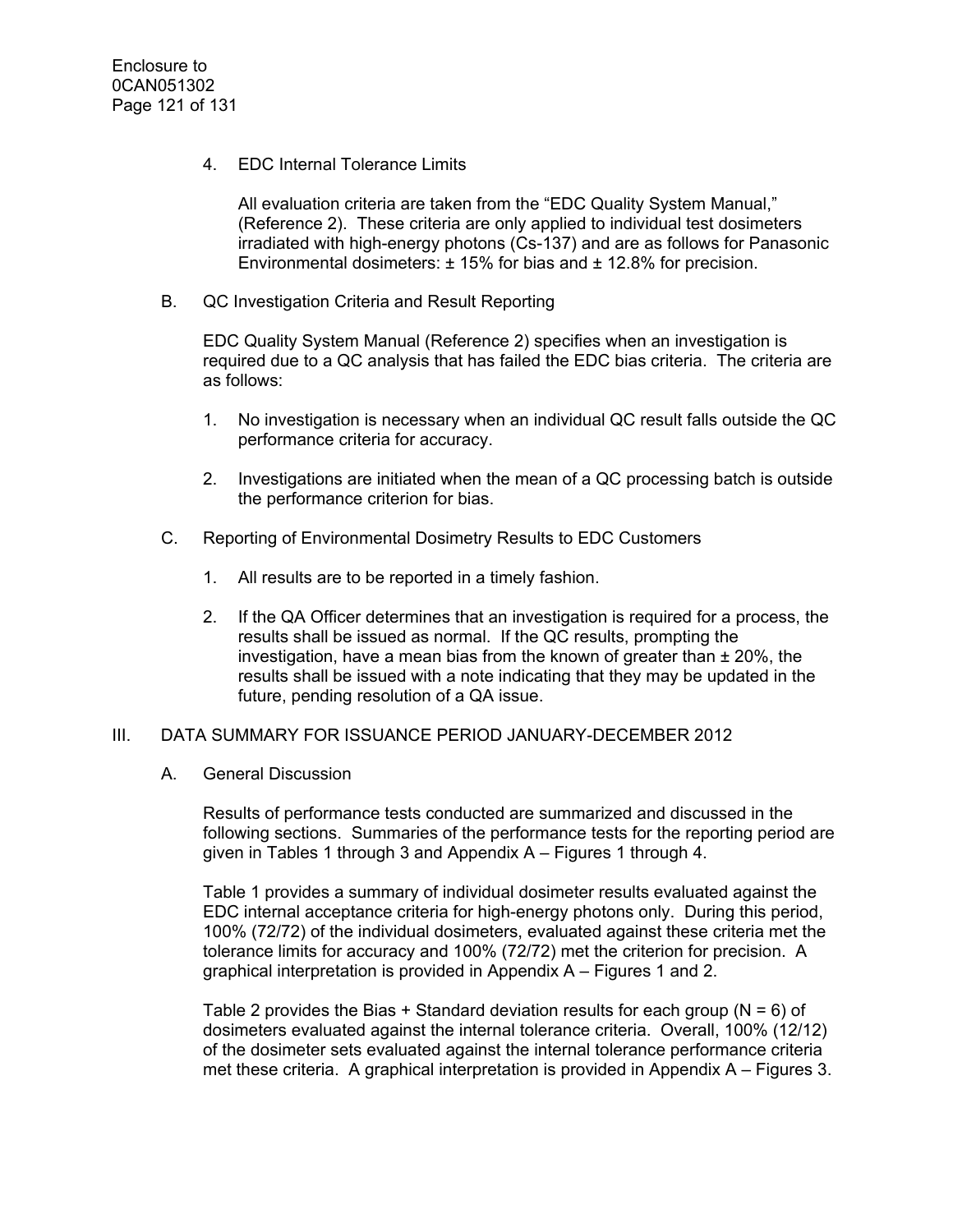4. EDC Internal Tolerance Limits

   All evaluation criteria are taken from the "EDC Quality System Manual," (Reference 2). These criteria are only applied to individual test dosimeters irradiated with high-energy photons (Cs-137) and are as follows for Panasonic Environmental dosimeters: ± 15% for bias and ± 12.8% for precision.

B. QC Investigation Criteria and Result Reporting

   EDC Quality System Manual (Reference 2) specifies when an investigation is required due to a QC analysis that has failed the EDC bias criteria. The criteria are as follows:

   1. No investigation is necessary when an individual QC result falls outside the QC performance criteria for accuracy.

   2. Investigations are initiated when the mean of a QC processing batch is outside the performance criterion for bias.

C. Reporting of Environmental Dosimetry Results to EDC Customers

   1. All results are to be reported in a timely fashion.

   2. If the QA Officer determines that an investigation is required for a process, the results shall be issued as normal. If the QC results, prompting the investigation, have a mean bias from the known of greater than ± 20%, the results shall be issued with a note indicating that they may be updated in the future, pending resolution of a QA issue.

## III. DATA SUMMARY FOR ISSUANCE PERIOD JANUARY-DECEMBER 2012

A. General Discussion

   Results of performance tests conducted are summarized and discussed in the following sections. Summaries of the performance tests for the reporting period are given in Tables 1 through 3 and Appendix A – Figures 1 through 4.

   Table 1 provides a summary of individual dosimeter results evaluated against the EDC internal acceptance criteria for high-energy photons only. During this period, 100% (72/72) of the individual dosimeters, evaluated against these criteria met the tolerance limits for accuracy and 100% (72/72) met the criterion for precision. A graphical interpretation is provided in Appendix A – Figures 1 and 2.

   Table 2 provides the Bias + Standard deviation results for each group (N = 6) of dosimeters evaluated against the internal tolerance criteria. Overall, 100% (12/12) of the dosimeter sets evaluated against the internal tolerance performance criteria met these criteria. A graphical interpretation is provided in Appendix A – Figures 3.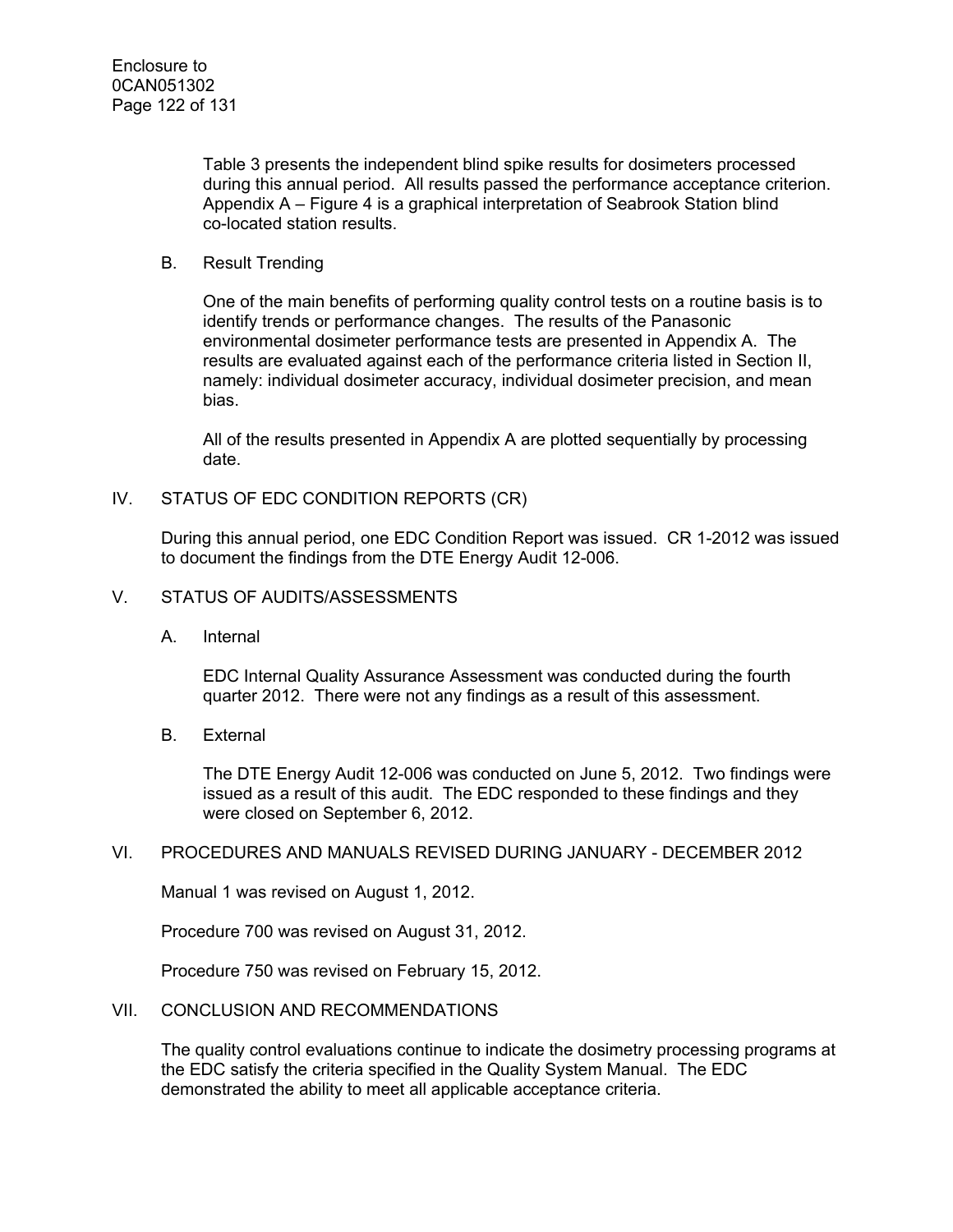Table 3 presents the independent blind spike results for dosimeters processed during this annual period. All results passed the performance acceptance criterion. Appendix A – Figure 4 is a graphical interpretation of Seabrook Station blind co-located station results.

B. Result Trending

One of the main benefits of performing quality control tests on a routine basis is to identify trends or performance changes. The results of the Panasonic environmental dosimeter performance tests are presented in Appendix A. The results are evaluated against each of the performance criteria listed in Section II, namely: individual dosimeter accuracy, individual dosimeter precision, and mean bias.

All of the results presented in Appendix A are plotted sequentially by processing date.

## IV. STATUS OF EDC CONDITION REPORTS (CR)

During this annual period, one EDC Condition Report was issued. CR 1-2012 was issued to document the findings from the DTE Energy Audit 12-006.

## V. STATUS OF AUDITS/ASSESSMENTS

A. Internal

EDC Internal Quality Assurance Assessment was conducted during the fourth quarter 2012. There were not any findings as a result of this assessment.

B. External

The DTE Energy Audit 12-006 was conducted on June 5, 2012. Two findings were issued as a result of this audit. The EDC responded to these findings and they were closed on September 6, 2012.

## VI. PROCEDURES AND MANUALS REVISED DURING JANUARY - DECEMBER 2012

Manual 1 was revised on August 1, 2012.

Procedure 700 was revised on August 31, 2012.

Procedure 750 was revised on February 15, 2012.

## VII. CONCLUSION AND RECOMMENDATIONS

The quality control evaluations continue to indicate the dosimetry processing programs at the EDC satisfy the criteria specified in the Quality System Manual. The EDC demonstrated the ability to meet all applicable acceptance criteria.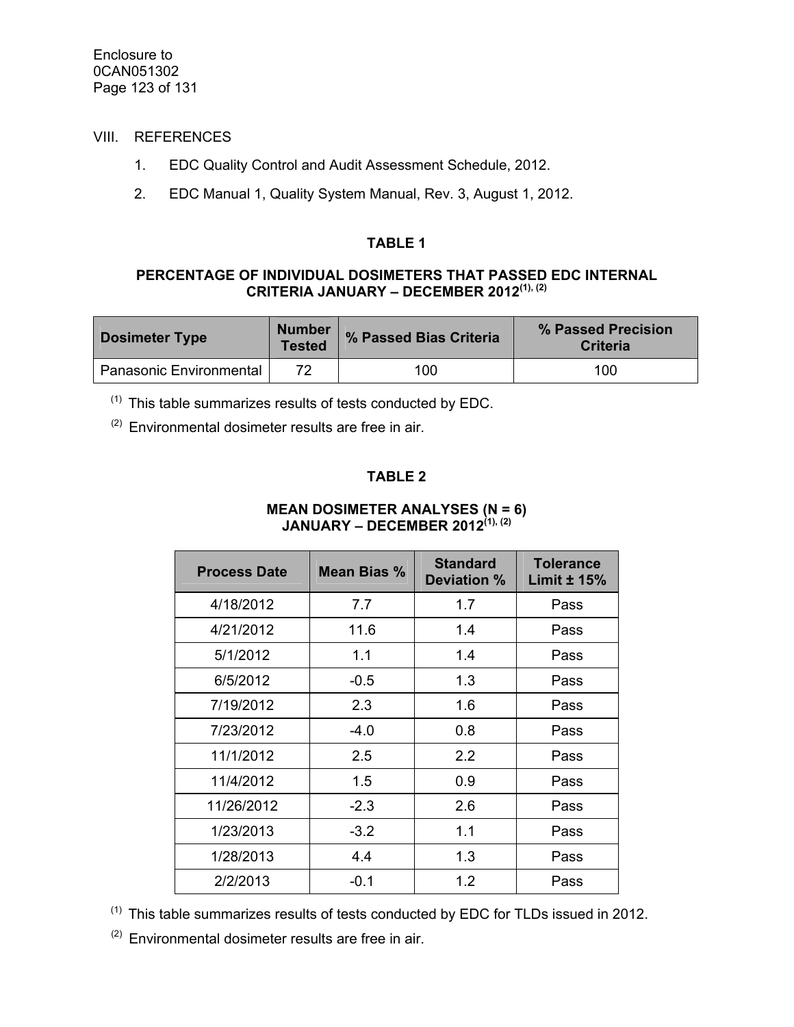## VIII. REFERENCES

1. EDC Quality Control and Audit Assessment Schedule, 2012.
2. EDC Manual 1, Quality System Manual, Rev. 3, August 1, 2012.

### TABLE 1

**PERCENTAGE OF INDIVIDUAL DOSIMETERS THAT PASSED EDC INTERNAL CRITERIA JANUARY – DECEMBER 2012[(1), (2)]**

| Dosimeter Type | Number Tested | % Passed Bias Criteria | % Passed Precision Criteria |
|---|---|---|---|
| Panasonic Environmental | 72 | 100 | 100 |

[(1)] This table summarizes results of tests conducted by EDC.

[(2)] Environmental dosimeter results are free in air.

### TABLE 2

**MEAN DOSIMETER ANALYSES (N = 6) JANUARY – DECEMBER 2012[(1), (2)]**

| Process Date | Mean Bias % | Standard Deviation % | Tolerance Limit ± 15% |
|---|---|---|---|
| 4/18/2012 | 7.7 | 1.7 | Pass |
| 4/21/2012 | 11.6 | 1.4 | Pass |
| 5/1/2012 | 1.1 | 1.4 | Pass |
| 6/5/2012 | -0.5 | 1.3 | Pass |
| 7/19/2012 | 2.3 | 1.6 | Pass |
| 7/23/2012 | -4.0 | 0.8 | Pass |
| 11/1/2012 | 2.5 | 2.2 | Pass |
| 11/4/2012 | 1.5 | 0.9 | Pass |
| 11/26/2012 | -2.3 | 2.6 | Pass |
| 1/23/2013 | -3.2 | 1.1 | Pass |
| 1/28/2013 | 4.4 | 1.3 | Pass |
| 2/2/2013 | -0.1 | 1.2 | Pass |

[(1)] This table summarizes results of tests conducted by EDC for TLDs issued in 2012.

[(2)] Environmental dosimeter results are free in air.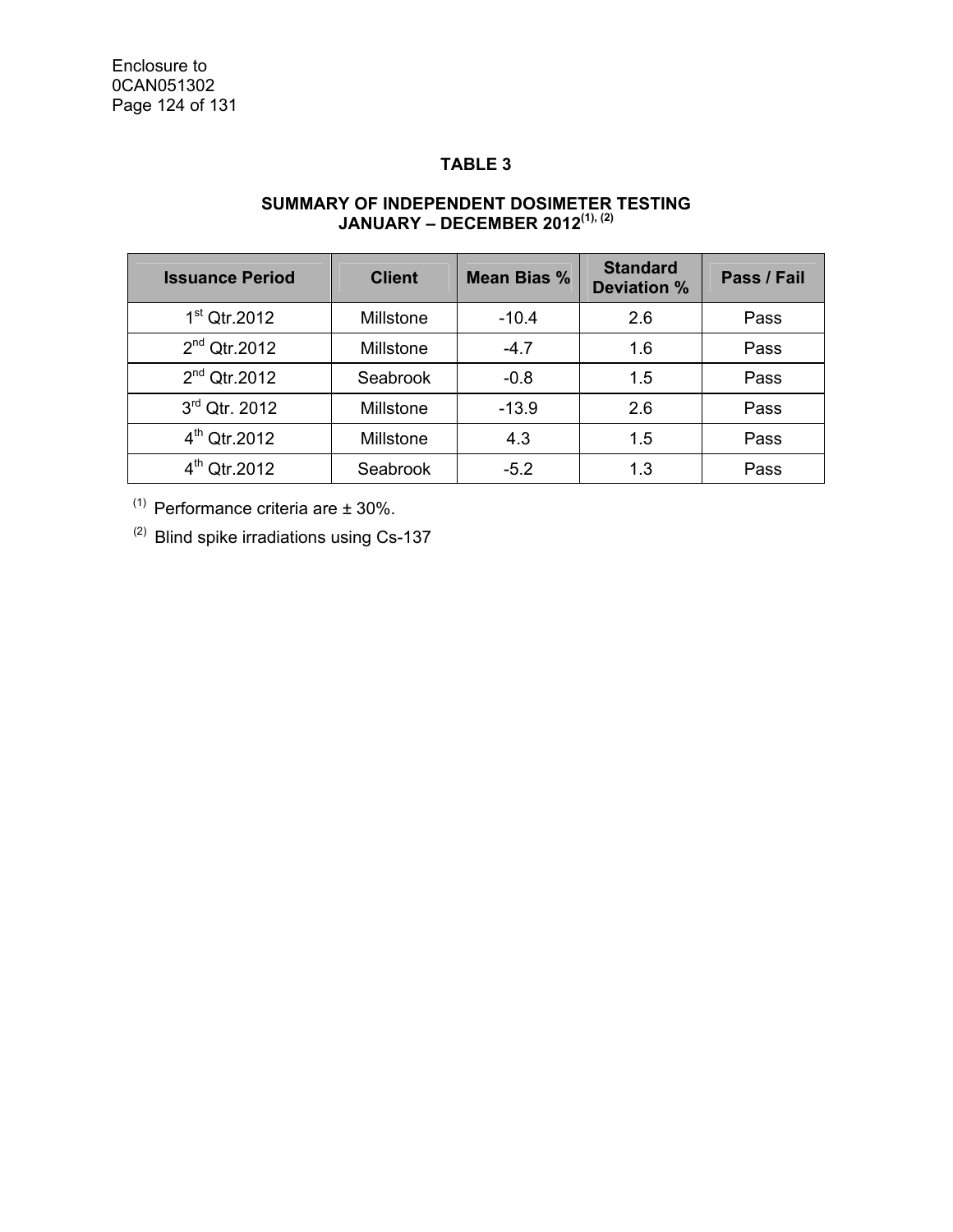**TABLE 3**

**SUMMARY OF INDEPENDENT DOSIMETER TESTING**
**JANUARY – DECEMBER 2012[(1), (2)]**

| Issuance Period | Client | Mean Bias % | Standard Deviation % | Pass / Fail |
|---|---|---|---|---|
| 1st Qtr.2012 | Millstone | -10.4 | 2.6 | Pass |
| 2nd Qtr.2012 | Millstone | -4.7 | 1.6 | Pass |
| 2nd Qtr.2012 | Seabrook | -0.8 | 1.5 | Pass |
| 3rd Qtr. 2012 | Millstone | -13.9 | 2.6 | Pass |
| 4th Qtr.2012 | Millstone | 4.3 | 1.5 | Pass |
| 4th Qtr.2012 | Seabrook | -5.2 | 1.3 | Pass |

(1) Performance criteria are ± 30%.

(2) Blind spike irradiations using Cs-137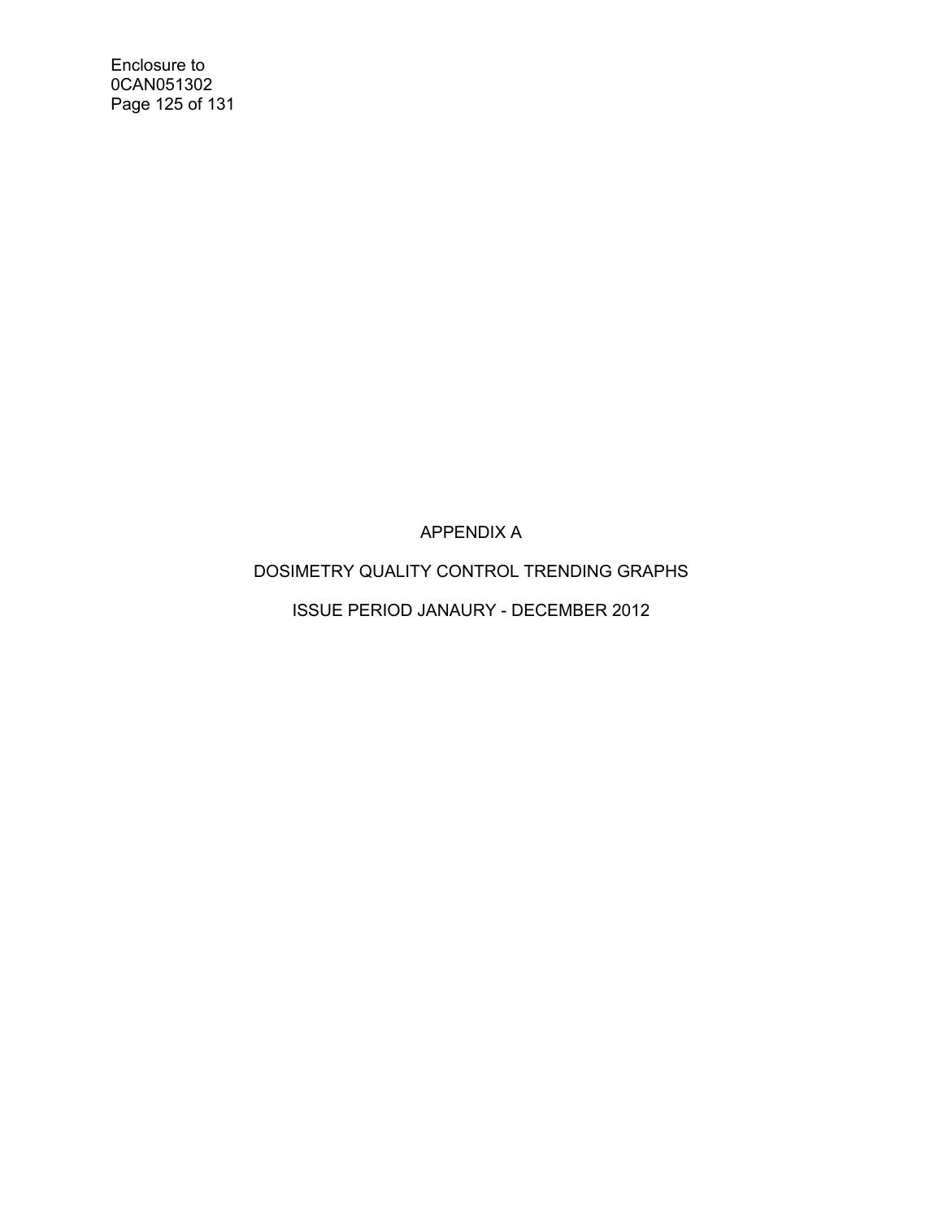# APPENDIX A

## DOSIMETRY QUALITY CONTROL TRENDING GRAPHS

## ISSUE PERIOD JANAURY - DECEMBER 2012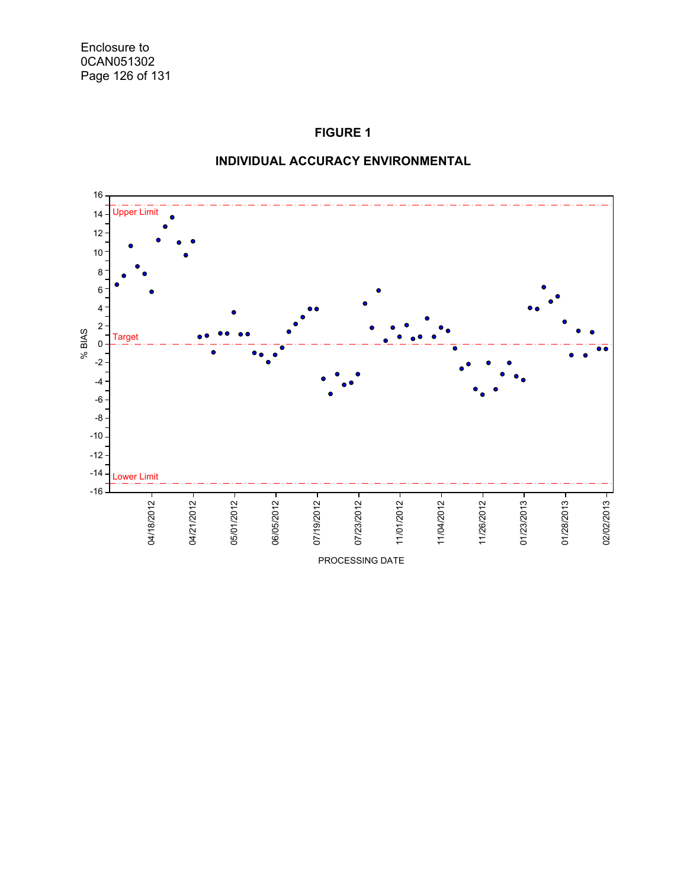## FIGURE 1

## INDIVIDUAL ACCURACY ENVIRONMENTAL

Upper Limit

Target

Lower Limit

% BIAS

16, 14, 12, 10, 8, 6, 4, 2, 0, -2, -4, -6, -8, -10, -12, -14, -16

04/18/2012, 04/21/2012, 05/01/2012, 06/05/2012, 07/19/2012, 07/23/2012, 11/01/2012, 11/04/2012, 11/26/2012, 01/23/2013, 01/28/2013, 02/02/2013

PROCESSING DATE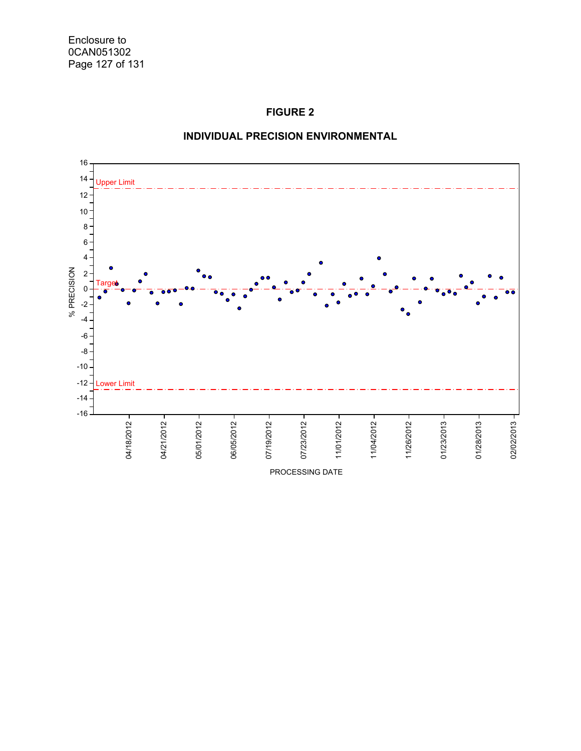Enclosure to
0CAN051302
Page 127 of 131

**FIGURE 2**

**INDIVIDUAL PRECISION ENVIRONMENTAL**

Upper Limit

Target

Lower Limit

% PRECISION

16, 14, 12, 10, 8, 6, 4, 2, 0, -2, -4, -6, -8, -10, -12, -14, -16

04/18/2012, 04/21/2012, 05/01/2012, 06/05/2012, 07/19/2012, 07/23/2012, 11/01/2012, 11/04/2012, 11/26/2012, 01/23/2013, 01/28/2013, 02/02/2013

PROCESSING DATE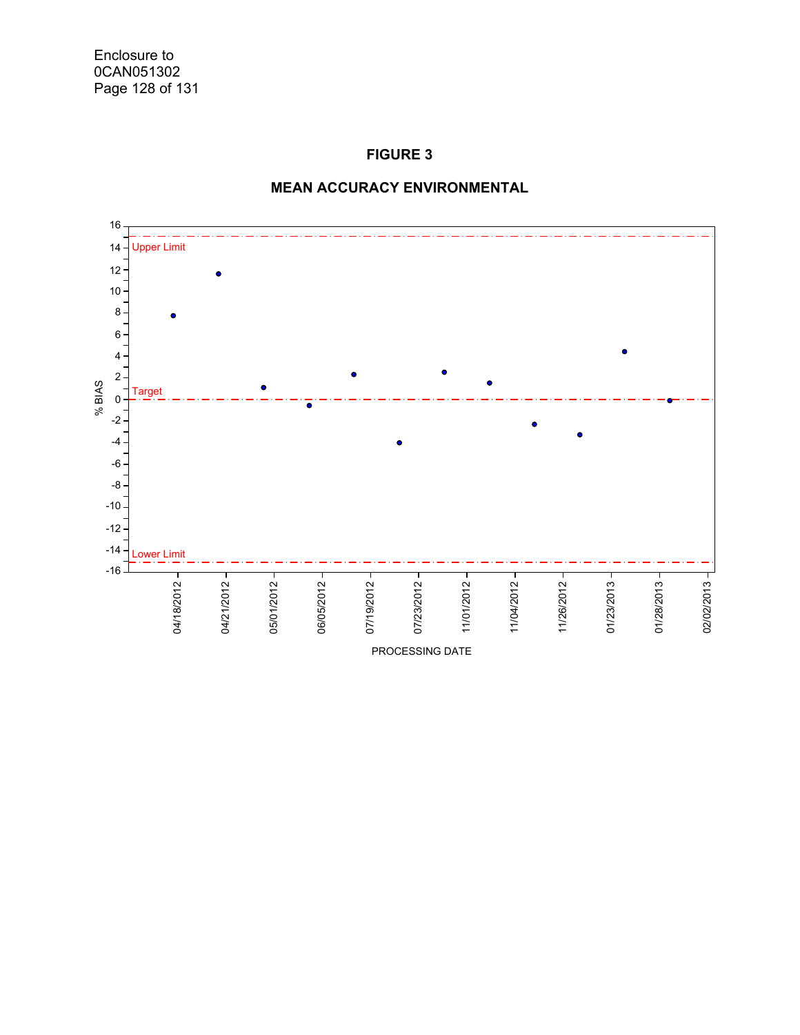# FIGURE 3

## MEAN ACCURACY ENVIRONMENTAL

% BIAS

Upper Limit

Target

Lower Limit

16, 14, 12, 10, 8, 6, 4, 2, 0, -2, -4, -6, -8, -10, -12, -14, -16

04/18/2012, 04/21/2012, 05/01/2012, 06/05/2012, 07/19/2012, 07/23/2012, 11/01/2012, 11/04/2012, 11/26/2012, 01/23/2013, 01/28/2013, 02/02/2013

PROCESSING DATE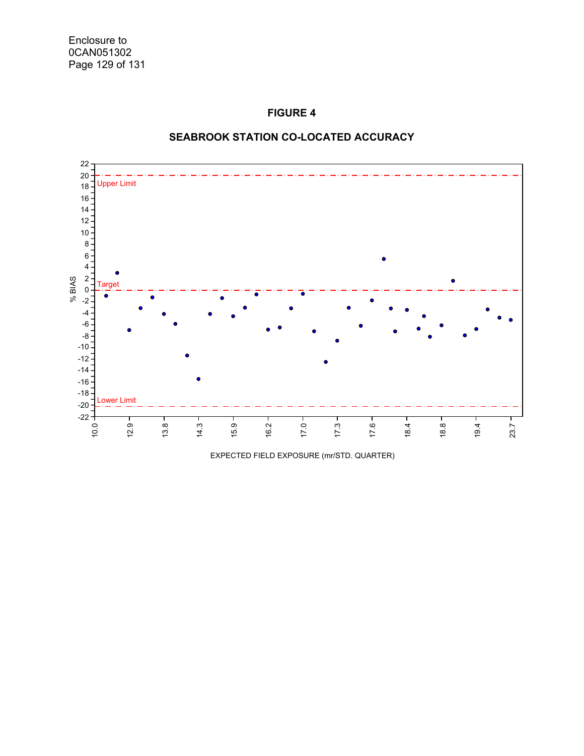Enclosure to
0CAN051302
Page 129 of 131

**FIGURE 4**

**SEABROOK STATION CO-LOCATED ACCURACY**

% BIAS

Upper Limit

Target

Lower Limit

22, 20, 18, 16, 14, 12, 10, 8, 6, 4, 2, 0, -2, -4, -6, -8, -10, -12, -14, -16, -18, -20, -22

10.0, 12.9, 13.8, 14.3, 15.9, 16.2, 17.0, 17.3, 17.6, 18.4, 18.8, 19.4, 23.7

EXPECTED FIELD EXPOSURE (mr/STD. QUARTER)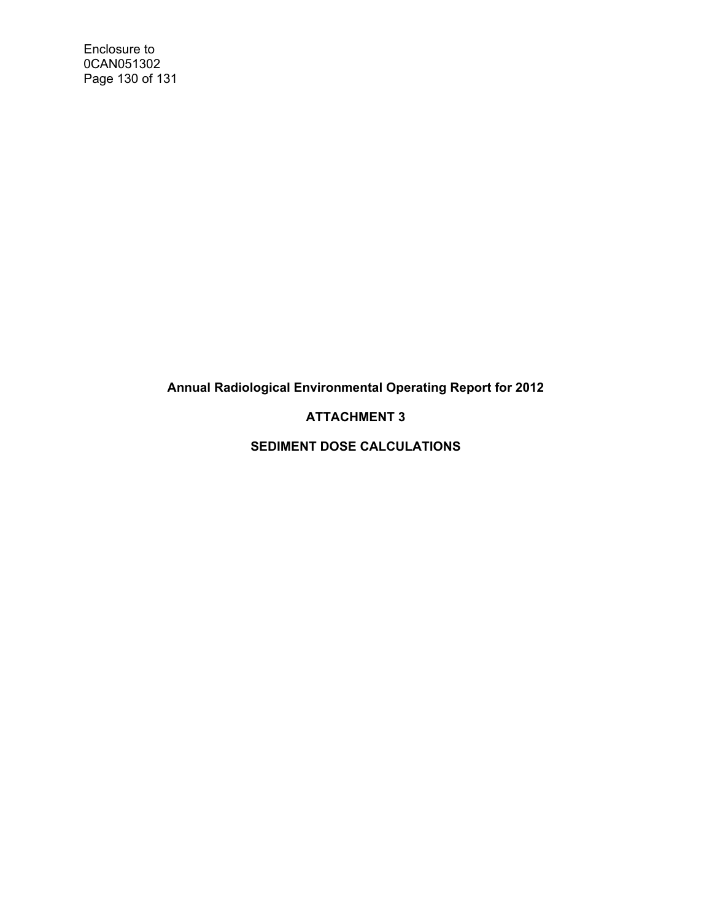# Annual Radiological Environmental Operating Report for 2012

## ATTACHMENT 3

## SEDIMENT DOSE CALCULATIONS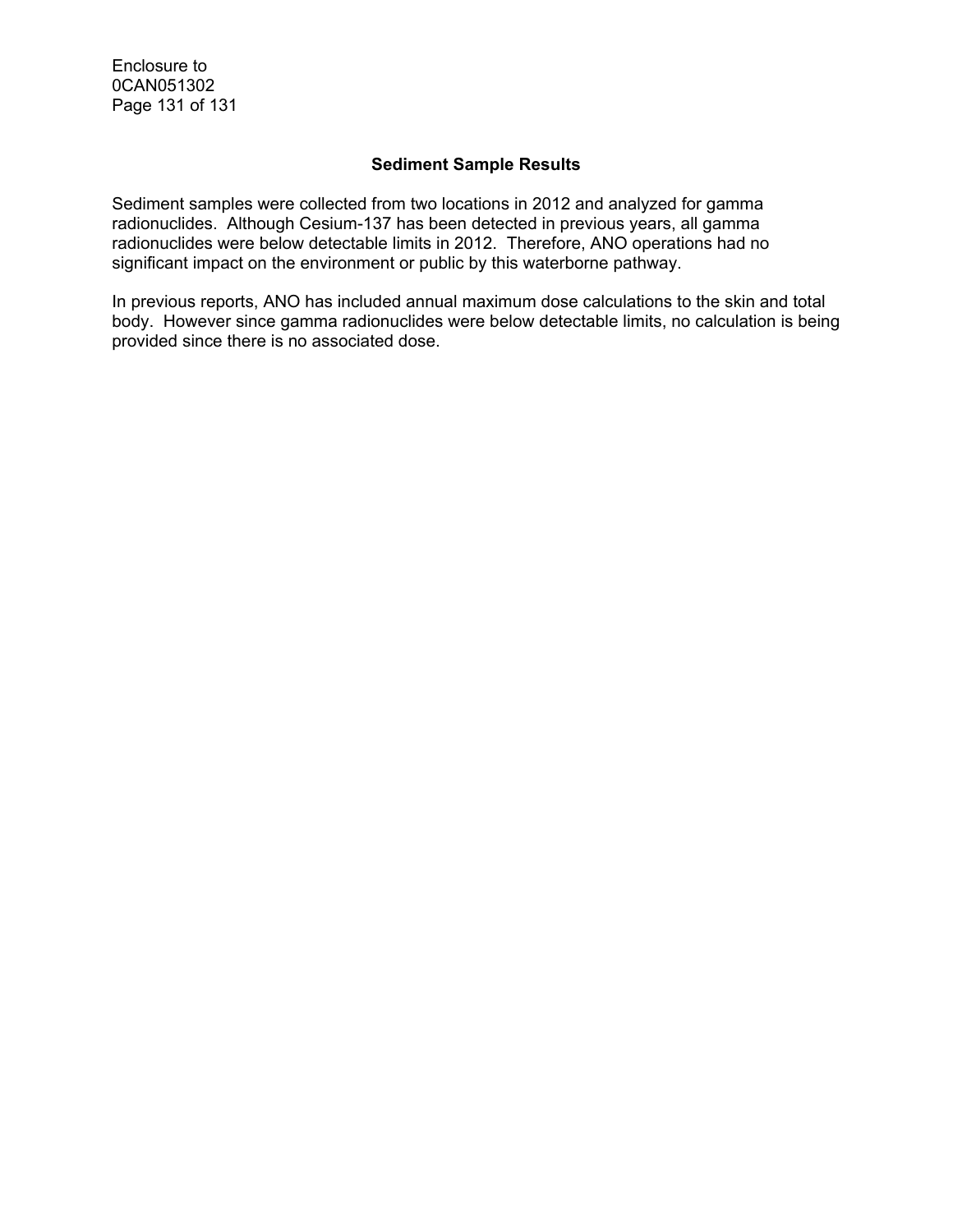## Sediment Sample Results

Sediment samples were collected from two locations in 2012 and analyzed for gamma radionuclides. Although Cesium-137 has been detected in previous years, all gamma radionuclides were below detectable limits in 2012. Therefore, ANO operations had no significant impact on the environment or public by this waterborne pathway.

In previous reports, ANO has included annual maximum dose calculations to the skin and total body. However since gamma radionuclides were below detectable limits, no calculation is being provided since there is no associated dose.